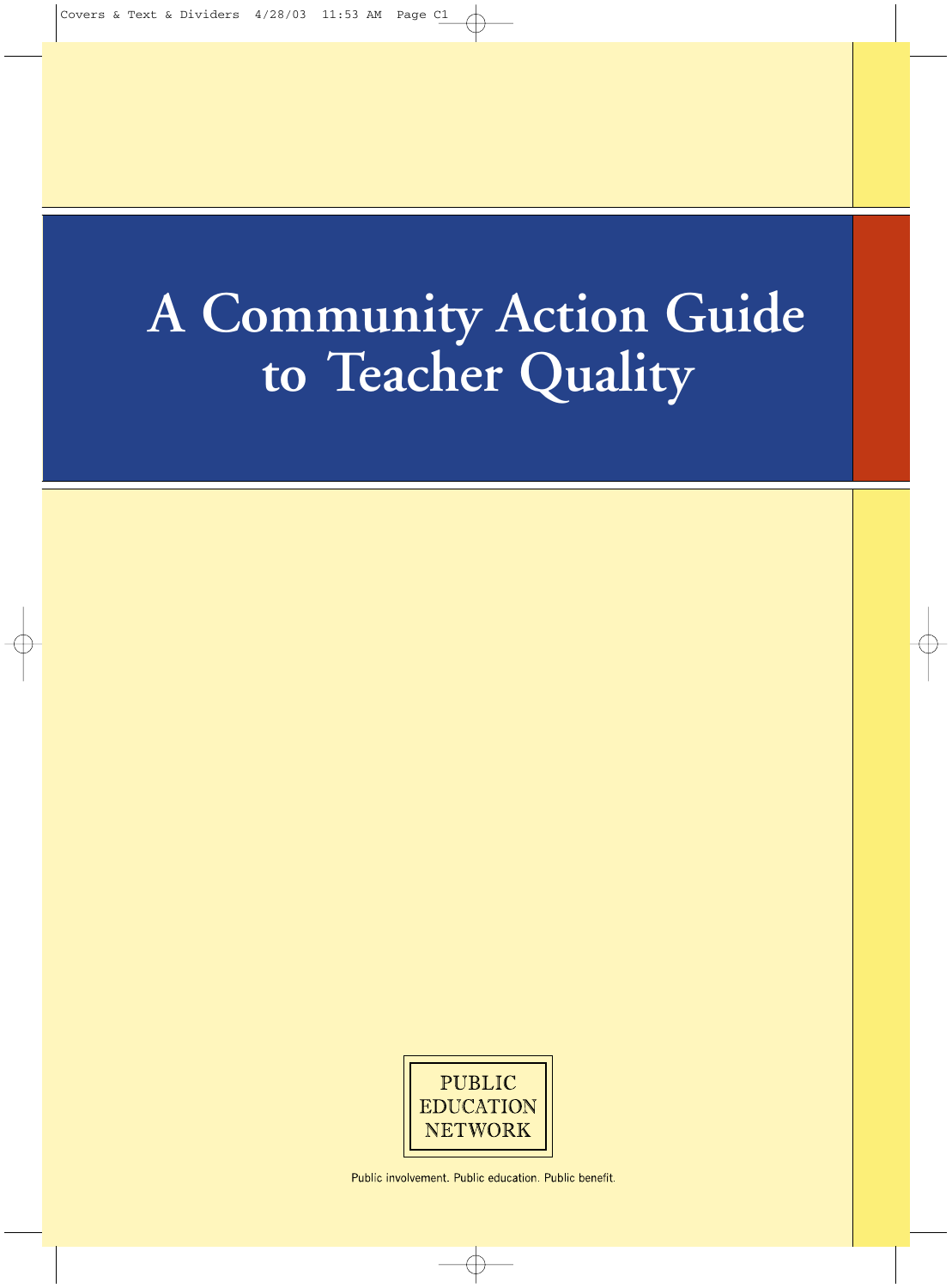# A Community Action Guide to Teacher Quality

PUBLIC EDUCATION NETWORK

Public involvement. Public education. Public benefit.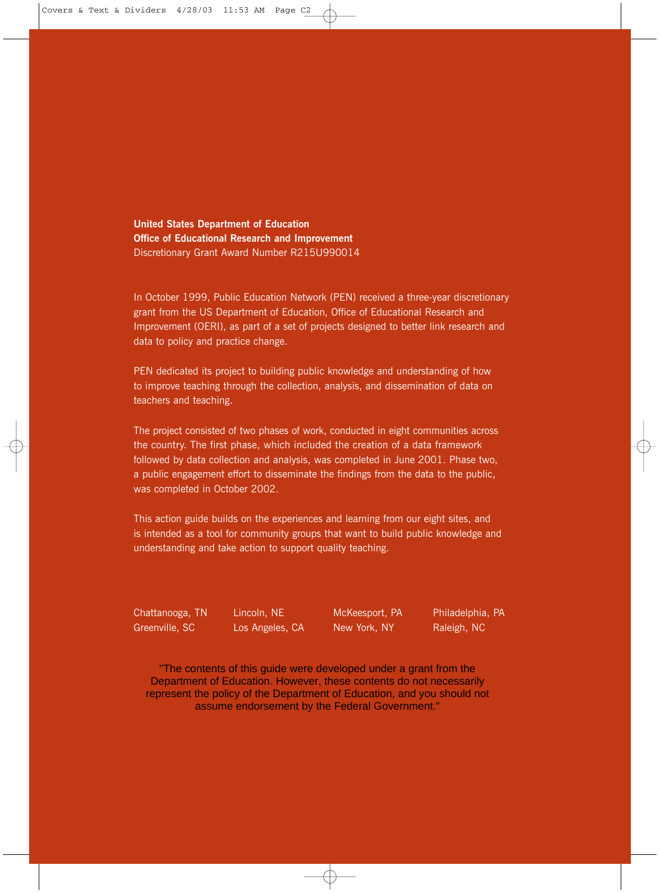**United States Department of Education**
**Office of Educational Research and Improvement**
Discretionary Grant Award Number R215U990014

In October 1999, Public Education Network (PEN) received a three-year discretionary grant from the US Department of Education, Office of Educational Research and Improvement (OERI), as part of a set of projects designed to better link research and data to policy and practice change.

PEN dedicated its project to building public knowledge and understanding of how to improve teaching through the collection, analysis, and dissemination of data on teachers and teaching.

The project consisted of two phases of work, conducted in eight communities across the country. The first phase, which included the creation of a data framework followed by data collection and analysis, was completed in June 2001. Phase two, a public engagement effort to disseminate the findings from the data to the public, was completed in October 2002.

This action guide builds on the experiences and learning from our eight sites, and is intended as a tool for community groups that want to build public knowledge and understanding and take action to support quality teaching.

Chattanooga, TN
Greenville, SC
Lincoln, NE
Los Angeles, CA
McKeesport, PA
New York, NY
Philadelphia, PA
Raleigh, NC

"The contents of this guide were developed under a grant from the Department of Education. However, these contents do not necessarily represent the policy of the Department of Education, and you should not assume endorsement by the Federal Government."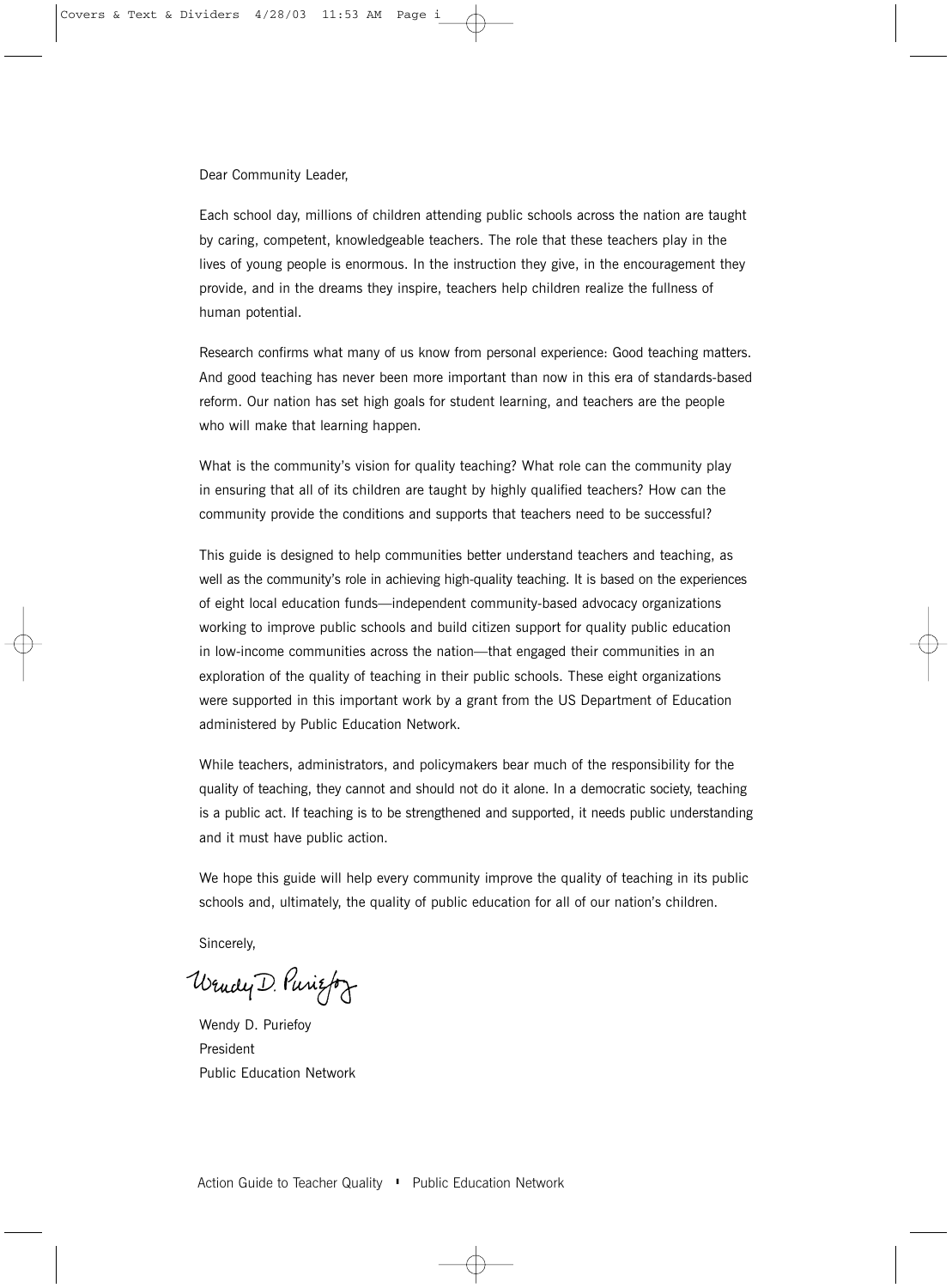Dear Community Leader,

Each school day, millions of children attending public schools across the nation are taught by caring, competent, knowledgeable teachers. The role that these teachers play in the lives of young people is enormous. In the instruction they give, in the encouragement they provide, and in the dreams they inspire, teachers help children realize the fullness of human potential.

Research confirms what many of us know from personal experience: Good teaching matters. And good teaching has never been more important than now in this era of standards-based reform. Our nation has set high goals for student learning, and teachers are the people who will make that learning happen.

What is the community's vision for quality teaching? What role can the community play in ensuring that all of its children are taught by highly qualified teachers? How can the community provide the conditions and supports that teachers need to be successful?

This guide is designed to help communities better understand teachers and teaching, as well as the community's role in achieving high-quality teaching. It is based on the experiences of eight local education funds—independent community-based advocacy organizations working to improve public schools and build citizen support for quality public education in low-income communities across the nation—that engaged their communities in an exploration of the quality of teaching in their public schools. These eight organizations were supported in this important work by a grant from the US Department of Education administered by Public Education Network.

While teachers, administrators, and policymakers bear much of the responsibility for the quality of teaching, they cannot and should not do it alone. In a democratic society, teaching is a public act. If teaching is to be strengthened and supported, it needs public understanding and it must have public action.

We hope this guide will help every community improve the quality of teaching in its public schools and, ultimately, the quality of public education for all of our nation's children.

Sincerely,

Wendy D. Puriefoy

Wendy D. Puriefoy
President
Public Education Network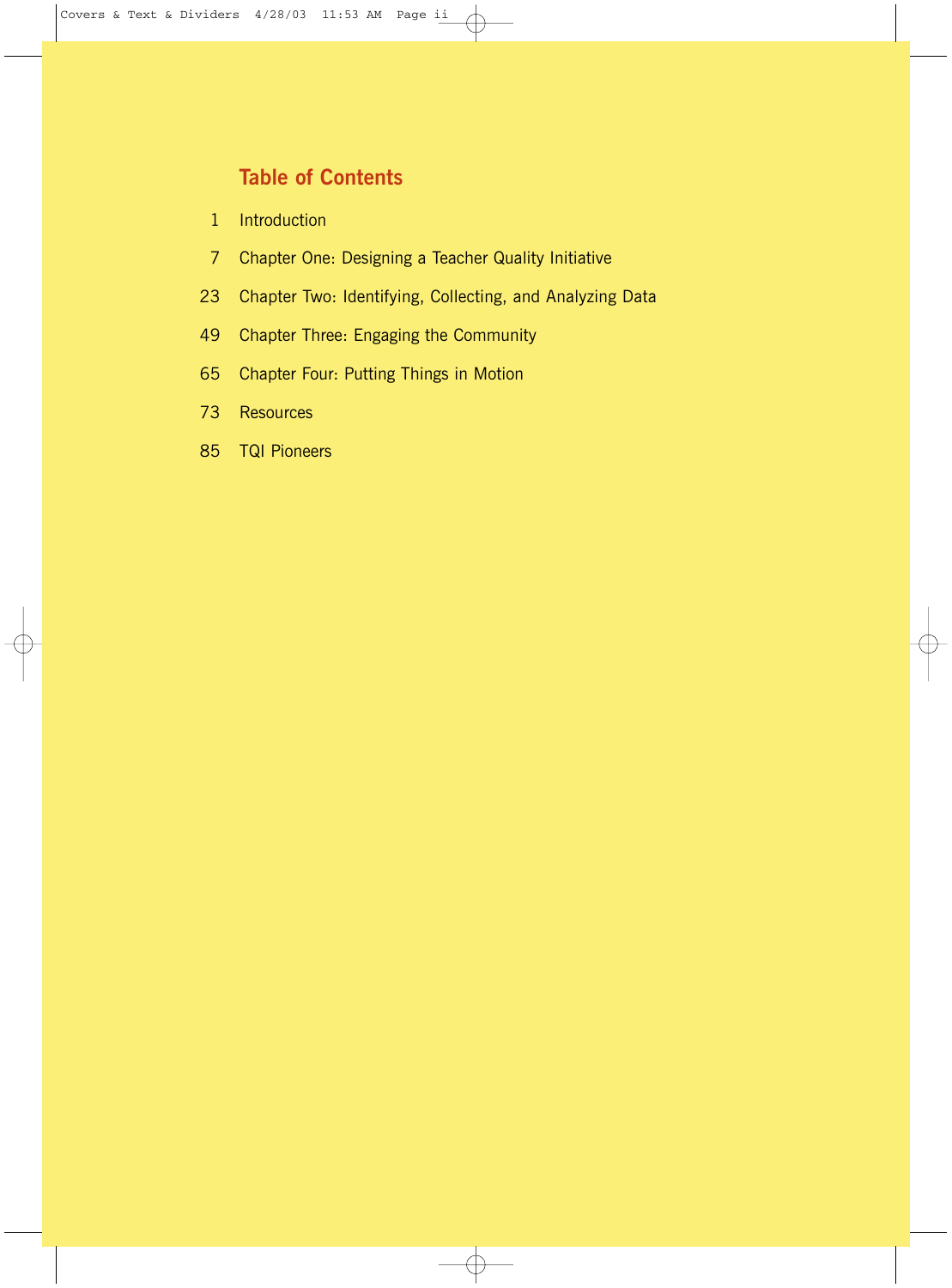## Table of Contents

| | |
|---|---|
| 1 | Introduction |
| 7 | Chapter One: Designing a Teacher Quality Initiative |
| 23 | Chapter Two: Identifying, Collecting, and Analyzing Data |
| 49 | Chapter Three: Engaging the Community |
| 65 | Chapter Four: Putting Things in Motion |
| 73 | Resources |
| 85 | TQI Pioneers |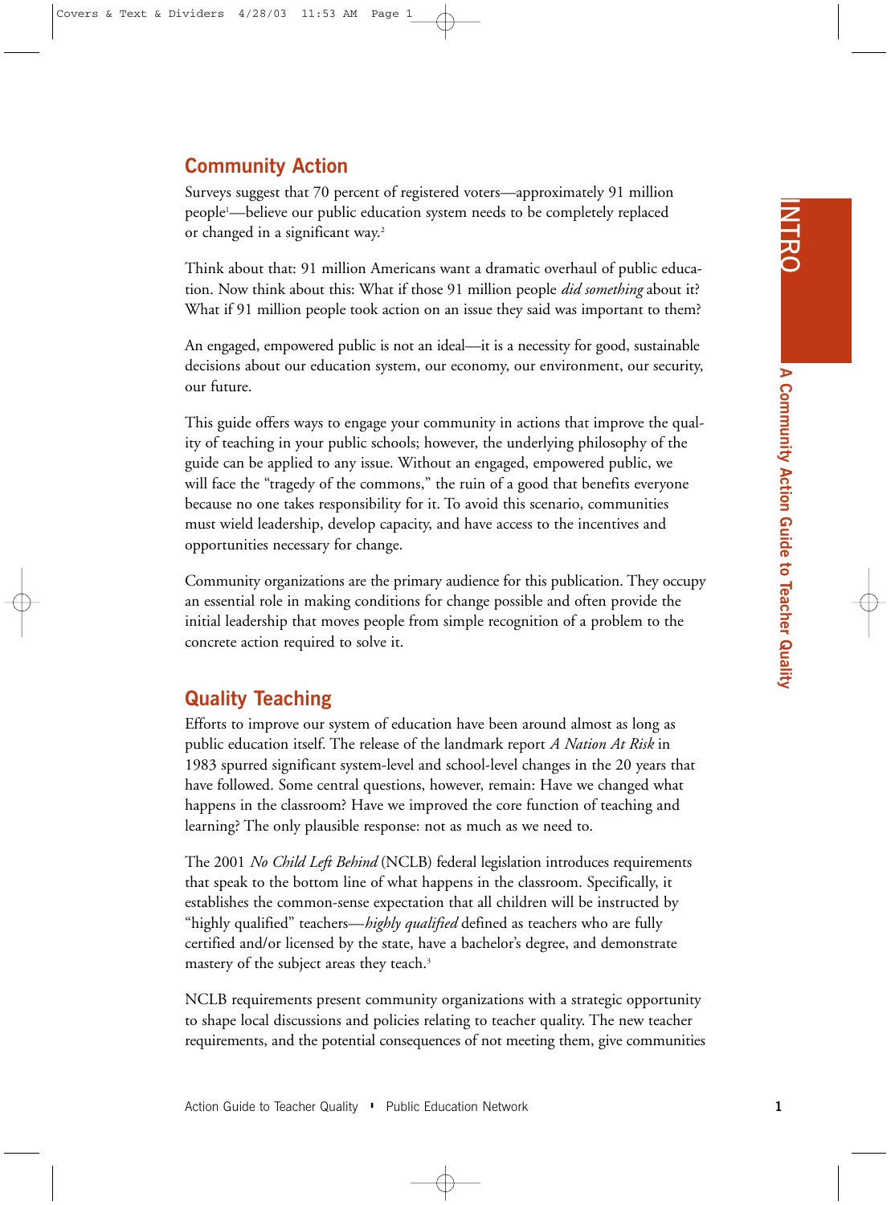## Community Action

Surveys suggest that 70 percent of registered voters—approximately 91 million people[1]—believe our public education system needs to be completely replaced or changed in a significant way.[2]

Think about that: 91 million Americans want a dramatic overhaul of public education. Now think about this: What if those 91 million people *did something* about it? What if 91 million people took action on an issue they said was important to them?

An engaged, empowered public is not an ideal—it is a necessity for good, sustainable decisions about our education system, our economy, our environment, our security, our future.

This guide offers ways to engage your community in actions that improve the quality of teaching in your public schools; however, the underlying philosophy of the guide can be applied to any issue. Without an engaged, empowered public, we will face the "tragedy of the commons," the ruin of a good that benefits everyone because no one takes responsibility for it. To avoid this scenario, communities must wield leadership, develop capacity, and have access to the incentives and opportunities necessary for change.

Community organizations are the primary audience for this publication. They occupy an essential role in making conditions for change possible and often provide the initial leadership that moves people from simple recognition of a problem to the concrete action required to solve it.

## Quality Teaching

Efforts to improve our system of education have been around almost as long as public education itself. The release of the landmark report *A Nation At Risk* in 1983 spurred significant system-level and school-level changes in the 20 years that have followed. Some central questions, however, remain: Have we changed what happens in the classroom? Have we improved the core function of teaching and learning? The only plausible response: not as much as we need to.

The 2001 *No Child Left Behind* (NCLB) federal legislation introduces requirements that speak to the bottom line of what happens in the classroom. Specifically, it establishes the common-sense expectation that all children will be instructed by "highly qualified" teachers—*highly qualified* defined as teachers who are fully certified and/or licensed by the state, have a bachelor's degree, and demonstrate mastery of the subject areas they teach.[3]

NCLB requirements present community organizations with a strategic opportunity to shape local discussions and policies relating to teacher quality. The new teacher requirements, and the potential consequences of not meeting them, give communities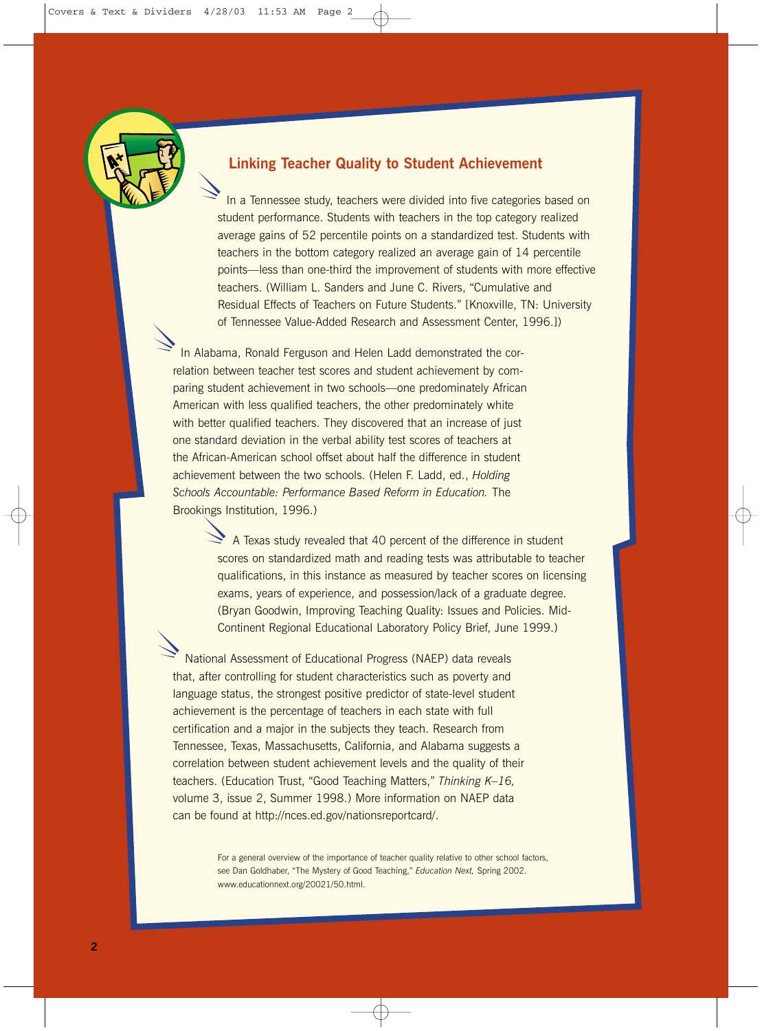## Linking Teacher Quality to Student Achievement

In a Tennessee study, teachers were divided into five categories based on student performance. Students with teachers in the top category realized average gains of 52 percentile points on a standardized test. Students with teachers in the bottom category realized an average gain of 14 percentile points—less than one-third the improvement of students with more effective teachers. (William L. Sanders and June C. Rivers, "Cumulative and Residual Effects of Teachers on Future Students." [Knoxville, TN: University of Tennessee Value-Added Research and Assessment Center, 1996.])

In Alabama, Ronald Ferguson and Helen Ladd demonstrated the correlation between teacher test scores and student achievement by comparing student achievement in two schools—one predominately African American with less qualified teachers, the other predominately white with better qualified teachers. They discovered that an increase of just one standard deviation in the verbal ability test scores of teachers at the African-American school offset about half the difference in student achievement between the two schools. (Helen F. Ladd, ed., *Holding Schools Accountable: Performance Based Reform in Education.* The Brookings Institution, 1996.)

A Texas study revealed that 40 percent of the difference in student scores on standardized math and reading tests was attributable to teacher qualifications, in this instance as measured by teacher scores on licensing exams, years of experience, and possession/lack of a graduate degree. (Bryan Goodwin, Improving Teaching Quality: Issues and Policies. Mid-Continent Regional Educational Laboratory Policy Brief, June 1999.)

National Assessment of Educational Progress (NAEP) data reveals that, after controlling for student characteristics such as poverty and language status, the strongest positive predictor of state-level student achievement is the percentage of teachers in each state with full certification and a major in the subjects they teach. Research from Tennessee, Texas, Massachusetts, California, and Alabama suggests a correlation between student achievement levels and the quality of their teachers. (Education Trust, "Good Teaching Matters," *Thinking K–16,* volume 3, issue 2, Summer 1998.) More information on NAEP data can be found at http://nces.ed.gov/nationsreportcard/.

For a general overview of the importance of teacher quality relative to other school factors, see Dan Goldhaber, "The Mystery of Good Teaching," *Education Next,* Spring 2002. www.educationnext.org/20021/50.html.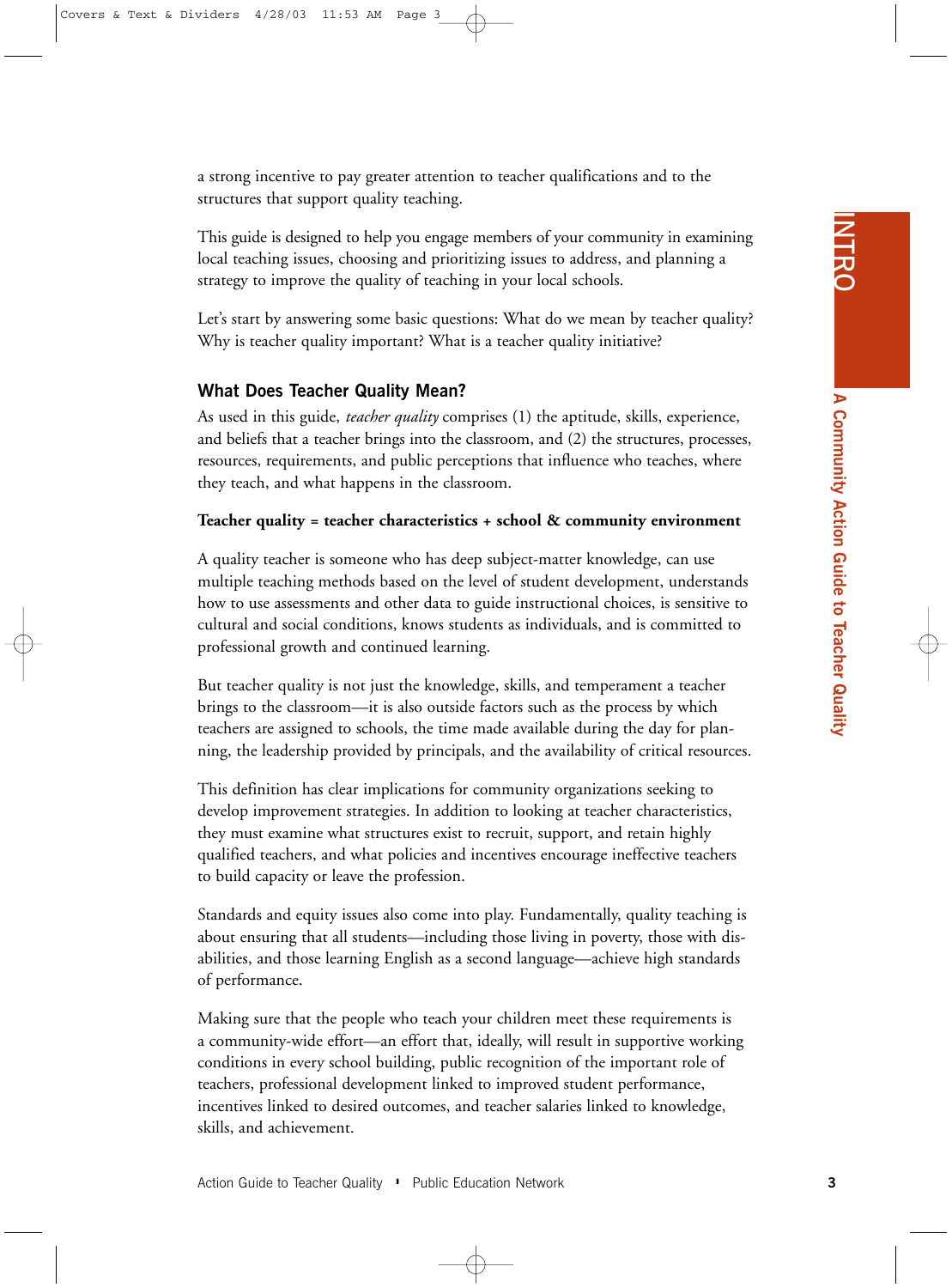a strong incentive to pay greater attention to teacher qualifications and to the structures that support quality teaching.

This guide is designed to help you engage members of your community in examining local teaching issues, choosing and prioritizing issues to address, and planning a strategy to improve the quality of teaching in your local schools.

Let's start by answering some basic questions: What do we mean by teacher quality? Why is teacher quality important? What is a teacher quality initiative?

## What Does Teacher Quality Mean?

As used in this guide, *teacher quality* comprises (1) the aptitude, skills, experience, and beliefs that a teacher brings into the classroom, and (2) the structures, processes, resources, requirements, and public perceptions that influence who teaches, where they teach, and what happens in the classroom.

**Teacher quality = teacher characteristics + school & community environment**

A quality teacher is someone who has deep subject-matter knowledge, can use multiple teaching methods based on the level of student development, understands how to use assessments and other data to guide instructional choices, is sensitive to cultural and social conditions, knows students as individuals, and is committed to professional growth and continued learning.

But teacher quality is not just the knowledge, skills, and temperament a teacher brings to the classroom—it is also outside factors such as the process by which teachers are assigned to schools, the time made available during the day for planning, the leadership provided by principals, and the availability of critical resources.

This definition has clear implications for community organizations seeking to develop improvement strategies. In addition to looking at teacher characteristics, they must examine what structures exist to recruit, support, and retain highly qualified teachers, and what policies and incentives encourage ineffective teachers to build capacity or leave the profession.

Standards and equity issues also come into play. Fundamentally, quality teaching is about ensuring that all students—including those living in poverty, those with disabilities, and those learning English as a second language—achieve high standards of performance.

Making sure that the people who teach your children meet these requirements is a community-wide effort—an effort that, ideally, will result in supportive working conditions in every school building, public recognition of the important role of teachers, professional development linked to improved student performance, incentives linked to desired outcomes, and teacher salaries linked to knowledge, skills, and achievement.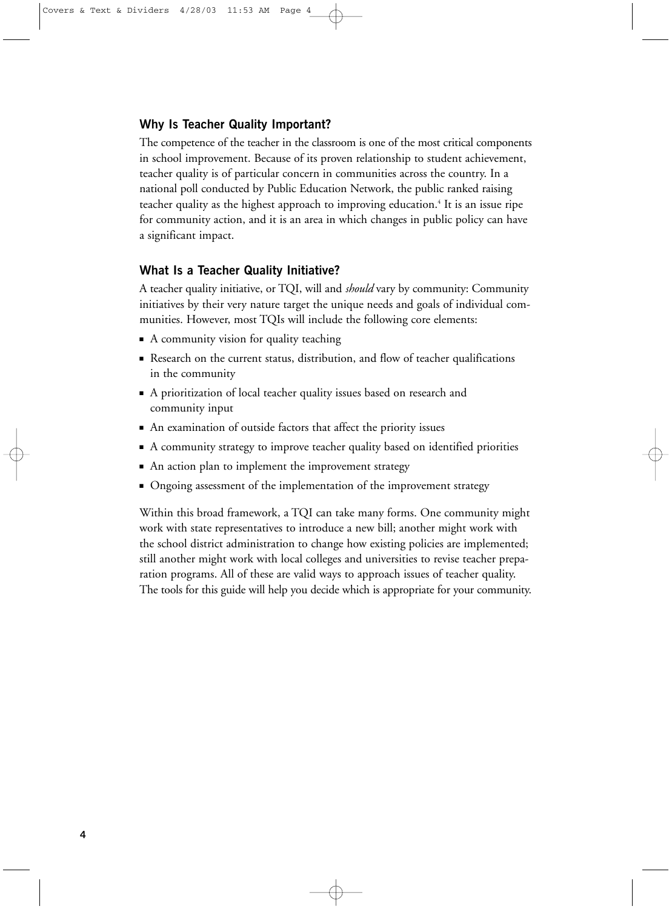## Why Is Teacher Quality Important?

The competence of the teacher in the classroom is one of the most critical components in school improvement. Because of its proven relationship to student achievement, teacher quality is of particular concern in communities across the country. In a national poll conducted by Public Education Network, the public ranked raising teacher quality as the highest approach to improving education.[4] It is an issue ripe for community action, and it is an area in which changes in public policy can have a significant impact.

## What Is a Teacher Quality Initiative?

A teacher quality initiative, or TQI, will and *should* vary by community: Community initiatives by their very nature target the unique needs and goals of individual communities. However, most TQIs will include the following core elements:

- A community vision for quality teaching
- Research on the current status, distribution, and flow of teacher qualifications in the community
- A prioritization of local teacher quality issues based on research and community input
- An examination of outside factors that affect the priority issues
- A community strategy to improve teacher quality based on identified priorities
- An action plan to implement the improvement strategy
- Ongoing assessment of the implementation of the improvement strategy

Within this broad framework, a TQI can take many forms. One community might work with state representatives to introduce a new bill; another might work with the school district administration to change how existing policies are implemented; still another might work with local colleges and universities to revise teacher preparation programs. All of these are valid ways to approach issues of teacher quality. The tools for this guide will help you decide which is appropriate for your community.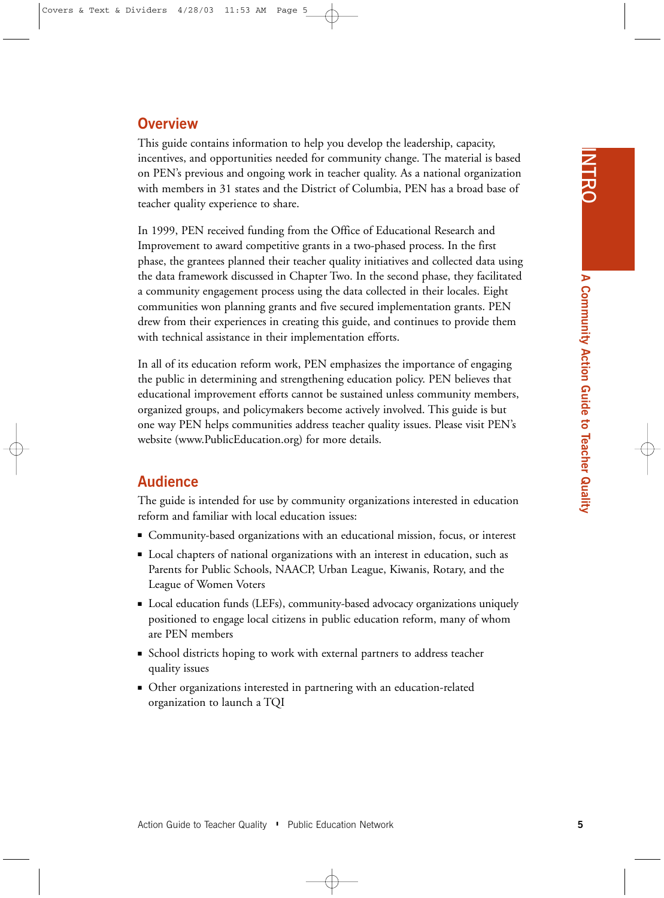## Overview

This guide contains information to help you develop the leadership, capacity, incentives, and opportunities needed for community change. The material is based on PEN's previous and ongoing work in teacher quality. As a national organization with members in 31 states and the District of Columbia, PEN has a broad base of teacher quality experience to share.

In 1999, PEN received funding from the Office of Educational Research and Improvement to award competitive grants in a two-phased process. In the first phase, the grantees planned their teacher quality initiatives and collected data using the data framework discussed in Chapter Two. In the second phase, they facilitated a community engagement process using the data collected in their locales. Eight communities won planning grants and five secured implementation grants. PEN drew from their experiences in creating this guide, and continues to provide them with technical assistance in their implementation efforts.

In all of its education reform work, PEN emphasizes the importance of engaging the public in determining and strengthening education policy. PEN believes that educational improvement efforts cannot be sustained unless community members, organized groups, and policymakers become actively involved. This guide is but one way PEN helps communities address teacher quality issues. Please visit PEN's website (www.PublicEducation.org) for more details.

## Audience

The guide is intended for use by community organizations interested in education reform and familiar with local education issues:

- Community-based organizations with an educational mission, focus, or interest
- Local chapters of national organizations with an interest in education, such as Parents for Public Schools, NAACP, Urban League, Kiwanis, Rotary, and the League of Women Voters
- Local education funds (LEFs), community-based advocacy organizations uniquely positioned to engage local citizens in public education reform, many of whom are PEN members
- School districts hoping to work with external partners to address teacher quality issues
- Other organizations interested in partnering with an education-related organization to launch a TQI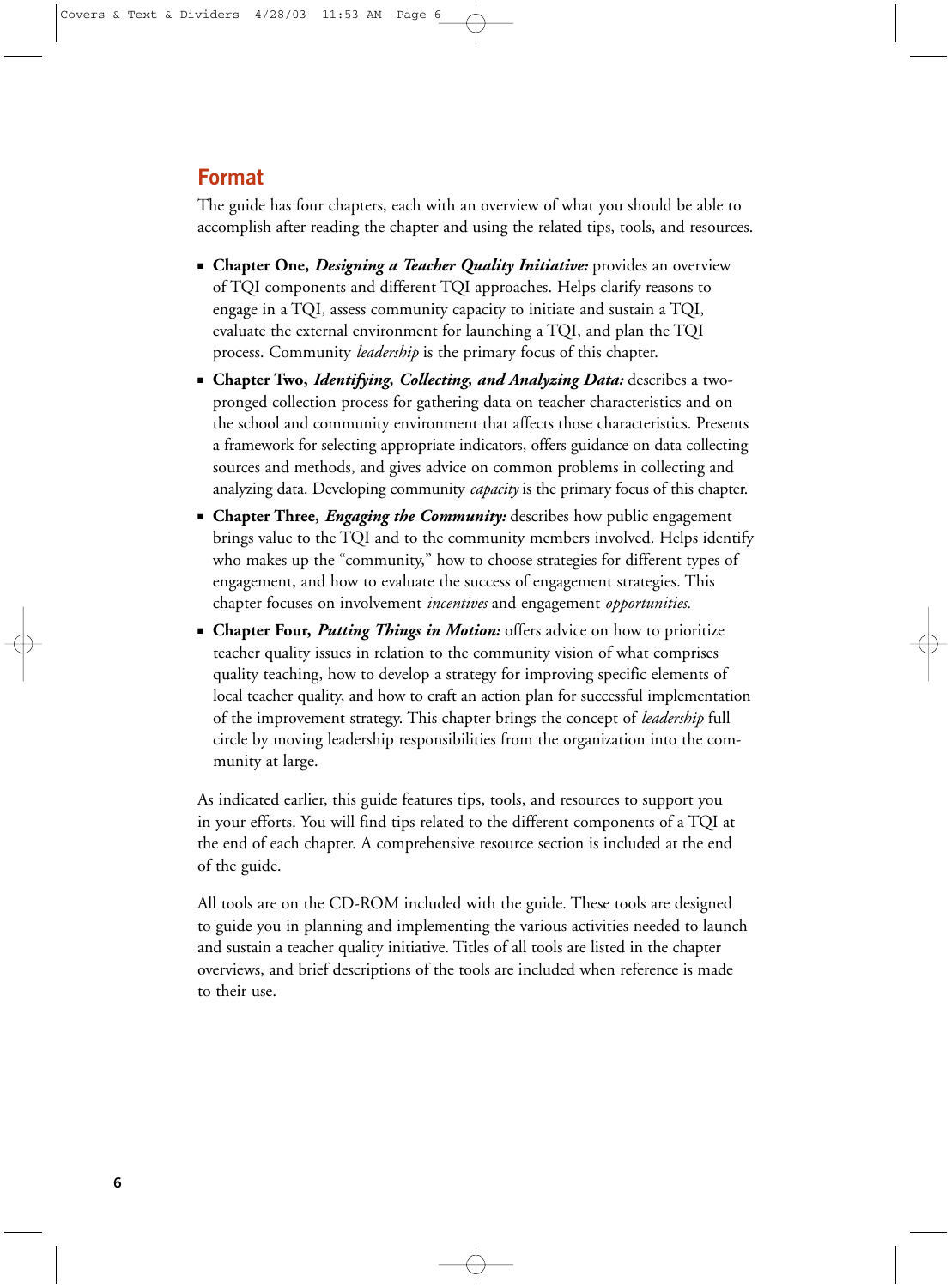## Format

The guide has four chapters, each with an overview of what you should be able to accomplish after reading the chapter and using the related tips, tools, and resources.

- **Chapter One, *Designing a Teacher Quality Initiative:*** provides an overview of TQI components and different TQI approaches. Helps clarify reasons to engage in a TQI, assess community capacity to initiate and sustain a TQI, evaluate the external environment for launching a TQI, and plan the TQI process. Community *leadership* is the primary focus of this chapter.
- **Chapter Two, *Identifying, Collecting, and Analyzing Data:*** describes a two-pronged collection process for gathering data on teacher characteristics and on the school and community environment that affects those characteristics. Presents a framework for selecting appropriate indicators, offers guidance on data collecting sources and methods, and gives advice on common problems in collecting and analyzing data. Developing community *capacity* is the primary focus of this chapter.
- **Chapter Three, *Engaging the Community:*** describes how public engagement brings value to the TQI and to the community members involved. Helps identify who makes up the "community," how to choose strategies for different types of engagement, and how to evaluate the success of engagement strategies. This chapter focuses on involvement *incentives* and engagement *opportunities.*
- **Chapter Four, *Putting Things in Motion:*** offers advice on how to prioritize teacher quality issues in relation to the community vision of what comprises quality teaching, how to develop a strategy for improving specific elements of local teacher quality, and how to craft an action plan for successful implementation of the improvement strategy. This chapter brings the concept of *leadership* full circle by moving leadership responsibilities from the organization into the community at large.

As indicated earlier, this guide features tips, tools, and resources to support you in your efforts. You will find tips related to the different components of a TQI at the end of each chapter. A comprehensive resource section is included at the end of the guide.

All tools are on the CD-ROM included with the guide. These tools are designed to guide you in planning and implementing the various activities needed to launch and sustain a teacher quality initiative. Titles of all tools are listed in the chapter overviews, and brief descriptions of the tools are included when reference is made to their use.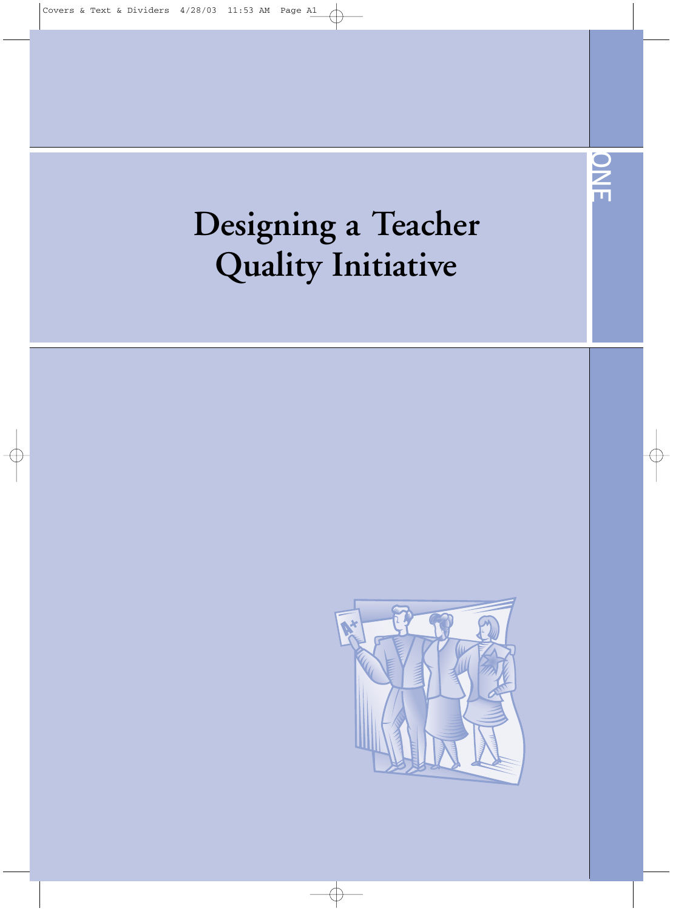# Designing a Teacher Quality Initiative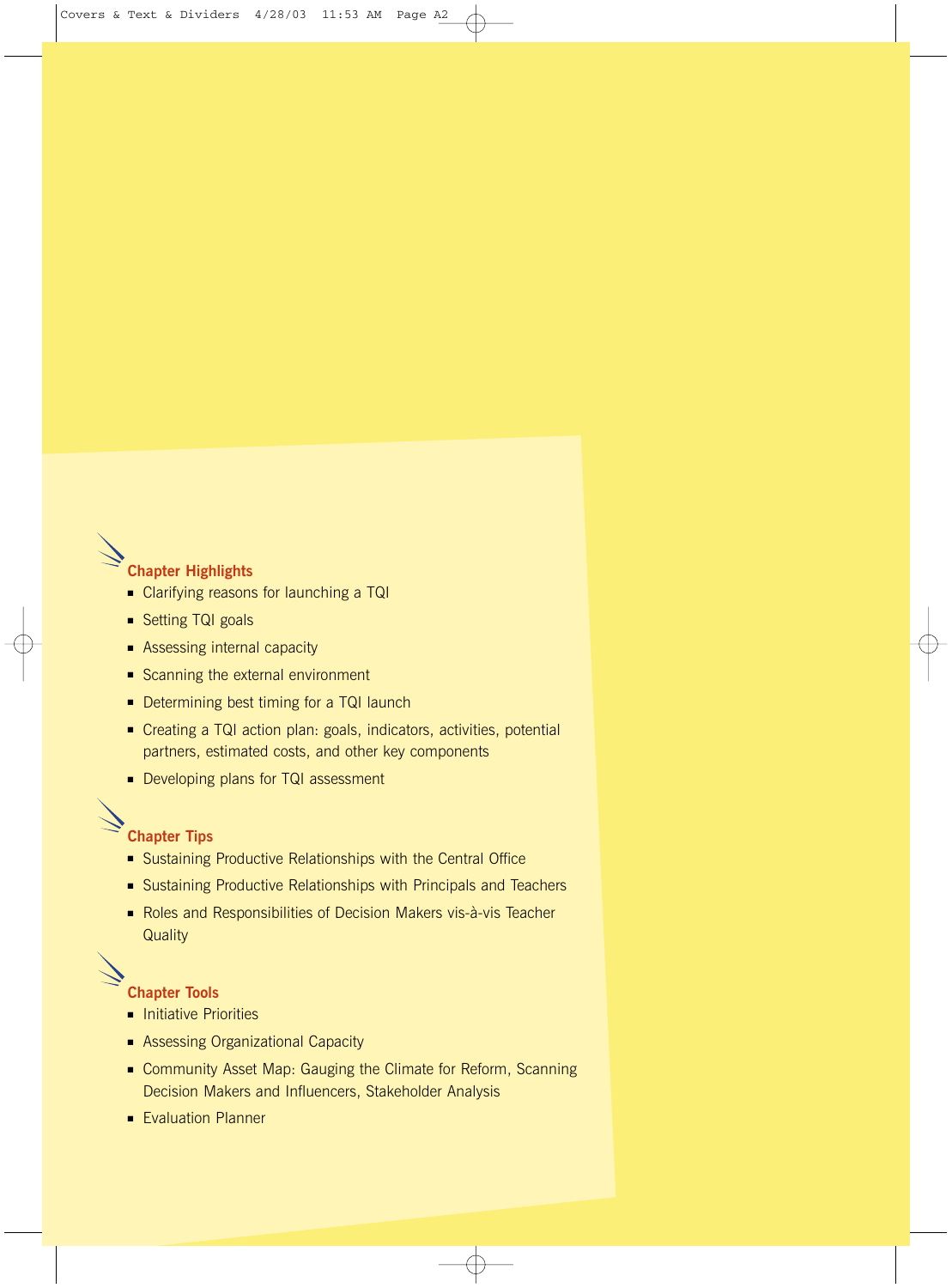### Chapter Highlights

- Clarifying reasons for launching a TQI
- Setting TQI goals
- Assessing internal capacity
- Scanning the external environment
- Determining best timing for a TQI launch
- Creating a TQI action plan: goals, indicators, activities, potential partners, estimated costs, and other key components
- Developing plans for TQI assessment

### Chapter Tips

- Sustaining Productive Relationships with the Central Office
- Sustaining Productive Relationships with Principals and Teachers
- Roles and Responsibilities of Decision Makers vis-à-vis Teacher Quality

### Chapter Tools

- Initiative Priorities
- Assessing Organizational Capacity
- Community Asset Map: Gauging the Climate for Reform, Scanning Decision Makers and Influencers, Stakeholder Analysis
- Evaluation Planner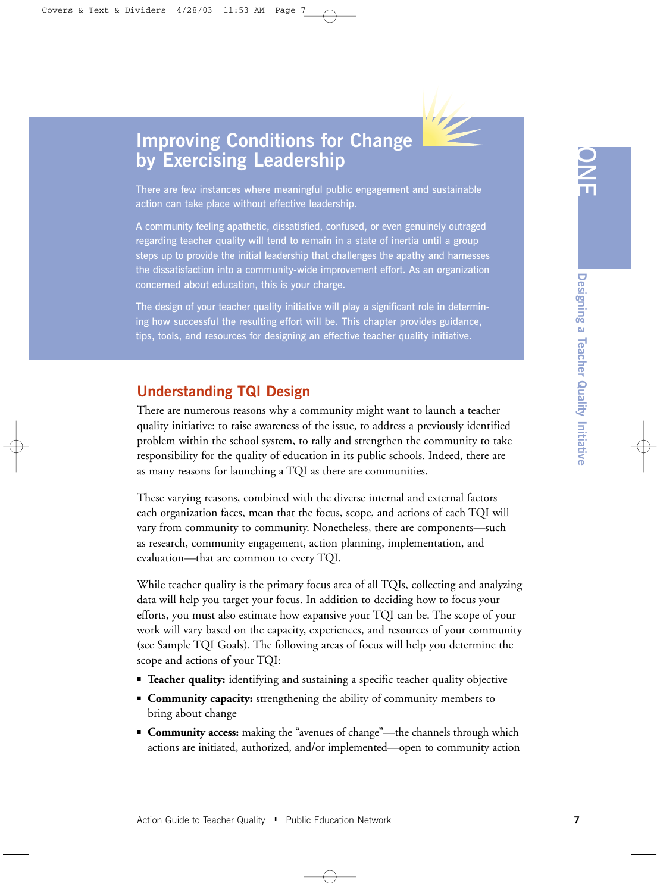# Improving Conditions for Change by Exercising Leadership

There are few instances where meaningful public engagement and sustainable action can take place without effective leadership.

A community feeling apathetic, dissatisfied, confused, or even genuinely outraged regarding teacher quality will tend to remain in a state of inertia until a group steps up to provide the initial leadership that challenges the apathy and harnesses the dissatisfaction into a community-wide improvement effort. As an organization concerned about education, this is your charge.

The design of your teacher quality initiative will play a significant role in determining how successful the resulting effort will be. This chapter provides guidance, tips, tools, and resources for designing an effective teacher quality initiative.

## Understanding TQI Design

There are numerous reasons why a community might want to launch a teacher quality initiative: to raise awareness of the issue, to address a previously identified problem within the school system, to rally and strengthen the community to take responsibility for the quality of education in its public schools. Indeed, there are as many reasons for launching a TQI as there are communities.

These varying reasons, combined with the diverse internal and external factors each organization faces, mean that the focus, scope, and actions of each TQI will vary from community to community. Nonetheless, there are components—such as research, community engagement, action planning, implementation, and evaluation—that are common to every TQI.

While teacher quality is the primary focus area of all TQIs, collecting and analyzing data will help you target your focus. In addition to deciding how to focus your efforts, you must also estimate how expansive your TQI can be. The scope of your work will vary based on the capacity, experiences, and resources of your community (see Sample TQI Goals). The following areas of focus will help you determine the scope and actions of your TQI:

- **Teacher quality:** identifying and sustaining a specific teacher quality objective
- **Community capacity:** strengthening the ability of community members to bring about change
- **Community access:** making the "avenues of change"—the channels through which actions are initiated, authorized, and/or implemented—open to community action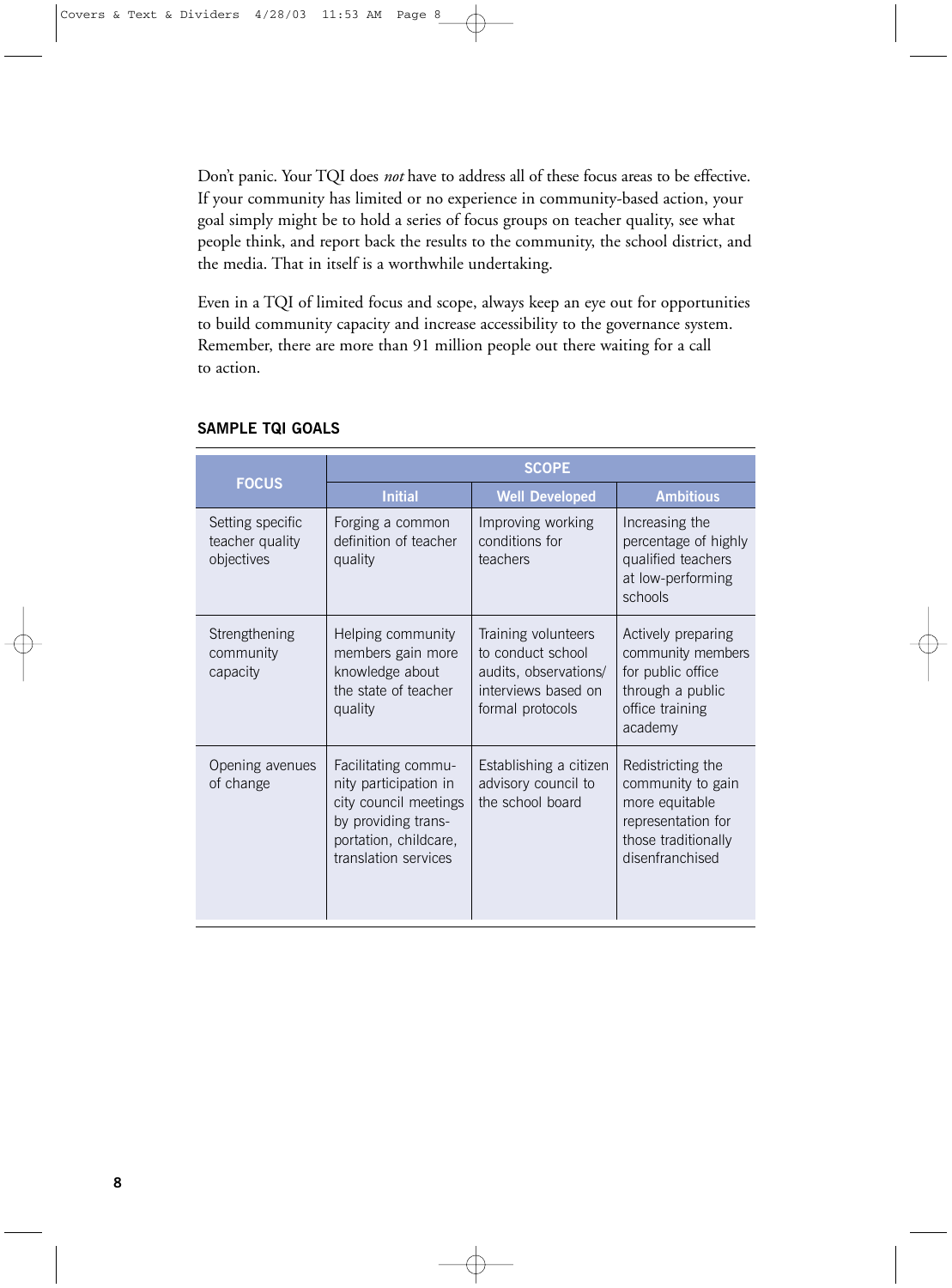Don't panic. Your TQI does *not* have to address all of these focus areas to be effective. If your community has limited or no experience in community-based action, your goal simply might be to hold a series of focus groups on teacher quality, see what people think, and report back the results to the community, the school district, and the media. That in itself is a worthwhile undertaking.

Even in a TQI of limited focus and scope, always keep an eye out for opportunities to build community capacity and increase accessibility to the governance system. Remember, there are more than 91 million people out there waiting for a call to action.

## SAMPLE TQI GOALS

| FOCUS | SCOPE | | |
|---|---|---|---|
| | Initial | Well Developed | Ambitious |
| Setting specific teacher quality objectives | Forging a common definition of teacher quality | Improving working conditions for teachers | Increasing the percentage of highly qualified teachers at low-performing schools |
| Strengthening community capacity | Helping community members gain more knowledge about the state of teacher quality | Training volunteers to conduct school audits, observations/ interviews based on formal protocols | Actively preparing community members for public office through a public office training academy |
| Opening avenues of change | Facilitating community participation in city council meetings by providing transportation, childcare, translation services | Establishing a citizen advisory council to the school board | Redistricting the community to gain more equitable representation for those traditionally disenfranchised |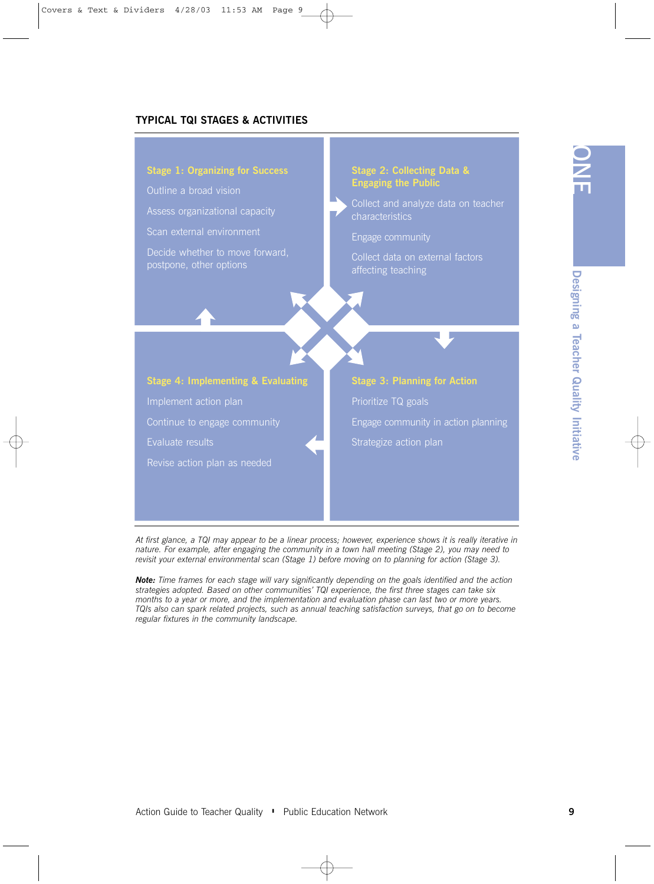## TYPICAL TQI STAGES & ACTIVITIES

**Stage 1: Organizing for Success**

- Outline a broad vision
- Assess organizational capacity
- Scan external environment
- Decide whether to move forward, postpone, other options

**Stage 2: Collecting Data & Engaging the Public**

- Collect and analyze data on teacher characteristics
- Engage community
- Collect data on external factors affecting teaching

**Stage 3: Planning for Action**

- Prioritize TQ goals
- Engage community in action planning
- Strategize action plan

**Stage 4: Implementing & Evaluating**

- Implement action plan
- Continue to engage community
- Evaluate results
- Revise action plan as needed

*At first glance, a TQI may appear to be a linear process; however, experience shows it is really iterative in nature. For example, after engaging the community in a town hall meeting (Stage 2), you may need to revisit your external environmental scan (Stage 1) before moving on to planning for action (Stage 3).*

***Note:** Time frames for each stage will vary significantly depending on the goals identified and the action strategies adopted. Based on other communities' TQI experience, the first three stages can take six months to a year or more, and the implementation and evaluation phase can last two or more years. TQIs also can spark related projects, such as annual teaching satisfaction surveys, that go on to become regular fixtures in the community landscape.*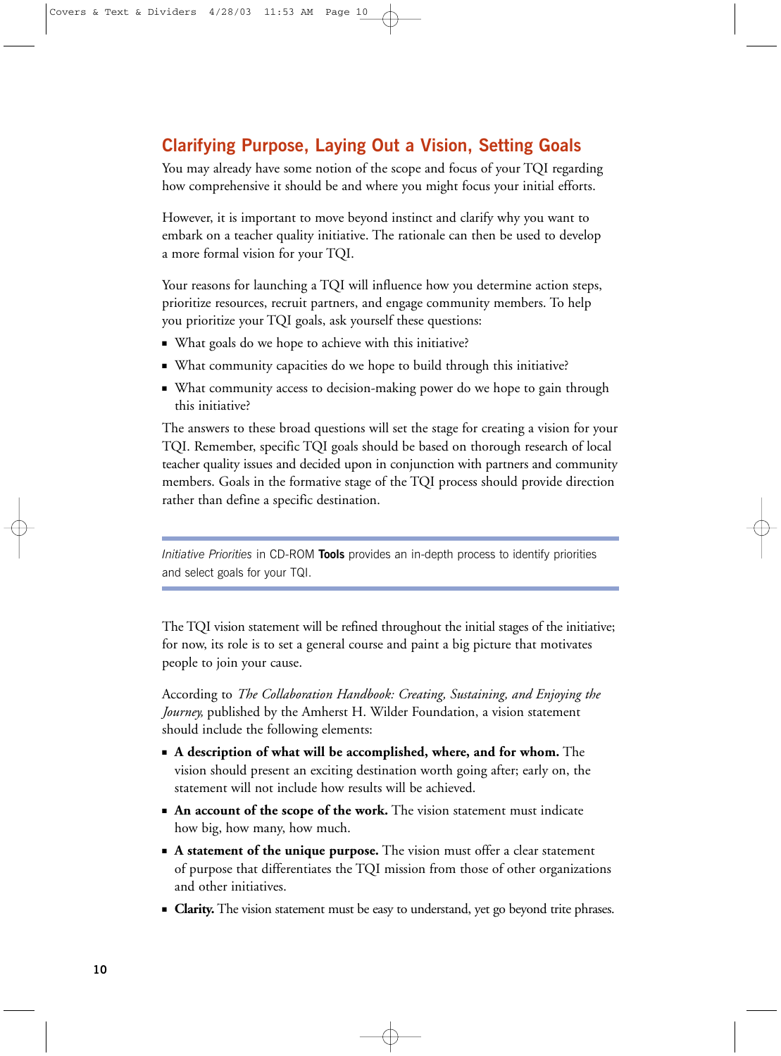## Clarifying Purpose, Laying Out a Vision, Setting Goals

You may already have some notion of the scope and focus of your TQI regarding how comprehensive it should be and where you might focus your initial efforts.

However, it is important to move beyond instinct and clarify why you want to embark on a teacher quality initiative. The rationale can then be used to develop a more formal vision for your TQI.

Your reasons for launching a TQI will influence how you determine action steps, prioritize resources, recruit partners, and engage community members. To help you prioritize your TQI goals, ask yourself these questions:

- What goals do we hope to achieve with this initiative?
- What community capacities do we hope to build through this initiative?
- What community access to decision-making power do we hope to gain through this initiative?

The answers to these broad questions will set the stage for creating a vision for your TQI. Remember, specific TQI goals should be based on thorough research of local teacher quality issues and decided upon in conjunction with partners and community members. Goals in the formative stage of the TQI process should provide direction rather than define a specific destination.

---

*Initiative Priorities* in CD-ROM **Tools** provides an in-depth process to identify priorities and select goals for your TQI.

---

The TQI vision statement will be refined throughout the initial stages of the initiative; for now, its role is to set a general course and paint a big picture that motivates people to join your cause.

According to *The Collaboration Handbook: Creating, Sustaining, and Enjoying the Journey,* published by the Amherst H. Wilder Foundation, a vision statement should include the following elements:

- **A description of what will be accomplished, where, and for whom.** The vision should present an exciting destination worth going after; early on, the statement will not include how results will be achieved.
- **An account of the scope of the work.** The vision statement must indicate how big, how many, how much.
- **A statement of the unique purpose.** The vision must offer a clear statement of purpose that differentiates the TQI mission from those of other organizations and other initiatives.
- **Clarity.** The vision statement must be easy to understand, yet go beyond trite phrases.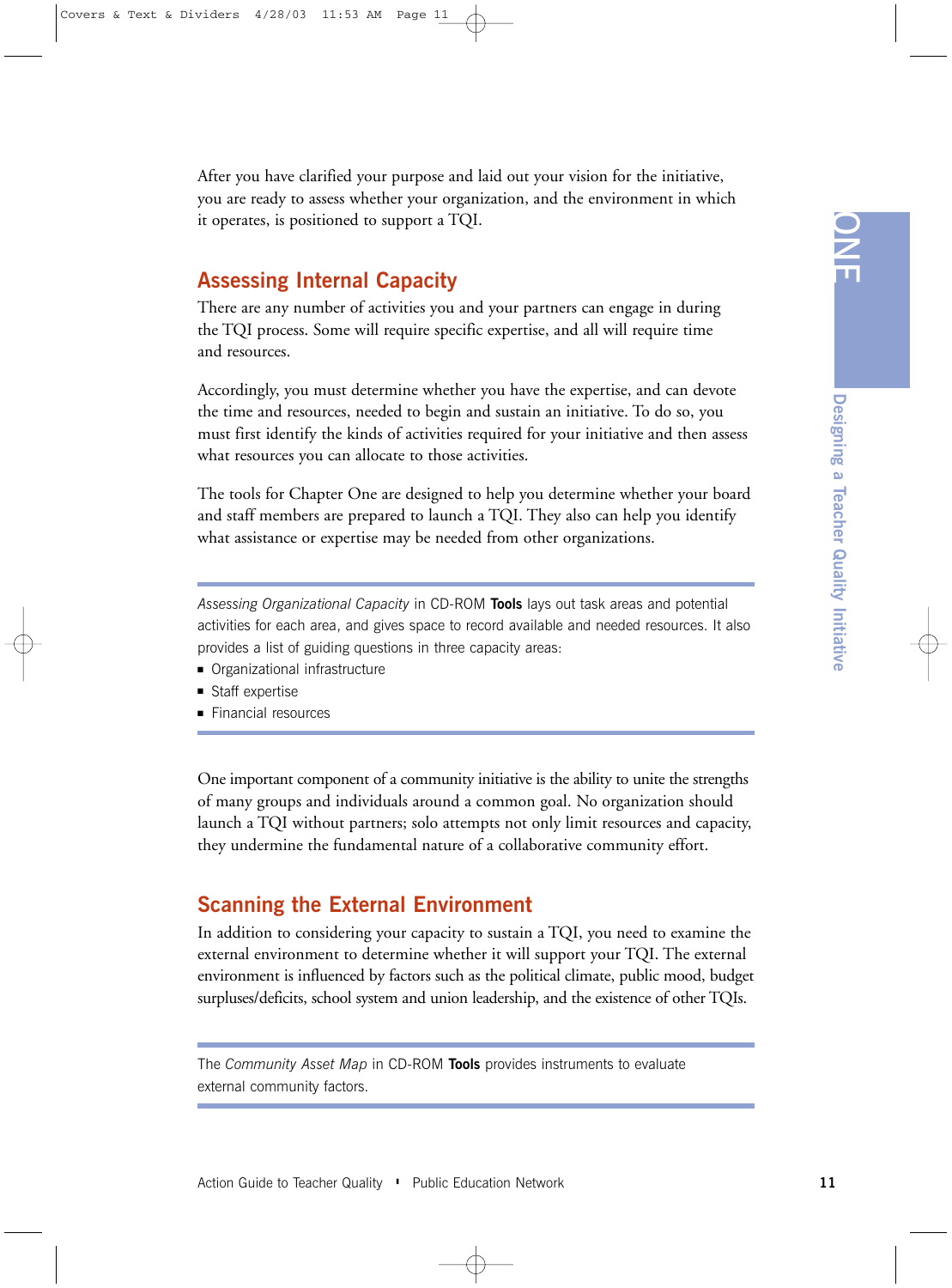After you have clarified your purpose and laid out your vision for the initiative, you are ready to assess whether your organization, and the environment in which it operates, is positioned to support a TQI.

## Assessing Internal Capacity

There are any number of activities you and your partners can engage in during the TQI process. Some will require specific expertise, and all will require time and resources.

Accordingly, you must determine whether you have the expertise, and can devote the time and resources, needed to begin and sustain an initiative. To do so, you must first identify the kinds of activities required for your initiative and then assess what resources you can allocate to those activities.

The tools for Chapter One are designed to help you determine whether your board and staff members are prepared to launch a TQI. They also can help you identify what assistance or expertise may be needed from other organizations.

---

*Assessing Organizational Capacity* in CD-ROM **Tools** lays out task areas and potential activities for each area, and gives space to record available and needed resources. It also provides a list of guiding questions in three capacity areas:

- Organizational infrastructure
- Staff expertise
- Financial resources

---

One important component of a community initiative is the ability to unite the strengths of many groups and individuals around a common goal. No organization should launch a TQI without partners; solo attempts not only limit resources and capacity, they undermine the fundamental nature of a collaborative community effort.

## Scanning the External Environment

In addition to considering your capacity to sustain a TQI, you need to examine the external environment to determine whether it will support your TQI. The external environment is influenced by factors such as the political climate, public mood, budget surpluses/deficits, school system and union leadership, and the existence of other TQIs.

---

The *Community Asset Map* in CD-ROM **Tools** provides instruments to evaluate external community factors.

---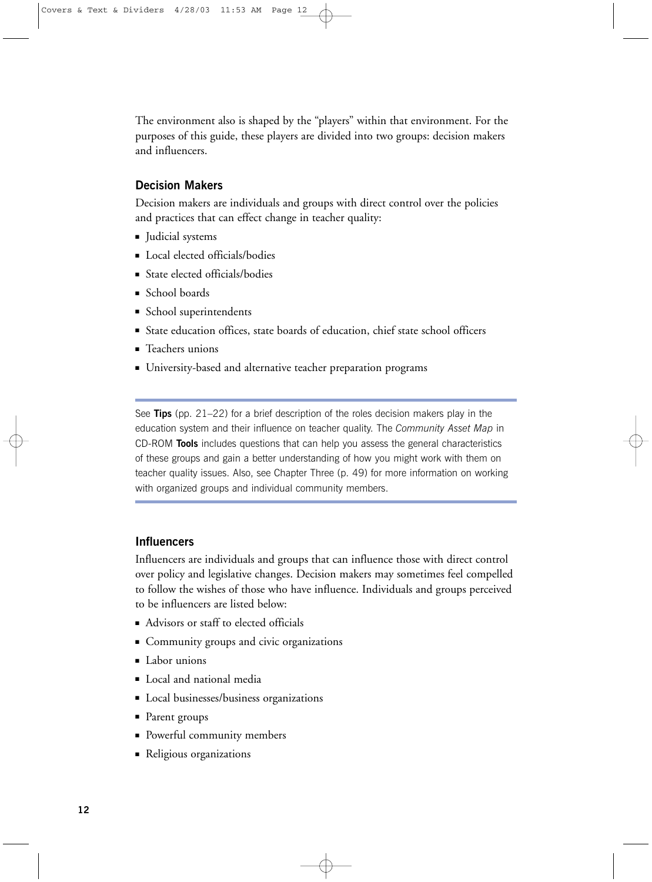The environment also is shaped by the "players" within that environment. For the purposes of this guide, these players are divided into two groups: decision makers and influencers.

### Decision Makers

Decision makers are individuals and groups with direct control over the policies and practices that can effect change in teacher quality:

- Judicial systems
- Local elected officials/bodies
- State elected officials/bodies
- School boards
- School superintendents
- State education offices, state boards of education, chief state school officers
- Teachers unions
- University-based and alternative teacher preparation programs

---

See **Tips** (pp. 21–22) for a brief description of the roles decision makers play in the education system and their influence on teacher quality. The *Community Asset Map* in CD-ROM **Tools** includes questions that can help you assess the general characteristics of these groups and gain a better understanding of how you might work with them on teacher quality issues. Also, see Chapter Three (p. 49) for more information on working with organized groups and individual community members.

---

### Influencers

Influencers are individuals and groups that can influence those with direct control over policy and legislative changes. Decision makers may sometimes feel compelled to follow the wishes of those who have influence. Individuals and groups perceived to be influencers are listed below:

- Advisors or staff to elected officials
- Community groups and civic organizations
- Labor unions
- Local and national media
- Local businesses/business organizations
- Parent groups
- Powerful community members
- Religious organizations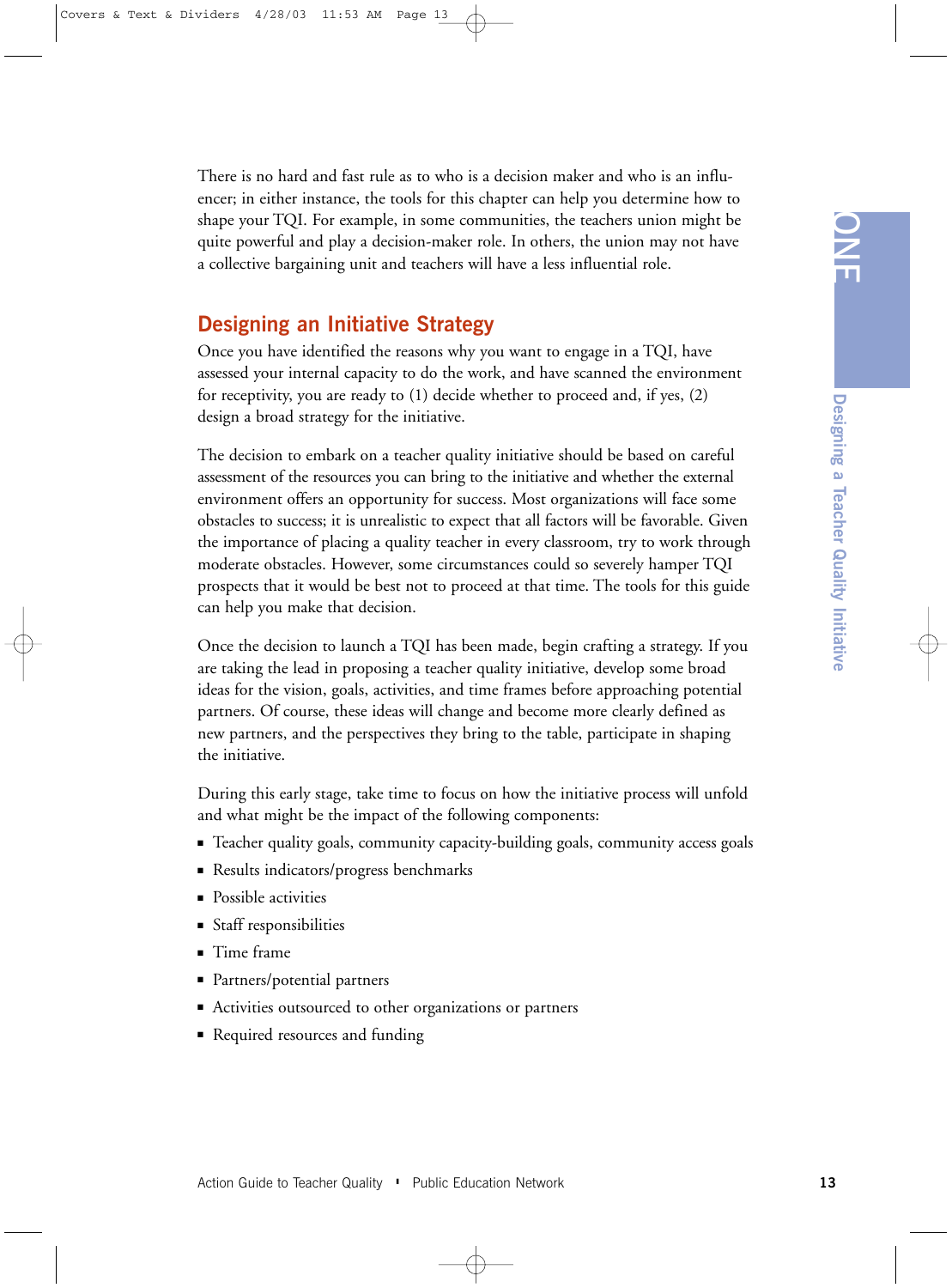There is no hard and fast rule as to who is a decision maker and who is an influencer; in either instance, the tools for this chapter can help you determine how to shape your TQI. For example, in some communities, the teachers union might be quite powerful and play a decision-maker role. In others, the union may not have a collective bargaining unit and teachers will have a less influential role.

## Designing an Initiative Strategy

Once you have identified the reasons why you want to engage in a TQI, have assessed your internal capacity to do the work, and have scanned the environment for receptivity, you are ready to (1) decide whether to proceed and, if yes, (2) design a broad strategy for the initiative.

The decision to embark on a teacher quality initiative should be based on careful assessment of the resources you can bring to the initiative and whether the external environment offers an opportunity for success. Most organizations will face some obstacles to success; it is unrealistic to expect that all factors will be favorable. Given the importance of placing a quality teacher in every classroom, try to work through moderate obstacles. However, some circumstances could so severely hamper TQI prospects that it would be best not to proceed at that time. The tools for this guide can help you make that decision.

Once the decision to launch a TQI has been made, begin crafting a strategy. If you are taking the lead in proposing a teacher quality initiative, develop some broad ideas for the vision, goals, activities, and time frames before approaching potential partners. Of course, these ideas will change and become more clearly defined as new partners, and the perspectives they bring to the table, participate in shaping the initiative.

During this early stage, take time to focus on how the initiative process will unfold and what might be the impact of the following components:

- Teacher quality goals, community capacity-building goals, community access goals
- Results indicators/progress benchmarks
- Possible activities
- Staff responsibilities
- Time frame
- Partners/potential partners
- Activities outsourced to other organizations or partners
- Required resources and funding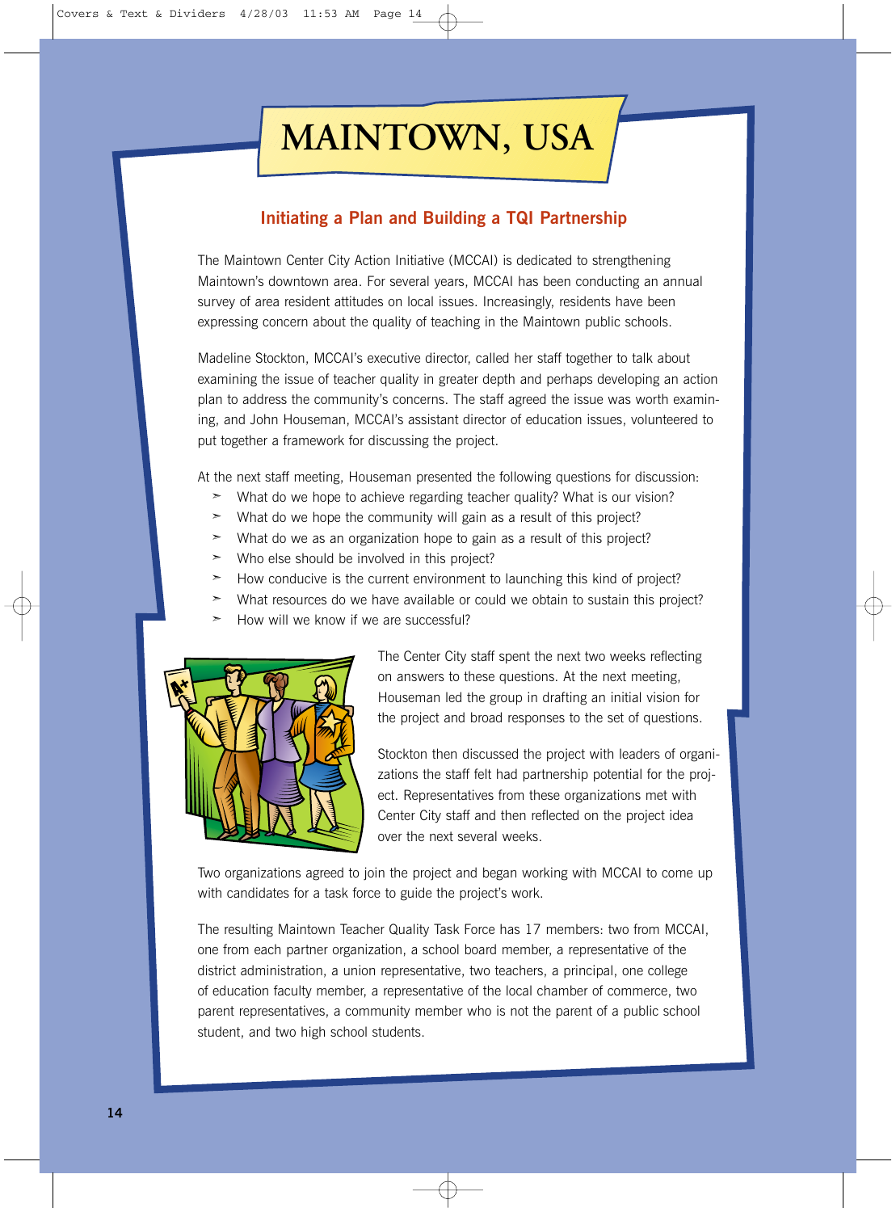# MAINTOWN, USA

## Initiating a Plan and Building a TQI Partnership

The Maintown Center City Action Initiative (MCCAI) is dedicated to strengthening Maintown's downtown area. For several years, MCCAI has been conducting an annual survey of area resident attitudes on local issues. Increasingly, residents have been expressing concern about the quality of teaching in the Maintown public schools.

Madeline Stockton, MCCAI's executive director, called her staff together to talk about examining the issue of teacher quality in greater depth and perhaps developing an action plan to address the community's concerns. The staff agreed the issue was worth examining, and John Houseman, MCCAI's assistant director of education issues, volunteered to put together a framework for discussing the project.

At the next staff meeting, Houseman presented the following questions for discussion:

- What do we hope to achieve regarding teacher quality? What is our vision?
- What do we hope the community will gain as a result of this project?
- What do we as an organization hope to gain as a result of this project?
- Who else should be involved in this project?
- How conducive is the current environment to launching this kind of project?
- What resources do we have available or could we obtain to sustain this project?
- How will we know if we are successful?

The Center City staff spent the next two weeks reflecting on answers to these questions. At the next meeting, Houseman led the group in drafting an initial vision for the project and broad responses to the set of questions.

Stockton then discussed the project with leaders of organizations the staff felt had partnership potential for the project. Representatives from these organizations met with Center City staff and then reflected on the project idea over the next several weeks.

Two organizations agreed to join the project and began working with MCCAI to come up with candidates for a task force to guide the project's work.

The resulting Maintown Teacher Quality Task Force has 17 members: two from MCCAI, one from each partner organization, a school board member, a representative of the district administration, a union representative, two teachers, a principal, one college of education faculty member, a representative of the local chamber of commerce, two parent representatives, a community member who is not the parent of a public school student, and two high school students.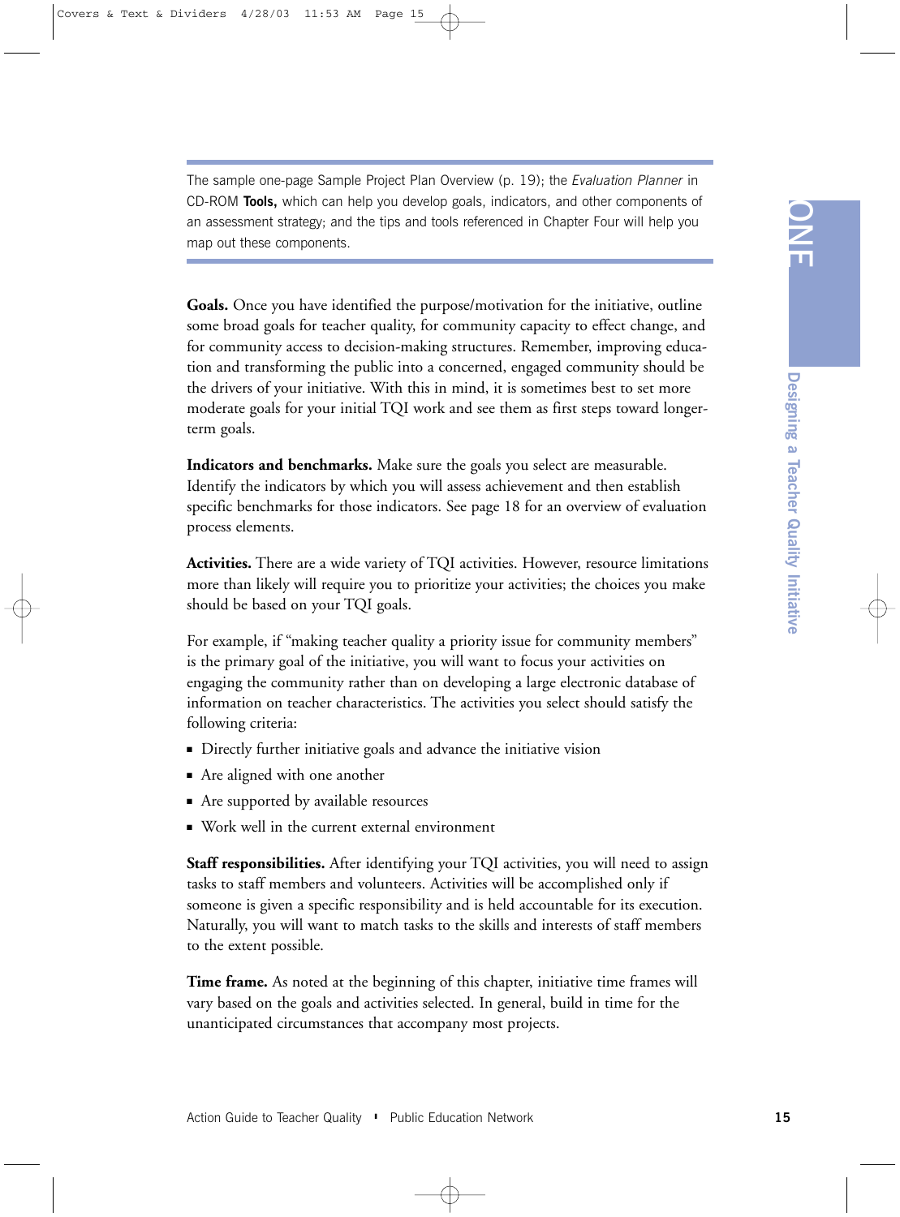The sample one-page Sample Project Plan Overview (p. 19); the *Evaluation Planner* in CD-ROM **Tools,** which can help you develop goals, indicators, and other components of an assessment strategy; and the tips and tools referenced in Chapter Four will help you map out these components.

**Goals.** Once you have identified the purpose/motivation for the initiative, outline some broad goals for teacher quality, for community capacity to effect change, and for community access to decision-making structures. Remember, improving education and transforming the public into a concerned, engaged community should be the drivers of your initiative. With this in mind, it is sometimes best to set more moderate goals for your initial TQI work and see them as first steps toward longer-term goals.

**Indicators and benchmarks.** Make sure the goals you select are measurable. Identify the indicators by which you will assess achievement and then establish specific benchmarks for those indicators. See page 18 for an overview of evaluation process elements.

**Activities.** There are a wide variety of TQI activities. However, resource limitations more than likely will require you to prioritize your activities; the choices you make should be based on your TQI goals.

For example, if "making teacher quality a priority issue for community members" is the primary goal of the initiative, you will want to focus your activities on engaging the community rather than on developing a large electronic database of information on teacher characteristics. The activities you select should satisfy the following criteria:

- Directly further initiative goals and advance the initiative vision
- Are aligned with one another
- Are supported by available resources
- Work well in the current external environment

**Staff responsibilities.** After identifying your TQI activities, you will need to assign tasks to staff members and volunteers. Activities will be accomplished only if someone is given a specific responsibility and is held accountable for its execution. Naturally, you will want to match tasks to the skills and interests of staff members to the extent possible.

**Time frame.** As noted at the beginning of this chapter, initiative time frames will vary based on the goals and activities selected. In general, build in time for the unanticipated circumstances that accompany most projects.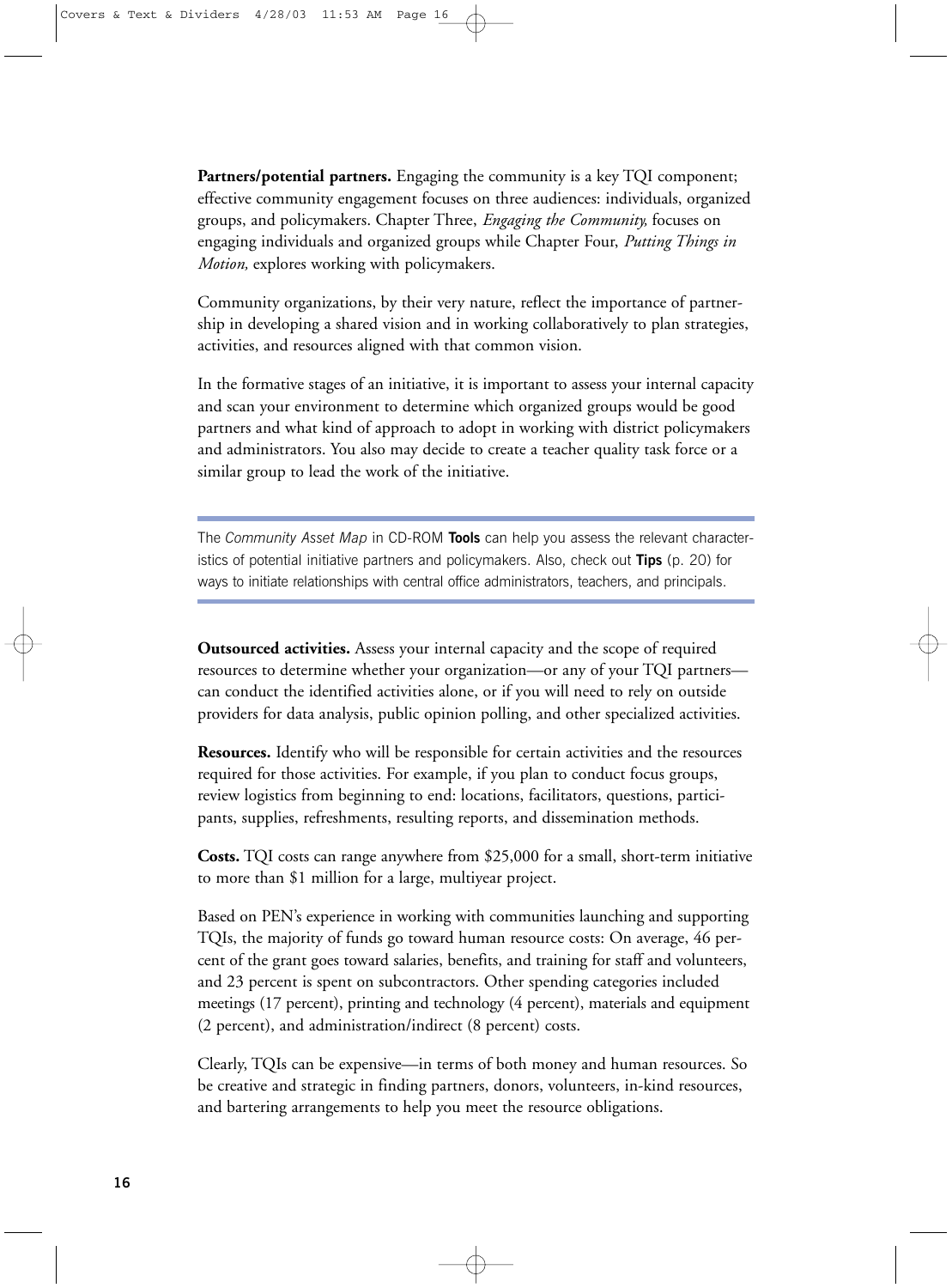**Partners/potential partners.** Engaging the community is a key TQI component; effective community engagement focuses on three audiences: individuals, organized groups, and policymakers. Chapter Three, *Engaging the Community,* focuses on engaging individuals and organized groups while Chapter Four, *Putting Things in Motion,* explores working with policymakers.

Community organizations, by their very nature, reflect the importance of partnership in developing a shared vision and in working collaboratively to plan strategies, activities, and resources aligned with that common vision.

In the formative stages of an initiative, it is important to assess your internal capacity and scan your environment to determine which organized groups would be good partners and what kind of approach to adopt in working with district policymakers and administrators. You also may decide to create a teacher quality task force or a similar group to lead the work of the initiative.

---

The *Community Asset Map* in CD-ROM **Tools** can help you assess the relevant characteristics of potential initiative partners and policymakers. Also, check out **Tips** (p. 20) for ways to initiate relationships with central office administrators, teachers, and principals.

---

**Outsourced activities.** Assess your internal capacity and the scope of required resources to determine whether your organization—or any of your TQI partners—can conduct the identified activities alone, or if you will need to rely on outside providers for data analysis, public opinion polling, and other specialized activities.

**Resources.** Identify who will be responsible for certain activities and the resources required for those activities. For example, if you plan to conduct focus groups, review logistics from beginning to end: locations, facilitators, questions, participants, supplies, refreshments, resulting reports, and dissemination methods.

**Costs.** TQI costs can range anywhere from $25,000 for a small, short-term initiative to more than $1 million for a large, multiyear project.

Based on PEN's experience in working with communities launching and supporting TQIs, the majority of funds go toward human resource costs: On average, 46 percent of the grant goes toward salaries, benefits, and training for staff and volunteers, and 23 percent is spent on subcontractors. Other spending categories included meetings (17 percent), printing and technology (4 percent), materials and equipment (2 percent), and administration/indirect (8 percent) costs.

Clearly, TQIs can be expensive—in terms of both money and human resources. So be creative and strategic in finding partners, donors, volunteers, in-kind resources, and bartering arrangements to help you meet the resource obligations.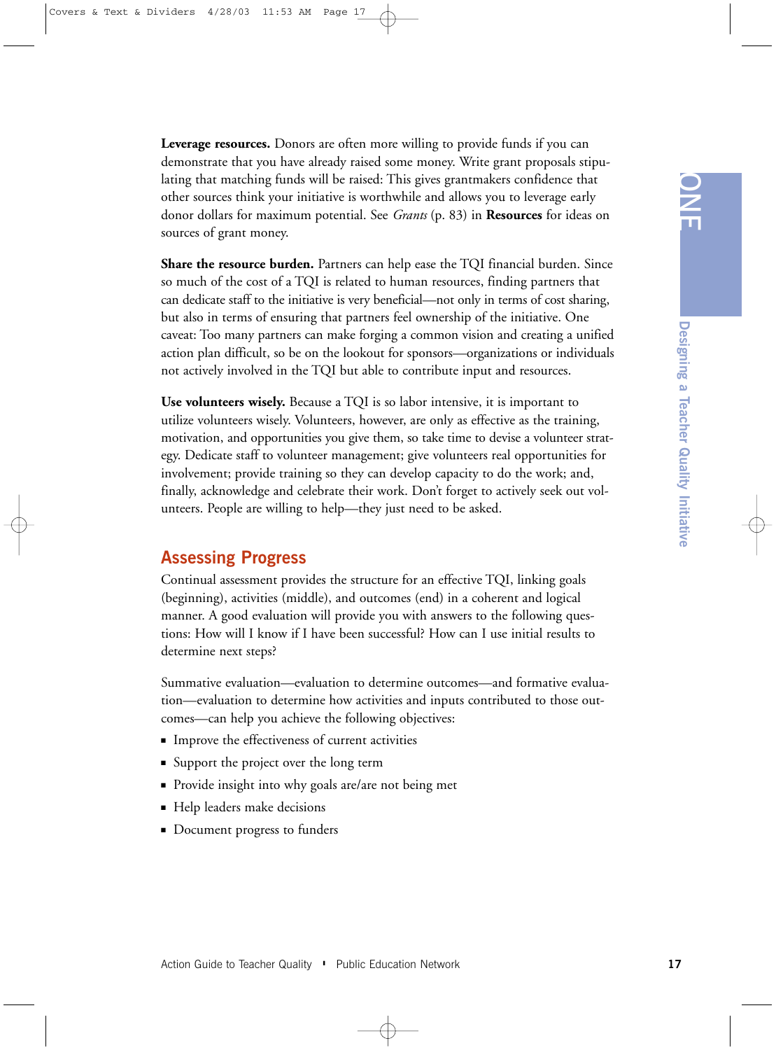**Leverage resources.** Donors are often more willing to provide funds if you can demonstrate that you have already raised some money. Write grant proposals stipulating that matching funds will be raised: This gives grantmakers confidence that other sources think your initiative is worthwhile and allows you to leverage early donor dollars for maximum potential. See *Grants* (p. 83) in **Resources** for ideas on sources of grant money.

**Share the resource burden.** Partners can help ease the TQI financial burden. Since so much of the cost of a TQI is related to human resources, finding partners that can dedicate staff to the initiative is very beneficial—not only in terms of cost sharing, but also in terms of ensuring that partners feel ownership of the initiative. One caveat: Too many partners can make forging a common vision and creating a unified action plan difficult, so be on the lookout for sponsors—organizations or individuals not actively involved in the TQI but able to contribute input and resources.

**Use volunteers wisely.** Because a TQI is so labor intensive, it is important to utilize volunteers wisely. Volunteers, however, are only as effective as the training, motivation, and opportunities you give them, so take time to devise a volunteer strategy. Dedicate staff to volunteer management; give volunteers real opportunities for involvement; provide training so they can develop capacity to do the work; and, finally, acknowledge and celebrate their work. Don't forget to actively seek out volunteers. People are willing to help—they just need to be asked.

## Assessing Progress

Continual assessment provides the structure for an effective TQI, linking goals (beginning), activities (middle), and outcomes (end) in a coherent and logical manner. A good evaluation will provide you with answers to the following questions: How will I know if I have been successful? How can I use initial results to determine next steps?

Summative evaluation—evaluation to determine outcomes—and formative evaluation—evaluation to determine how activities and inputs contributed to those outcomes—can help you achieve the following objectives:

- Improve the effectiveness of current activities
- Support the project over the long term
- Provide insight into why goals are/are not being met
- Help leaders make decisions
- Document progress to funders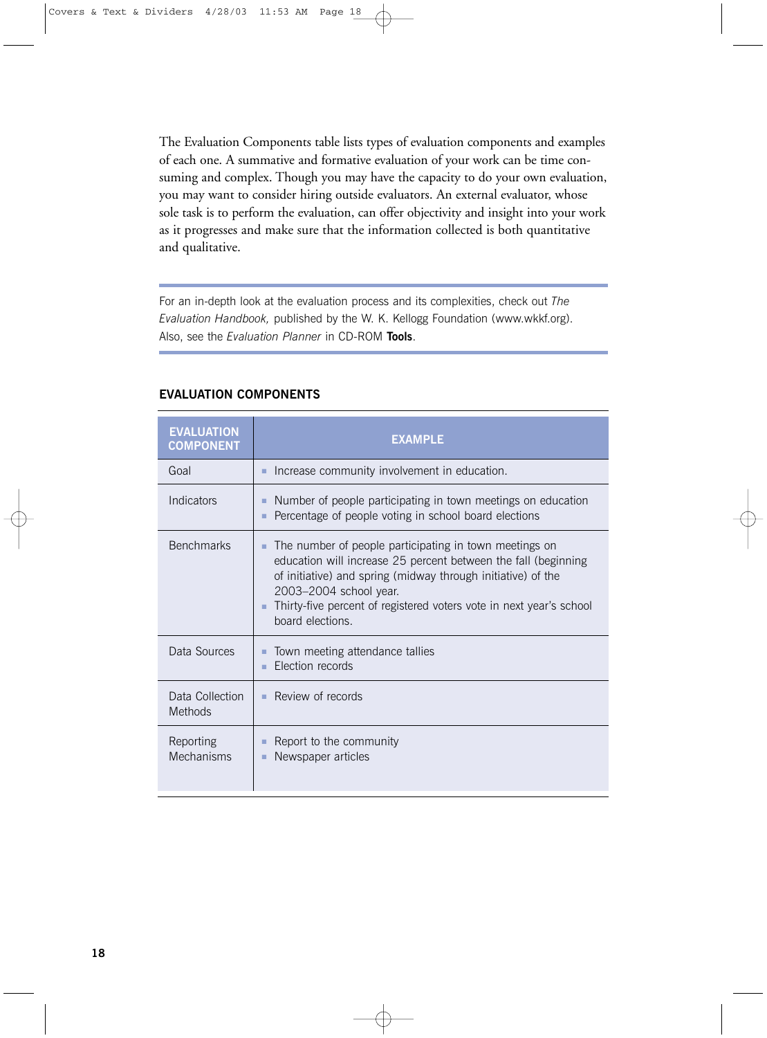The Evaluation Components table lists types of evaluation components and examples of each one. A summative and formative evaluation of your work can be time consuming and complex. Though you may have the capacity to do your own evaluation, you may want to consider hiring outside evaluators. An external evaluator, whose sole task is to perform the evaluation, can offer objectivity and insight into your work as it progresses and make sure that the information collected is both quantitative and qualitative.

---

For an in-depth look at the evaluation process and its complexities, check out *The Evaluation Handbook,* published by the W. K. Kellogg Foundation (www.wkkf.org). Also, see the *Evaluation Planner* in CD-ROM **Tools**.

---

**EVALUATION COMPONENTS**

| EVALUATION COMPONENT | EXAMPLE |
|---|---|
| Goal | ▪ Increase community involvement in education. |
| Indicators | ▪ Number of people participating in town meetings on education<br>▪ Percentage of people voting in school board elections |
| Benchmarks | ▪ The number of people participating in town meetings on education will increase 25 percent between the fall (beginning of initiative) and spring (midway through initiative) of the 2003–2004 school year.<br>▪ Thirty-five percent of registered voters vote in next year's school board elections. |
| Data Sources | ▪ Town meeting attendance tallies<br>▪ Election records |
| Data Collection Methods | ▪ Review of records |
| Reporting Mechanisms | ▪ Report to the community<br>▪ Newspaper articles |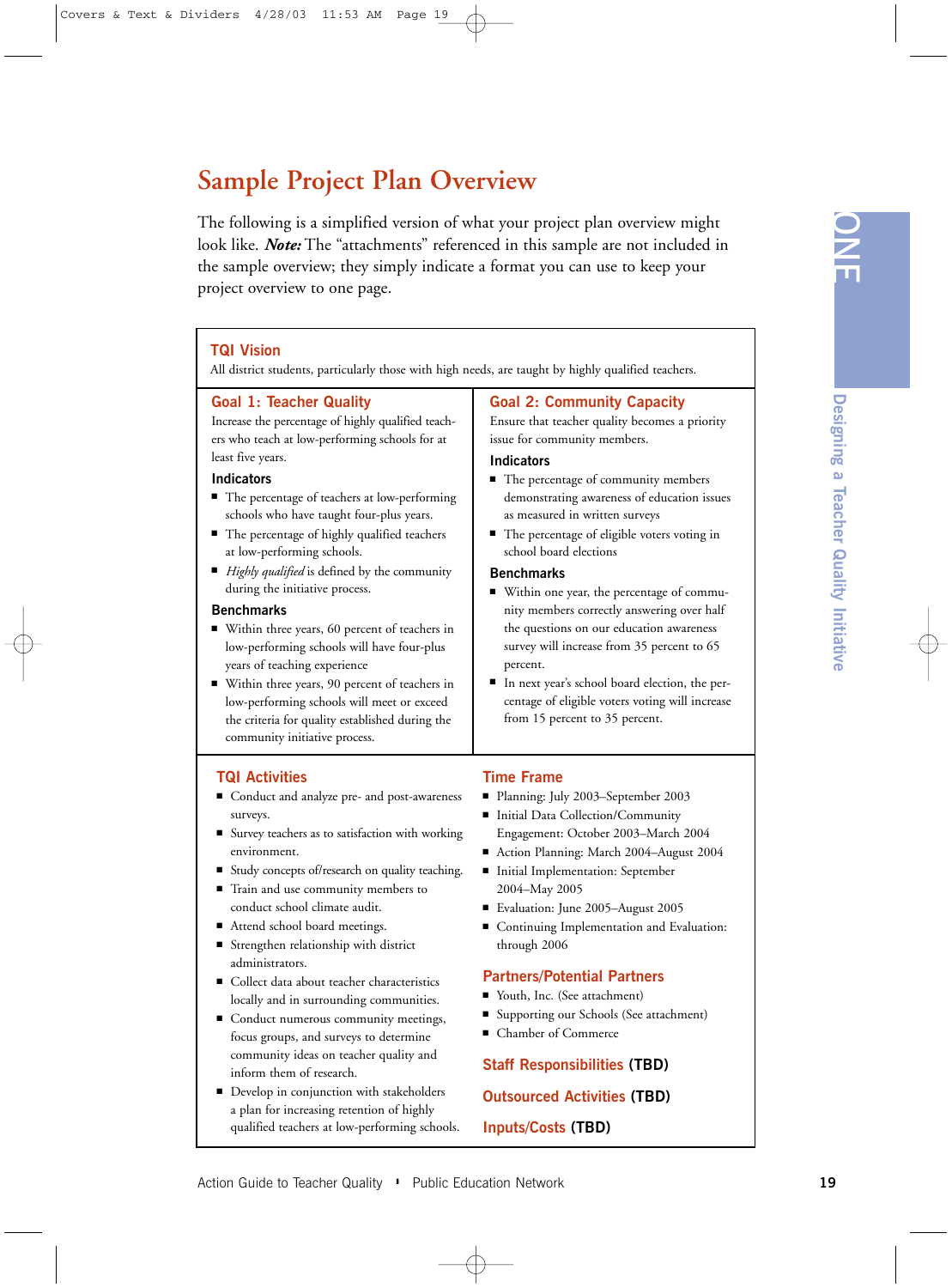# Sample Project Plan Overview

The following is a simplified version of what your project plan overview might look like. ***Note:*** The "attachments" referenced in this sample are not included in the sample overview; they simply indicate a format you can use to keep your project overview to one page.

## TQI Vision

All district students, particularly those with high needs, are taught by highly qualified teachers.

## Goal 1: Teacher Quality

Increase the percentage of highly qualified teachers who teach at low-performing schools for at least five years.

### Indicators

- The percentage of teachers at low-performing schools who have taught four-plus years.
- The percentage of highly qualified teachers at low-performing schools.
- *Highly qualified* is defined by the community during the initiative process.

### Benchmarks

- Within three years, 60 percent of teachers in low-performing schools will have four-plus years of teaching experience
- Within three years, 90 percent of teachers in low-performing schools will meet or exceed the criteria for quality established during the community initiative process.

## Goal 2: Community Capacity

Ensure that teacher quality becomes a priority issue for community members.

### Indicators

- The percentage of community members demonstrating awareness of education issues as measured in written surveys
- The percentage of eligible voters voting in school board elections

### Benchmarks

- Within one year, the percentage of community members correctly answering over half the questions on our education awareness survey will increase from 35 percent to 65 percent.
- In next year's school board election, the percentage of eligible voters voting will increase from 15 percent to 35 percent.

## TQI Activities

- Conduct and analyze pre- and post-awareness surveys.
- Survey teachers as to satisfaction with working environment.
- Study concepts of/research on quality teaching.
- Train and use community members to conduct school climate audit.
- Attend school board meetings.
- Strengthen relationship with district administrators.
- Collect data about teacher characteristics locally and in surrounding communities.
- Conduct numerous community meetings, focus groups, and surveys to determine community ideas on teacher quality and inform them of research.
- Develop in conjunction with stakeholders a plan for increasing retention of highly qualified teachers at low-performing schools.

## Time Frame

- Planning: July 2003–September 2003
- Initial Data Collection/Community Engagement: October 2003–March 2004
- Action Planning: March 2004–August 2004
- Initial Implementation: September 2004–May 2005
- Evaluation: June 2005–August 2005
- Continuing Implementation and Evaluation: through 2006

## Partners/Potential Partners

- Youth, Inc. (See attachment)
- Supporting our Schools (See attachment)
- Chamber of Commerce

## Staff Responsibilities **(TBD)**

## Outsourced Activities **(TBD)**

## Inputs/Costs **(TBD)**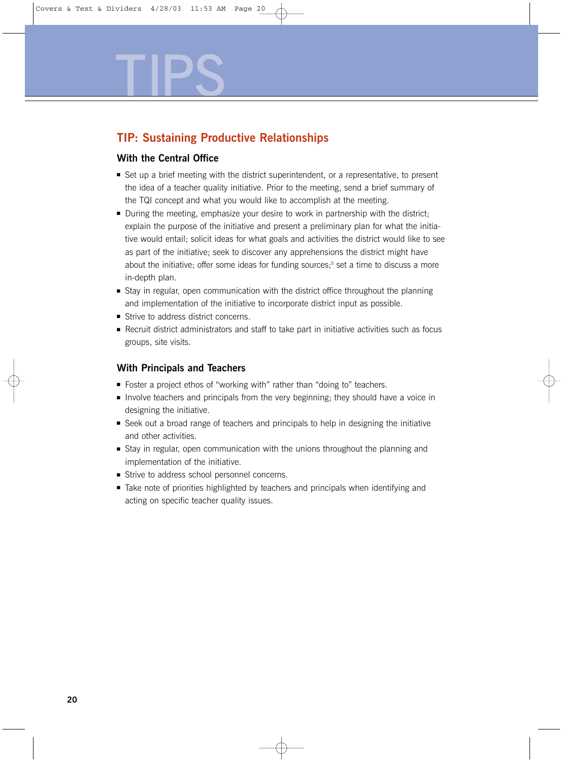# TIPS

## TIP: Sustaining Productive Relationships

### With the Central Office

- Set up a brief meeting with the district superintendent, or a representative, to present the idea of a teacher quality initiative. Prior to the meeting, send a brief summary of the TQI concept and what you would like to accomplish at the meeting.
- During the meeting, emphasize your desire to work in partnership with the district; explain the purpose of the initiative and present a preliminary plan for what the initiative would entail; solicit ideas for what goals and activities the district would like to see as part of the initiative; seek to discover any apprehensions the district might have about the initiative; offer some ideas for funding sources;[5] set a time to discuss a more in-depth plan.
- Stay in regular, open communication with the district office throughout the planning and implementation of the initiative to incorporate district input as possible.
- Strive to address district concerns.
- Recruit district administrators and staff to take part in initiative activities such as focus groups, site visits.

### With Principals and Teachers

- Foster a project ethos of "working with" rather than "doing to" teachers.
- Involve teachers and principals from the very beginning; they should have a voice in designing the initiative.
- Seek out a broad range of teachers and principals to help in designing the initiative and other activities.
- Stay in regular, open communication with the unions throughout the planning and implementation of the initiative.
- Strive to address school personnel concerns.
- Take note of priorities highlighted by teachers and principals when identifying and acting on specific teacher quality issues.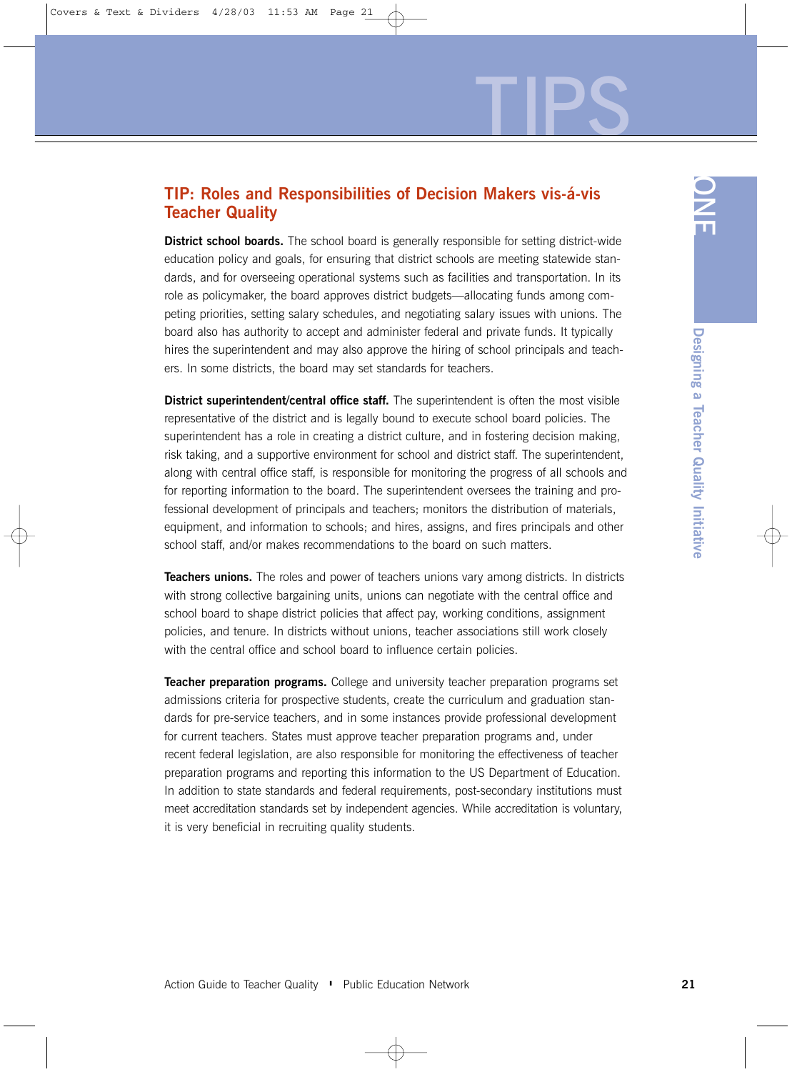# TIPS

## TIP: Roles and Responsibilities of Decision Makers vis-á-vis Teacher Quality

**District school boards.** The school board is generally responsible for setting district-wide education policy and goals, for ensuring that district schools are meeting statewide standards, and for overseeing operational systems such as facilities and transportation. In its role as policymaker, the board approves district budgets—allocating funds among competing priorities, setting salary schedules, and negotiating salary issues with unions. The board also has authority to accept and administer federal and private funds. It typically hires the superintendent and may also approve the hiring of school principals and teachers. In some districts, the board may set standards for teachers.

**District superintendent/central office staff.** The superintendent is often the most visible representative of the district and is legally bound to execute school board policies. The superintendent has a role in creating a district culture, and in fostering decision making, risk taking, and a supportive environment for school and district staff. The superintendent, along with central office staff, is responsible for monitoring the progress of all schools and for reporting information to the board. The superintendent oversees the training and professional development of principals and teachers; monitors the distribution of materials, equipment, and information to schools; and hires, assigns, and fires principals and other school staff, and/or makes recommendations to the board on such matters.

**Teachers unions.** The roles and power of teachers unions vary among districts. In districts with strong collective bargaining units, unions can negotiate with the central office and school board to shape district policies that affect pay, working conditions, assignment policies, and tenure. In districts without unions, teacher associations still work closely with the central office and school board to influence certain policies.

**Teacher preparation programs.** College and university teacher preparation programs set admissions criteria for prospective students, create the curriculum and graduation standards for pre-service teachers, and in some instances provide professional development for current teachers. States must approve teacher preparation programs and, under recent federal legislation, are also responsible for monitoring the effectiveness of teacher preparation programs and reporting this information to the US Department of Education. In addition to state standards and federal requirements, post-secondary institutions must meet accreditation standards set by independent agencies. While accreditation is voluntary, it is very beneficial in recruiting quality students.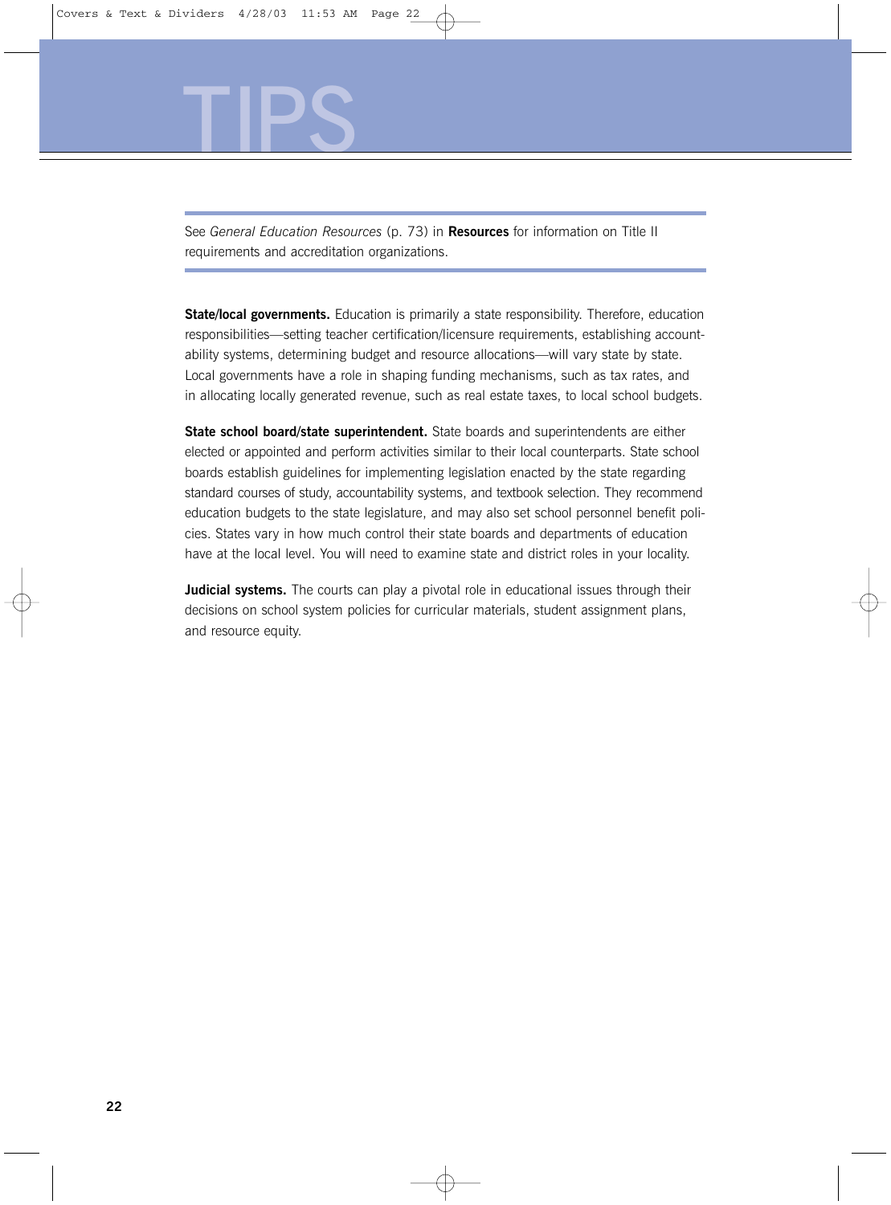# TIPS

See *General Education Resources* (p. 73) in **Resources** for information on Title II requirements and accreditation organizations.

**State/local governments.** Education is primarily a state responsibility. Therefore, education responsibilities—setting teacher certification/licensure requirements, establishing accountability systems, determining budget and resource allocations—will vary state by state. Local governments have a role in shaping funding mechanisms, such as tax rates, and in allocating locally generated revenue, such as real estate taxes, to local school budgets.

**State school board/state superintendent.** State boards and superintendents are either elected or appointed and perform activities similar to their local counterparts. State school boards establish guidelines for implementing legislation enacted by the state regarding standard courses of study, accountability systems, and textbook selection. They recommend education budgets to the state legislature, and may also set school personnel benefit policies. States vary in how much control their state boards and departments of education have at the local level. You will need to examine state and district roles in your locality.

**Judicial systems.** The courts can play a pivotal role in educational issues through their decisions on school system policies for curricular materials, student assignment plans, and resource equity.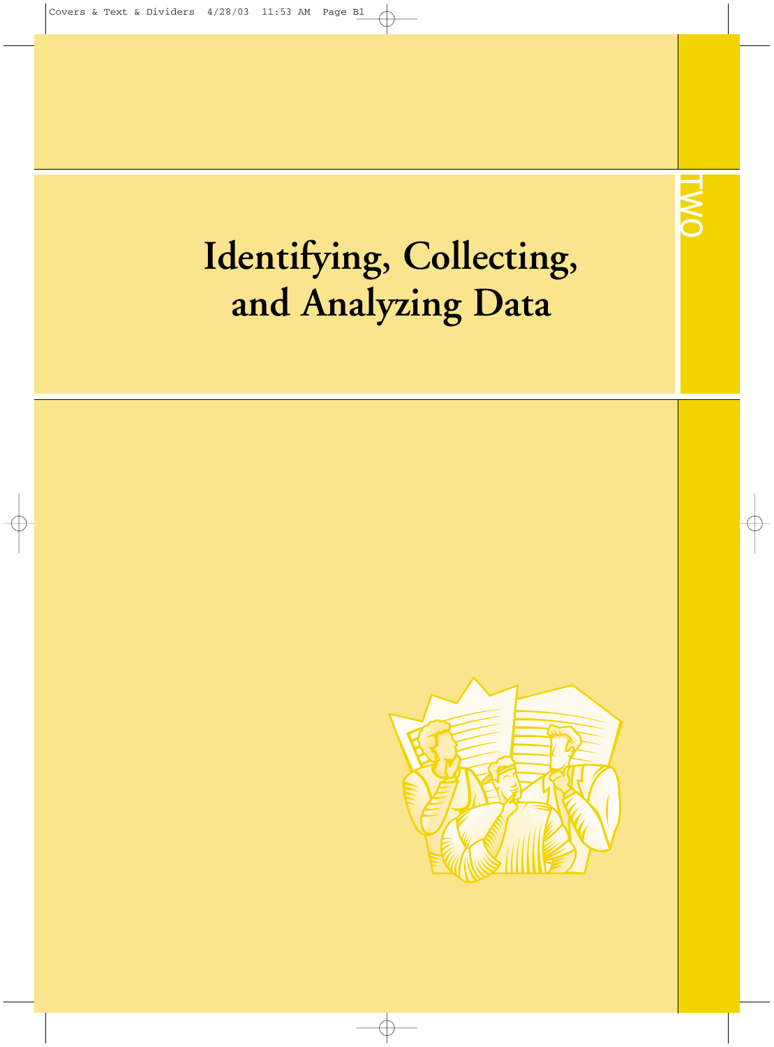TWO

# Identifying, Collecting, and Analyzing Data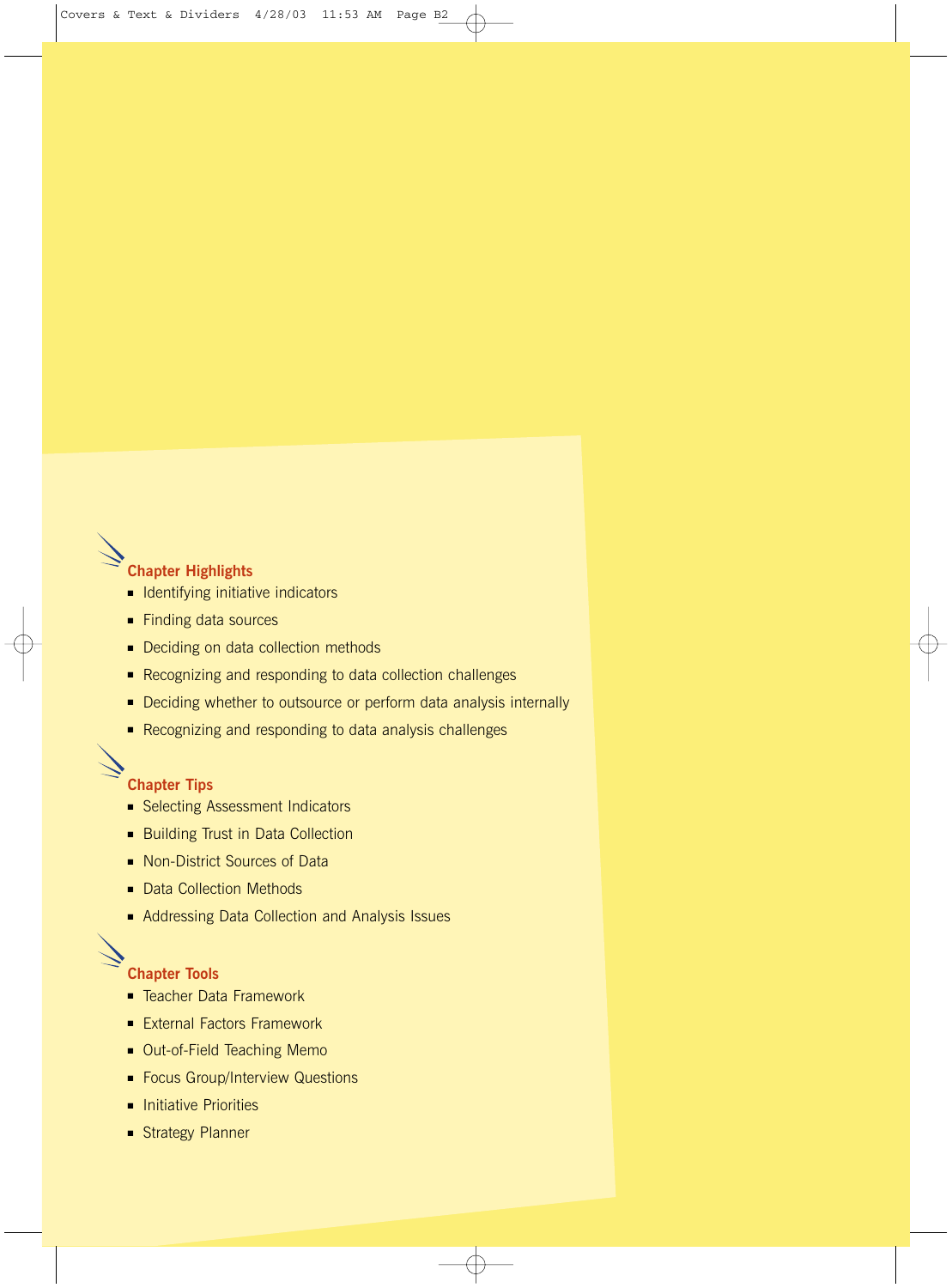## Chapter Highlights

- Identifying initiative indicators
- Finding data sources
- Deciding on data collection methods
- Recognizing and responding to data collection challenges
- Deciding whether to outsource or perform data analysis internally
- Recognizing and responding to data analysis challenges

## Chapter Tips

- Selecting Assessment Indicators
- Building Trust in Data Collection
- Non-District Sources of Data
- Data Collection Methods
- Addressing Data Collection and Analysis Issues

## Chapter Tools

- Teacher Data Framework
- External Factors Framework
- Out-of-Field Teaching Memo
- Focus Group/Interview Questions
- Initiative Priorities
- Strategy Planner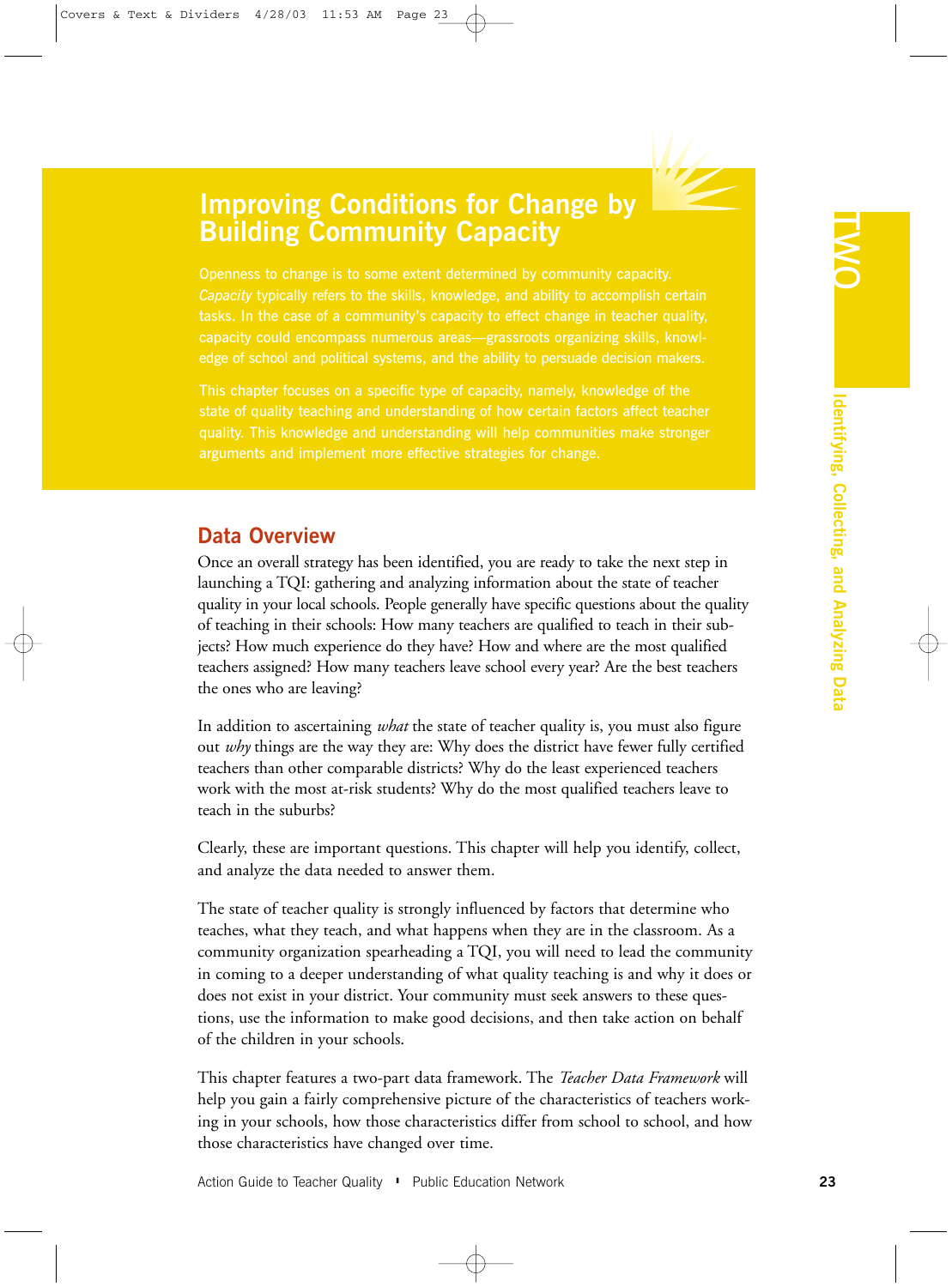# Improving Conditions for Change by Building Community Capacity

Openness to change is to some extent determined by community capacity. *Capacity* typically refers to the skills, knowledge, and ability to accomplish certain tasks. In the case of a community's capacity to effect change in teacher quality, capacity could encompass numerous areas—grassroots organizing skills, knowledge of school and political systems, and the ability to persuade decision makers.

This chapter focuses on a specific type of capacity, namely, knowledge of the state of quality teaching and understanding of how certain factors affect teacher quality. This knowledge and understanding will help communities make stronger arguments and implement more effective strategies for change.

## Data Overview

Once an overall strategy has been identified, you are ready to take the next step in launching a TQI: gathering and analyzing information about the state of teacher quality in your local schools. People generally have specific questions about the quality of teaching in their schools: How many teachers are qualified to teach in their subjects? How much experience do they have? How and where are the most qualified teachers assigned? How many teachers leave school every year? Are the best teachers the ones who are leaving?

In addition to ascertaining *what* the state of teacher quality is, you must also figure out *why* things are the way they are: Why does the district have fewer fully certified teachers than other comparable districts? Why do the least experienced teachers work with the most at-risk students? Why do the most qualified teachers leave to teach in the suburbs?

Clearly, these are important questions. This chapter will help you identify, collect, and analyze the data needed to answer them.

The state of teacher quality is strongly influenced by factors that determine who teaches, what they teach, and what happens when they are in the classroom. As a community organization spearheading a TQI, you will need to lead the community in coming to a deeper understanding of what quality teaching is and why it does or does not exist in your district. Your community must seek answers to these questions, use the information to make good decisions, and then take action on behalf of the children in your schools.

This chapter features a two-part data framework. The *Teacher Data Framework* will help you gain a fairly comprehensive picture of the characteristics of teachers working in your schools, how those characteristics differ from school to school, and how those characteristics have changed over time.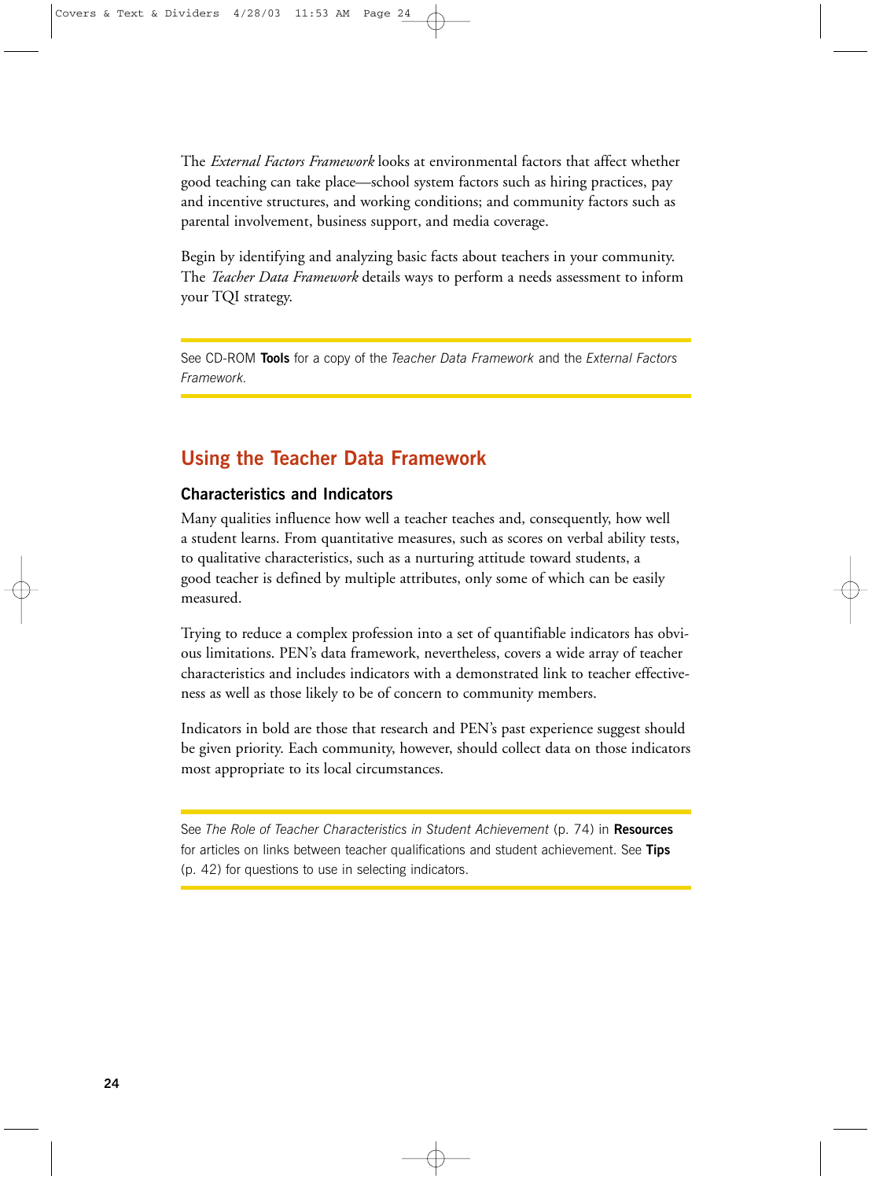The *External Factors Framework* looks at environmental factors that affect whether good teaching can take place—school system factors such as hiring practices, pay and incentive structures, and working conditions; and community factors such as parental involvement, business support, and media coverage.

Begin by identifying and analyzing basic facts about teachers in your community. The *Teacher Data Framework* details ways to perform a needs assessment to inform your TQI strategy.

See CD-ROM **Tools** for a copy of the *Teacher Data Framework* and the *External Factors Framework.*

## Using the Teacher Data Framework

### Characteristics and Indicators

Many qualities influence how well a teacher teaches and, consequently, how well a student learns. From quantitative measures, such as scores on verbal ability tests, to qualitative characteristics, such as a nurturing attitude toward students, a good teacher is defined by multiple attributes, only some of which can be easily measured.

Trying to reduce a complex profession into a set of quantifiable indicators has obvious limitations. PEN's data framework, nevertheless, covers a wide array of teacher characteristics and includes indicators with a demonstrated link to teacher effectiveness as well as those likely to be of concern to community members.

Indicators in bold are those that research and PEN's past experience suggest should be given priority. Each community, however, should collect data on those indicators most appropriate to its local circumstances.

See *The Role of Teacher Characteristics in Student Achievement* (p. 74) in **Resources** for articles on links between teacher qualifications and student achievement. See **Tips** (p. 42) for questions to use in selecting indicators.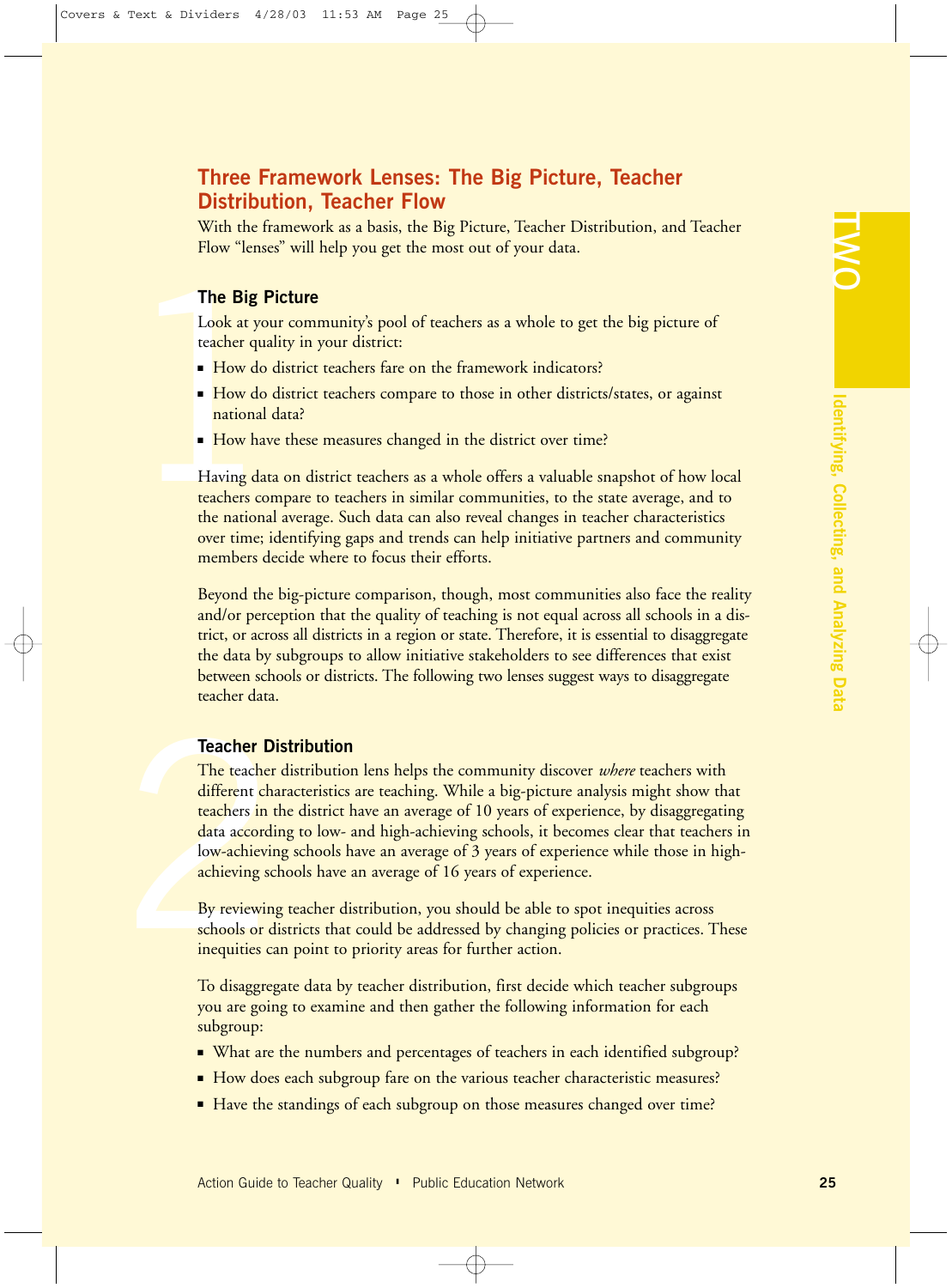## Three Framework Lenses: The Big Picture, Teacher Distribution, Teacher Flow

With the framework as a basis, the Big Picture, Teacher Distribution, and Teacher Flow "lenses" will help you get the most out of your data.

### The Big Picture

Look at your community's pool of teachers as a whole to get the big picture of teacher quality in your district:

- How do district teachers fare on the framework indicators?
- How do district teachers compare to those in other districts/states, or against national data?
- How have these measures changed in the district over time?

Having data on district teachers as a whole offers a valuable snapshot of how local teachers compare to teachers in similar communities, to the state average, and to the national average. Such data can also reveal changes in teacher characteristics over time; identifying gaps and trends can help initiative partners and community members decide where to focus their efforts.

Beyond the big-picture comparison, though, most communities also face the reality and/or perception that the quality of teaching is not equal across all schools in a district, or across all districts in a region or state. Therefore, it is essential to disaggregate the data by subgroups to allow initiative stakeholders to see differences that exist between schools or districts. The following two lenses suggest ways to disaggregate teacher data.

### Teacher Distribution

The teacher distribution lens helps the community discover *where* teachers with different characteristics are teaching. While a big-picture analysis might show that teachers in the district have an average of 10 years of experience, by disaggregating data according to low- and high-achieving schools, it becomes clear that teachers in low-achieving schools have an average of 3 years of experience while those in high-achieving schools have an average of 16 years of experience.

By reviewing teacher distribution, you should be able to spot inequities across schools or districts that could be addressed by changing policies or practices. These inequities can point to priority areas for further action.

To disaggregate data by teacher distribution, first decide which teacher subgroups you are going to examine and then gather the following information for each subgroup:

- What are the numbers and percentages of teachers in each identified subgroup?
- How does each subgroup fare on the various teacher characteristic measures?
- Have the standings of each subgroup on those measures changed over time?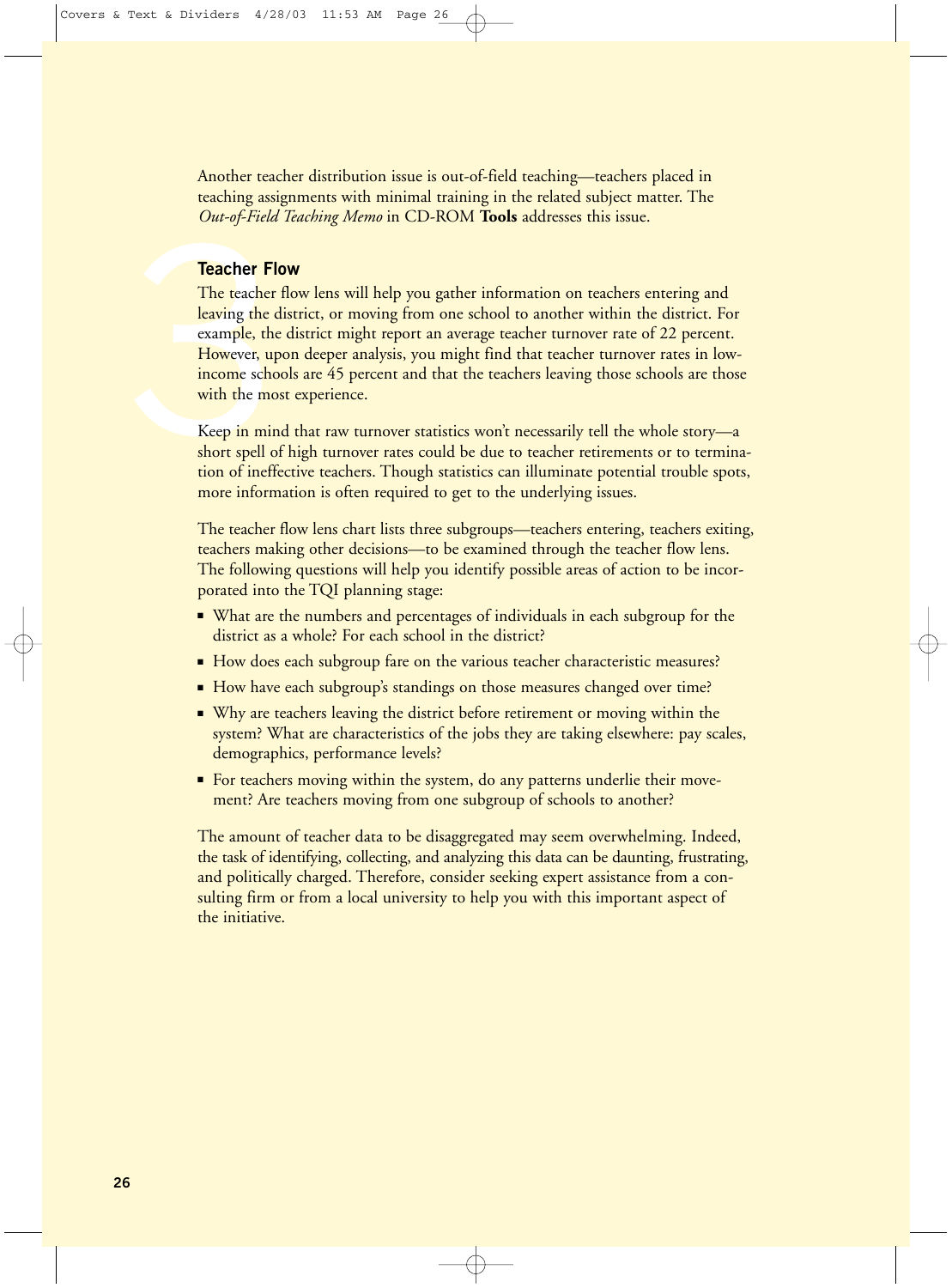Another teacher distribution issue is out-of-field teaching—teachers placed in teaching assignments with minimal training in the related subject matter. The *Out-of-Field Teaching Memo* in CD-ROM **Tools** addresses this issue.

### Teacher Flow

The teacher flow lens will help you gather information on teachers entering and leaving the district, or moving from one school to another within the district. For example, the district might report an average teacher turnover rate of 22 percent. However, upon deeper analysis, you might find that teacher turnover rates in low-income schools are 45 percent and that the teachers leaving those schools are those with the most experience.

Keep in mind that raw turnover statistics won't necessarily tell the whole story—a short spell of high turnover rates could be due to teacher retirements or to termination of ineffective teachers. Though statistics can illuminate potential trouble spots, more information is often required to get to the underlying issues.

The teacher flow lens chart lists three subgroups—teachers entering, teachers exiting, teachers making other decisions—to be examined through the teacher flow lens. The following questions will help you identify possible areas of action to be incorporated into the TQI planning stage:

- What are the numbers and percentages of individuals in each subgroup for the district as a whole? For each school in the district?
- How does each subgroup fare on the various teacher characteristic measures?
- How have each subgroup's standings on those measures changed over time?
- Why are teachers leaving the district before retirement or moving within the system? What are characteristics of the jobs they are taking elsewhere: pay scales, demographics, performance levels?
- For teachers moving within the system, do any patterns underlie their movement? Are teachers moving from one subgroup of schools to another?

The amount of teacher data to be disaggregated may seem overwhelming. Indeed, the task of identifying, collecting, and analyzing this data can be daunting, frustrating, and politically charged. Therefore, consider seeking expert assistance from a consulting firm or from a local university to help you with this important aspect of the initiative.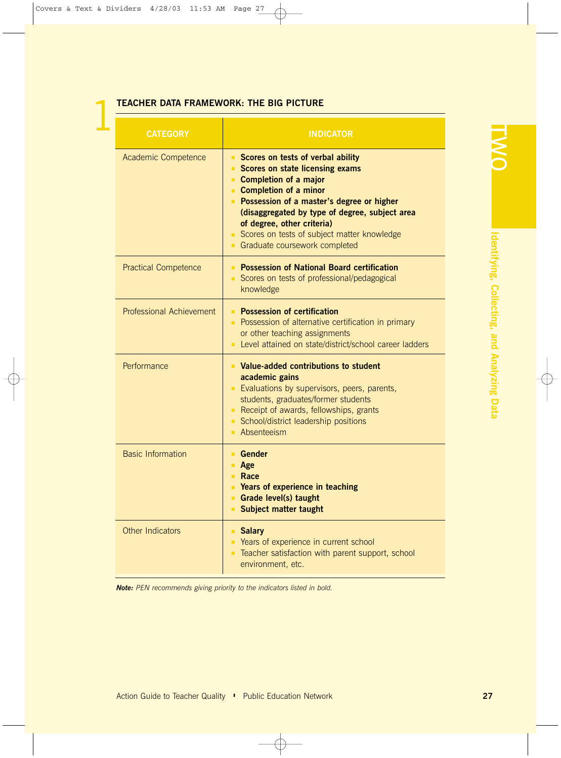## 1 TEACHER DATA FRAMEWORK: THE BIG PICTURE

| CATEGORY | INDICATOR |
|---|---|
| Academic Competence | • **Scores on tests of verbal ability**<br>• **Scores on state licensing exams**<br>• **Completion of a major**<br>• **Completion of a minor**<br>• **Possession of a master's degree or higher (disaggregated by type of degree, subject area of degree, other criteria)**<br>• Scores on tests of subject matter knowledge<br>• Graduate coursework completed |
| Practical Competence | • **Possession of National Board certification**<br>• Scores on tests of professional/pedagogical knowledge |
| Professional Achievement | • **Possession of certification**<br>• Possession of alternative certification in primary or other teaching assignments<br>• Level attained on state/district/school career ladders |
| Performance | • **Value-added contributions to student academic gains**<br>• Evaluations by supervisors, peers, parents, students, graduates/former students<br>• Receipt of awards, fellowships, grants<br>• School/district leadership positions<br>• Absenteeism |
| Basic Information | • **Gender**<br>• **Age**<br>• **Race**<br>• **Years of experience in teaching**<br>• **Grade level(s) taught**<br>• **Subject matter taught** |
| Other Indicators | • **Salary**<br>• Years of experience in current school<br>• Teacher satisfaction with parent support, school environment, etc. |

***Note:*** *PEN recommends giving priority to the indicators listed in bold.*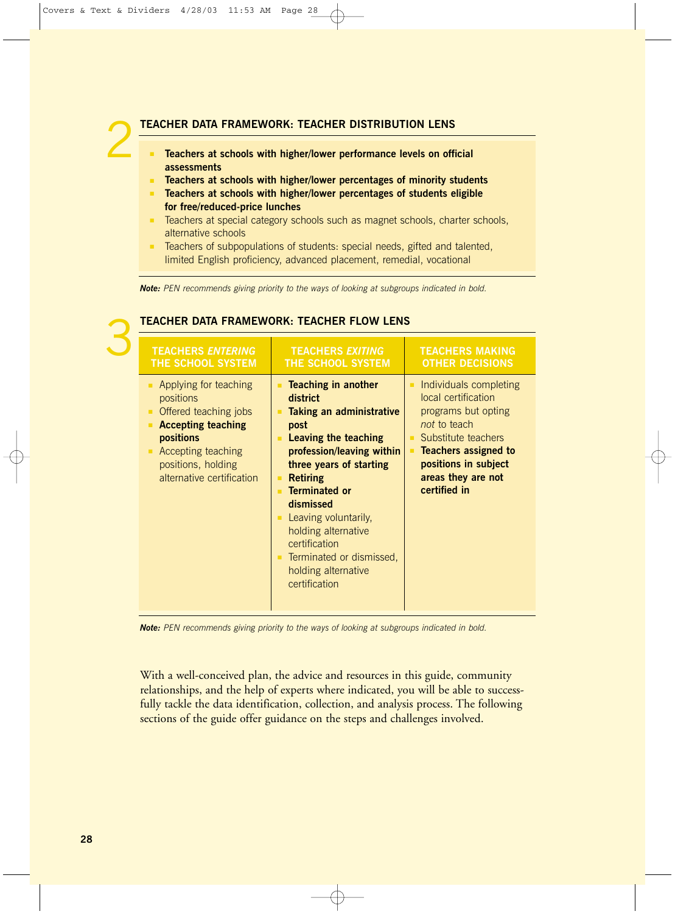## 2 TEACHER DATA FRAMEWORK: TEACHER DISTRIBUTION LENS

- **Teachers at schools with higher/lower performance levels on official assessments**
- **Teachers at schools with higher/lower percentages of minority students**
- **Teachers at schools with higher/lower percentages of students eligible for free/reduced-price lunches**
- Teachers at special category schools such as magnet schools, charter schools, alternative schools
- Teachers of subpopulations of students: special needs, gifted and talented, limited English proficiency, advanced placement, remedial, vocational

***Note:*** *PEN recommends giving priority to the ways of looking at subgroups indicated in bold.*

## 3 TEACHER DATA FRAMEWORK: TEACHER FLOW LENS

| TEACHERS *ENTERING* THE SCHOOL SYSTEM | TEACHERS *EXITING* THE SCHOOL SYSTEM | TEACHERS MAKING OTHER DECISIONS |
|---|---|---|
| • Applying for teaching positions<br>• Offered teaching jobs<br>• **Accepting teaching positions**<br>• Accepting teaching positions, holding alternative certification | • **Teaching in another district**<br>• **Taking an administrative post**<br>• **Leaving the teaching profession/leaving within three years of starting**<br>• **Retiring**<br>• **Terminated or dismissed**<br>• Leaving voluntarily, holding alternative certification<br>• Terminated or dismissed, holding alternative certification | • Individuals completing local certification programs but opting *not* to teach<br>• Substitute teachers<br>• **Teachers assigned to positions in subject areas they are not certified in** |

***Note:*** *PEN recommends giving priority to the ways of looking at subgroups indicated in bold.*

With a well-conceived plan, the advice and resources in this guide, community relationships, and the help of experts where indicated, you will be able to successfully tackle the data identification, collection, and analysis process. The following sections of the guide offer guidance on the steps and challenges involved.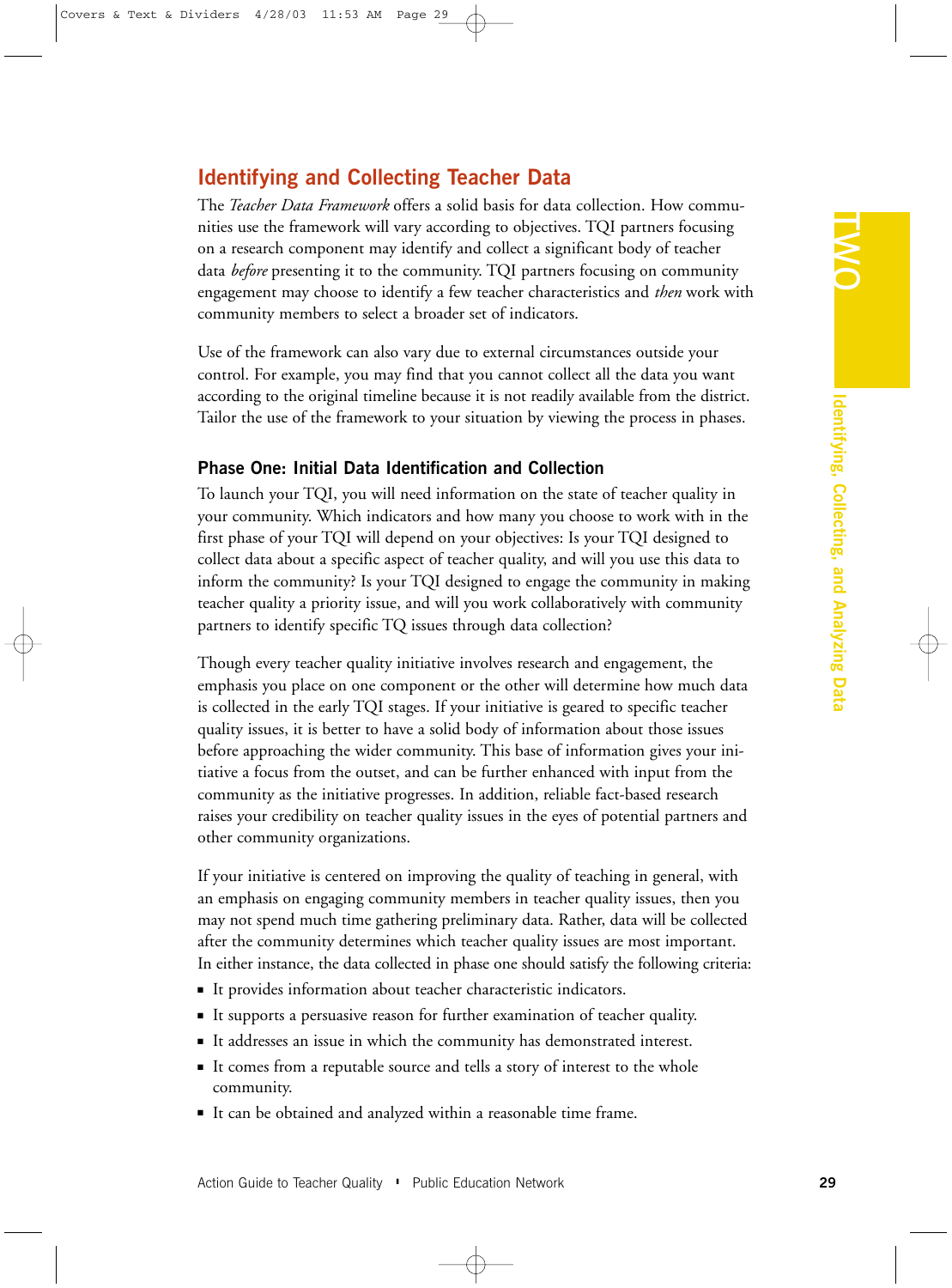## Identifying and Collecting Teacher Data

The *Teacher Data Framework* offers a solid basis for data collection. How communities use the framework will vary according to objectives. TQI partners focusing on a research component may identify and collect a significant body of teacher data *before* presenting it to the community. TQI partners focusing on community engagement may choose to identify a few teacher characteristics and *then* work with community members to select a broader set of indicators.

Use of the framework can also vary due to external circumstances outside your control. For example, you may find that you cannot collect all the data you want according to the original timeline because it is not readily available from the district. Tailor the use of the framework to your situation by viewing the process in phases.

### Phase One: Initial Data Identification and Collection

To launch your TQI, you will need information on the state of teacher quality in your community. Which indicators and how many you choose to work with in the first phase of your TQI will depend on your objectives: Is your TQI designed to collect data about a specific aspect of teacher quality, and will you use this data to inform the community? Is your TQI designed to engage the community in making teacher quality a priority issue, and will you work collaboratively with community partners to identify specific TQ issues through data collection?

Though every teacher quality initiative involves research and engagement, the emphasis you place on one component or the other will determine how much data is collected in the early TQI stages. If your initiative is geared to specific teacher quality issues, it is better to have a solid body of information about those issues before approaching the wider community. This base of information gives your initiative a focus from the outset, and can be further enhanced with input from the community as the initiative progresses. In addition, reliable fact-based research raises your credibility on teacher quality issues in the eyes of potential partners and other community organizations.

If your initiative is centered on improving the quality of teaching in general, with an emphasis on engaging community members in teacher quality issues, then you may not spend much time gathering preliminary data. Rather, data will be collected after the community determines which teacher quality issues are most important. In either instance, the data collected in phase one should satisfy the following criteria:

- It provides information about teacher characteristic indicators.
- It supports a persuasive reason for further examination of teacher quality.
- It addresses an issue in which the community has demonstrated interest.
- It comes from a reputable source and tells a story of interest to the whole community.
- It can be obtained and analyzed within a reasonable time frame.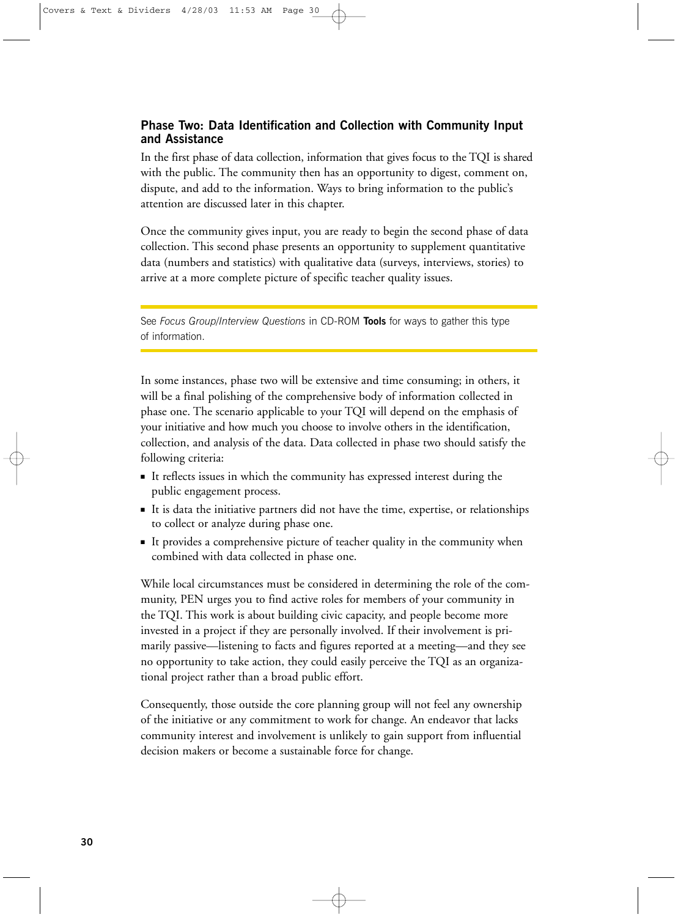## Phase Two: Data Identification and Collection with Community Input and Assistance

In the first phase of data collection, information that gives focus to the TQI is shared with the public. The community then has an opportunity to digest, comment on, dispute, and add to the information. Ways to bring information to the public's attention are discussed later in this chapter.

Once the community gives input, you are ready to begin the second phase of data collection. This second phase presents an opportunity to supplement quantitative data (numbers and statistics) with qualitative data (surveys, interviews, stories) to arrive at a more complete picture of specific teacher quality issues.

---

See *Focus Group/Interview Questions* in CD-ROM **Tools** for ways to gather this type of information.

---

In some instances, phase two will be extensive and time consuming; in others, it will be a final polishing of the comprehensive body of information collected in phase one. The scenario applicable to your TQI will depend on the emphasis of your initiative and how much you choose to involve others in the identification, collection, and analysis of the data. Data collected in phase two should satisfy the following criteria:

- It reflects issues in which the community has expressed interest during the public engagement process.
- It is data the initiative partners did not have the time, expertise, or relationships to collect or analyze during phase one.
- It provides a comprehensive picture of teacher quality in the community when combined with data collected in phase one.

While local circumstances must be considered in determining the role of the community, PEN urges you to find active roles for members of your community in the TQI. This work is about building civic capacity, and people become more invested in a project if they are personally involved. If their involvement is primarily passive—listening to facts and figures reported at a meeting—and they see no opportunity to take action, they could easily perceive the TQI as an organizational project rather than a broad public effort.

Consequently, those outside the core planning group will not feel any ownership of the initiative or any commitment to work for change. An endeavor that lacks community interest and involvement is unlikely to gain support from influential decision makers or become a sustainable force for change.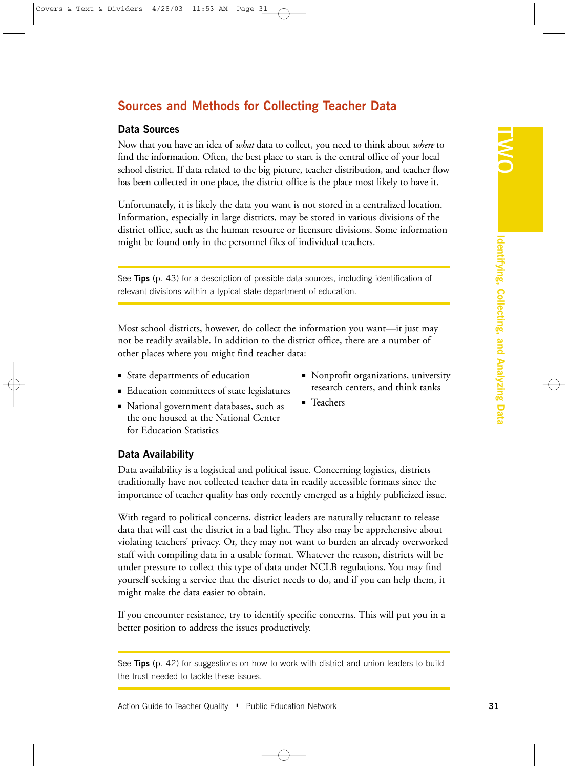## Sources and Methods for Collecting Teacher Data

### Data Sources

Now that you have an idea of *what* data to collect, you need to think about *where* to find the information. Often, the best place to start is the central office of your local school district. If data related to the big picture, teacher distribution, and teacher flow has been collected in one place, the district office is the place most likely to have it.

Unfortunately, it is likely the data you want is not stored in a centralized location. Information, especially in large districts, may be stored in various divisions of the district office, such as the human resource or licensure divisions. Some information might be found only in the personnel files of individual teachers.

---

See **Tips** (p. 43) for a description of possible data sources, including identification of relevant divisions within a typical state department of education.

---

Most school districts, however, do collect the information you want—it just may not be readily available. In addition to the district office, there are a number of other places where you might find teacher data:

- State departments of education
- Education committees of state legislatures
- National government databases, such as the one housed at the National Center for Education Statistics
- Nonprofit organizations, university research centers, and think tanks
- Teachers

### Data Availability

Data availability is a logistical and political issue. Concerning logistics, districts traditionally have not collected teacher data in readily accessible formats since the importance of teacher quality has only recently emerged as a highly publicized issue.

With regard to political concerns, district leaders are naturally reluctant to release data that will cast the district in a bad light. They also may be apprehensive about violating teachers' privacy. Or, they may not want to burden an already overworked staff with compiling data in a usable format. Whatever the reason, districts will be under pressure to collect this type of data under NCLB regulations. You may find yourself seeking a service that the district needs to do, and if you can help them, it might make the data easier to obtain.

If you encounter resistance, try to identify specific concerns. This will put you in a better position to address the issues productively.

---

See **Tips** (p. 42) for suggestions on how to work with district and union leaders to build the trust needed to tackle these issues.

---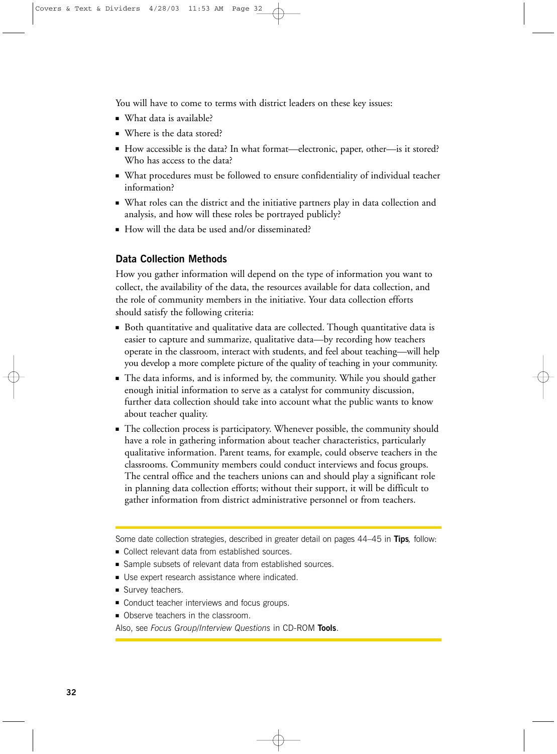You will have to come to terms with district leaders on these key issues:

- What data is available?
- Where is the data stored?
- How accessible is the data? In what format—electronic, paper, other—is it stored? Who has access to the data?
- What procedures must be followed to ensure confidentiality of individual teacher information?
- What roles can the district and the initiative partners play in data collection and analysis, and how will these roles be portrayed publicly?
- How will the data be used and/or disseminated?

### Data Collection Methods

How you gather information will depend on the type of information you want to collect, the availability of the data, the resources available for data collection, and the role of community members in the initiative. Your data collection efforts should satisfy the following criteria:

- Both quantitative and qualitative data are collected. Though quantitative data is easier to capture and summarize, qualitative data—by recording how teachers operate in the classroom, interact with students, and feel about teaching—will help you develop a more complete picture of the quality of teaching in your community.
- The data informs, and is informed by, the community. While you should gather enough initial information to serve as a catalyst for community discussion, further data collection should take into account what the public wants to know about teacher quality.
- The collection process is participatory. Whenever possible, the community should have a role in gathering information about teacher characteristics, particularly qualitative information. Parent teams, for example, could observe teachers in the classrooms. Community members could conduct interviews and focus groups. The central office and the teachers unions can and should play a significant role in planning data collection efforts; without their support, it will be difficult to gather information from district administrative personnel or from teachers.

---

Some date collection strategies, described in greater detail on pages 44–45 in **Tips**, follow:

- Collect relevant data from established sources.
- Sample subsets of relevant data from established sources.
- Use expert research assistance where indicated.
- Survey teachers.
- Conduct teacher interviews and focus groups.
- Observe teachers in the classroom.

Also, see *Focus Group/Interview Questions* in CD-ROM **Tools**.

---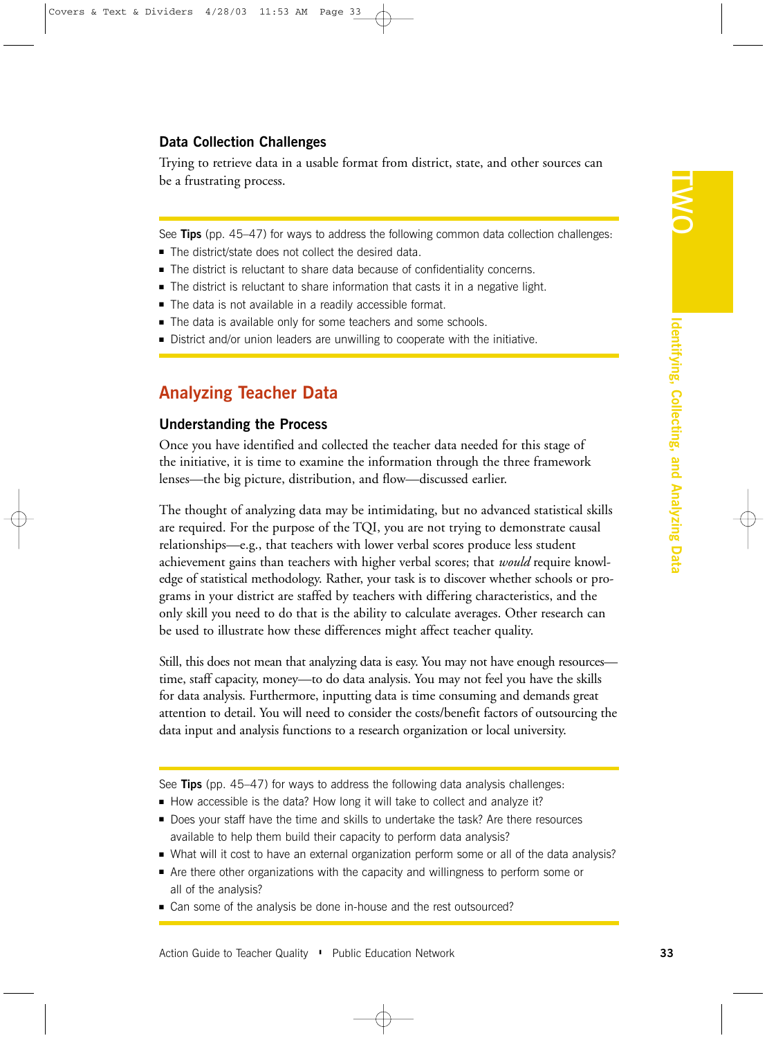### Data Collection Challenges

Trying to retrieve data in a usable format from district, state, and other sources can be a frustrating process.

See **Tips** (pp. 45–47) for ways to address the following common data collection challenges:

- The district/state does not collect the desired data.
- The district is reluctant to share data because of confidentiality concerns.
- The district is reluctant to share information that casts it in a negative light.
- The data is not available in a readily accessible format.
- The data is available only for some teachers and some schools.
- District and/or union leaders are unwilling to cooperate with the initiative.

## Analyzing Teacher Data

### Understanding the Process

Once you have identified and collected the teacher data needed for this stage of the initiative, it is time to examine the information through the three framework lenses—the big picture, distribution, and flow—discussed earlier.

The thought of analyzing data may be intimidating, but no advanced statistical skills are required. For the purpose of the TQI, you are not trying to demonstrate causal relationships—e.g., that teachers with lower verbal scores produce less student achievement gains than teachers with higher verbal scores; that *would* require knowledge of statistical methodology. Rather, your task is to discover whether schools or programs in your district are staffed by teachers with differing characteristics, and the only skill you need to do that is the ability to calculate averages. Other research can be used to illustrate how these differences might affect teacher quality.

Still, this does not mean that analyzing data is easy. You may not have enough resources—time, staff capacity, money—to do data analysis. You may not feel you have the skills for data analysis. Furthermore, inputting data is time consuming and demands great attention to detail. You will need to consider the costs/benefit factors of outsourcing the data input and analysis functions to a research organization or local university.

See **Tips** (pp. 45–47) for ways to address the following data analysis challenges:

- How accessible is the data? How long it will take to collect and analyze it?
- Does your staff have the time and skills to undertake the task? Are there resources available to help them build their capacity to perform data analysis?
- What will it cost to have an external organization perform some or all of the data analysis?
- Are there other organizations with the capacity and willingness to perform some or all of the analysis?
- Can some of the analysis be done in-house and the rest outsourced?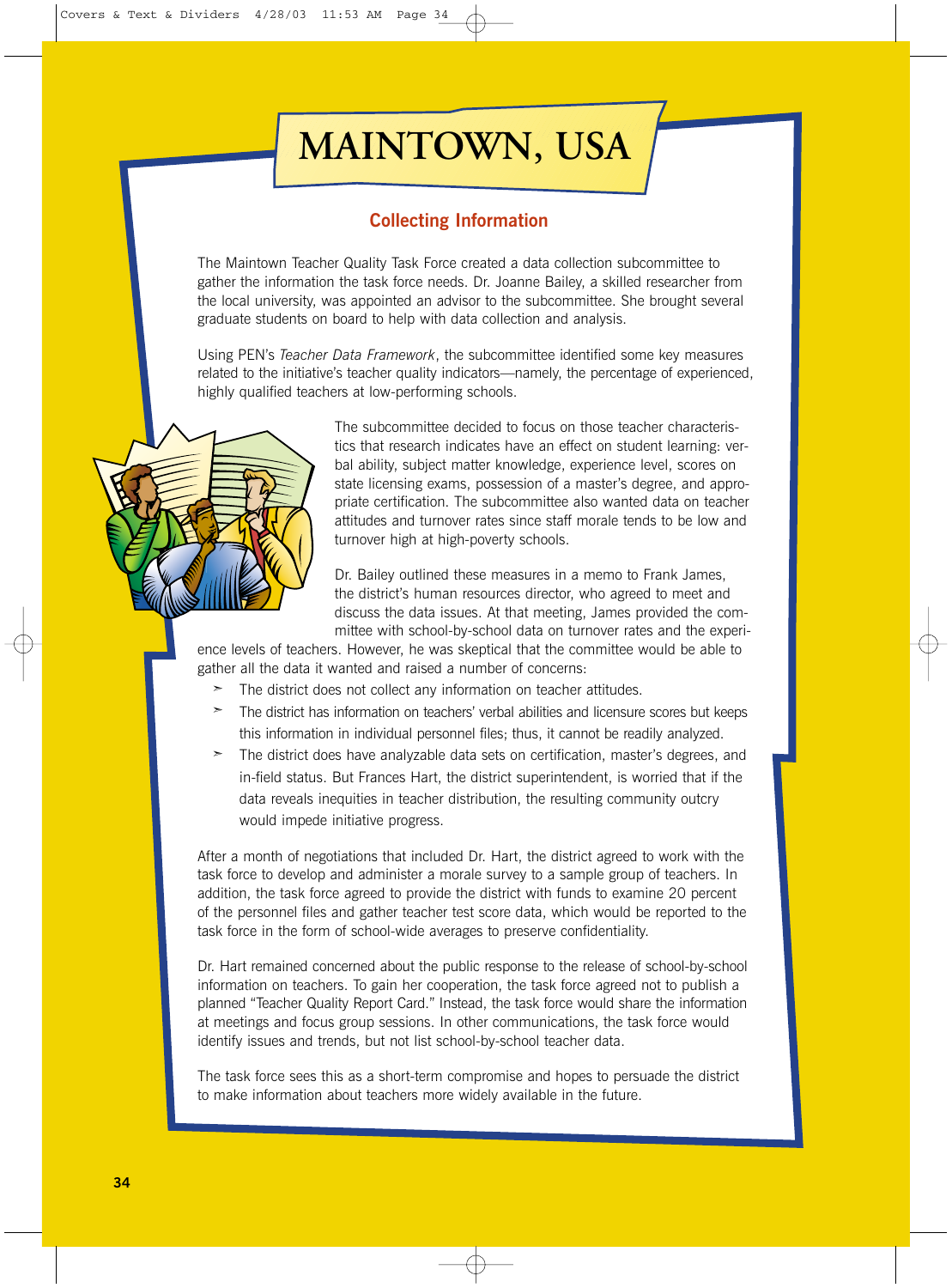# MAINTOWN, USA

## Collecting Information

The Maintown Teacher Quality Task Force created a data collection subcommittee to gather the information the task force needs. Dr. Joanne Bailey, a skilled researcher from the local university, was appointed an advisor to the subcommittee. She brought several graduate students on board to help with data collection and analysis.

Using PEN's *Teacher Data Framework*, the subcommittee identified some key measures related to the initiative's teacher quality indicators—namely, the percentage of experienced, highly qualified teachers at low-performing schools.

The subcommittee decided to focus on those teacher characteristics that research indicates have an effect on student learning: verbal ability, subject matter knowledge, experience level, scores on state licensing exams, possession of a master's degree, and appropriate certification. The subcommittee also wanted data on teacher attitudes and turnover rates since staff morale tends to be low and turnover high at high-poverty schools.

Dr. Bailey outlined these measures in a memo to Frank James, the district's human resources director, who agreed to meet and discuss the data issues. At that meeting, James provided the committee with school-by-school data on turnover rates and the experience levels of teachers. However, he was skeptical that the committee would be able to gather all the data it wanted and raised a number of concerns:

- The district does not collect any information on teacher attitudes.
- The district has information on teachers' verbal abilities and licensure scores but keeps this information in individual personnel files; thus, it cannot be readily analyzed.
- The district does have analyzable data sets on certification, master's degrees, and in-field status. But Frances Hart, the district superintendent, is worried that if the data reveals inequities in teacher distribution, the resulting community outcry would impede initiative progress.

After a month of negotiations that included Dr. Hart, the district agreed to work with the task force to develop and administer a morale survey to a sample group of teachers. In addition, the task force agreed to provide the district with funds to examine 20 percent of the personnel files and gather teacher test score data, which would be reported to the task force in the form of school-wide averages to preserve confidentiality.

Dr. Hart remained concerned about the public response to the release of school-by-school information on teachers. To gain her cooperation, the task force agreed not to publish a planned "Teacher Quality Report Card." Instead, the task force would share the information at meetings and focus group sessions. In other communications, the task force would identify issues and trends, but not list school-by-school teacher data.

The task force sees this as a short-term compromise and hopes to persuade the district to make information about teachers more widely available in the future.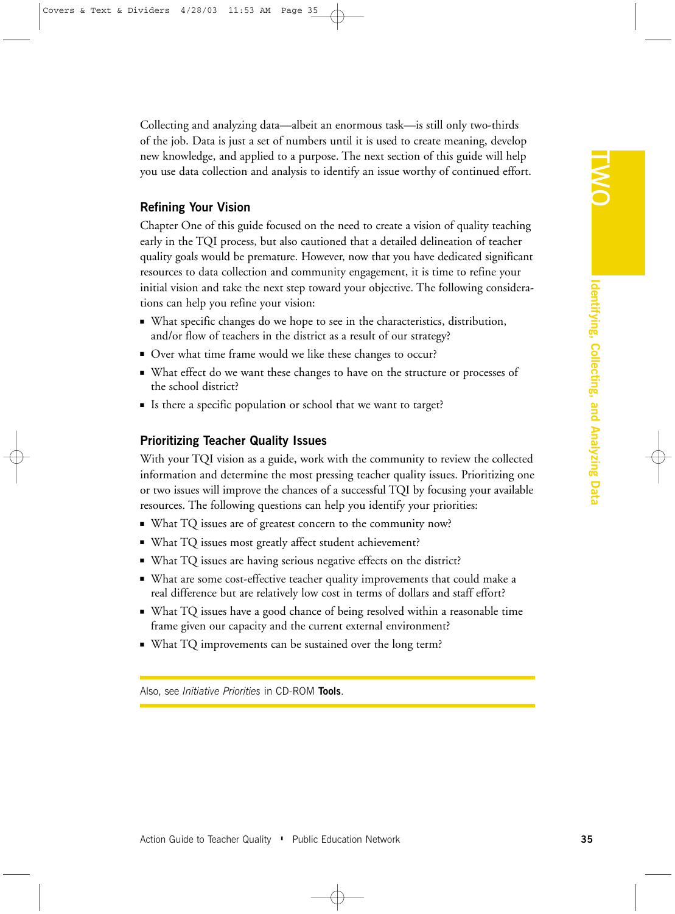Collecting and analyzing data—albeit an enormous task—is still only two-thirds of the job. Data is just a set of numbers until it is used to create meaning, develop new knowledge, and applied to a purpose. The next section of this guide will help you use data collection and analysis to identify an issue worthy of continued effort.

## Refining Your Vision

Chapter One of this guide focused on the need to create a vision of quality teaching early in the TQI process, but also cautioned that a detailed delineation of teacher quality goals would be premature. However, now that you have dedicated significant resources to data collection and community engagement, it is time to refine your initial vision and take the next step toward your objective. The following considerations can help you refine your vision:

- What specific changes do we hope to see in the characteristics, distribution, and/or flow of teachers in the district as a result of our strategy?
- Over what time frame would we like these changes to occur?
- What effect do we want these changes to have on the structure or processes of the school district?
- Is there a specific population or school that we want to target?

## Prioritizing Teacher Quality Issues

With your TQI vision as a guide, work with the community to review the collected information and determine the most pressing teacher quality issues. Prioritizing one or two issues will improve the chances of a successful TQI by focusing your available resources. The following questions can help you identify your priorities:

- What TQ issues are of greatest concern to the community now?
- What TQ issues most greatly affect student achievement?
- What TQ issues are having serious negative effects on the district?
- What are some cost-effective teacher quality improvements that could make a real difference but are relatively low cost in terms of dollars and staff effort?
- What TQ issues have a good chance of being resolved within a reasonable time frame given our capacity and the current external environment?
- What TQ improvements can be sustained over the long term?

Also, see *Initiative Priorities* in CD-ROM **Tools**.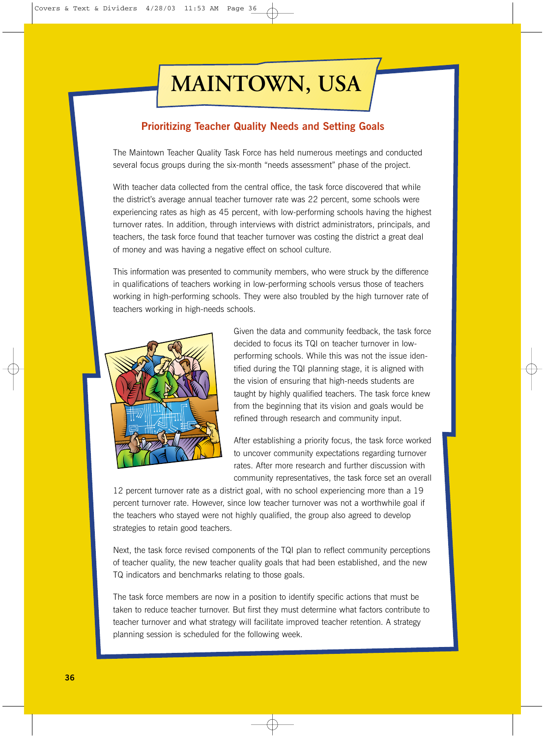# MAINTOWN, USA

## Prioritizing Teacher Quality Needs and Setting Goals

The Maintown Teacher Quality Task Force has held numerous meetings and conducted several focus groups during the six-month "needs assessment" phase of the project.

With teacher data collected from the central office, the task force discovered that while the district's average annual teacher turnover rate was 22 percent, some schools were experiencing rates as high as 45 percent, with low-performing schools having the highest turnover rates. In addition, through interviews with district administrators, principals, and teachers, the task force found that teacher turnover was costing the district a great deal of money and was having a negative effect on school culture.

This information was presented to community members, who were struck by the difference in qualifications of teachers working in low-performing schools versus those of teachers working in high-performing schools. They were also troubled by the high turnover rate of teachers working in high-needs schools.

Given the data and community feedback, the task force decided to focus its TQI on teacher turnover in low-performing schools. While this was not the issue identified during the TQI planning stage, it is aligned with the vision of ensuring that high-needs students are taught by highly qualified teachers. The task force knew from the beginning that its vision and goals would be refined through research and community input.

After establishing a priority focus, the task force worked to uncover community expectations regarding turnover rates. After more research and further discussion with community representatives, the task force set an overall 12 percent turnover rate as a district goal, with no school experiencing more than a 19 percent turnover rate. However, since low teacher turnover was not a worthwhile goal if the teachers who stayed were not highly qualified, the group also agreed to develop strategies to retain good teachers.

Next, the task force revised components of the TQI plan to reflect community perceptions of teacher quality, the new teacher quality goals that had been established, and the new TQ indicators and benchmarks relating to those goals.

The task force members are now in a position to identify specific actions that must be taken to reduce teacher turnover. But first they must determine what factors contribute to teacher turnover and what strategy will facilitate improved teacher retention. A strategy planning session is scheduled for the following week.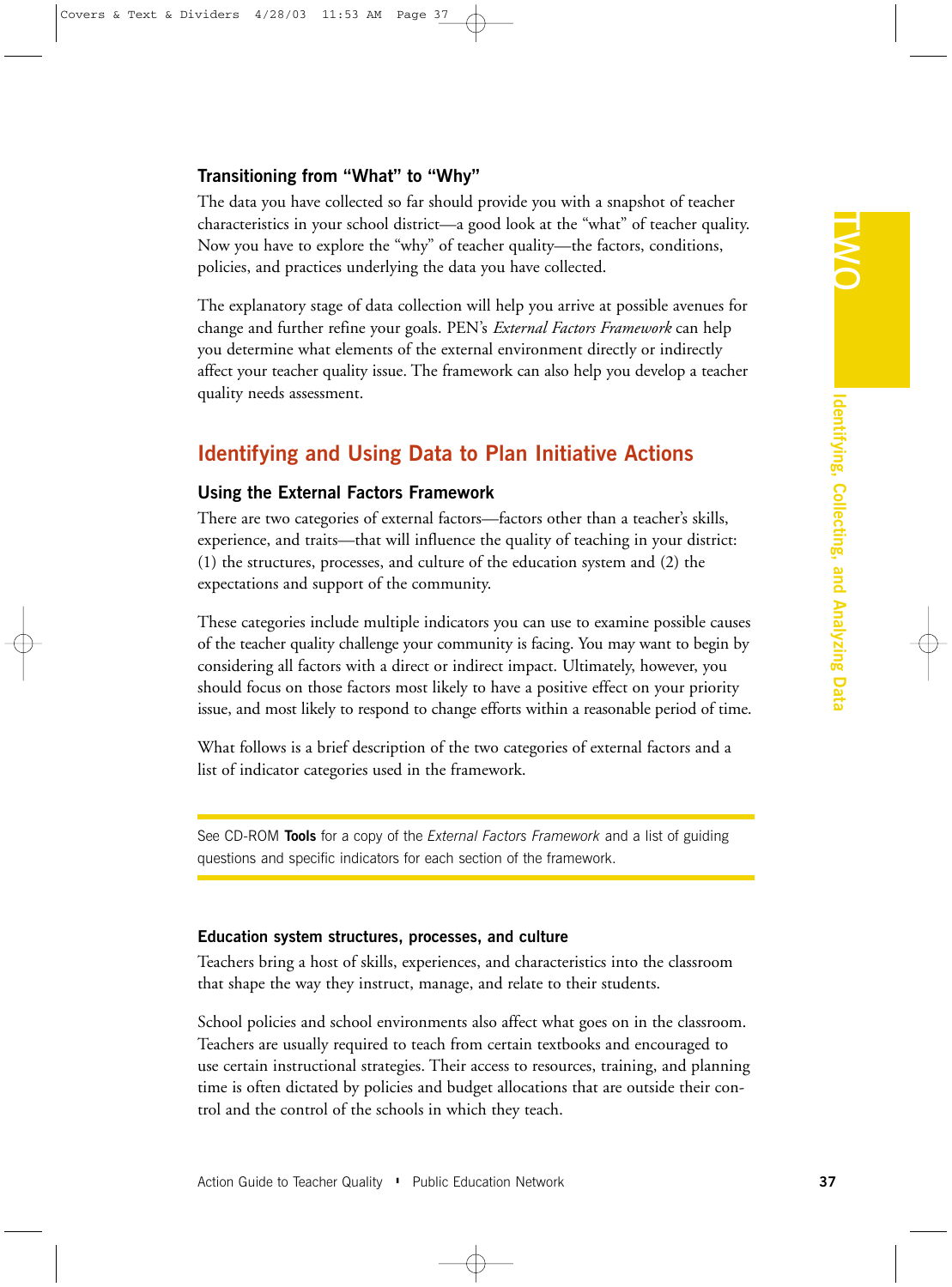### Transitioning from "What" to "Why"

The data you have collected so far should provide you with a snapshot of teacher characteristics in your school district—a good look at the "what" of teacher quality. Now you have to explore the "why" of teacher quality—the factors, conditions, policies, and practices underlying the data you have collected.

The explanatory stage of data collection will help you arrive at possible avenues for change and further refine your goals. PEN's *External Factors Framework* can help you determine what elements of the external environment directly or indirectly affect your teacher quality issue. The framework can also help you develop a teacher quality needs assessment.

## Identifying and Using Data to Plan Initiative Actions

### Using the External Factors Framework

There are two categories of external factors—factors other than a teacher's skills, experience, and traits—that will influence the quality of teaching in your district: (1) the structures, processes, and culture of the education system and (2) the expectations and support of the community.

These categories include multiple indicators you can use to examine possible causes of the teacher quality challenge your community is facing. You may want to begin by considering all factors with a direct or indirect impact. Ultimately, however, you should focus on those factors most likely to have a positive effect on your priority issue, and most likely to respond to change efforts within a reasonable period of time.

What follows is a brief description of the two categories of external factors and a list of indicator categories used in the framework.

> See CD-ROM **Tools** for a copy of the *External Factors Framework* and a list of guiding questions and specific indicators for each section of the framework.

#### Education system structures, processes, and culture

Teachers bring a host of skills, experiences, and characteristics into the classroom that shape the way they instruct, manage, and relate to their students.

School policies and school environments also affect what goes on in the classroom. Teachers are usually required to teach from certain textbooks and encouraged to use certain instructional strategies. Their access to resources, training, and planning time is often dictated by policies and budget allocations that are outside their control and the control of the schools in which they teach.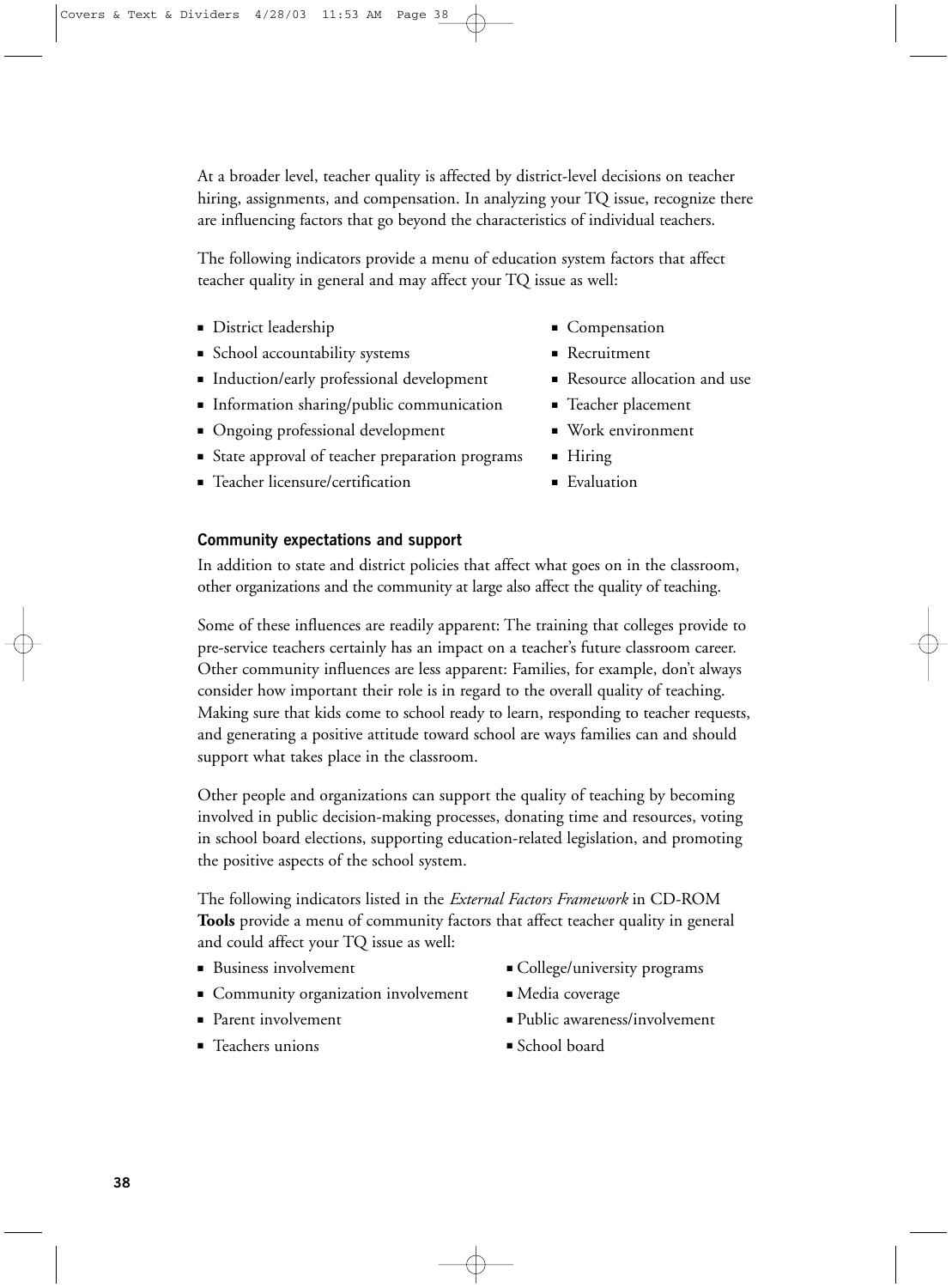At a broader level, teacher quality is affected by district-level decisions on teacher hiring, assignments, and compensation. In analyzing your TQ issue, recognize there are influencing factors that go beyond the characteristics of individual teachers.

The following indicators provide a menu of education system factors that affect teacher quality in general and may affect your TQ issue as well:

- District leadership
- School accountability systems
- Induction/early professional development
- Information sharing/public communication
- Ongoing professional development
- State approval of teacher preparation programs
- Teacher licensure/certification
- Compensation
- Recruitment
- Resource allocation and use
- Teacher placement
- Work environment
- Hiring
- Evaluation

### Community expectations and support

In addition to state and district policies that affect what goes on in the classroom, other organizations and the community at large also affect the quality of teaching.

Some of these influences are readily apparent: The training that colleges provide to pre-service teachers certainly has an impact on a teacher's future classroom career. Other community influences are less apparent: Families, for example, don't always consider how important their role is in regard to the overall quality of teaching. Making sure that kids come to school ready to learn, responding to teacher requests, and generating a positive attitude toward school are ways families can and should support what takes place in the classroom.

Other people and organizations can support the quality of teaching by becoming involved in public decision-making processes, donating time and resources, voting in school board elections, supporting education-related legislation, and promoting the positive aspects of the school system.

The following indicators listed in the *External Factors Framework* in CD-ROM **Tools** provide a menu of community factors that affect teacher quality in general and could affect your TQ issue as well:

- Business involvement
- Community organization involvement
- Parent involvement
- Teachers unions
- College/university programs
- Media coverage
- Public awareness/involvement
- School board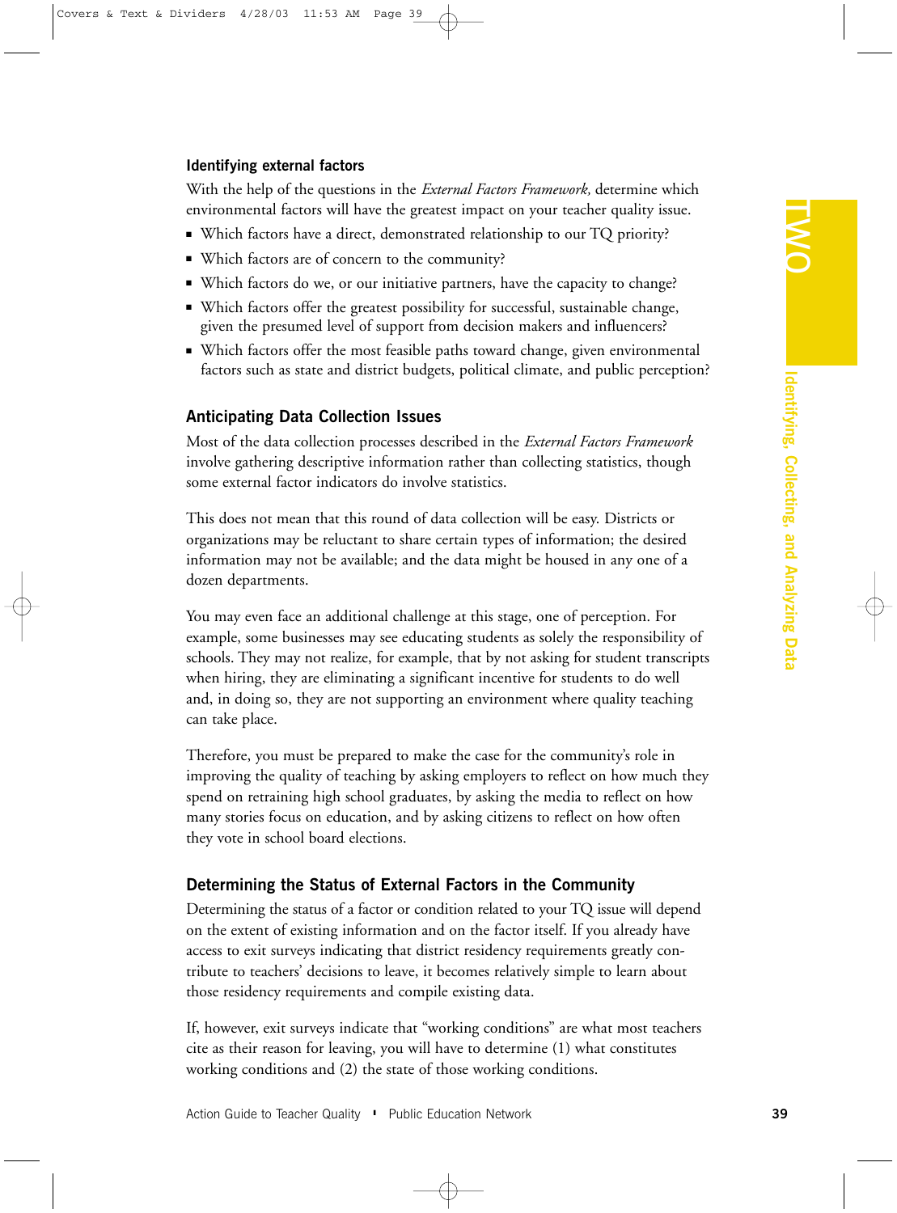### Identifying external factors

With the help of the questions in the *External Factors Framework,* determine which environmental factors will have the greatest impact on your teacher quality issue.

- Which factors have a direct, demonstrated relationship to our TQ priority?
- Which factors are of concern to the community?
- Which factors do we, or our initiative partners, have the capacity to change?
- Which factors offer the greatest possibility for successful, sustainable change, given the presumed level of support from decision makers and influencers?
- Which factors offer the most feasible paths toward change, given environmental factors such as state and district budgets, political climate, and public perception?

## Anticipating Data Collection Issues

Most of the data collection processes described in the *External Factors Framework* involve gathering descriptive information rather than collecting statistics, though some external factor indicators do involve statistics.

This does not mean that this round of data collection will be easy. Districts or organizations may be reluctant to share certain types of information; the desired information may not be available; and the data might be housed in any one of a dozen departments.

You may even face an additional challenge at this stage, one of perception. For example, some businesses may see educating students as solely the responsibility of schools. They may not realize, for example, that by not asking for student transcripts when hiring, they are eliminating a significant incentive for students to do well and, in doing so, they are not supporting an environment where quality teaching can take place.

Therefore, you must be prepared to make the case for the community's role in improving the quality of teaching by asking employers to reflect on how much they spend on retraining high school graduates, by asking the media to reflect on how many stories focus on education, and by asking citizens to reflect on how often they vote in school board elections.

## Determining the Status of External Factors in the Community

Determining the status of a factor or condition related to your TQ issue will depend on the extent of existing information and on the factor itself. If you already have access to exit surveys indicating that district residency requirements greatly contribute to teachers' decisions to leave, it becomes relatively simple to learn about those residency requirements and compile existing data.

If, however, exit surveys indicate that "working conditions" are what most teachers cite as their reason for leaving, you will have to determine (1) what constitutes working conditions and (2) the state of those working conditions.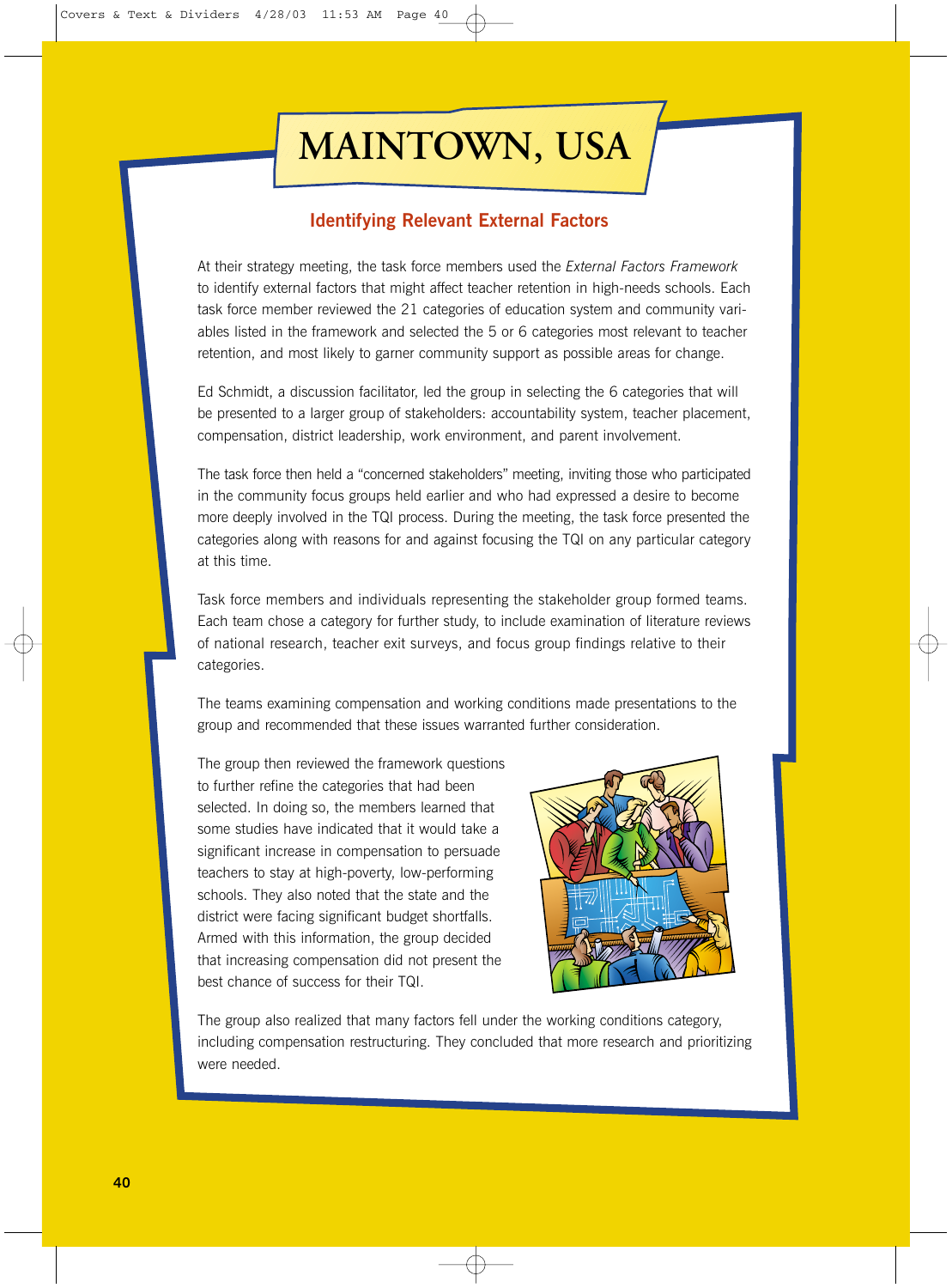# MAINTOWN, USA

## Identifying Relevant External Factors

At their strategy meeting, the task force members used the *External Factors Framework* to identify external factors that might affect teacher retention in high-needs schools. Each task force member reviewed the 21 categories of education system and community variables listed in the framework and selected the 5 or 6 categories most relevant to teacher retention, and most likely to garner community support as possible areas for change.

Ed Schmidt, a discussion facilitator, led the group in selecting the 6 categories that will be presented to a larger group of stakeholders: accountability system, teacher placement, compensation, district leadership, work environment, and parent involvement.

The task force then held a "concerned stakeholders" meeting, inviting those who participated in the community focus groups held earlier and who had expressed a desire to become more deeply involved in the TQI process. During the meeting, the task force presented the categories along with reasons for and against focusing the TQI on any particular category at this time.

Task force members and individuals representing the stakeholder group formed teams. Each team chose a category for further study, to include examination of literature reviews of national research, teacher exit surveys, and focus group findings relative to their categories.

The teams examining compensation and working conditions made presentations to the group and recommended that these issues warranted further consideration.

The group then reviewed the framework questions to further refine the categories that had been selected. In doing so, the members learned that some studies have indicated that it would take a significant increase in compensation to persuade teachers to stay at high-poverty, low-performing schools. They also noted that the state and the district were facing significant budget shortfalls. Armed with this information, the group decided that increasing compensation did not present the best chance of success for their TQI.

The group also realized that many factors fell under the working conditions category, including compensation restructuring. They concluded that more research and prioritizing were needed.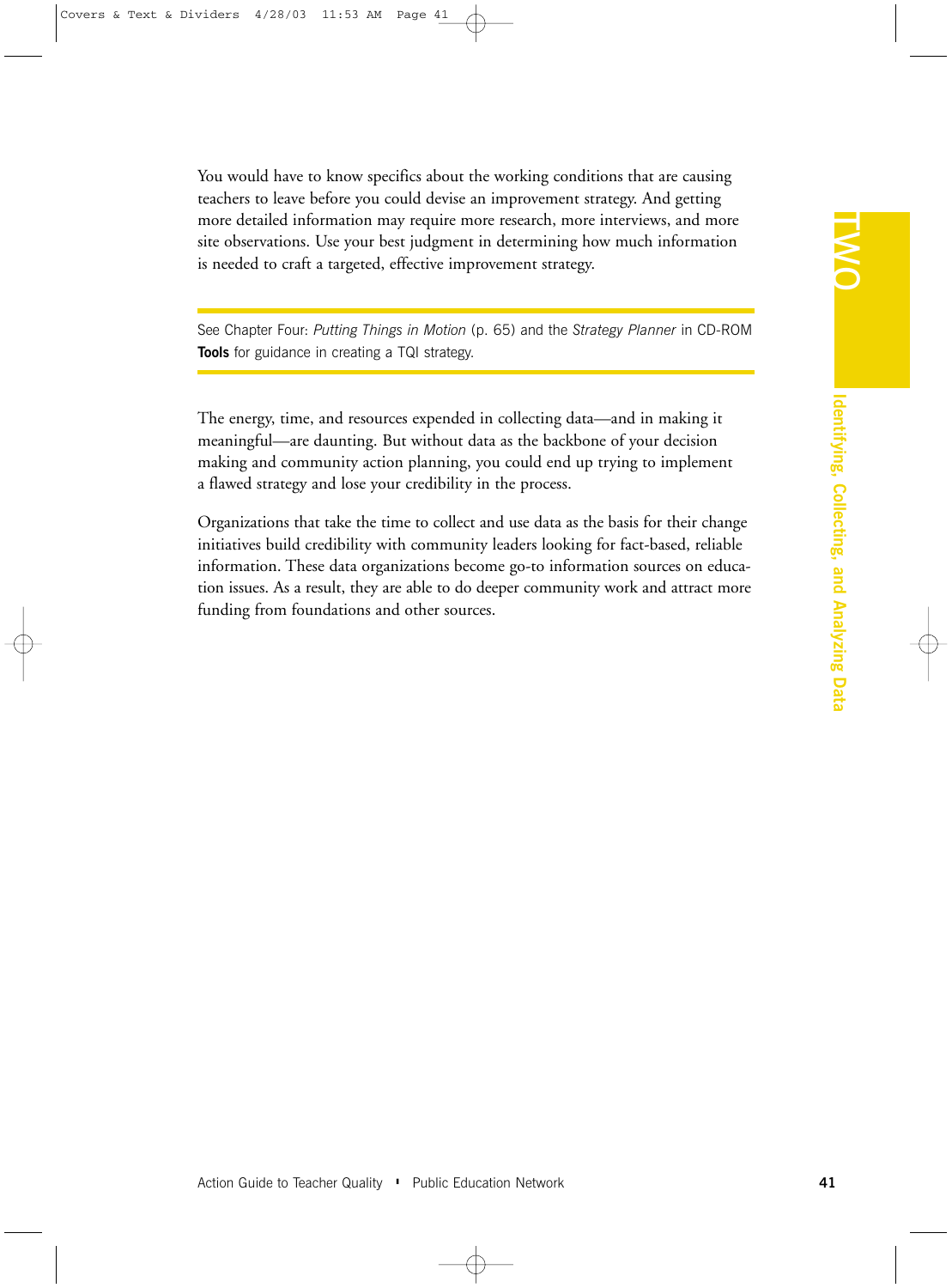You would have to know specifics about the working conditions that are causing teachers to leave before you could devise an improvement strategy. And getting more detailed information may require more research, more interviews, and more site observations. Use your best judgment in determining how much information is needed to craft a targeted, effective improvement strategy.

---

See Chapter Four: *Putting Things in Motion* (p. 65) and the *Strategy Planner* in CD-ROM **Tools** for guidance in creating a TQI strategy.

---

The energy, time, and resources expended in collecting data—and in making it meaningful—are daunting. But without data as the backbone of your decision making and community action planning, you could end up trying to implement a flawed strategy and lose your credibility in the process.

Organizations that take the time to collect and use data as the basis for their change initiatives build credibility with community leaders looking for fact-based, reliable information. These data organizations become go-to information sources on education issues. As a result, they are able to do deeper community work and attract more funding from foundations and other sources.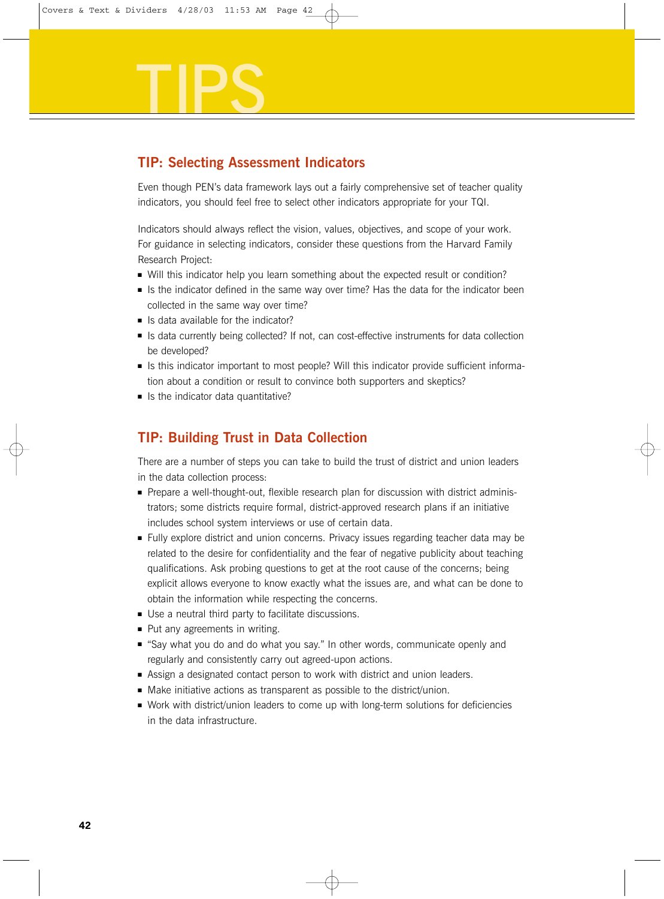# TIPS

## TIP: Selecting Assessment Indicators

Even though PEN's data framework lays out a fairly comprehensive set of teacher quality indicators, you should feel free to select other indicators appropriate for your TQI.

Indicators should always reflect the vision, values, objectives, and scope of your work. For guidance in selecting indicators, consider these questions from the Harvard Family Research Project:

- Will this indicator help you learn something about the expected result or condition?
- Is the indicator defined in the same way over time? Has the data for the indicator been collected in the same way over time?
- Is data available for the indicator?
- Is data currently being collected? If not, can cost-effective instruments for data collection be developed?
- Is this indicator important to most people? Will this indicator provide sufficient information about a condition or result to convince both supporters and skeptics?
- Is the indicator data quantitative?

## TIP: Building Trust in Data Collection

There are a number of steps you can take to build the trust of district and union leaders in the data collection process:

- Prepare a well-thought-out, flexible research plan for discussion with district administrators; some districts require formal, district-approved research plans if an initiative includes school system interviews or use of certain data.
- Fully explore district and union concerns. Privacy issues regarding teacher data may be related to the desire for confidentiality and the fear of negative publicity about teaching qualifications. Ask probing questions to get at the root cause of the concerns; being explicit allows everyone to know exactly what the issues are, and what can be done to obtain the information while respecting the concerns.
- Use a neutral third party to facilitate discussions.
- Put any agreements in writing.
- "Say what you do and do what you say." In other words, communicate openly and regularly and consistently carry out agreed-upon actions.
- Assign a designated contact person to work with district and union leaders.
- Make initiative actions as transparent as possible to the district/union.
- Work with district/union leaders to come up with long-term solutions for deficiencies in the data infrastructure.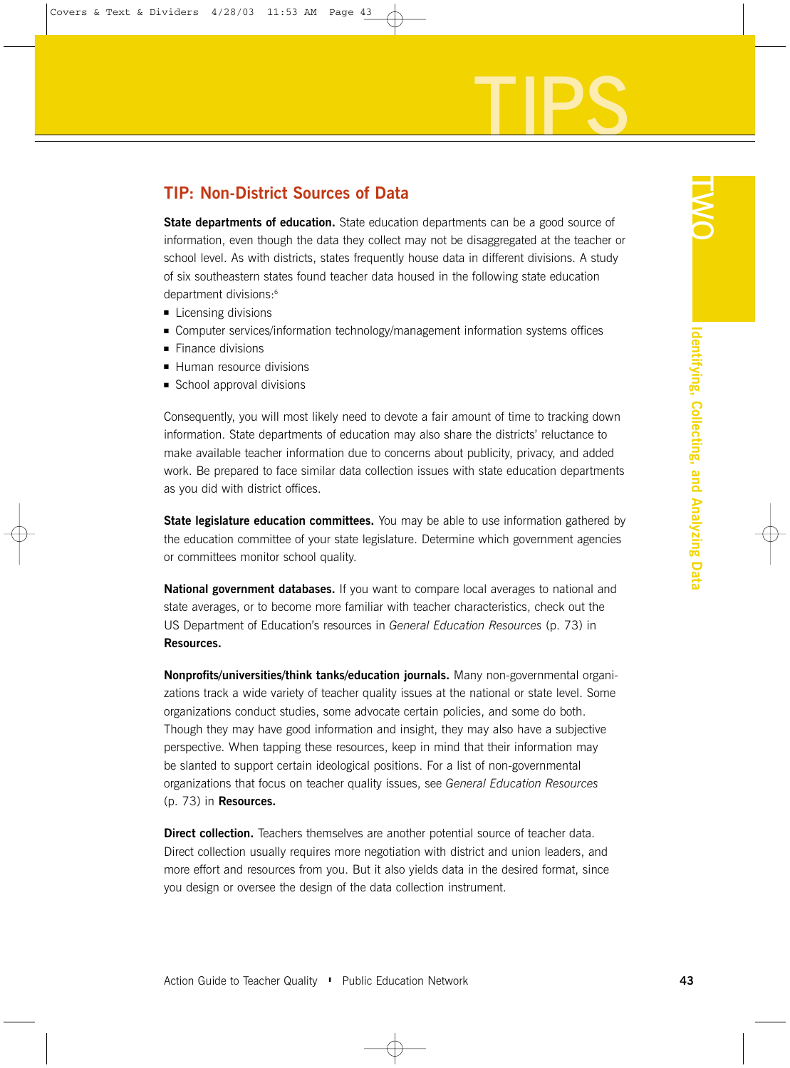# TIPS

## TIP: Non-District Sources of Data

**State departments of education.** State education departments can be a good source of information, even though the data they collect may not be disaggregated at the teacher or school level. As with districts, states frequently house data in different divisions. A study of six southeastern states found teacher data housed in the following state education department divisions:[6]

- Licensing divisions
- Computer services/information technology/management information systems offices
- Finance divisions
- Human resource divisions
- School approval divisions

Consequently, you will most likely need to devote a fair amount of time to tracking down information. State departments of education may also share the districts' reluctance to make available teacher information due to concerns about publicity, privacy, and added work. Be prepared to face similar data collection issues with state education departments as you did with district offices.

**State legislature education committees.** You may be able to use information gathered by the education committee of your state legislature. Determine which government agencies or committees monitor school quality.

**National government databases.** If you want to compare local averages to national and state averages, or to become more familiar with teacher characteristics, check out the US Department of Education's resources in *General Education Resources* (p. 73) in **Resources.**

**Nonprofits/universities/think tanks/education journals.** Many non-governmental organizations track a wide variety of teacher quality issues at the national or state level. Some organizations conduct studies, some advocate certain policies, and some do both. Though they may have good information and insight, they may also have a subjective perspective. When tapping these resources, keep in mind that their information may be slanted to support certain ideological positions. For a list of non-governmental organizations that focus on teacher quality issues, see *General Education Resources* (p. 73) in **Resources.**

**Direct collection.** Teachers themselves are another potential source of teacher data. Direct collection usually requires more negotiation with district and union leaders, and more effort and resources from you. But it also yields data in the desired format, since you design or oversee the design of the data collection instrument.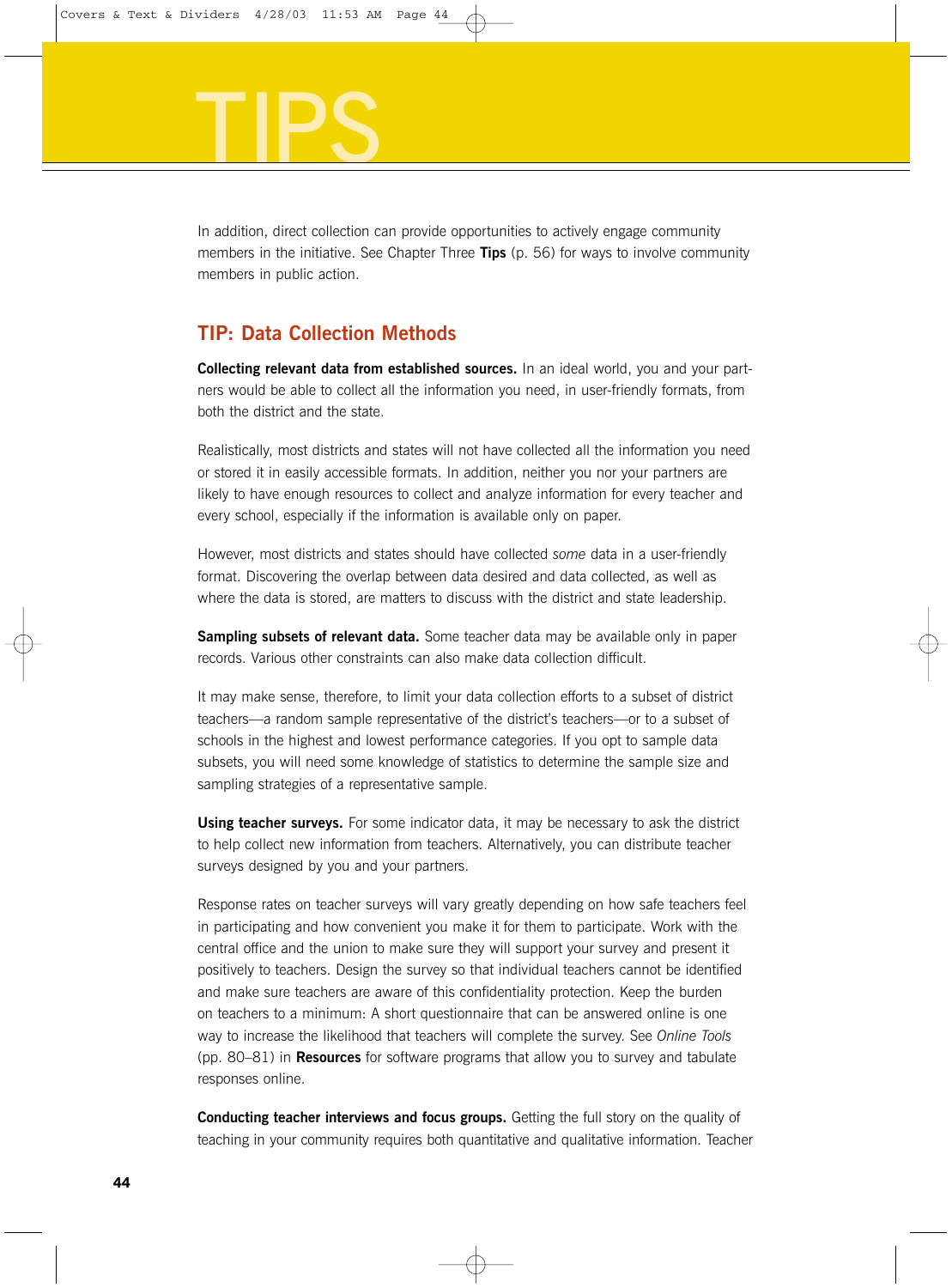# TIPS

In addition, direct collection can provide opportunities to actively engage community members in the initiative. See Chapter Three **Tips** (p. 56) for ways to involve community members in public action.

## TIP: Data Collection Methods

**Collecting relevant data from established sources.** In an ideal world, you and your partners would be able to collect all the information you need, in user-friendly formats, from both the district and the state.

Realistically, most districts and states will not have collected all the information you need or stored it in easily accessible formats. In addition, neither you nor your partners are likely to have enough resources to collect and analyze information for every teacher and every school, especially if the information is available only on paper.

However, most districts and states should have collected *some* data in a user-friendly format. Discovering the overlap between data desired and data collected, as well as where the data is stored, are matters to discuss with the district and state leadership.

**Sampling subsets of relevant data.** Some teacher data may be available only in paper records. Various other constraints can also make data collection difficult.

It may make sense, therefore, to limit your data collection efforts to a subset of district teachers—a random sample representative of the district's teachers—or to a subset of schools in the highest and lowest performance categories. If you opt to sample data subsets, you will need some knowledge of statistics to determine the sample size and sampling strategies of a representative sample.

**Using teacher surveys.** For some indicator data, it may be necessary to ask the district to help collect new information from teachers. Alternatively, you can distribute teacher surveys designed by you and your partners.

Response rates on teacher surveys will vary greatly depending on how safe teachers feel in participating and how convenient you make it for them to participate. Work with the central office and the union to make sure they will support your survey and present it positively to teachers. Design the survey so that individual teachers cannot be identified and make sure teachers are aware of this confidentiality protection. Keep the burden on teachers to a minimum: A short questionnaire that can be answered online is one way to increase the likelihood that teachers will complete the survey. See *Online Tools* (pp. 80–81) in **Resources** for software programs that allow you to survey and tabulate responses online.

**Conducting teacher interviews and focus groups.** Getting the full story on the quality of teaching in your community requires both quantitative and qualitative information. Teacher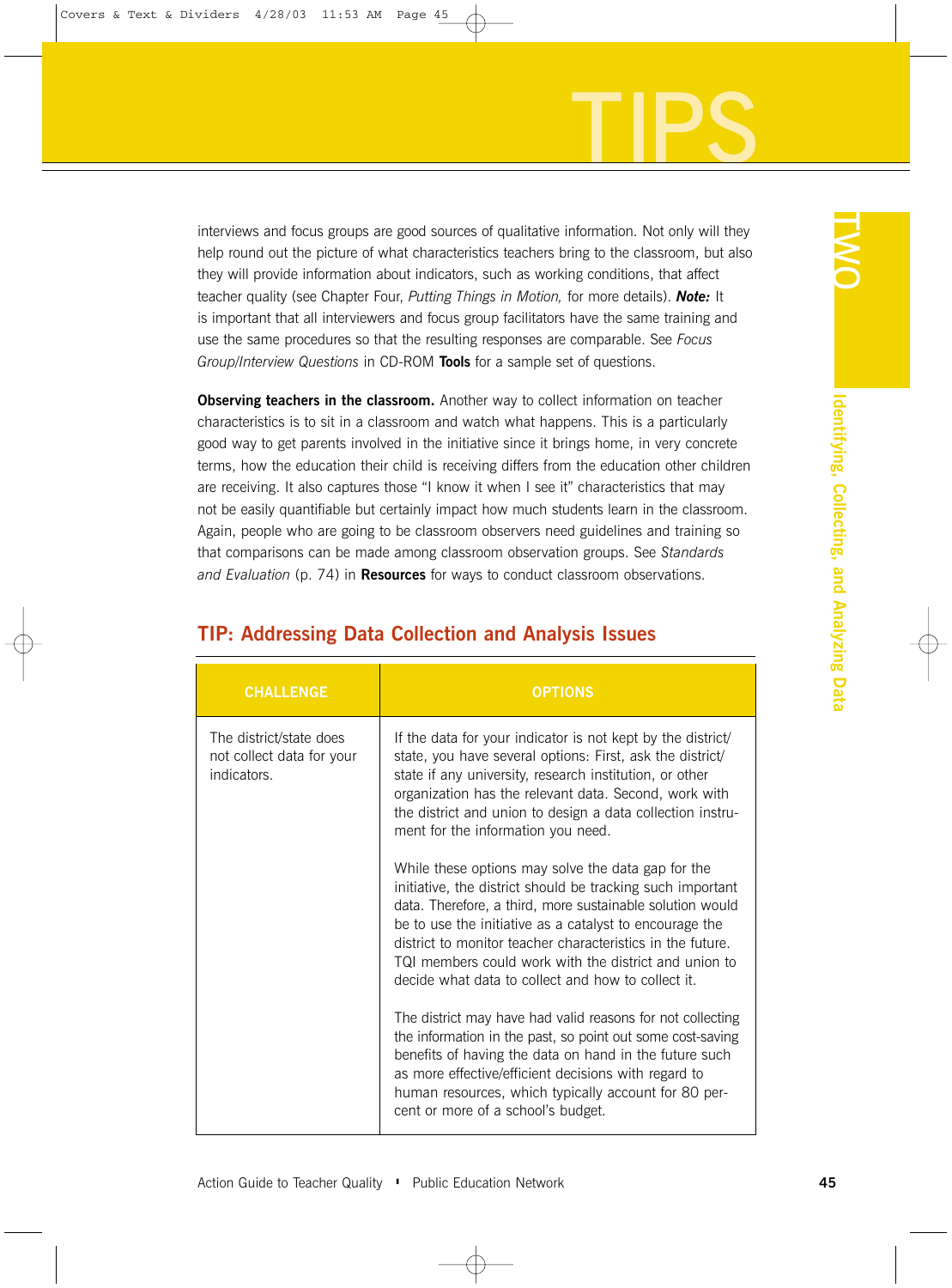interviews and focus groups are good sources of qualitative information. Not only will they help round out the picture of what characteristics teachers bring to the classroom, but also they will provide information about indicators, such as working conditions, that affect teacher quality (see Chapter Four, *Putting Things in Motion,* for more details). ***Note:*** It is important that all interviewers and focus group facilitators have the same training and use the same procedures so that the resulting responses are comparable. See *Focus Group/Interview Questions* in CD-ROM **Tools** for a sample set of questions.

**Observing teachers in the classroom.** Another way to collect information on teacher characteristics is to sit in a classroom and watch what happens. This is a particularly good way to get parents involved in the initiative since it brings home, in very concrete terms, how the education their child is receiving differs from the education other children are receiving. It also captures those "I know it when I see it" characteristics that may not be easily quantifiable but certainly impact how much students learn in the classroom. Again, people who are going to be classroom observers need guidelines and training so that comparisons can be made among classroom observation groups. See *Standards and Evaluation* (p. 74) in **Resources** for ways to conduct classroom observations.

## TIP: Addressing Data Collection and Analysis Issues

| CHALLENGE | OPTIONS |
|---|---|
| The district/state does not collect data for your indicators. | If the data for your indicator is not kept by the district/state, you have several options: First, ask the district/state if any university, research institution, or other organization has the relevant data. Second, work with the district and union to design a data collection instrument for the information you need.<br><br>While these options may solve the data gap for the initiative, the district should be tracking such important data. Therefore, a third, more sustainable solution would be to use the initiative as a catalyst to encourage the district to monitor teacher characteristics in the future. TQI members could work with the district and union to decide what data to collect and how to collect it.<br><br>The district may have had valid reasons for not collecting the information in the past, so point out some cost-saving benefits of having the data on hand in the future such as more effective/efficient decisions with regard to human resources, which typically account for 80 percent or more of a school's budget. |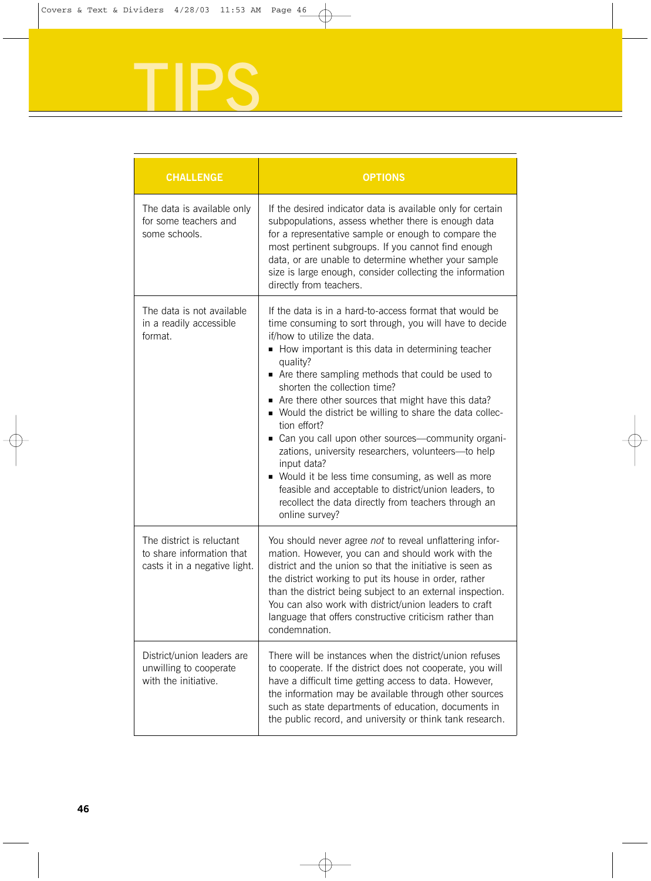# TIPS

| CHALLENGE | OPTIONS |
|---|---|
| The data is available only for some teachers and some schools. | If the desired indicator data is available only for certain subpopulations, assess whether there is enough data for a representative sample or enough to compare the most pertinent subgroups. If you cannot find enough data, or are unable to determine whether your sample size is large enough, consider collecting the information directly from teachers. |
| The data is not available in a readily accessible format. | If the data is in a hard-to-access format that would be time consuming to sort through, you will have to decide if/how to utilize the data.<br>▪ How important is this data in determining teacher quality?<br>▪ Are there sampling methods that could be used to shorten the collection time?<br>▪ Are there other sources that might have this data?<br>▪ Would the district be willing to share the data collection effort?<br>▪ Can you call upon other sources—community organizations, university researchers, volunteers—to help input data?<br>▪ Would it be less time consuming, as well as more feasible and acceptable to district/union leaders, to recollect the data directly from teachers through an online survey? |
| The district is reluctant to share information that casts it in a negative light. | You should never agree *not* to reveal unflattering information. However, you can and should work with the district and the union so that the initiative is seen as the district working to put its house in order, rather than the district being subject to an external inspection. You can also work with district/union leaders to craft language that offers constructive criticism rather than condemnation. |
| District/union leaders are unwilling to cooperate with the initiative. | There will be instances when the district/union refuses to cooperate. If the district does not cooperate, you will have a difficult time getting access to data. However, the information may be available through other sources such as state departments of education, documents in the public record, and university or think tank research. |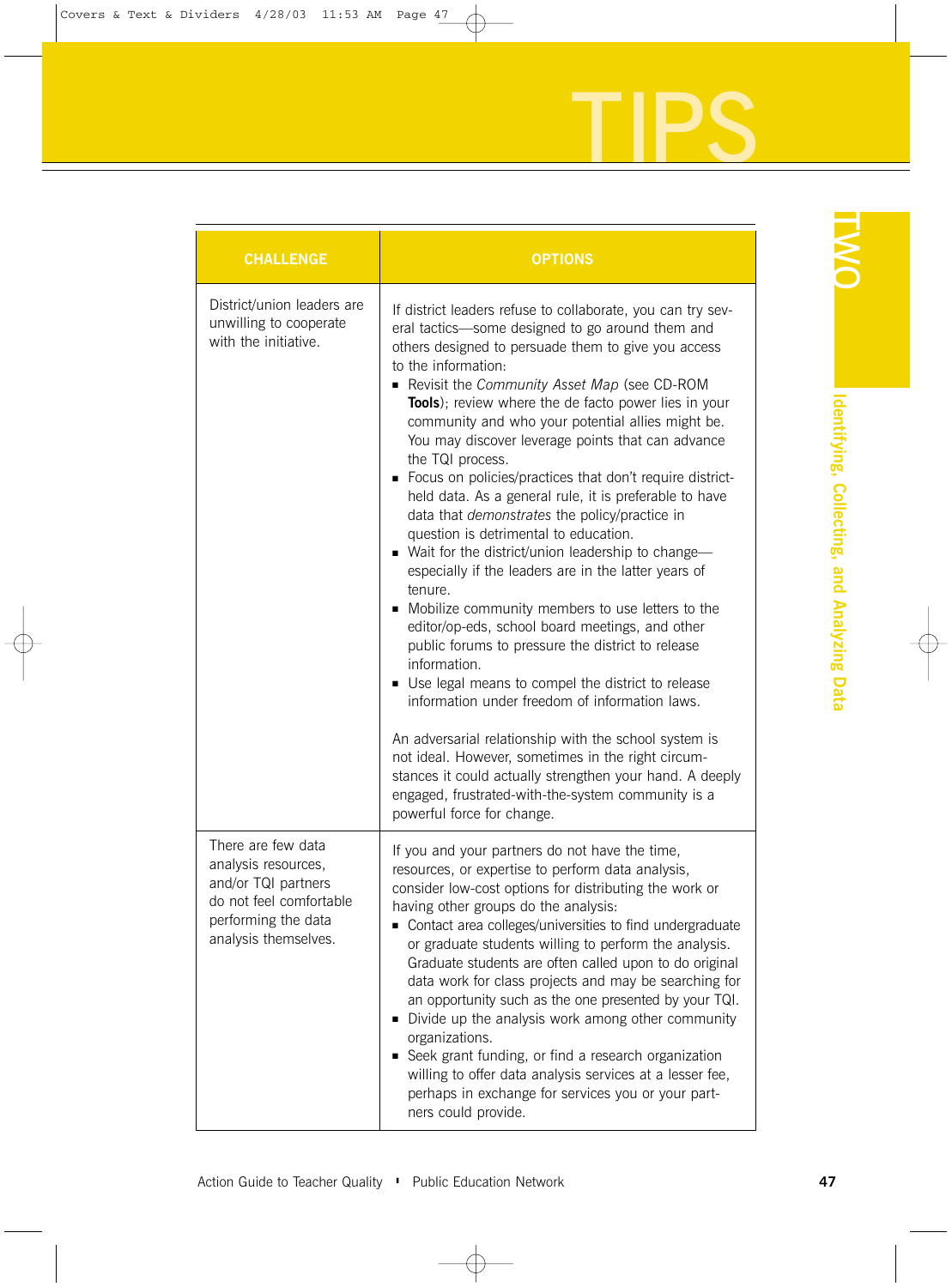# TIPS

| CHALLENGE | OPTIONS |
|---|---|
| District/union leaders are unwilling to cooperate with the initiative. | If district leaders refuse to collaborate, you can try several tactics—some designed to go around them and others designed to persuade them to give you access to the information:<br>▪ Revisit the *Community Asset Map* (see CD-ROM **Tools**); review where the de facto power lies in your community and who your potential allies might be. You may discover leverage points that can advance the TQI process.<br>▪ Focus on policies/practices that don't require district-held data. As a general rule, it is preferable to have data that *demonstrates* the policy/practice in question is detrimental to education.<br>▪ Wait for the district/union leadership to change—especially if the leaders are in the latter years of tenure.<br>▪ Mobilize community members to use letters to the editor/op-eds, school board meetings, and other public forums to pressure the district to release information.<br>▪ Use legal means to compel the district to release information under freedom of information laws.<br><br>An adversarial relationship with the school system is not ideal. However, sometimes in the right circumstances it could actually strengthen your hand. A deeply engaged, frustrated-with-the-system community is a powerful force for change. |
| There are few data analysis resources, and/or TQI partners do not feel comfortable performing the data analysis themselves. | If you and your partners do not have the time, resources, or expertise to perform data analysis, consider low-cost options for distributing the work or having other groups do the analysis:<br>▪ Contact area colleges/universities to find undergraduate or graduate students willing to perform the analysis. Graduate students are often called upon to do original data work for class projects and may be searching for an opportunity such as the one presented by your TQI.<br>▪ Divide up the analysis work among other community organizations.<br>▪ Seek grant funding, or find a research organization willing to offer data analysis services at a lesser fee, perhaps in exchange for services you or your partners could provide. |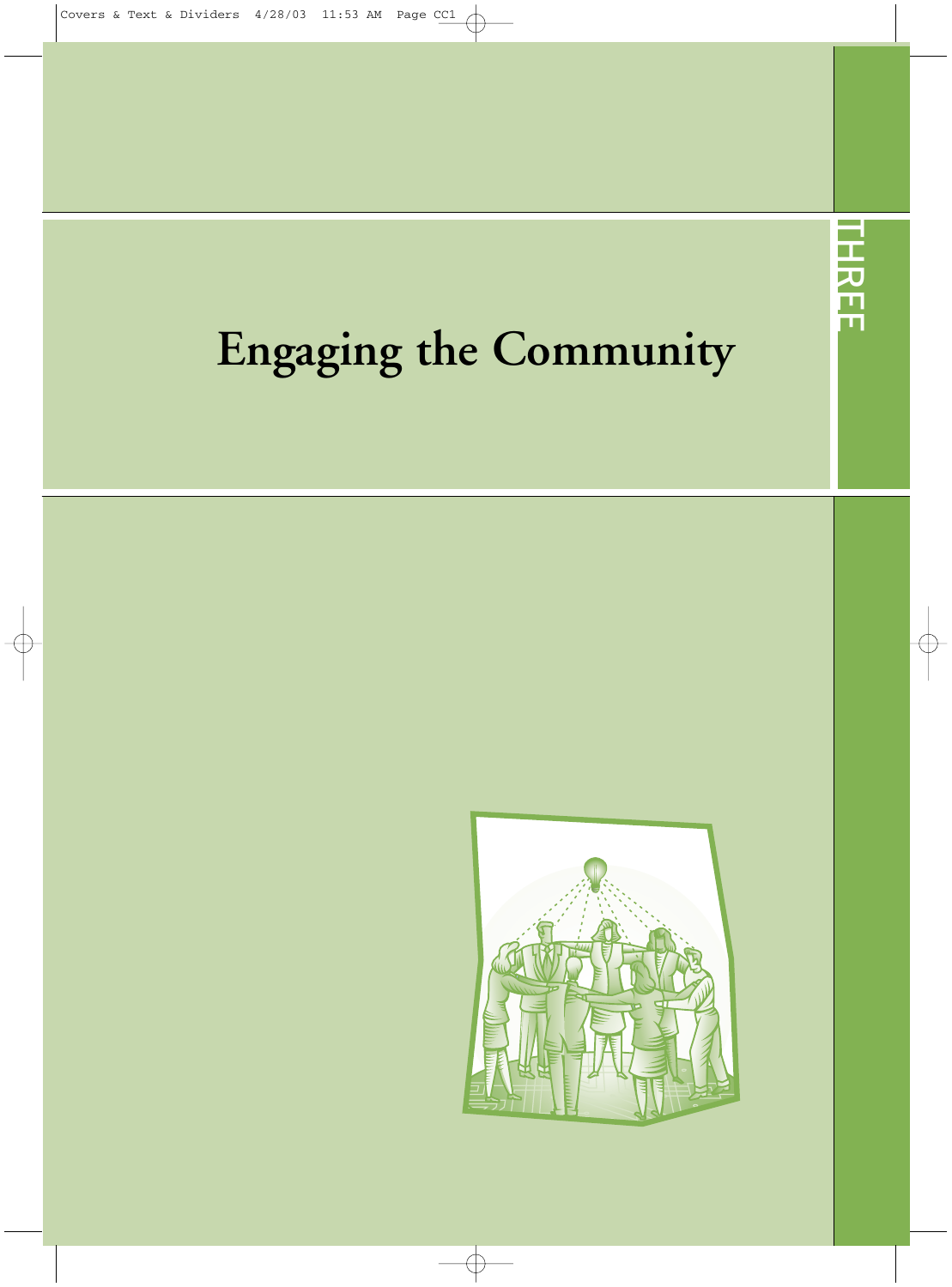THREE

# Engaging the Community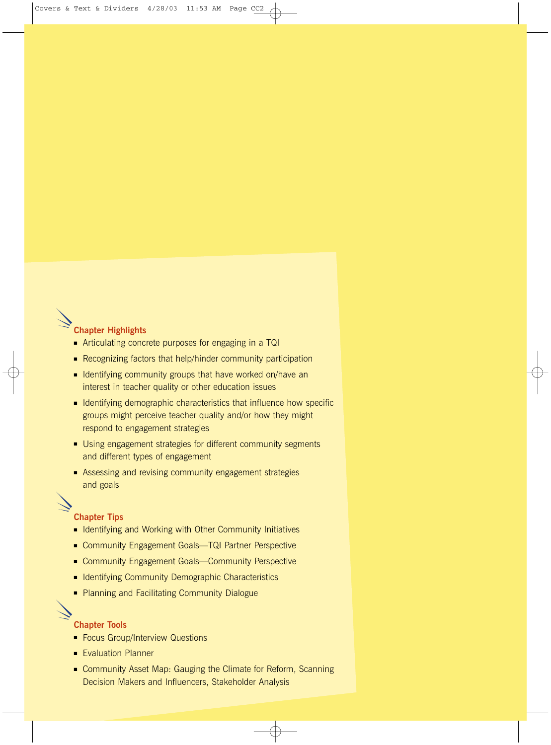### Chapter Highlights

- Articulating concrete purposes for engaging in a TQI
- Recognizing factors that help/hinder community participation
- Identifying community groups that have worked on/have an interest in teacher quality or other education issues
- Identifying demographic characteristics that influence how specific groups might perceive teacher quality and/or how they might respond to engagement strategies
- Using engagement strategies for different community segments and different types of engagement
- Assessing and revising community engagement strategies and goals

### Chapter Tips

- Identifying and Working with Other Community Initiatives
- Community Engagement Goals—TQI Partner Perspective
- Community Engagement Goals—Community Perspective
- Identifying Community Demographic Characteristics
- Planning and Facilitating Community Dialogue

### Chapter Tools

- Focus Group/Interview Questions
- Evaluation Planner
- Community Asset Map: Gauging the Climate for Reform, Scanning Decision Makers and Influencers, Stakeholder Analysis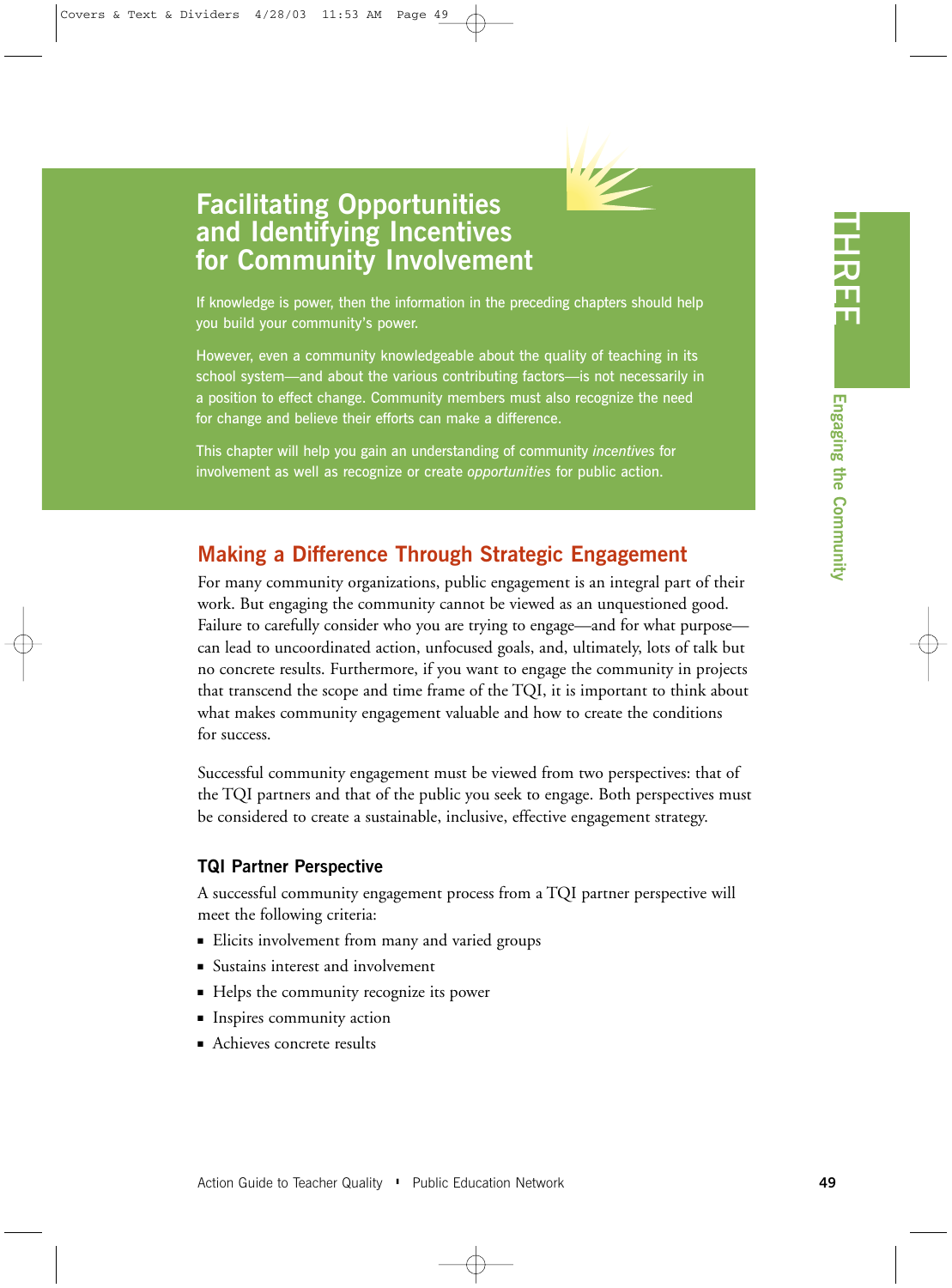# Facilitating Opportunities and Identifying Incentives for Community Involvement

If knowledge is power, then the information in the preceding chapters should help you build your community's power.

However, even a community knowledgeable about the quality of teaching in its school system—and about the various contributing factors—is not necessarily in a position to effect change. Community members must also recognize the need for change and believe their efforts can make a difference.

This chapter will help you gain an understanding of community *incentives* for involvement as well as recognize or create *opportunities* for public action.

## Making a Difference Through Strategic Engagement

For many community organizations, public engagement is an integral part of their work. But engaging the community cannot be viewed as an unquestioned good. Failure to carefully consider who you are trying to engage—and for what purpose—can lead to uncoordinated action, unfocused goals, and, ultimately, lots of talk but no concrete results. Furthermore, if you want to engage the community in projects that transcend the scope and time frame of the TQI, it is important to think about what makes community engagement valuable and how to create the conditions for success.

Successful community engagement must be viewed from two perspectives: that of the TQI partners and that of the public you seek to engage. Both perspectives must be considered to create a sustainable, inclusive, effective engagement strategy.

### TQI Partner Perspective

A successful community engagement process from a TQI partner perspective will meet the following criteria:

- Elicits involvement from many and varied groups
- Sustains interest and involvement
- Helps the community recognize its power
- Inspires community action
- Achieves concrete results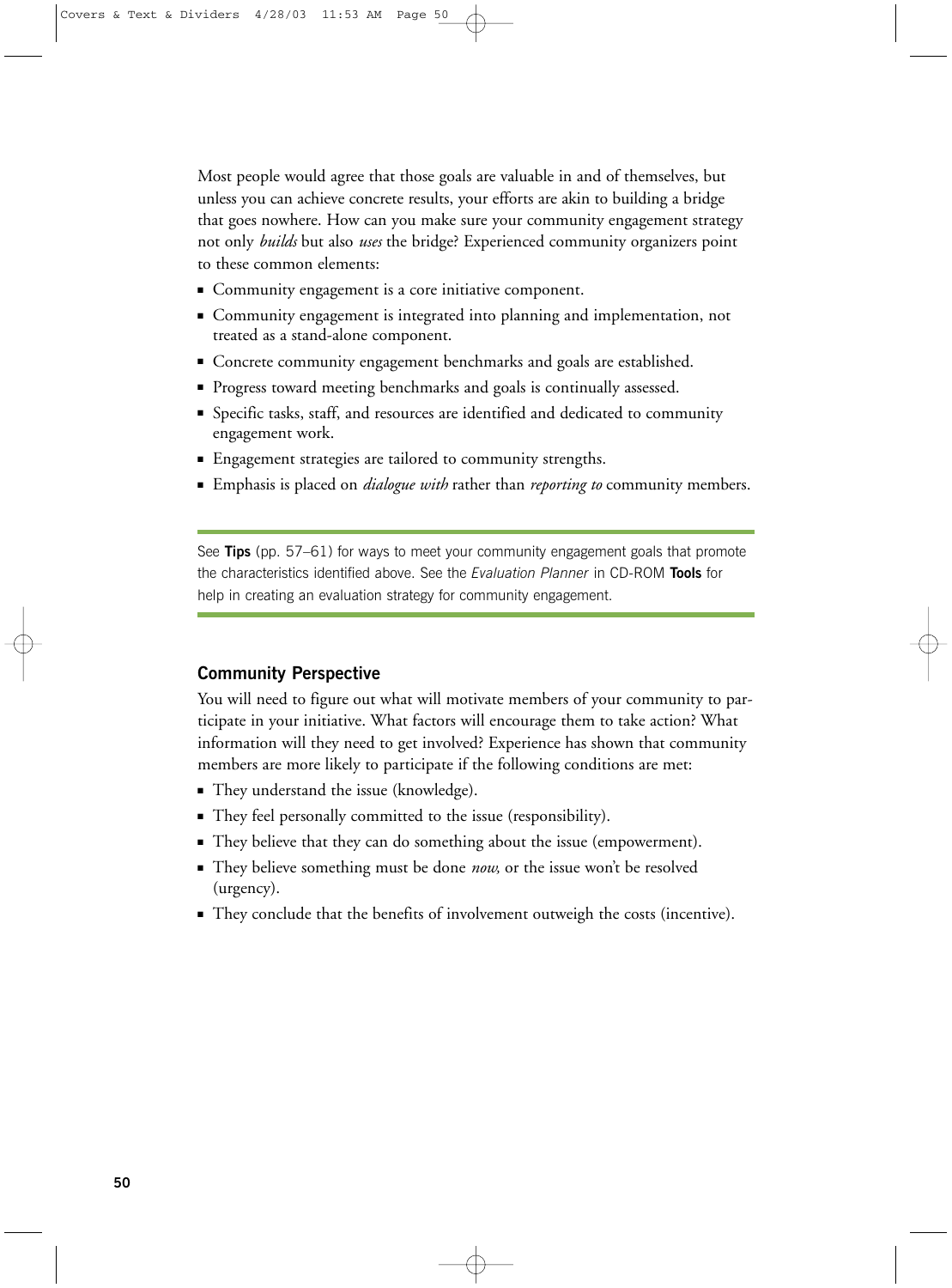Most people would agree that those goals are valuable in and of themselves, but unless you can achieve concrete results, your efforts are akin to building a bridge that goes nowhere. How can you make sure your community engagement strategy not only *builds* but also *uses* the bridge? Experienced community organizers point to these common elements:

- Community engagement is a core initiative component.
- Community engagement is integrated into planning and implementation, not treated as a stand-alone component.
- Concrete community engagement benchmarks and goals are established.
- Progress toward meeting benchmarks and goals is continually assessed.
- Specific tasks, staff, and resources are identified and dedicated to community engagement work.
- Engagement strategies are tailored to community strengths.
- Emphasis is placed on *dialogue with* rather than *reporting to* community members.

---

See **Tips** (pp. 57–61) for ways to meet your community engagement goals that promote the characteristics identified above. See the *Evaluation Planner* in CD-ROM **Tools** for help in creating an evaluation strategy for community engagement.

---

### Community Perspective

You will need to figure out what will motivate members of your community to participate in your initiative. What factors will encourage them to take action? What information will they need to get involved? Experience has shown that community members are more likely to participate if the following conditions are met:

- They understand the issue (knowledge).
- They feel personally committed to the issue (responsibility).
- They believe that they can do something about the issue (empowerment).
- They believe something must be done *now,* or the issue won't be resolved (urgency).
- They conclude that the benefits of involvement outweigh the costs (incentive).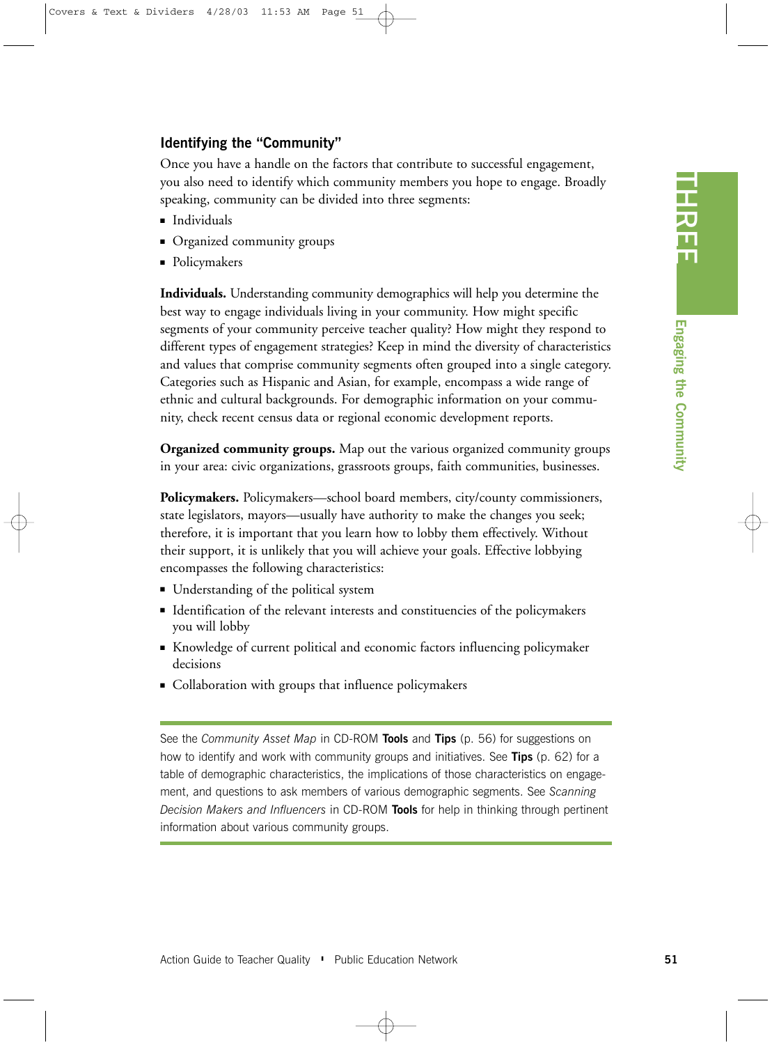### Identifying the "Community"

Once you have a handle on the factors that contribute to successful engagement, you also need to identify which community members you hope to engage. Broadly speaking, community can be divided into three segments:

- Individuals
- Organized community groups
- Policymakers

**Individuals.** Understanding community demographics will help you determine the best way to engage individuals living in your community. How might specific segments of your community perceive teacher quality? How might they respond to different types of engagement strategies? Keep in mind the diversity of characteristics and values that comprise community segments often grouped into a single category. Categories such as Hispanic and Asian, for example, encompass a wide range of ethnic and cultural backgrounds. For demographic information on your community, check recent census data or regional economic development reports.

**Organized community groups.** Map out the various organized community groups in your area: civic organizations, grassroots groups, faith communities, businesses.

**Policymakers.** Policymakers—school board members, city/county commissioners, state legislators, mayors—usually have authority to make the changes you seek; therefore, it is important that you learn how to lobby them effectively. Without their support, it is unlikely that you will achieve your goals. Effective lobbying encompasses the following characteristics:

- Understanding of the political system
- Identification of the relevant interests and constituencies of the policymakers you will lobby
- Knowledge of current political and economic factors influencing policymaker decisions
- Collaboration with groups that influence policymakers

---

See the *Community Asset Map* in CD-ROM **Tools** and **Tips** (p. 56) for suggestions on how to identify and work with community groups and initiatives. See **Tips** (p. 62) for a table of demographic characteristics, the implications of those characteristics on engagement, and questions to ask members of various demographic segments. See *Scanning Decision Makers and Influencers* in CD-ROM **Tools** for help in thinking through pertinent information about various community groups.

---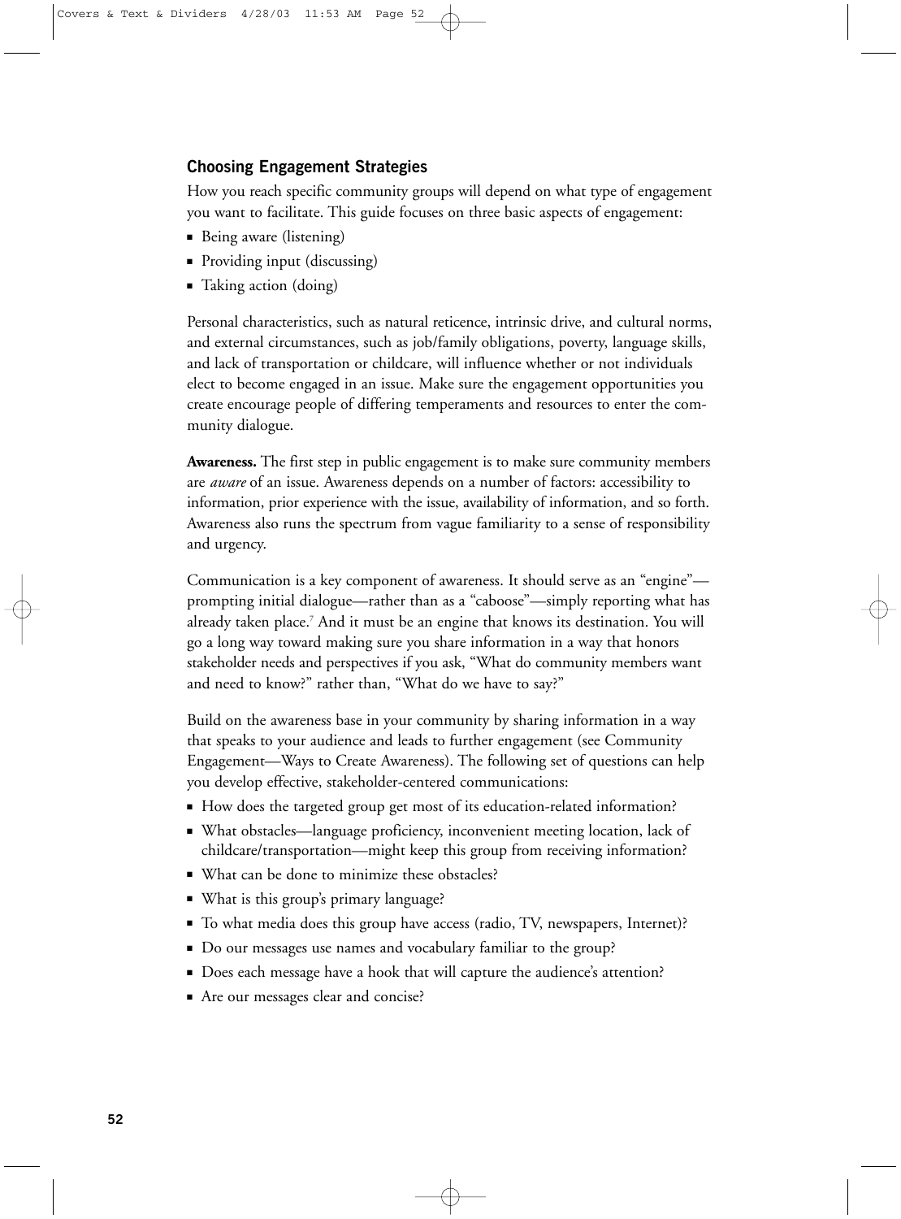## Choosing Engagement Strategies

How you reach specific community groups will depend on what type of engagement you want to facilitate. This guide focuses on three basic aspects of engagement:

- Being aware (listening)
- Providing input (discussing)
- Taking action (doing)

Personal characteristics, such as natural reticence, intrinsic drive, and cultural norms, and external circumstances, such as job/family obligations, poverty, language skills, and lack of transportation or childcare, will influence whether or not individuals elect to become engaged in an issue. Make sure the engagement opportunities you create encourage people of differing temperaments and resources to enter the community dialogue.

**Awareness.** The first step in public engagement is to make sure community members are *aware* of an issue. Awareness depends on a number of factors: accessibility to information, prior experience with the issue, availability of information, and so forth. Awareness also runs the spectrum from vague familiarity to a sense of responsibility and urgency.

Communication is a key component of awareness. It should serve as an "engine"—prompting initial dialogue—rather than as a "caboose"—simply reporting what has already taken place.[7] And it must be an engine that knows its destination. You will go a long way toward making sure you share information in a way that honors stakeholder needs and perspectives if you ask, "What do community members want and need to know?" rather than, "What do we have to say?"

Build on the awareness base in your community by sharing information in a way that speaks to your audience and leads to further engagement (see Community Engagement—Ways to Create Awareness). The following set of questions can help you develop effective, stakeholder-centered communications:

- How does the targeted group get most of its education-related information?
- What obstacles—language proficiency, inconvenient meeting location, lack of childcare/transportation—might keep this group from receiving information?
- What can be done to minimize these obstacles?
- What is this group's primary language?
- To what media does this group have access (radio, TV, newspapers, Internet)?
- Do our messages use names and vocabulary familiar to the group?
- Does each message have a hook that will capture the audience's attention?
- Are our messages clear and concise?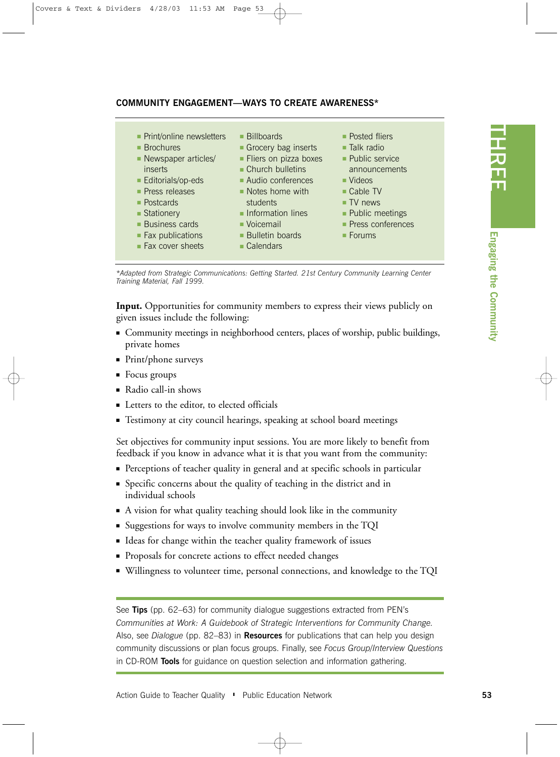## COMMUNITY ENGAGEMENT—WAYS TO CREATE AWARENESS*

- Print/online newsletters
- Brochures
- Newspaper articles/inserts
- Editorials/op-eds
- Press releases
- Postcards
- Stationery
- Business cards
- Fax publications
- Fax cover sheets
- Billboards
- Grocery bag inserts
- Fliers on pizza boxes
- Church bulletins
- Audio conferences
- Notes home with students
- Information lines
- Voicemail
- Bulletin boards
- Calendars
- Posted fliers
- Talk radio
- Public service announcements
- Videos
- Cable TV
- TV news
- Public meetings
- Press conferences
- Forums

*\*Adapted from Strategic Communications: Getting Started. 21st Century Community Learning Center Training Material, Fall 1999.*

**Input.** Opportunities for community members to express their views publicly on given issues include the following:

- Community meetings in neighborhood centers, places of worship, public buildings, private homes
- Print/phone surveys
- Focus groups
- Radio call-in shows
- Letters to the editor, to elected officials
- Testimony at city council hearings, speaking at school board meetings

Set objectives for community input sessions. You are more likely to benefit from feedback if you know in advance what it is that you want from the community:

- Perceptions of teacher quality in general and at specific schools in particular
- Specific concerns about the quality of teaching in the district and in individual schools
- A vision for what quality teaching should look like in the community
- Suggestions for ways to involve community members in the TQI
- Ideas for change within the teacher quality framework of issues
- Proposals for concrete actions to effect needed changes
- Willingness to volunteer time, personal connections, and knowledge to the TQI

---

See **Tips** (pp. 62–63) for community dialogue suggestions extracted from PEN's *Communities at Work: A Guidebook of Strategic Interventions for Community Change.* Also, see *Dialogue* (pp. 82–83) in **Resources** for publications that can help you design community discussions or plan focus groups. Finally, see *Focus Group/Interview Questions* in CD-ROM **Tools** for guidance on question selection and information gathering.

---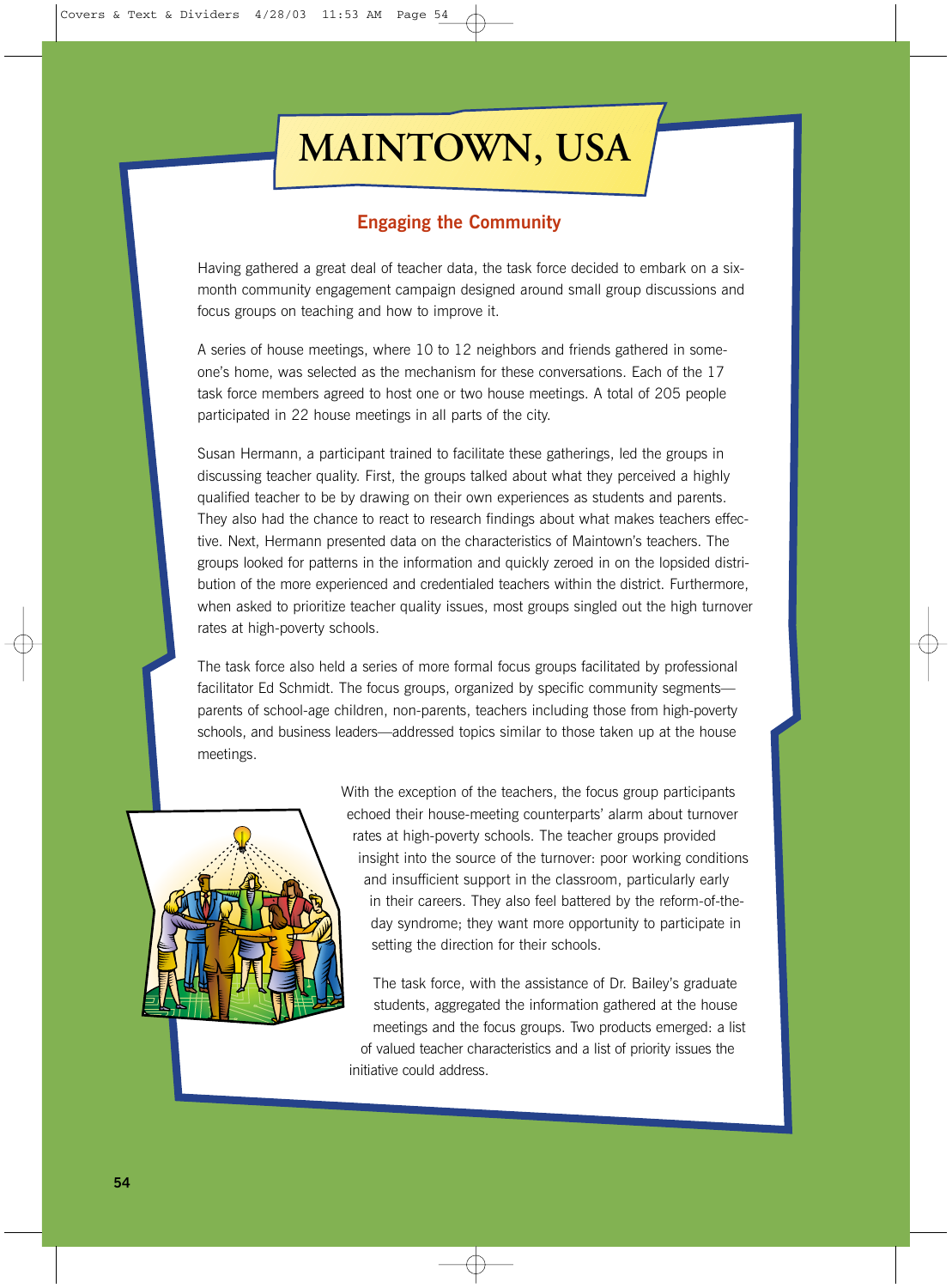# MAINTOWN, USA

## Engaging the Community

Having gathered a great deal of teacher data, the task force decided to embark on a six-month community engagement campaign designed around small group discussions and focus groups on teaching and how to improve it.

A series of house meetings, where 10 to 12 neighbors and friends gathered in someone's home, was selected as the mechanism for these conversations. Each of the 17 task force members agreed to host one or two house meetings. A total of 205 people participated in 22 house meetings in all parts of the city.

Susan Hermann, a participant trained to facilitate these gatherings, led the groups in discussing teacher quality. First, the groups talked about what they perceived a highly qualified teacher to be by drawing on their own experiences as students and parents. They also had the chance to react to research findings about what makes teachers effective. Next, Hermann presented data on the characteristics of Maintown's teachers. The groups looked for patterns in the information and quickly zeroed in on the lopsided distribution of the more experienced and credentialed teachers within the district. Furthermore, when asked to prioritize teacher quality issues, most groups singled out the high turnover rates at high-poverty schools.

The task force also held a series of more formal focus groups facilitated by professional facilitator Ed Schmidt. The focus groups, organized by specific community segments—parents of school-age children, non-parents, teachers including those from high-poverty schools, and business leaders—addressed topics similar to those taken up at the house meetings.

With the exception of the teachers, the focus group participants echoed their house-meeting counterparts' alarm about turnover rates at high-poverty schools. The teacher groups provided insight into the source of the turnover: poor working conditions and insufficient support in the classroom, particularly early in their careers. They also feel battered by the reform-of-the-day syndrome; they want more opportunity to participate in setting the direction for their schools.

The task force, with the assistance of Dr. Bailey's graduate students, aggregated the information gathered at the house meetings and the focus groups. Two products emerged: a list of valued teacher characteristics and a list of priority issues the initiative could address.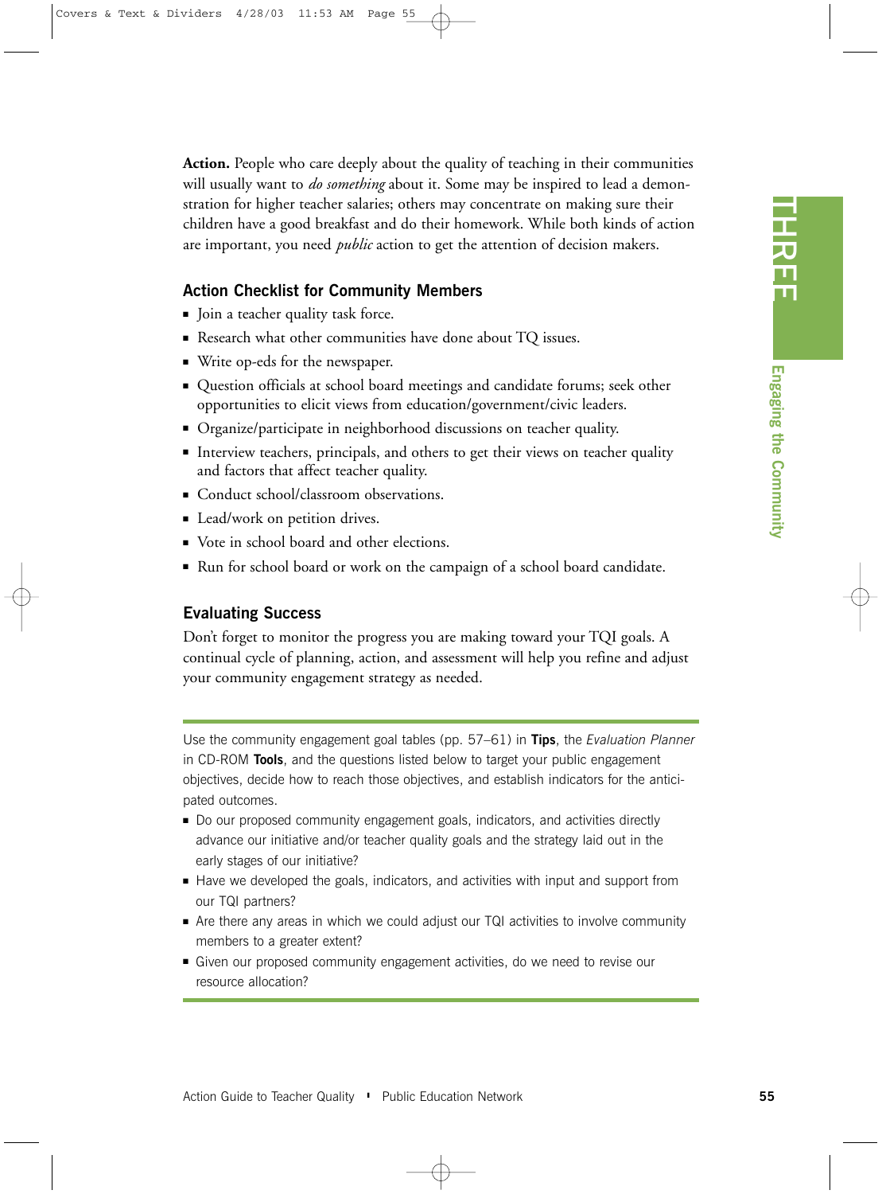**Action.** People who care deeply about the quality of teaching in their communities will usually want to *do something* about it. Some may be inspired to lead a demonstration for higher teacher salaries; others may concentrate on making sure their children have a good breakfast and do their homework. While both kinds of action are important, you need *public* action to get the attention of decision makers.

### Action Checklist for Community Members

- Join a teacher quality task force.
- Research what other communities have done about TQ issues.
- Write op-eds for the newspaper.
- Question officials at school board meetings and candidate forums; seek other opportunities to elicit views from education/government/civic leaders.
- Organize/participate in neighborhood discussions on teacher quality.
- Interview teachers, principals, and others to get their views on teacher quality and factors that affect teacher quality.
- Conduct school/classroom observations.
- Lead/work on petition drives.
- Vote in school board and other elections.
- Run for school board or work on the campaign of a school board candidate.

### Evaluating Success

Don't forget to monitor the progress you are making toward your TQI goals. A continual cycle of planning, action, and assessment will help you refine and adjust your community engagement strategy as needed.

---

Use the community engagement goal tables (pp. 57–61) in **Tips**, the *Evaluation Planner* in CD-ROM **Tools**, and the questions listed below to target your public engagement objectives, decide how to reach those objectives, and establish indicators for the anticipated outcomes.

- Do our proposed community engagement goals, indicators, and activities directly advance our initiative and/or teacher quality goals and the strategy laid out in the early stages of our initiative?
- Have we developed the goals, indicators, and activities with input and support from our TQI partners?
- Are there any areas in which we could adjust our TQI activities to involve community members to a greater extent?
- Given our proposed community engagement activities, do we need to revise our resource allocation?

---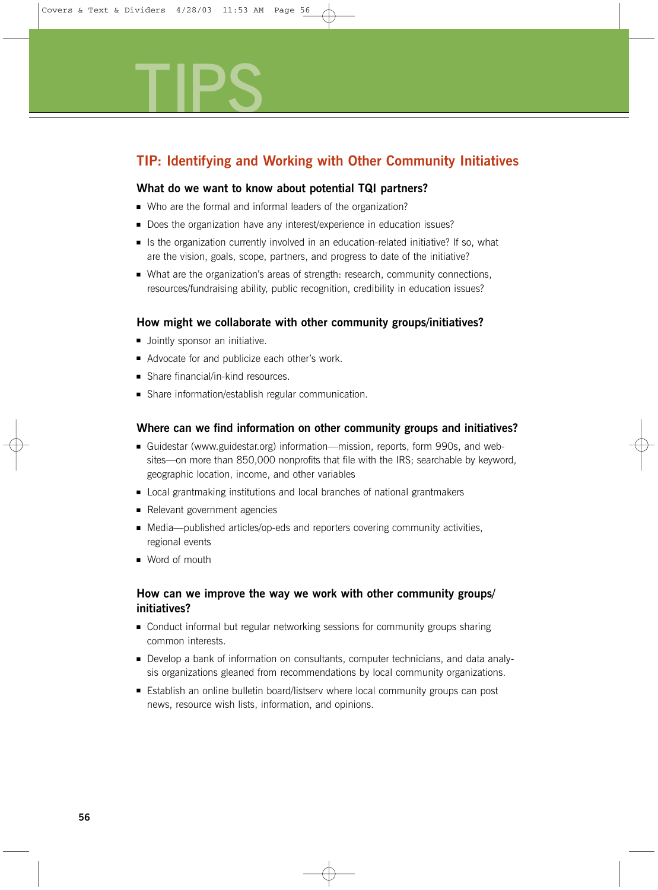# TIPS

## TIP: Identifying and Working with Other Community Initiatives

### What do we want to know about potential TQI partners?

- Who are the formal and informal leaders of the organization?
- Does the organization have any interest/experience in education issues?
- Is the organization currently involved in an education-related initiative? If so, what are the vision, goals, scope, partners, and progress to date of the initiative?
- What are the organization's areas of strength: research, community connections, resources/fundraising ability, public recognition, credibility in education issues?

### How might we collaborate with other community groups/initiatives?

- Jointly sponsor an initiative.
- Advocate for and publicize each other's work.
- Share financial/in-kind resources.
- Share information/establish regular communication.

### Where can we find information on other community groups and initiatives?

- Guidestar (www.guidestar.org) information—mission, reports, form 990s, and websites—on more than 850,000 nonprofits that file with the IRS; searchable by keyword, geographic location, income, and other variables
- Local grantmaking institutions and local branches of national grantmakers
- Relevant government agencies
- Media—published articles/op-eds and reporters covering community activities, regional events
- Word of mouth

### How can we improve the way we work with other community groups/ initiatives?

- Conduct informal but regular networking sessions for community groups sharing common interests.
- Develop a bank of information on consultants, computer technicians, and data analysis organizations gleaned from recommendations by local community organizations.
- Establish an online bulletin board/listserv where local community groups can post news, resource wish lists, information, and opinions.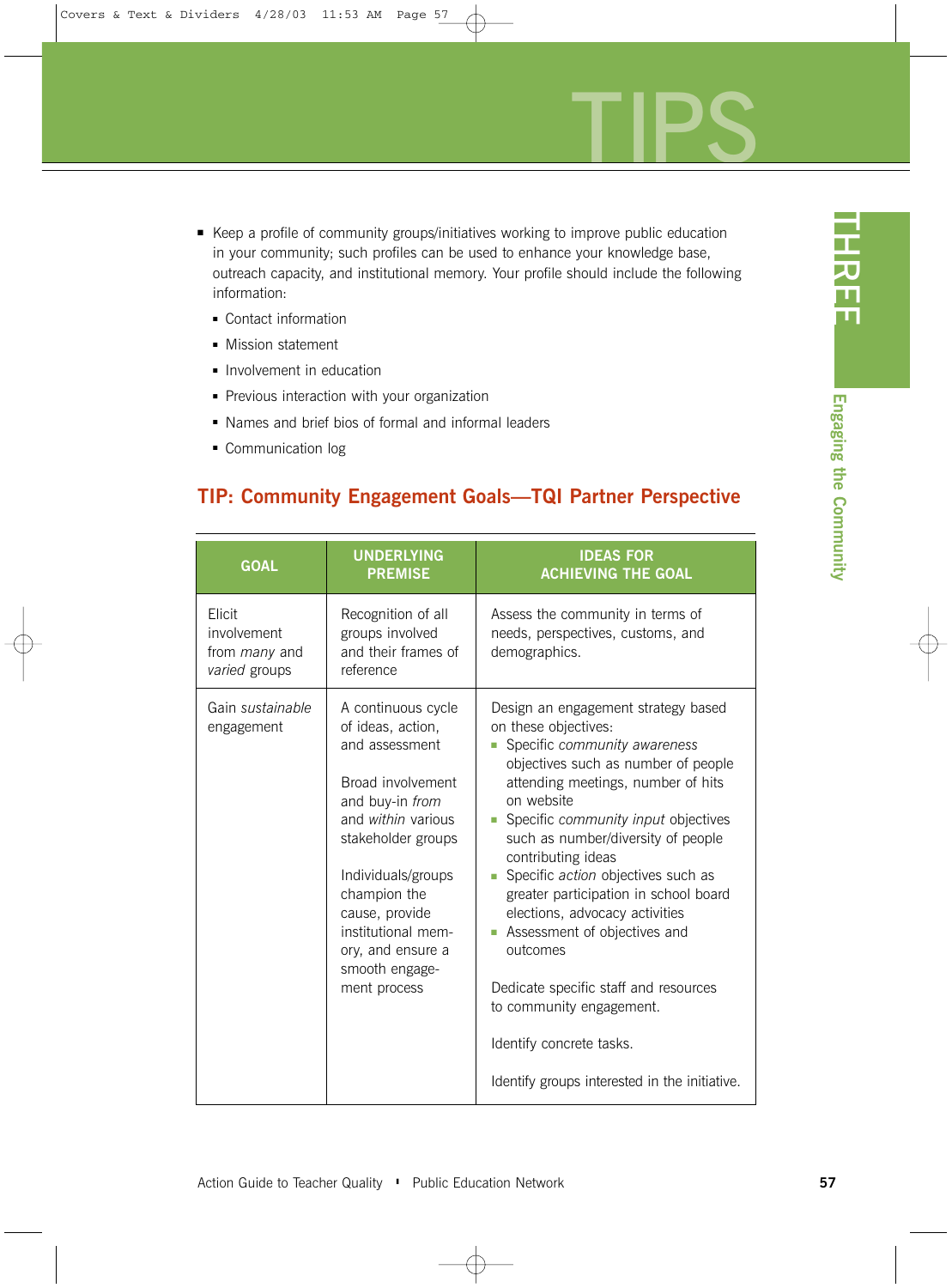# TIPS

- Keep a profile of community groups/initiatives working to improve public education in your community; such profiles can be used to enhance your knowledge base, outreach capacity, and institutional memory. Your profile should include the following information:
  - Contact information
  - Mission statement
  - Involvement in education
  - Previous interaction with your organization
  - Names and brief bios of formal and informal leaders
  - Communication log

## TIP: Community Engagement Goals—TQI Partner Perspective

| GOAL | UNDERLYING PREMISE | IDEAS FOR ACHIEVING THE GOAL |
|---|---|---|
| Elicit involvement from *many* and *varied* groups | Recognition of all groups involved and their frames of reference | Assess the community in terms of needs, perspectives, customs, and demographics. |
| Gain *sustainable* engagement | A continuous cycle of ideas, action, and assessment<br><br>Broad involvement and buy-in *from* and *within* various stakeholder groups<br><br>Individuals/groups champion the cause, provide institutional memory, and ensure a smooth engagement process | Design an engagement strategy based on these objectives:<br>▪ Specific *community awareness* objectives such as number of people attending meetings, number of hits on website<br>▪ Specific *community input* objectives such as number/diversity of people contributing ideas<br>▪ Specific *action* objectives such as greater participation in school board elections, advocacy activities<br>▪ Assessment of objectives and outcomes<br><br>Dedicate specific staff and resources to community engagement.<br><br>Identify concrete tasks.<br><br>Identify groups interested in the initiative. |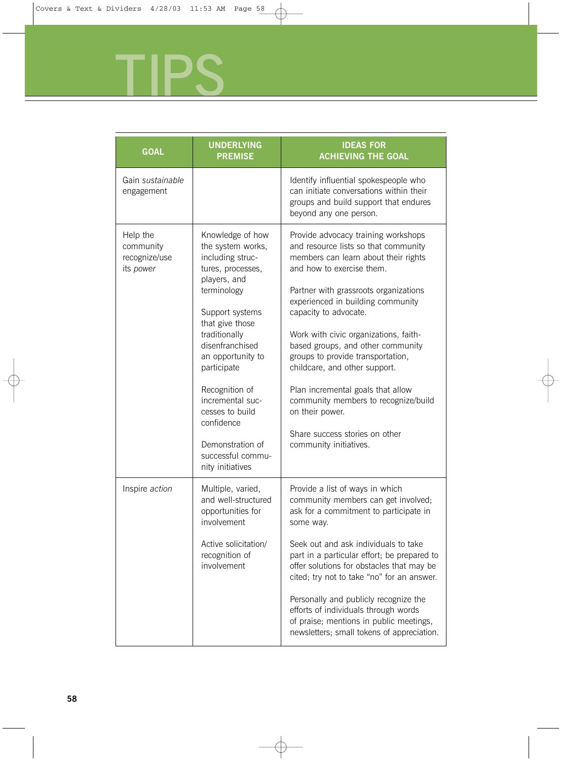# TIPS

| GOAL | UNDERLYING PREMISE | IDEAS FOR ACHIEVING THE GOAL |
|---|---|---|
| Gain *sustainable* engagement | | Identify influential spokespeople who can initiate conversations within their groups and build support that endures beyond any one person. |
| Help the community recognize/use its *power* | Knowledge of how the system works, including structures, processes, players, and terminology<br><br>Support systems that give those traditionally disenfranchised an opportunity to participate<br><br>Recognition of incremental successes to build confidence<br><br>Demonstration of successful community initiatives | Provide advocacy training workshops and resource lists so that community members can learn about their rights and how to exercise them.<br><br>Partner with grassroots organizations experienced in building community capacity to advocate.<br><br>Work with civic organizations, faith-based groups, and other community groups to provide transportation, childcare, and other support.<br><br>Plan incremental goals that allow community members to recognize/build on their power.<br><br>Share success stories on other community initiatives. |
| Inspire *action* | Multiple, varied, and well-structured opportunities for involvement<br><br>Active solicitation/ recognition of involvement | Provide a list of ways in which community members can get involved; ask for a commitment to participate in some way.<br><br>Seek out and ask individuals to take part in a particular effort; be prepared to offer solutions for obstacles that may be cited; try not to take "no" for an answer.<br><br>Personally and publicly recognize the efforts of individuals through words of praise; mentions in public meetings, newsletters; small tokens of appreciation. |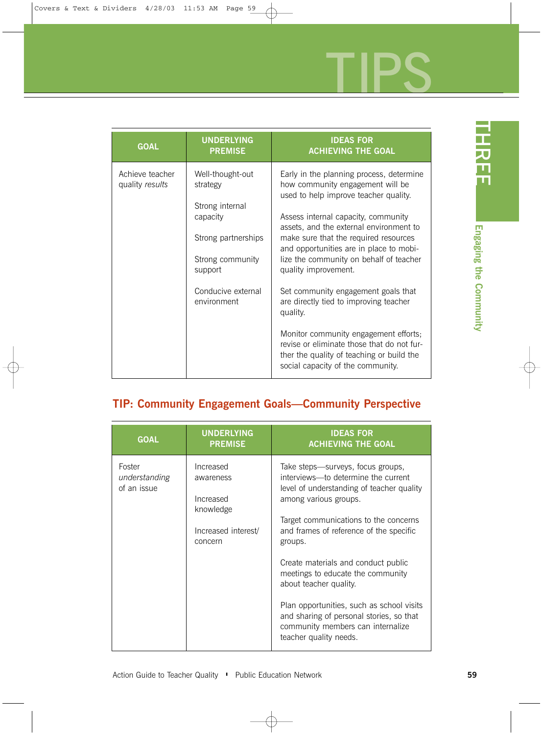| GOAL | UNDERLYING PREMISE | IDEAS FOR ACHIEVING THE GOAL |
|---|---|---|
| Achieve teacher quality *results* | Well-thought-out strategy<br><br>Strong internal capacity<br><br>Strong partnerships<br><br>Strong community support<br><br>Conducive external environment | Early in the planning process, determine how community engagement will be used to help improve teacher quality.<br><br>Assess internal capacity, community assets, and the external environment to make sure that the required resources and opportunities are in place to mobilize the community on behalf of teacher quality improvement.<br><br>Set community engagement goals that are directly tied to improving teacher quality.<br><br>Monitor community engagement efforts; revise or eliminate those that do not further the quality of teaching or build the social capacity of the community. |

## TIP: Community Engagement Goals—Community Perspective

| GOAL | UNDERLYING PREMISE | IDEAS FOR ACHIEVING THE GOAL |
|---|---|---|
| Foster *understanding* of an issue | Increased awareness<br><br>Increased knowledge<br><br>Increased interest/ concern | Take steps—surveys, focus groups, interviews—to determine the current level of understanding of teacher quality among various groups.<br><br>Target communications to the concerns and frames of reference of the specific groups.<br><br>Create materials and conduct public meetings to educate the community about teacher quality.<br><br>Plan opportunities, such as school visits and sharing of personal stories, so that community members can internalize teacher quality needs. |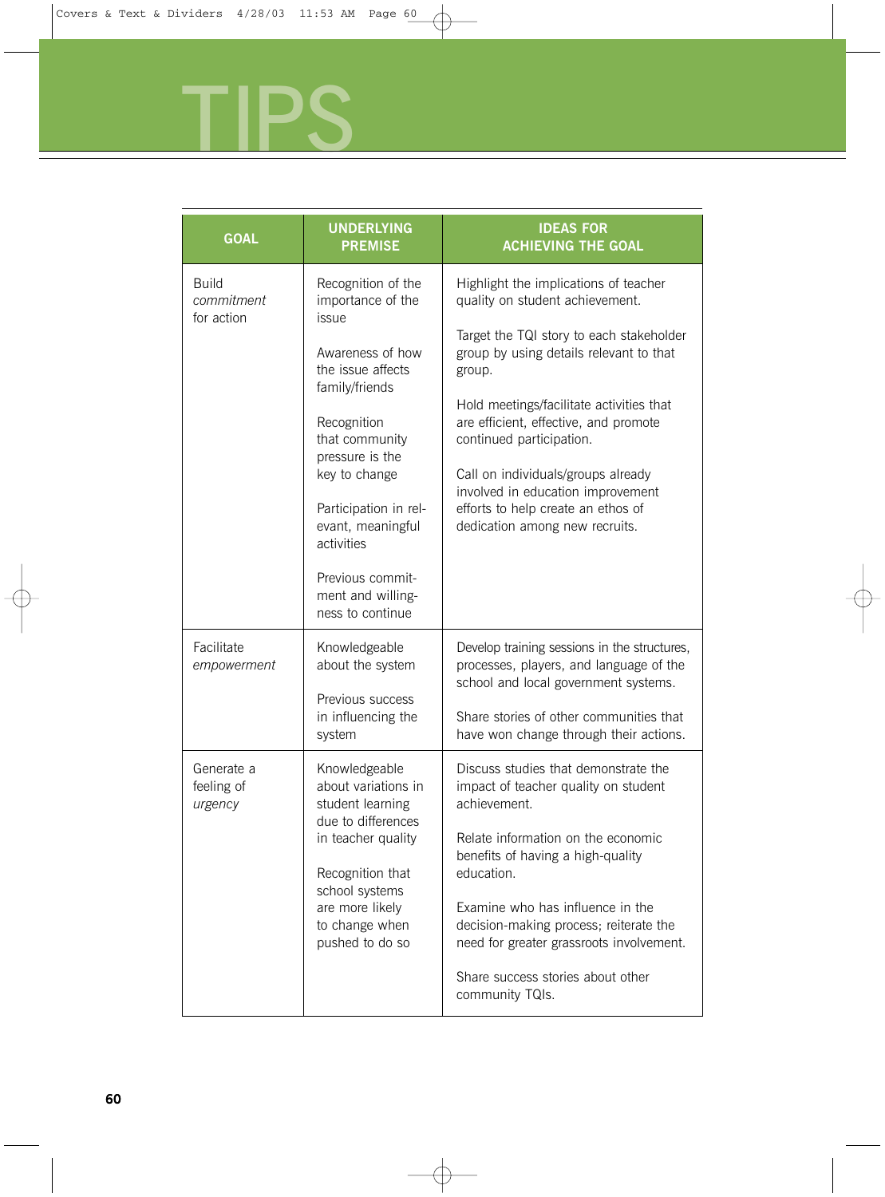# TIPS

| GOAL | UNDERLYING PREMISE | IDEAS FOR ACHIEVING THE GOAL |
| --- | --- | --- |
| Build *commitment* for action | Recognition of the importance of the issue<br><br>Awareness of how the issue affects family/friends<br><br>Recognition that community pressure is the key to change<br><br>Participation in relevant, meaningful activities<br><br>Previous commitment and willingness to continue | Highlight the implications of teacher quality on student achievement.<br><br>Target the TQI story to each stakeholder group by using details relevant to that group.<br><br>Hold meetings/facilitate activities that are efficient, effective, and promote continued participation.<br><br>Call on individuals/groups already involved in education improvement efforts to help create an ethos of dedication among new recruits. |
| Facilitate *empowerment* | Knowledgeable about the system<br><br>Previous success in influencing the system | Develop training sessions in the structures, processes, players, and language of the school and local government systems.<br><br>Share stories of other communities that have won change through their actions. |
| Generate a feeling of *urgency* | Knowledgeable about variations in student learning due to differences in teacher quality<br><br>Recognition that school systems are more likely to change when pushed to do so | Discuss studies that demonstrate the impact of teacher quality on student achievement.<br><br>Relate information on the economic benefits of having a high-quality education.<br><br>Examine who has influence in the decision-making process; reiterate the need for greater grassroots involvement.<br><br>Share success stories about other community TQIs. |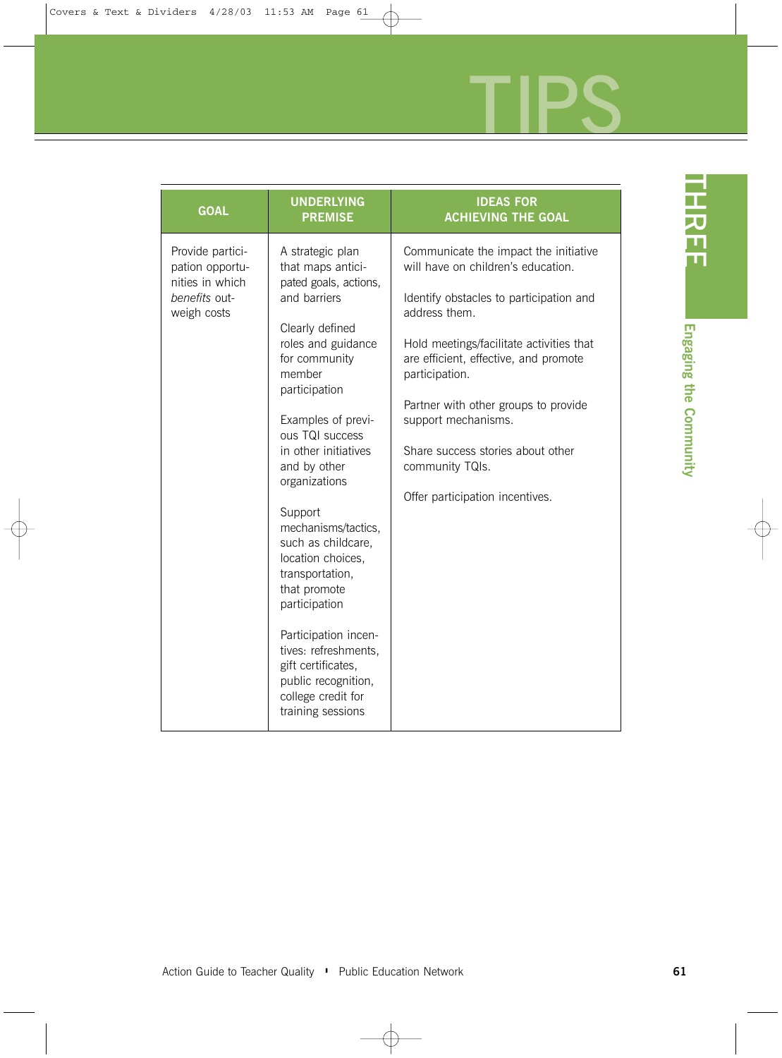# TIPS

| GOAL | UNDERLYING PREMISE | IDEAS FOR ACHIEVING THE GOAL |
|---|---|---|
| Provide participation opportunities in which *benefits* outweigh costs | A strategic plan that maps anticipated goals, actions, and barriers<br><br>Clearly defined roles and guidance for community member participation<br><br>Examples of previous TQI success in other initiatives and by other organizations<br><br>Support mechanisms/tactics, such as childcare, location choices, transportation, that promote participation<br><br>Participation incentives: refreshments, gift certificates, public recognition, college credit for training sessions | Communicate the impact the initiative will have on children's education.<br><br>Identify obstacles to participation and address them.<br><br>Hold meetings/facilitate activities that are efficient, effective, and promote participation.<br><br>Partner with other groups to provide support mechanisms.<br><br>Share success stories about other community TQIs.<br><br>Offer participation incentives. |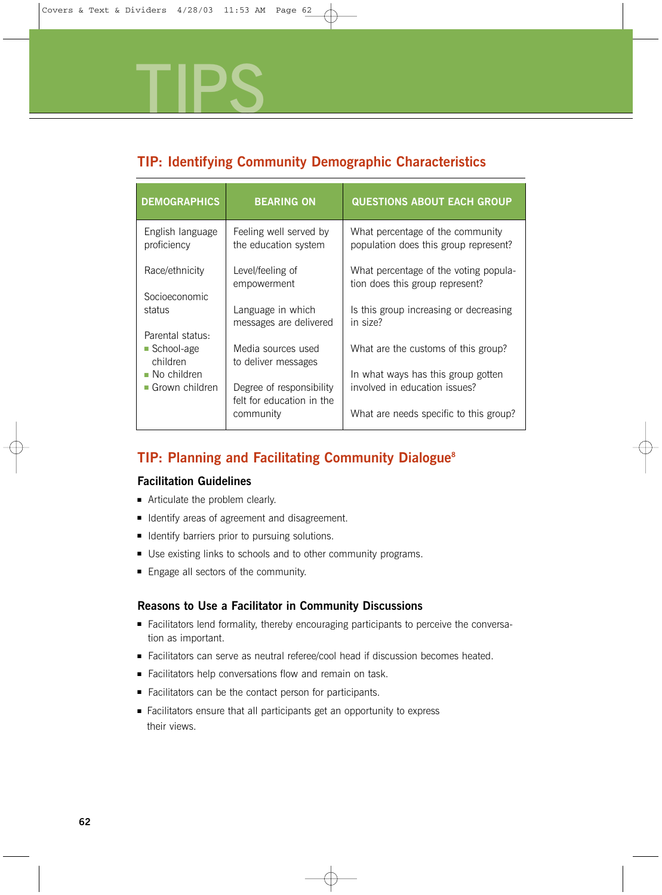# TIPS

## TIP: Identifying Community Demographic Characteristics

| DEMOGRAPHICS | BEARING ON | QUESTIONS ABOUT EACH GROUP |
|---|---|---|
| English language proficiency | Feeling well served by the education system | What percentage of the community population does this group represent? |
| Race/ethnicity | Level/feeling of empowerment | What percentage of the voting population does this group represent? |
| Socioeconomic status | Language in which messages are delivered | Is this group increasing or decreasing in size? |
| Parental status: ■ School-age children ■ No children ■ Grown children | Media sources used to deliver messages | What are the customs of this group? |
| | Degree of responsibility felt for education in the community | In what ways has this group gotten involved in education issues? |
| | | What are needs specific to this group? |

## TIP: Planning and Facilitating Community Dialogue[8]

### Facilitation Guidelines

- Articulate the problem clearly.
- Identify areas of agreement and disagreement.
- Identify barriers prior to pursuing solutions.
- Use existing links to schools and to other community programs.
- Engage all sectors of the community.

### Reasons to Use a Facilitator in Community Discussions

- Facilitators lend formality, thereby encouraging participants to perceive the conversation as important.
- Facilitators can serve as neutral referee/cool head if discussion becomes heated.
- Facilitators help conversations flow and remain on task.
- Facilitators can be the contact person for participants.
- Facilitators ensure that all participants get an opportunity to express their views.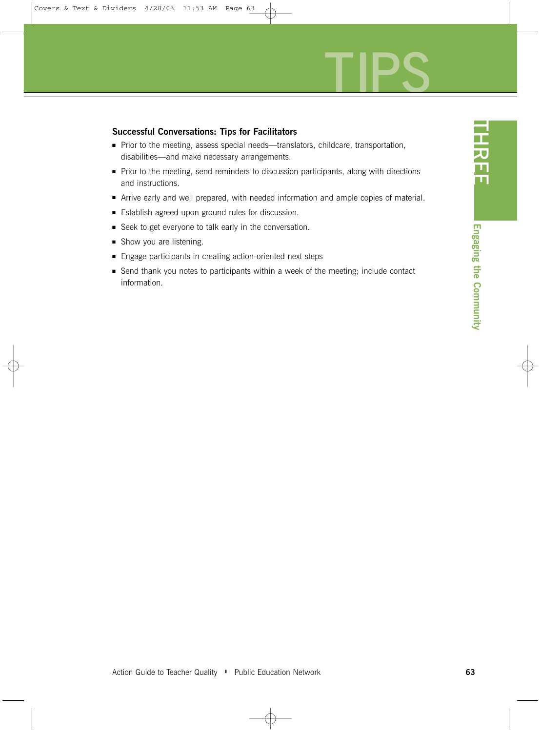# TIPS

### Successful Conversations: Tips for Facilitators

- Prior to the meeting, assess special needs—translators, childcare, transportation, disabilities—and make necessary arrangements.
- Prior to the meeting, send reminders to discussion participants, along with directions and instructions.
- Arrive early and well prepared, with needed information and ample copies of material.
- Establish agreed-upon ground rules for discussion.
- Seek to get everyone to talk early in the conversation.
- Show you are listening.
- Engage participants in creating action-oriented next steps
- Send thank you notes to participants within a week of the meeting; include contact information.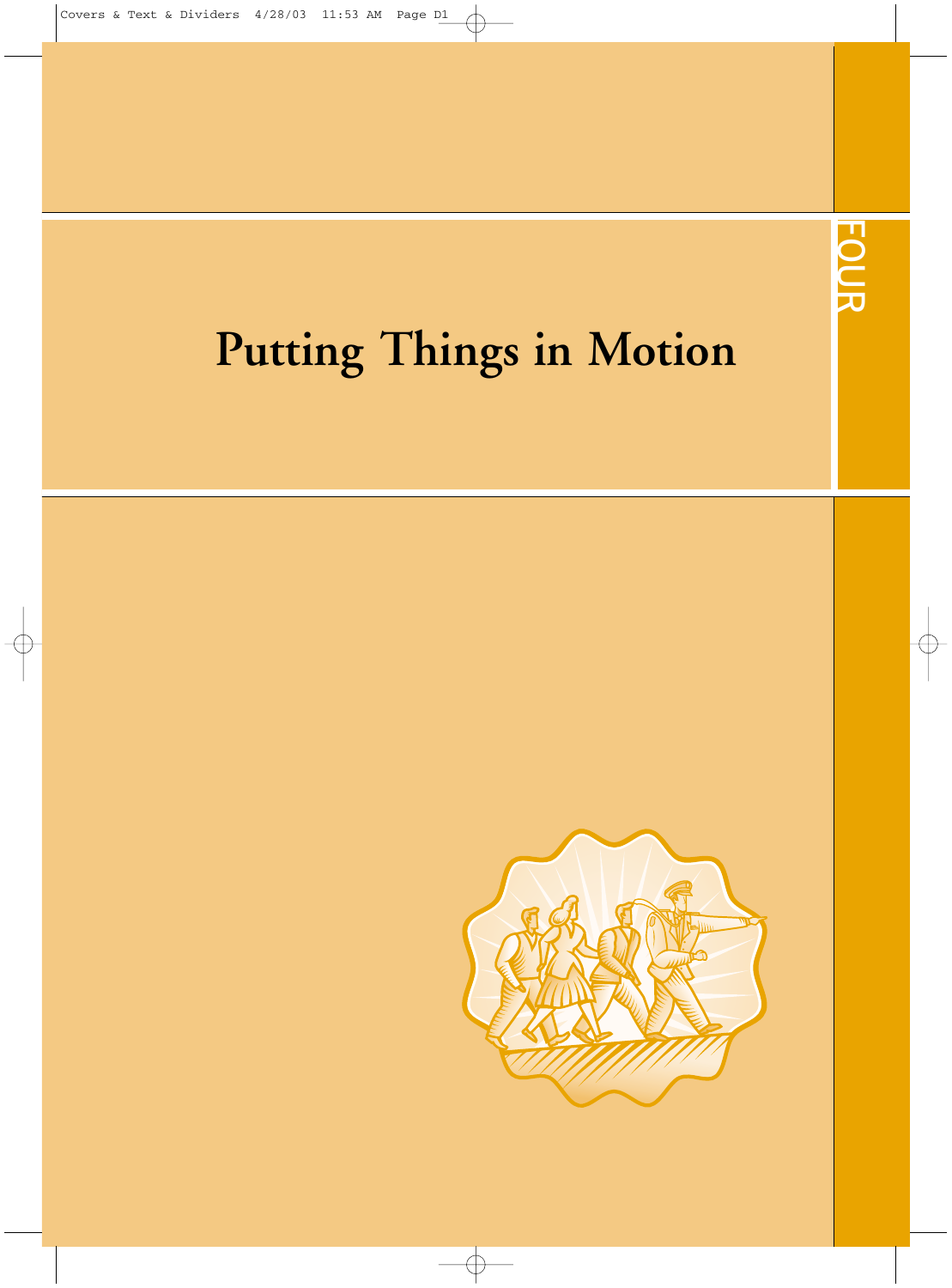# Putting Things in Motion

FOUR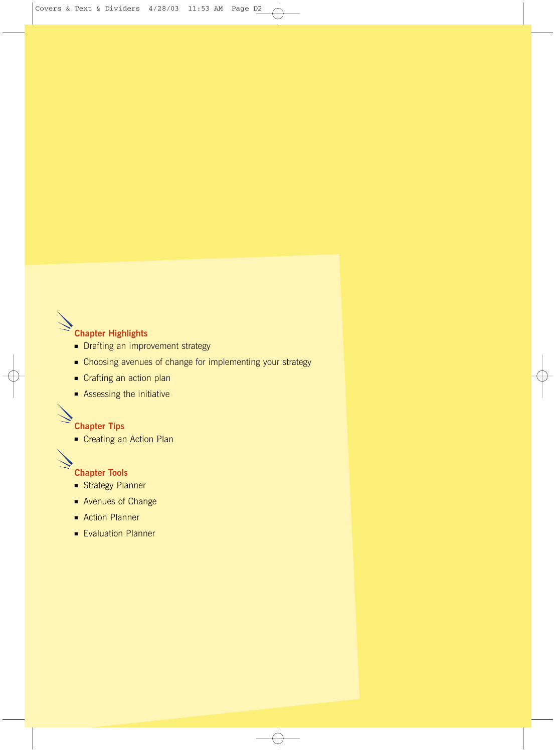### Chapter Highlights

- Drafting an improvement strategy
- Choosing avenues of change for implementing your strategy
- Crafting an action plan
- Assessing the initiative

### Chapter Tips

- Creating an Action Plan

### Chapter Tools

- Strategy Planner
- Avenues of Change
- Action Planner
- Evaluation Planner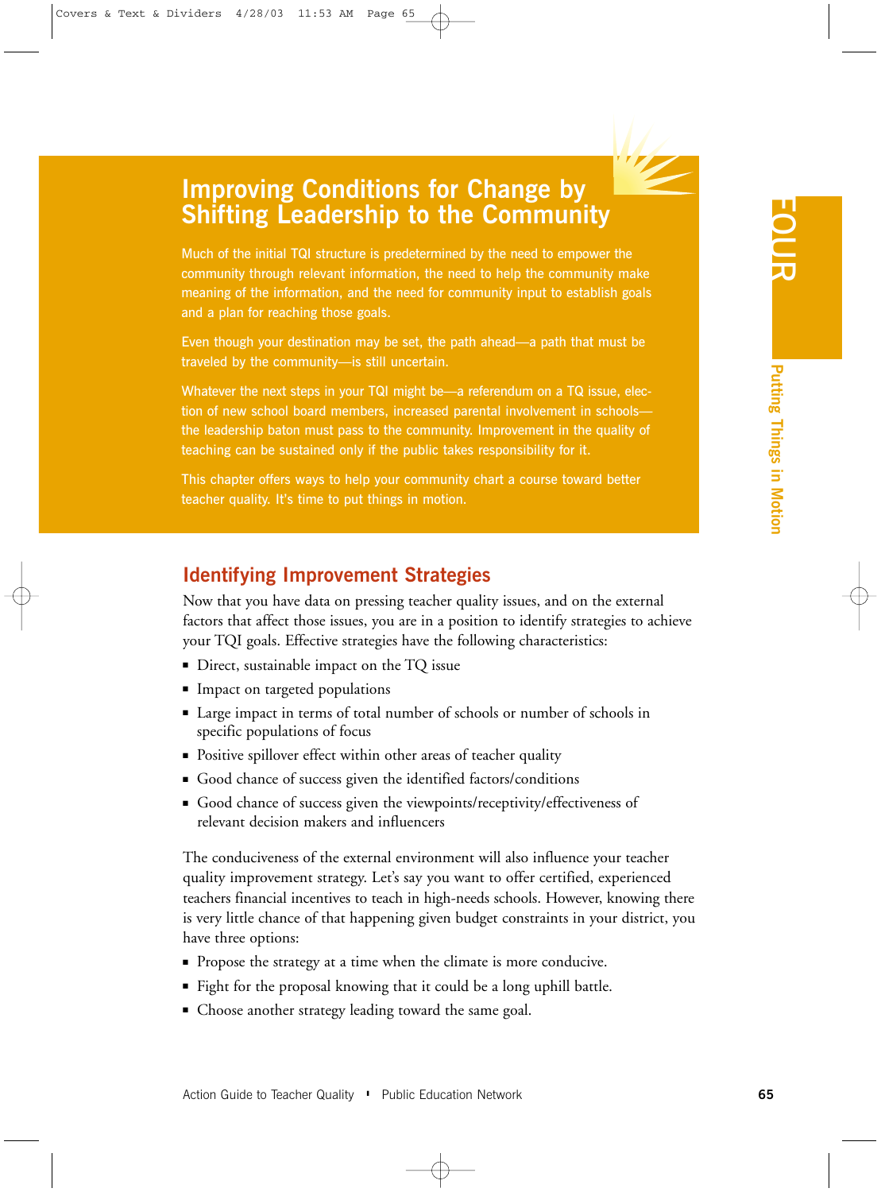# Improving Conditions for Change by Shifting Leadership to the Community

Much of the initial TQI structure is predetermined by the need to empower the community through relevant information, the need to help the community make meaning of the information, and the need for community input to establish goals and a plan for reaching those goals.

Even though your destination may be set, the path ahead—a path that must be traveled by the community—is still uncertain.

Whatever the next steps in your TQI might be—a referendum on a TQ issue, election of new school board members, increased parental involvement in schools—the leadership baton must pass to the community. Improvement in the quality of teaching can be sustained only if the public takes responsibility for it.

This chapter offers ways to help your community chart a course toward better teacher quality. It's time to put things in motion.

## Identifying Improvement Strategies

Now that you have data on pressing teacher quality issues, and on the external factors that affect those issues, you are in a position to identify strategies to achieve your TQI goals. Effective strategies have the following characteristics:

- Direct, sustainable impact on the TQ issue
- Impact on targeted populations
- Large impact in terms of total number of schools or number of schools in specific populations of focus
- Positive spillover effect within other areas of teacher quality
- Good chance of success given the identified factors/conditions
- Good chance of success given the viewpoints/receptivity/effectiveness of relevant decision makers and influencers

The conduciveness of the external environment will also influence your teacher quality improvement strategy. Let's say you want to offer certified, experienced teachers financial incentives to teach in high-needs schools. However, knowing there is very little chance of that happening given budget constraints in your district, you have three options:

- Propose the strategy at a time when the climate is more conducive.
- Fight for the proposal knowing that it could be a long uphill battle.
- Choose another strategy leading toward the same goal.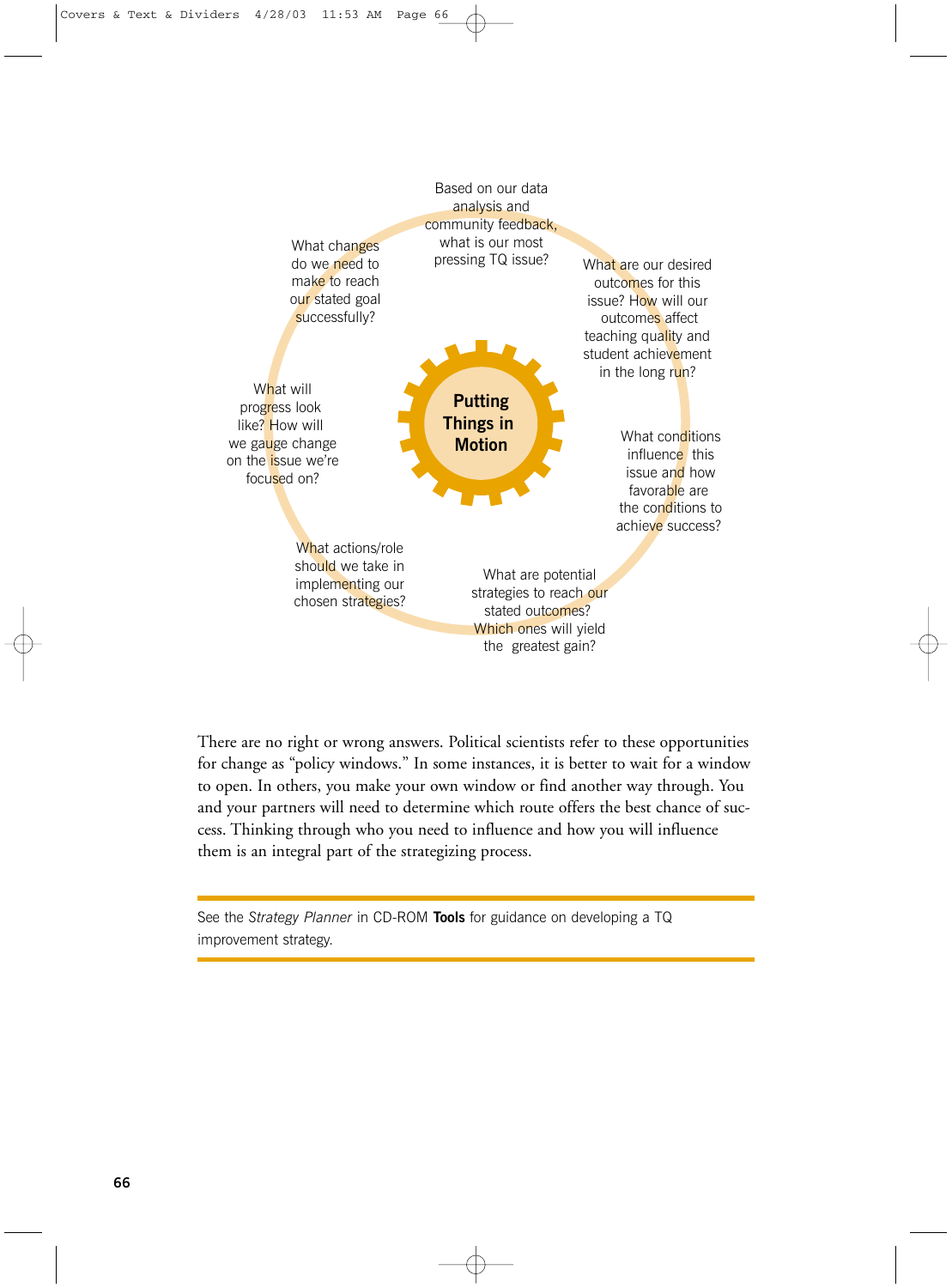**Putting Things in Motion**

Based on our data analysis and community feedback, what is our most pressing TQ issue?

What are our desired outcomes for this issue? How will our outcomes affect teaching quality and student achievement in the long run?

What conditions influence this issue and how favorable are the conditions to achieve success?

What are potential strategies to reach our stated outcomes? Which ones will yield the greatest gain?

What actions/role should we take in implementing our chosen strategies?

What will progress look like? How will we gauge change on the issue we're focused on?

What changes do we need to make to reach our stated goal successfully?

There are no right or wrong answers. Political scientists refer to these opportunities for change as "policy windows." In some instances, it is better to wait for a window to open. In others, you make your own window or find another way through. You and your partners will need to determine which route offers the best chance of success. Thinking through who you need to influence and how you will influence them is an integral part of the strategizing process.

---

See the *Strategy Planner* in CD-ROM **Tools** for guidance on developing a TQ improvement strategy.

---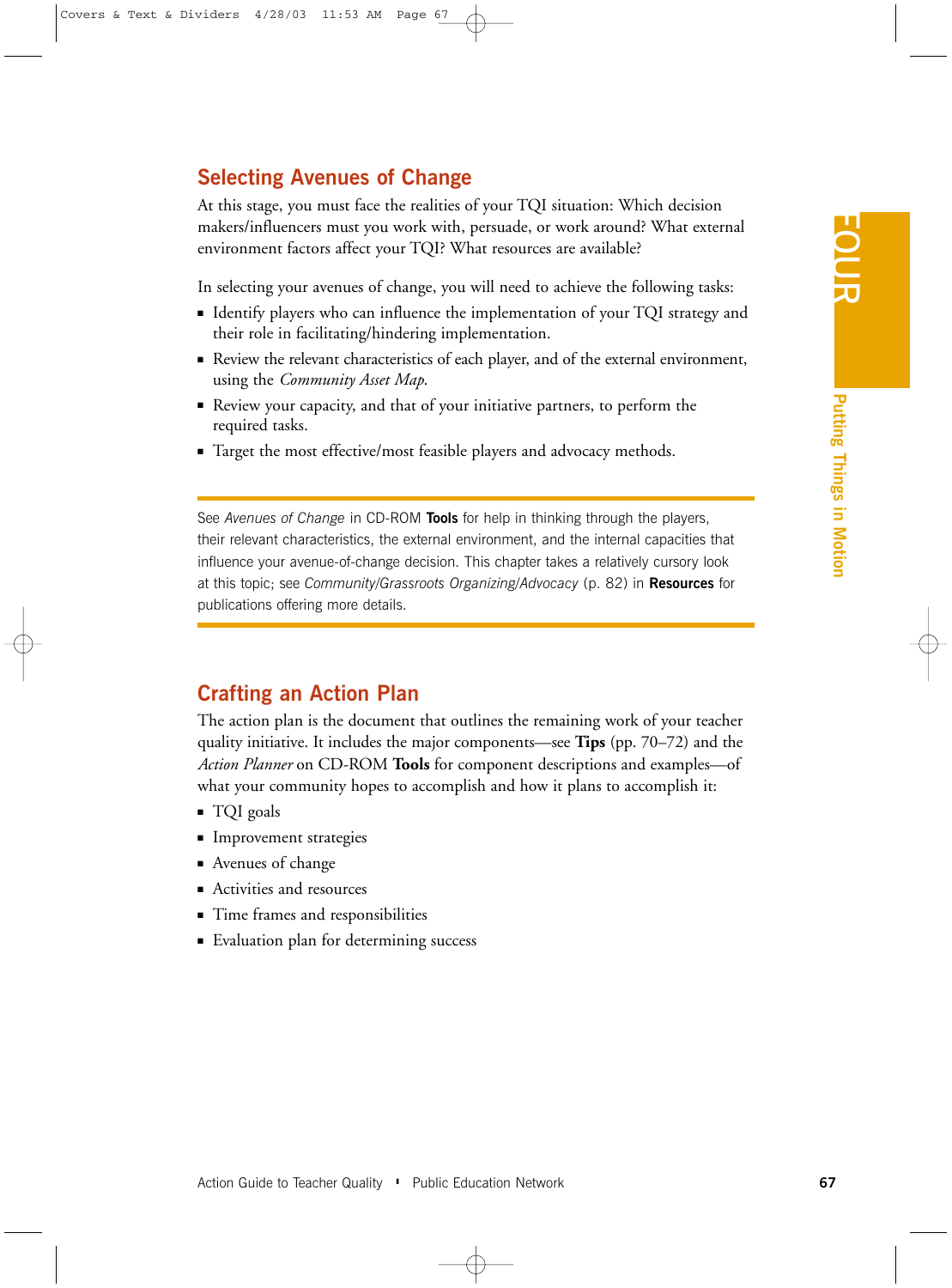## Selecting Avenues of Change

At this stage, you must face the realities of your TQI situation: Which decision makers/influencers must you work with, persuade, or work around? What external environment factors affect your TQI? What resources are available?

In selecting your avenues of change, you will need to achieve the following tasks:

- Identify players who can influence the implementation of your TQI strategy and their role in facilitating/hindering implementation.
- Review the relevant characteristics of each player, and of the external environment, using the *Community Asset Map*.
- Review your capacity, and that of your initiative partners, to perform the required tasks.
- Target the most effective/most feasible players and advocacy methods.

---

See *Avenues of Change* in CD-ROM **Tools** for help in thinking through the players, their relevant characteristics, the external environment, and the internal capacities that influence your avenue-of-change decision. This chapter takes a relatively cursory look at this topic; see *Community/Grassroots Organizing/Advocacy* (p. 82) in **Resources** for publications offering more details.

---

## Crafting an Action Plan

The action plan is the document that outlines the remaining work of your teacher quality initiative. It includes the major components—see **Tips** (pp. 70–72) and the *Action Planner* on CD-ROM **Tools** for component descriptions and examples—of what your community hopes to accomplish and how it plans to accomplish it:

- TQI goals
- Improvement strategies
- Avenues of change
- Activities and resources
- Time frames and responsibilities
- Evaluation plan for determining success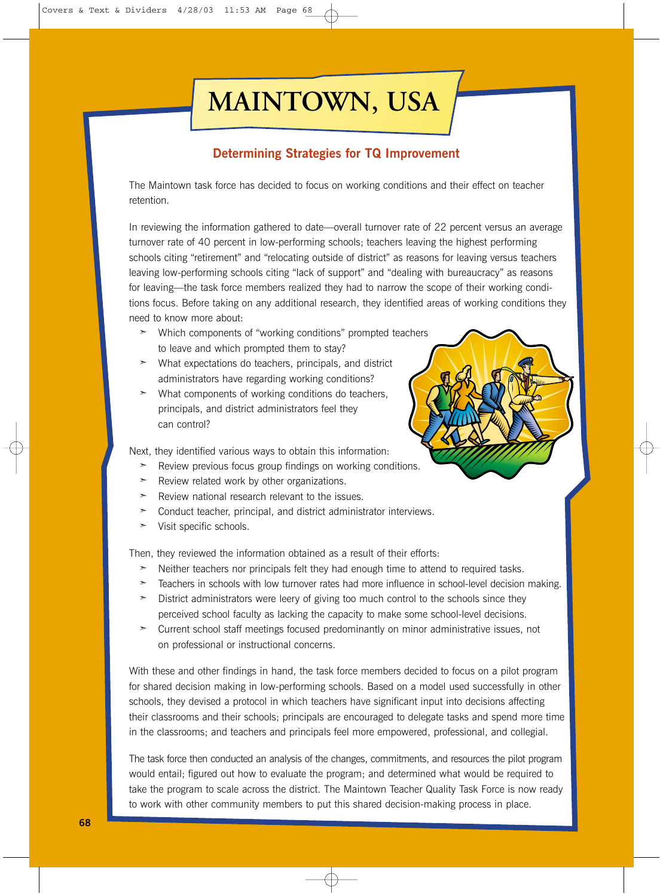# MAINTOWN, USA

## Determining Strategies for TQ Improvement

The Maintown task force has decided to focus on working conditions and their effect on teacher retention.

In reviewing the information gathered to date—overall turnover rate of 22 percent versus an average turnover rate of 40 percent in low-performing schools; teachers leaving the highest performing schools citing "retirement" and "relocating outside of district" as reasons for leaving versus teachers leaving low-performing schools citing "lack of support" and "dealing with bureaucracy" as reasons for leaving—the task force members realized they had to narrow the scope of their working conditions focus. Before taking on any additional research, they identified areas of working conditions they need to know more about:

- Which components of "working conditions" prompted teachers to leave and which prompted them to stay?
- What expectations do teachers, principals, and district administrators have regarding working conditions?
- What components of working conditions do teachers, principals, and district administrators feel they can control?

Next, they identified various ways to obtain this information:

- Review previous focus group findings on working conditions.
- Review related work by other organizations.
- Review national research relevant to the issues.
- Conduct teacher, principal, and district administrator interviews.
- Visit specific schools.

Then, they reviewed the information obtained as a result of their efforts:

- Neither teachers nor principals felt they had enough time to attend to required tasks.
- Teachers in schools with low turnover rates had more influence in school-level decision making.
- District administrators were leery of giving too much control to the schools since they perceived school faculty as lacking the capacity to make some school-level decisions.
- Current school staff meetings focused predominantly on minor administrative issues, not on professional or instructional concerns.

With these and other findings in hand, the task force members decided to focus on a pilot program for shared decision making in low-performing schools. Based on a model used successfully in other schools, they devised a protocol in which teachers have significant input into decisions affecting their classrooms and their schools; principals are encouraged to delegate tasks and spend more time in the classrooms; and teachers and principals feel more empowered, professional, and collegial.

The task force then conducted an analysis of the changes, commitments, and resources the pilot program would entail; figured out how to evaluate the program; and determined what would be required to take the program to scale across the district. The Maintown Teacher Quality Task Force is now ready to work with other community members to put this shared decision-making process in place.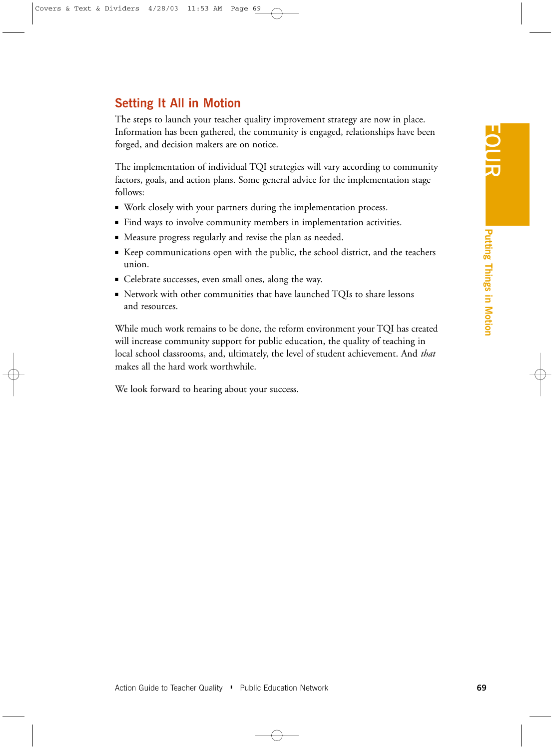## Setting It All in Motion

The steps to launch your teacher quality improvement strategy are now in place. Information has been gathered, the community is engaged, relationships have been forged, and decision makers are on notice.

The implementation of individual TQI strategies will vary according to community factors, goals, and action plans. Some general advice for the implementation stage follows:

- Work closely with your partners during the implementation process.
- Find ways to involve community members in implementation activities.
- Measure progress regularly and revise the plan as needed.
- Keep communications open with the public, the school district, and the teachers union.
- Celebrate successes, even small ones, along the way.
- Network with other communities that have launched TQIs to share lessons and resources.

While much work remains to be done, the reform environment your TQI has created will increase community support for public education, the quality of teaching in local school classrooms, and, ultimately, the level of student achievement. And *that* makes all the hard work worthwhile.

We look forward to hearing about your success.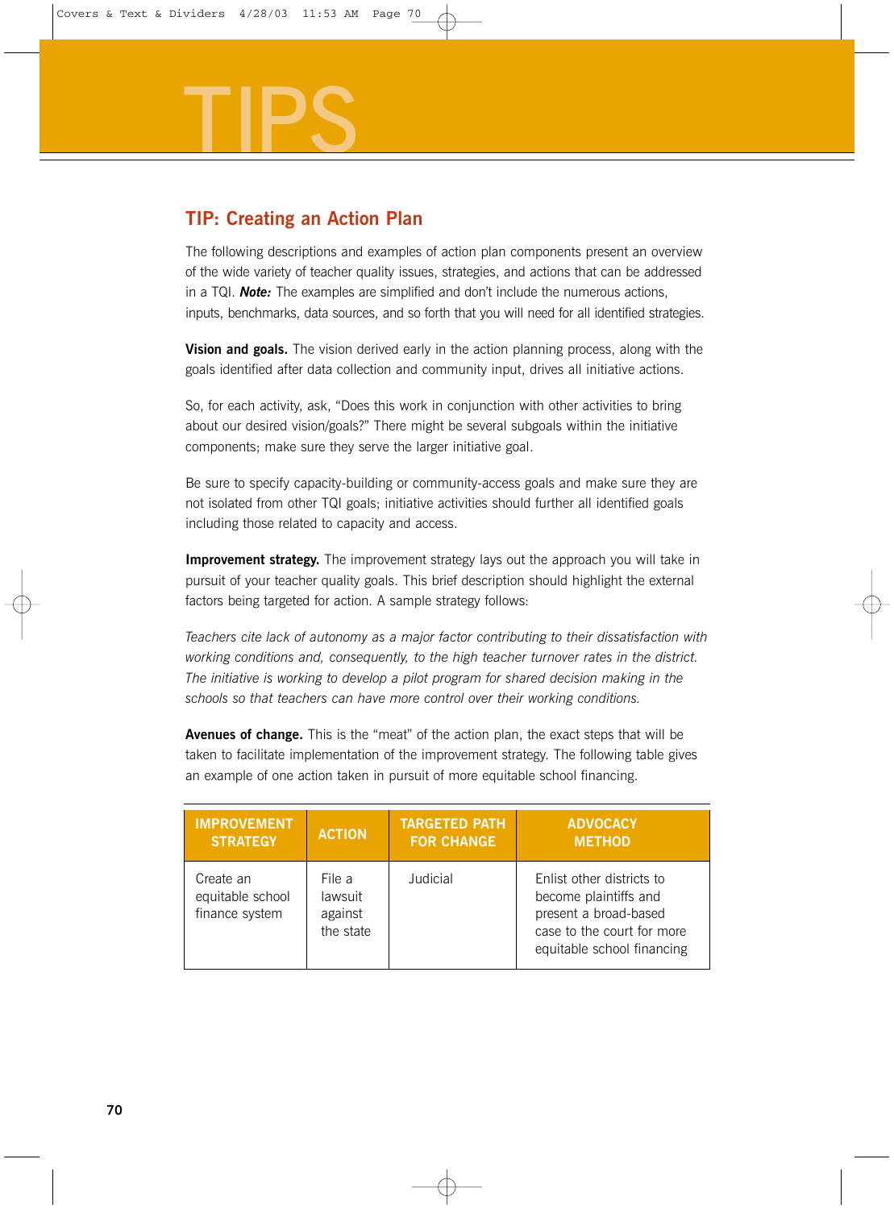# TIPS

## TIP: Creating an Action Plan

The following descriptions and examples of action plan components present an overview of the wide variety of teacher quality issues, strategies, and actions that can be addressed in a TQI. ***Note:*** The examples are simplified and don't include the numerous actions, inputs, benchmarks, data sources, and so forth that you will need for all identified strategies.

**Vision and goals.** The vision derived early in the action planning process, along with the goals identified after data collection and community input, drives all initiative actions.

So, for each activity, ask, "Does this work in conjunction with other activities to bring about our desired vision/goals?" There might be several subgoals within the initiative components; make sure they serve the larger initiative goal.

Be sure to specify capacity-building or community-access goals and make sure they are not isolated from other TQI goals; initiative activities should further all identified goals including those related to capacity and access.

**Improvement strategy.** The improvement strategy lays out the approach you will take in pursuit of your teacher quality goals. This brief description should highlight the external factors being targeted for action. A sample strategy follows:

*Teachers cite lack of autonomy as a major factor contributing to their dissatisfaction with working conditions and, consequently, to the high teacher turnover rates in the district. The initiative is working to develop a pilot program for shared decision making in the schools so that teachers can have more control over their working conditions.*

**Avenues of change.** This is the "meat" of the action plan, the exact steps that will be taken to facilitate implementation of the improvement strategy. The following table gives an example of one action taken in pursuit of more equitable school financing.

| IMPROVEMENT STRATEGY | ACTION | TARGETED PATH FOR CHANGE | ADVOCACY METHOD |
|---|---|---|---|
| Create an equitable school finance system | File a lawsuit against the state | Judicial | Enlist other districts to become plaintiffs and present a broad-based case to the court for more equitable school financing |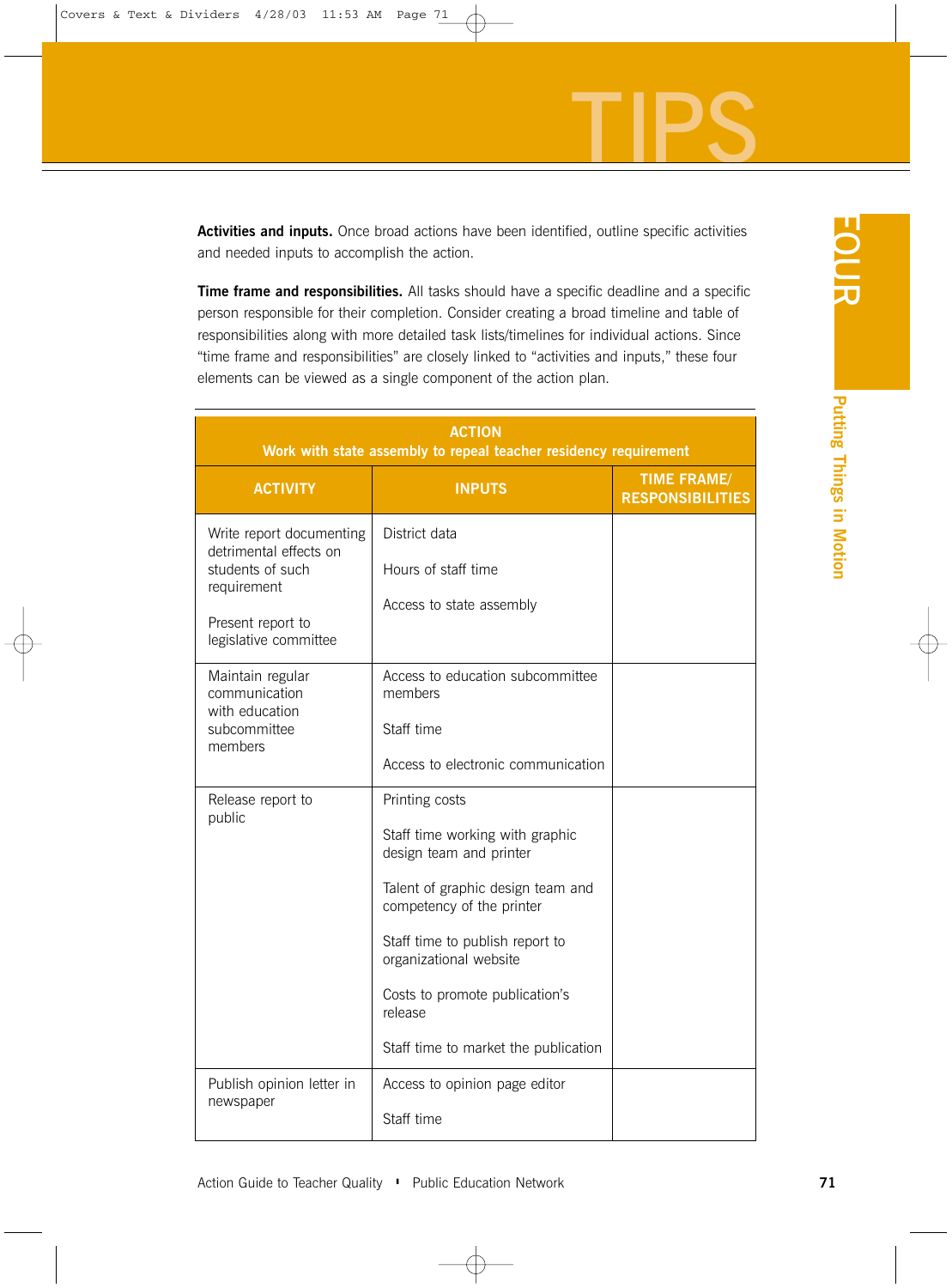**Activities and inputs.** Once broad actions have been identified, outline specific activities and needed inputs to accomplish the action.

**Time frame and responsibilities.** All tasks should have a specific deadline and a specific person responsible for their completion. Consider creating a broad timeline and table of responsibilities along with more detailed task lists/timelines for individual actions. Since "time frame and responsibilities" are closely linked to "activities and inputs," these four elements can be viewed as a single component of the action plan.

| ACTION<br>Work with state assembly to repeal teacher residency requirement | | |
|---|---|---|
| **ACTIVITY** | **INPUTS** | **TIME FRAME/ RESPONSIBILITIES** |
| Write report documenting detrimental effects on students of such requirement<br><br>Present report to legislative committee | District data<br><br>Hours of staff time<br><br>Access to state assembly | |
| Maintain regular communication with education subcommittee members | Access to education subcommittee members<br><br>Staff time<br><br>Access to electronic communication | |
| Release report to public | Printing costs<br><br>Staff time working with graphic design team and printer<br><br>Talent of graphic design team and competency of the printer<br><br>Staff time to publish report to organizational website<br><br>Costs to promote publication's release<br><br>Staff time to market the publication | |
| Publish opinion letter in newspaper | Access to opinion page editor<br><br>Staff time | |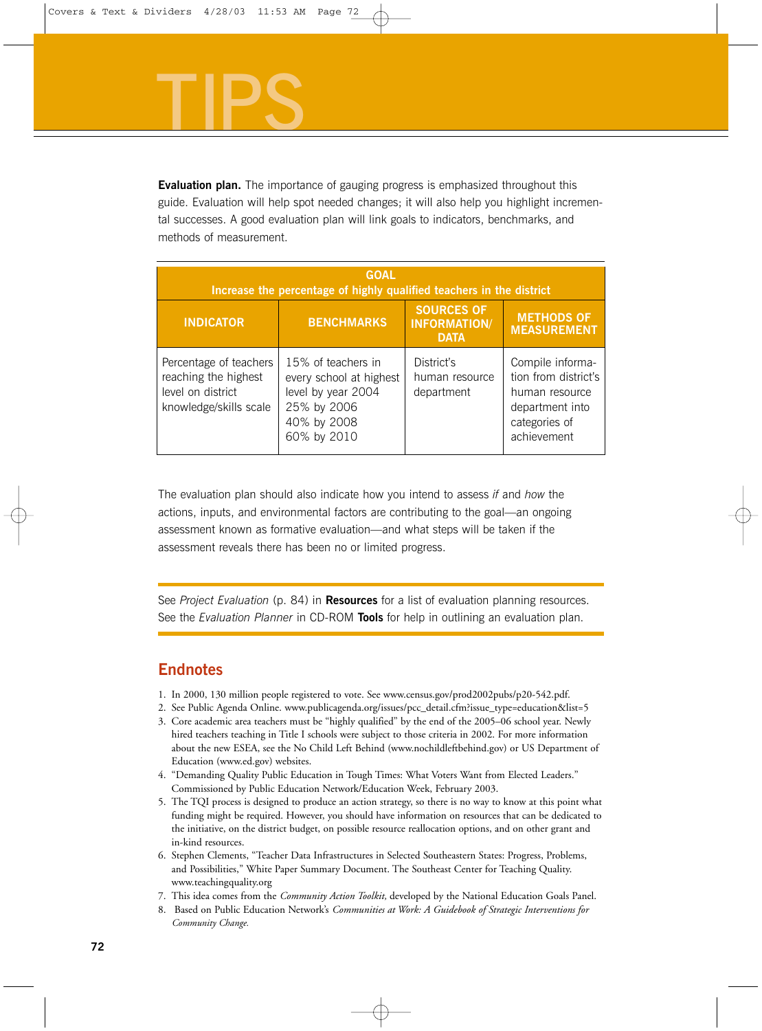# TIPS

**Evaluation plan.** The importance of gauging progress is emphasized throughout this guide. Evaluation will help spot needed changes; it will also help you highlight incremental successes. A good evaluation plan will link goals to indicators, benchmarks, and methods of measurement.

| GOAL<br>Increase the percentage of highly qualified teachers in the district | | | |
|---|---|---|---|
| **INDICATOR** | **BENCHMARKS** | **SOURCES OF INFORMATION/ DATA** | **METHODS OF MEASUREMENT** |
| Percentage of teachers reaching the highest level on district knowledge/skills scale | 15% of teachers in every school at highest level by year 2004<br>25% by 2006<br>40% by 2008<br>60% by 2010 | District's human resource department | Compile information from district's human resource department into categories of achievement |

The evaluation plan should also indicate how you intend to assess *if* and *how* the actions, inputs, and environmental factors are contributing to the goal—an ongoing assessment known as formative evaluation—and what steps will be taken if the assessment reveals there has been no or limited progress.

See *Project Evaluation* (p. 84) in **Resources** for a list of evaluation planning resources. See the *Evaluation Planner* in CD-ROM **Tools** for help in outlining an evaluation plan.

## Endnotes

1. In 2000, 130 million people registered to vote. See www.census.gov/prod2002pubs/p20-542.pdf.
2. See Public Agenda Online. www.publicagenda.org/issues/pcc_detail.cfm?issue_type=education&list=5
3. Core academic area teachers must be "highly qualified" by the end of the 2005–06 school year. Newly hired teachers teaching in Title I schools were subject to those criteria in 2002. For more information about the new ESEA, see the No Child Left Behind (www.nochildleftbehind.gov) or US Department of Education (www.ed.gov) websites.
4. "Demanding Quality Public Education in Tough Times: What Voters Want from Elected Leaders." Commissioned by Public Education Network/Education Week, February 2003.
5. The TQI process is designed to produce an action strategy, so there is no way to know at this point what funding might be required. However, you should have information on resources that can be dedicated to the initiative, on the district budget, on possible resource reallocation options, and on other grant and in-kind resources.
6. Stephen Clements, "Teacher Data Infrastructures in Selected Southeastern States: Progress, Problems, and Possibilities," White Paper Summary Document. The Southeast Center for Teaching Quality. www.teachingquality.org
7. This idea comes from the *Community Action Toolkit,* developed by the National Education Goals Panel.
8. Based on Public Education Network's *Communities at Work: A Guidebook of Strategic Interventions for Community Change.*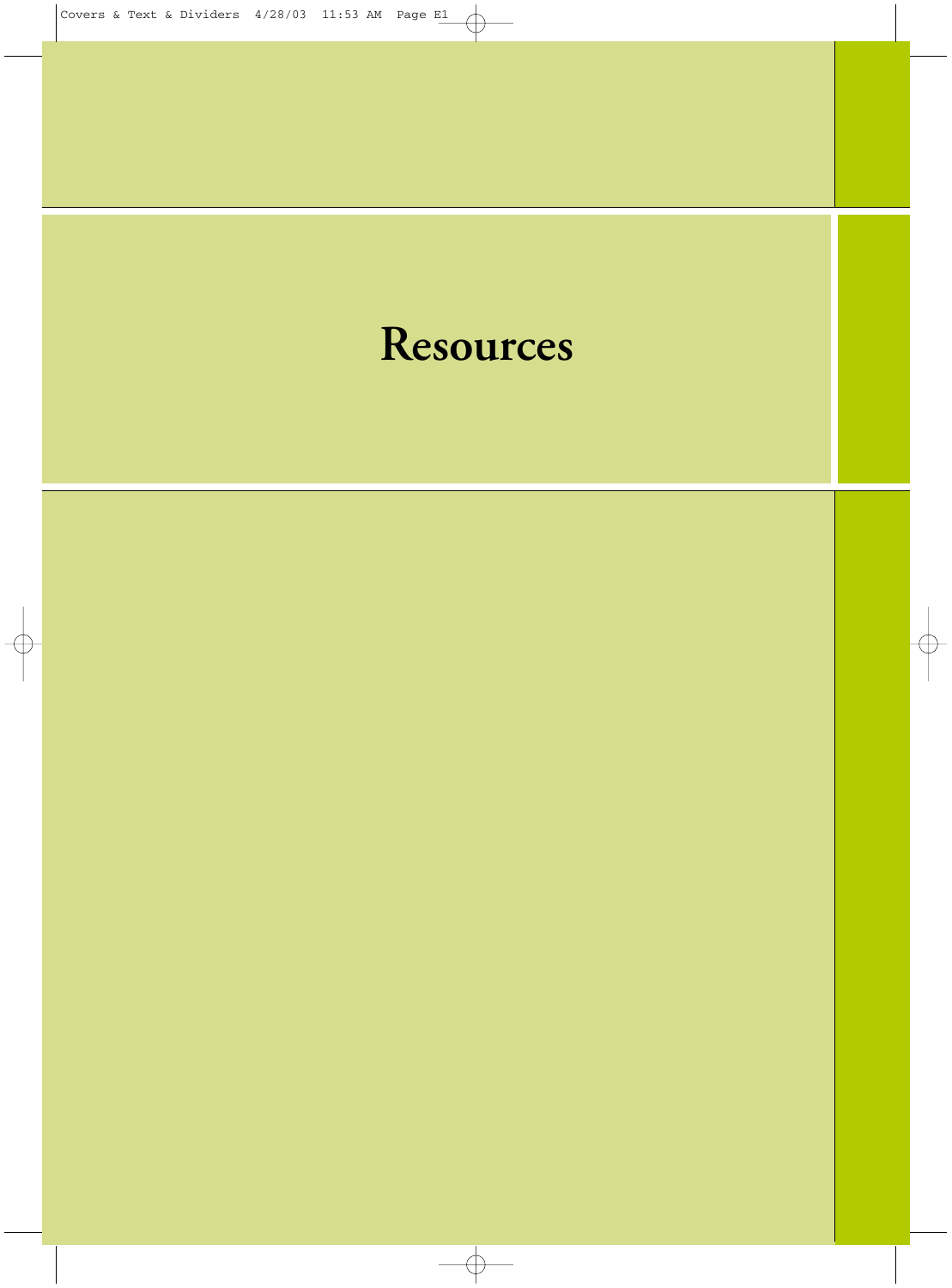# Resources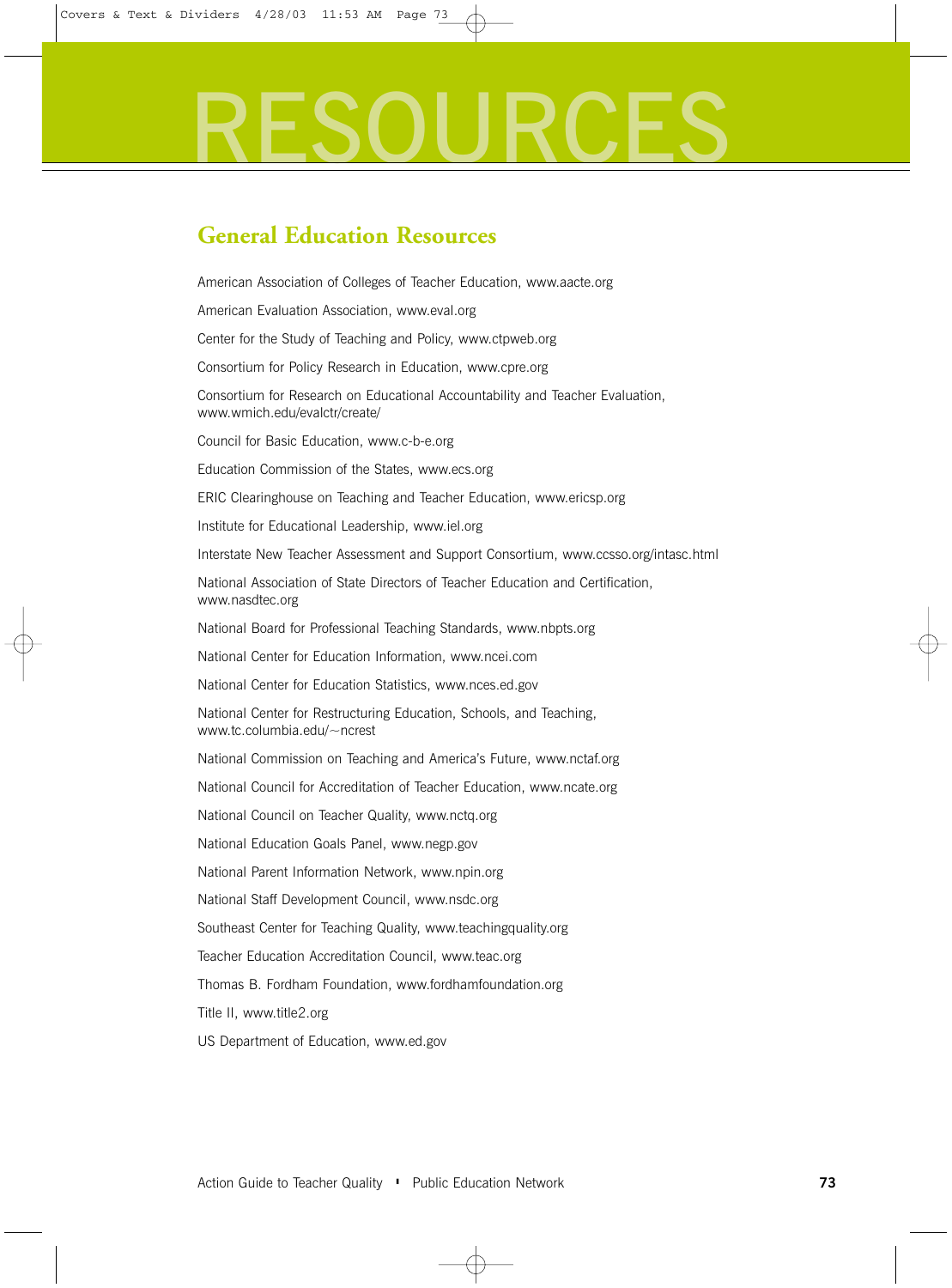# RESOURCES

## General Education Resources

American Association of Colleges of Teacher Education, www.aacte.org

American Evaluation Association, www.eval.org

Center for the Study of Teaching and Policy, www.ctpweb.org

Consortium for Policy Research in Education, www.cpre.org

Consortium for Research on Educational Accountability and Teacher Evaluation, www.wmich.edu/evalctr/create/

Council for Basic Education, www.c-b-e.org

Education Commission of the States, www.ecs.org

ERIC Clearinghouse on Teaching and Teacher Education, www.ericsp.org

Institute for Educational Leadership, www.iel.org

Interstate New Teacher Assessment and Support Consortium, www.ccsso.org/intasc.html

National Association of State Directors of Teacher Education and Certification, www.nasdtec.org

National Board for Professional Teaching Standards, www.nbpts.org

National Center for Education Information, www.ncei.com

National Center for Education Statistics, www.nces.ed.gov

National Center for Restructuring Education, Schools, and Teaching, www.tc.columbia.edu/~ncrest

National Commission on Teaching and America's Future, www.nctaf.org

National Council for Accreditation of Teacher Education, www.ncate.org

National Council on Teacher Quality, www.nctq.org

National Education Goals Panel, www.negp.gov

National Parent Information Network, www.npin.org

National Staff Development Council, www.nsdc.org

Southeast Center for Teaching Quality, www.teachingquality.org

Teacher Education Accreditation Council, www.teac.org

Thomas B. Fordham Foundation, www.fordhamfoundation.org

Title II, www.title2.org

US Department of Education, www.ed.gov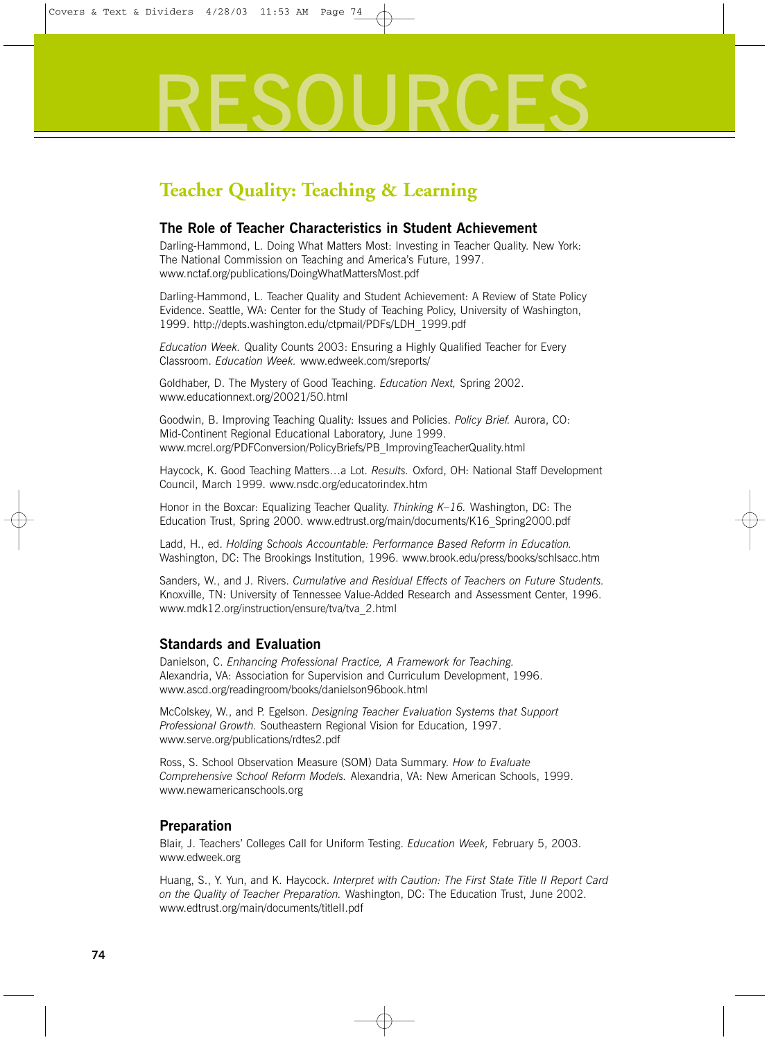# RESOURCES

## Teacher Quality: Teaching & Learning

### The Role of Teacher Characteristics in Student Achievement

Darling-Hammond, L. Doing What Matters Most: Investing in Teacher Quality. New York: The National Commission on Teaching and America's Future, 1997. www.nctaf.org/publications/DoingWhatMattersMost.pdf

Darling-Hammond, L. Teacher Quality and Student Achievement: A Review of State Policy Evidence. Seattle, WA: Center for the Study of Teaching Policy, University of Washington, 1999. http://depts.washington.edu/ctpmail/PDFs/LDH_1999.pdf

*Education Week.* Quality Counts 2003: Ensuring a Highly Qualified Teacher for Every Classroom. *Education Week.* www.edweek.com/sreports/

Goldhaber, D. The Mystery of Good Teaching. *Education Next,* Spring 2002. www.educationnext.org/20021/50.html

Goodwin, B. Improving Teaching Quality: Issues and Policies. *Policy Brief.* Aurora, CO: Mid-Continent Regional Educational Laboratory, June 1999. www.mcrel.org/PDFConversion/PolicyBriefs/PB_ImprovingTeacherQuality.html

Haycock, K. Good Teaching Matters…a Lot. *Results.* Oxford, OH: National Staff Development Council, March 1999. www.nsdc.org/educatorindex.htm

Honor in the Boxcar: Equalizing Teacher Quality. *Thinking K–16.* Washington, DC: The Education Trust, Spring 2000. www.edtrust.org/main/documents/K16_Spring2000.pdf

Ladd, H., ed. *Holding Schools Accountable: Performance Based Reform in Education.* Washington, DC: The Brookings Institution, 1996. www.brook.edu/press/books/schlsacc.htm

Sanders, W., and J. Rivers. *Cumulative and Residual Effects of Teachers on Future Students.* Knoxville, TN: University of Tennessee Value-Added Research and Assessment Center, 1996. www.mdk12.org/instruction/ensure/tva/tva_2.html

### Standards and Evaluation

Danielson, C. *Enhancing Professional Practice, A Framework for Teaching.* Alexandria, VA: Association for Supervision and Curriculum Development, 1996. www.ascd.org/readingroom/books/danielson96book.html

McColskey, W., and P. Egelson. *Designing Teacher Evaluation Systems that Support Professional Growth.* Southeastern Regional Vision for Education, 1997. www.serve.org/publications/rdtes2.pdf

Ross, S. School Observation Measure (SOM) Data Summary. *How to Evaluate Comprehensive School Reform Models.* Alexandria, VA: New American Schools, 1999. www.newamericanschools.org

### Preparation

Blair, J. Teachers' Colleges Call for Uniform Testing. *Education Week,* February 5, 2003. www.edweek.org

Huang, S., Y. Yun, and K. Haycock. *Interpret with Caution: The First State Title II Report Card on the Quality of Teacher Preparation.* Washington, DC: The Education Trust, June 2002. www.edtrust.org/main/documents/titleII.pdf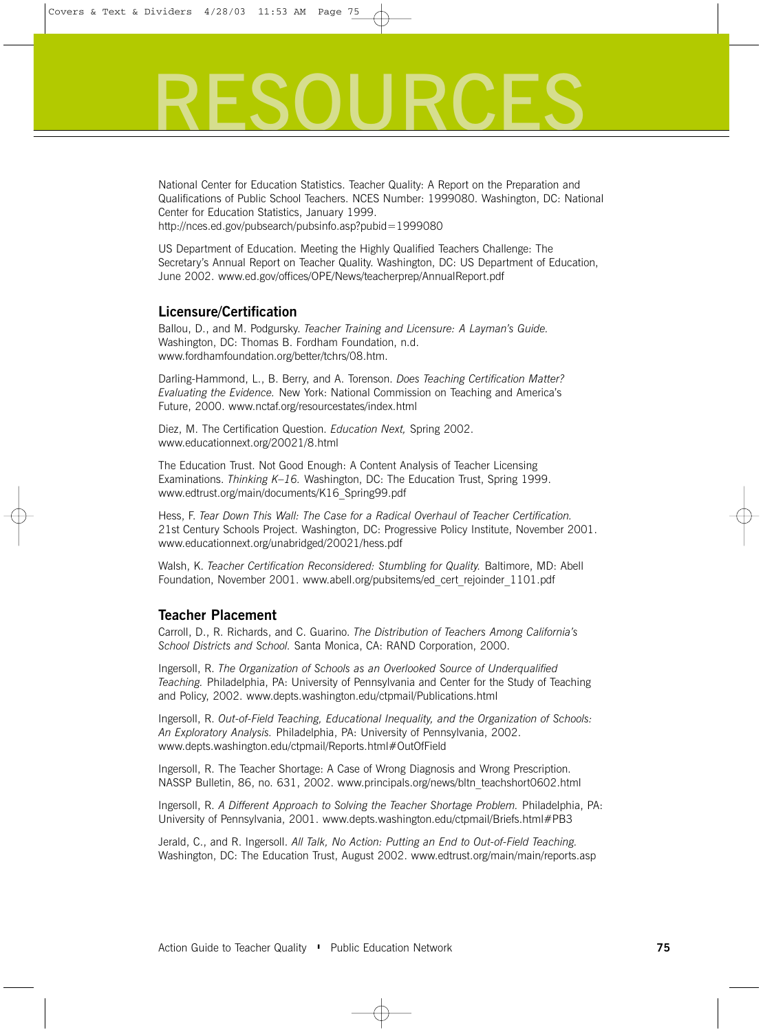# RESOURCES

National Center for Education Statistics. Teacher Quality: A Report on the Preparation and Qualifications of Public School Teachers. NCES Number: 1999080. Washington, DC: National Center for Education Statistics, January 1999. http://nces.ed.gov/pubsearch/pubsinfo.asp?pubid=1999080

US Department of Education. Meeting the Highly Qualified Teachers Challenge: The Secretary's Annual Report on Teacher Quality. Washington, DC: US Department of Education, June 2002. www.ed.gov/offices/OPE/News/teacherprep/AnnualReport.pdf

## Licensure/Certification

Ballou, D., and M. Podgursky. *Teacher Training and Licensure: A Layman's Guide.* Washington, DC: Thomas B. Fordham Foundation, n.d. www.fordhamfoundation.org/better/tchrs/08.htm.

Darling-Hammond, L., B. Berry, and A. Torenson. *Does Teaching Certification Matter? Evaluating the Evidence.* New York: National Commission on Teaching and America's Future, 2000. www.nctaf.org/resourcestates/index.html

Diez, M. The Certification Question. *Education Next,* Spring 2002. www.educationnext.org/20021/8.html

The Education Trust. Not Good Enough: A Content Analysis of Teacher Licensing Examinations. *Thinking K–16.* Washington, DC: The Education Trust, Spring 1999. www.edtrust.org/main/documents/K16_Spring99.pdf

Hess, F. *Tear Down This Wall: The Case for a Radical Overhaul of Teacher Certification.* 21st Century Schools Project. Washington, DC: Progressive Policy Institute, November 2001. www.educationnext.org/unabridged/20021/hess.pdf

Walsh, K. *Teacher Certification Reconsidered: Stumbling for Quality.* Baltimore, MD: Abell Foundation, November 2001. www.abell.org/pubsitems/ed_cert_rejoinder_1101.pdf

## Teacher Placement

Carroll, D., R. Richards, and C. Guarino. *The Distribution of Teachers Among California's School Districts and School.* Santa Monica, CA: RAND Corporation, 2000.

Ingersoll, R. *The Organization of Schools as an Overlooked Source of Underqualified Teaching.* Philadelphia, PA: University of Pennsylvania and Center for the Study of Teaching and Policy, 2002. www.depts.washington.edu/ctpmail/Publications.html

Ingersoll, R. *Out-of-Field Teaching, Educational Inequality, and the Organization of Schools: An Exploratory Analysis.* Philadelphia, PA: University of Pennsylvania, 2002. www.depts.washington.edu/ctpmail/Reports.html#OutOfField

Ingersoll, R. The Teacher Shortage: A Case of Wrong Diagnosis and Wrong Prescription. NASSP Bulletin, 86, no. 631, 2002. www.principals.org/news/bltn_teachshort0602.html

Ingersoll, R. *A Different Approach to Solving the Teacher Shortage Problem.* Philadelphia, PA: University of Pennsylvania, 2001. www.depts.washington.edu/ctpmail/Briefs.html#PB3

Jerald, C., and R. Ingersoll. *All Talk, No Action: Putting an End to Out-of-Field Teaching.* Washington, DC: The Education Trust, August 2002. www.edtrust.org/main/main/reports.asp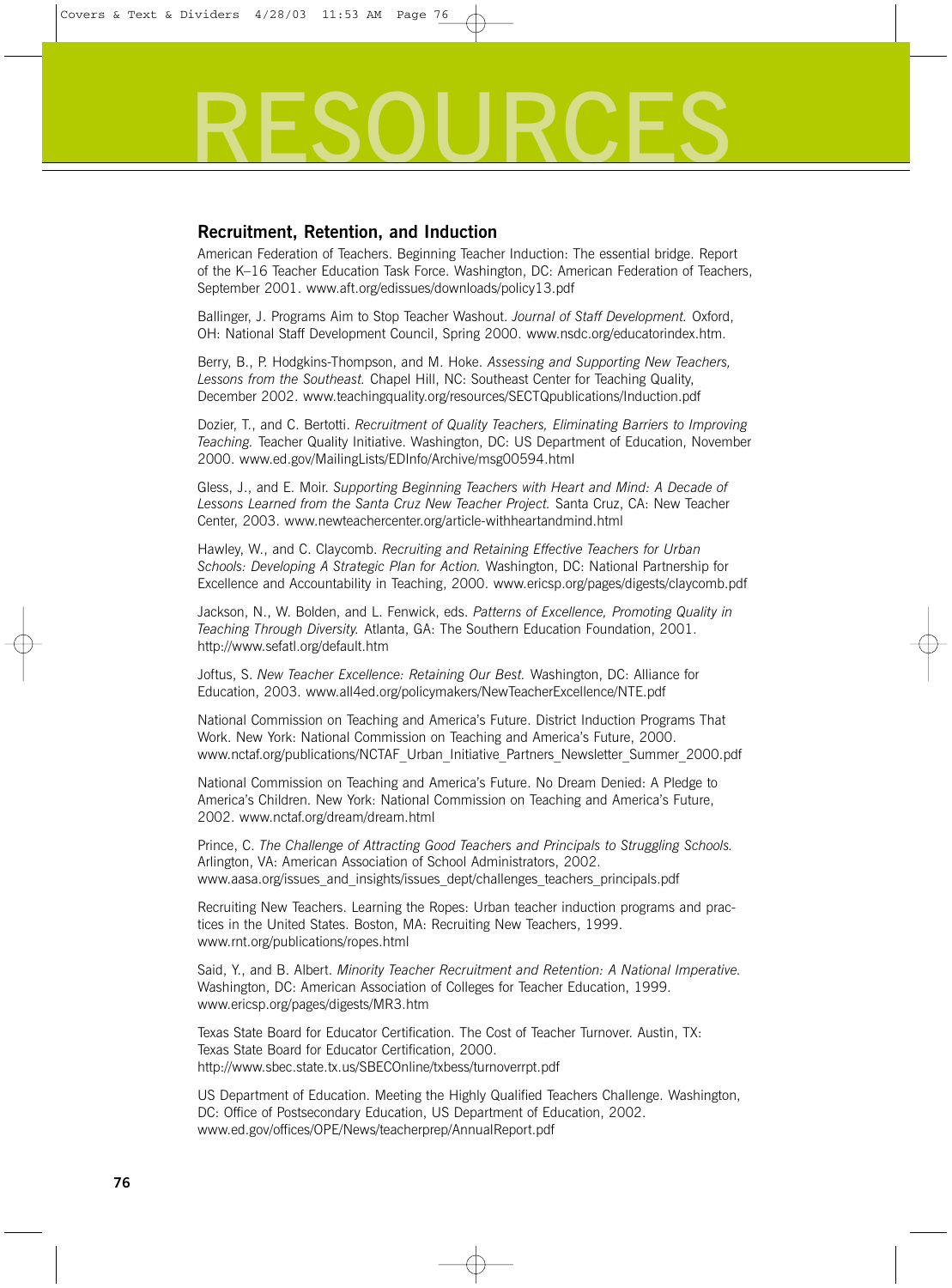# RESOURCES

## Recruitment, Retention, and Induction

American Federation of Teachers. Beginning Teacher Induction: The essential bridge. Report of the K–16 Teacher Education Task Force. Washington, DC: American Federation of Teachers, September 2001. www.aft.org/edissues/downloads/policy13.pdf

Ballinger, J. Programs Aim to Stop Teacher Washout. *Journal of Staff Development.* Oxford, OH: National Staff Development Council, Spring 2000. www.nsdc.org/educatorindex.htm.

Berry, B., P. Hodgkins-Thompson, and M. Hoke. *Assessing and Supporting New Teachers, Lessons from the Southeast.* Chapel Hill, NC: Southeast Center for Teaching Quality, December 2002. www.teachingquality.org/resources/SECTQpublications/Induction.pdf

Dozier, T., and C. Bertotti. *Recruitment of Quality Teachers, Eliminating Barriers to Improving Teaching.* Teacher Quality Initiative. Washington, DC: US Department of Education, November 2000. www.ed.gov/MailingLists/EDInfo/Archive/msg00594.html

Gless, J., and E. Moir. *Supporting Beginning Teachers with Heart and Mind: A Decade of Lessons Learned from the Santa Cruz New Teacher Project.* Santa Cruz, CA: New Teacher Center, 2003. www.newteachercenter.org/article-withheartandmind.html

Hawley, W., and C. Claycomb. *Recruiting and Retaining Effective Teachers for Urban Schools: Developing A Strategic Plan for Action.* Washington, DC: National Partnership for Excellence and Accountability in Teaching, 2000. www.ericsp.org/pages/digests/claycomb.pdf

Jackson, N., W. Bolden, and L. Fenwick, eds. *Patterns of Excellence, Promoting Quality in Teaching Through Diversity.* Atlanta, GA: The Southern Education Foundation, 2001. http://www.sefatl.org/default.htm

Joftus, S. *New Teacher Excellence: Retaining Our Best.* Washington, DC: Alliance for Education, 2003. www.all4ed.org/policymakers/NewTeacherExcellence/NTE.pdf

National Commission on Teaching and America's Future. District Induction Programs That Work. New York: National Commission on Teaching and America's Future, 2000. www.nctaf.org/publications/NCTAF_Urban_Initiative_Partners_Newsletter_Summer_2000.pdf

National Commission on Teaching and America's Future. No Dream Denied: A Pledge to America's Children. New York: National Commission on Teaching and America's Future, 2002. www.nctaf.org/dream/dream.html

Prince, C. *The Challenge of Attracting Good Teachers and Principals to Struggling Schools.* Arlington, VA: American Association of School Administrators, 2002. www.aasa.org/issues_and_insights/issues_dept/challenges_teachers_principals.pdf

Recruiting New Teachers. Learning the Ropes: Urban teacher induction programs and practices in the United States. Boston, MA: Recruiting New Teachers, 1999. www.rnt.org/publications/ropes.html

Said, Y., and B. Albert. *Minority Teacher Recruitment and Retention: A National Imperative.* Washington, DC: American Association of Colleges for Teacher Education, 1999. www.ericsp.org/pages/digests/MR3.htm

Texas State Board for Educator Certification. The Cost of Teacher Turnover. Austin, TX: Texas State Board for Educator Certification, 2000. http://www.sbec.state.tx.us/SBECOnline/txbess/turnoverrpt.pdf

US Department of Education. Meeting the Highly Qualified Teachers Challenge. Washington, DC: Office of Postsecondary Education, US Department of Education, 2002. www.ed.gov/offices/OPE/News/teacherprep/AnnualReport.pdf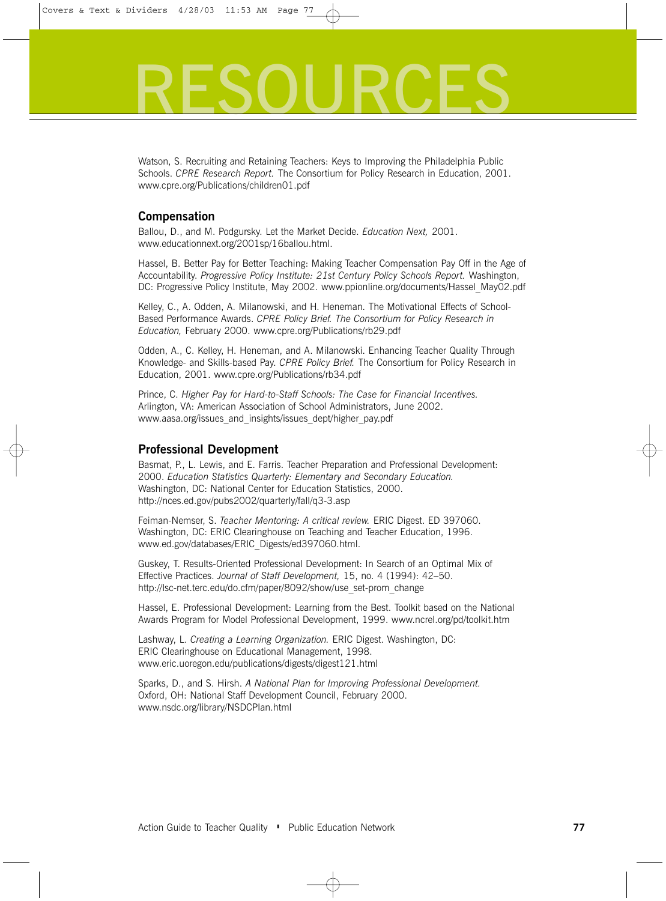# RESOURCES

Watson, S. Recruiting and Retaining Teachers: Keys to Improving the Philadelphia Public Schools. *CPRE Research Report.* The Consortium for Policy Research in Education, 2001. www.cpre.org/Publications/children01.pdf

## Compensation

Ballou, D., and M. Podgursky. Let the Market Decide. *Education Next,* 2001. www.educationnext.org/2001sp/16ballou.html.

Hassel, B. Better Pay for Better Teaching: Making Teacher Compensation Pay Off in the Age of Accountability. *Progressive Policy Institute: 21st Century Policy Schools Report.* Washington, DC: Progressive Policy Institute, May 2002. www.ppionline.org/documents/Hassel_May02.pdf

Kelley, C., A. Odden, A. Milanowski, and H. Heneman. The Motivational Effects of School-Based Performance Awards. *CPRE Policy Brief. The Consortium for Policy Research in Education,* February 2000. www.cpre.org/Publications/rb29.pdf

Odden, A., C. Kelley, H. Heneman, and A. Milanowski. Enhancing Teacher Quality Through Knowledge- and Skills-based Pay. *CPRE Policy Brief.* The Consortium for Policy Research in Education, 2001. www.cpre.org/Publications/rb34.pdf

Prince, C. *Higher Pay for Hard-to-Staff Schools: The Case for Financial Incentives.* Arlington, VA: American Association of School Administrators, June 2002. www.aasa.org/issues_and_insights/issues_dept/higher_pay.pdf

## Professional Development

Basmat, P., L. Lewis, and E. Farris. Teacher Preparation and Professional Development: 2000. *Education Statistics Quarterly: Elementary and Secondary Education.* Washington, DC: National Center for Education Statistics, 2000. http://nces.ed.gov/pubs2002/quarterly/fall/q3-3.asp

Feiman-Nemser, S. *Teacher Mentoring: A critical review.* ERIC Digest. ED 397060. Washington, DC: ERIC Clearinghouse on Teaching and Teacher Education, 1996. www.ed.gov/databases/ERIC_Digests/ed397060.html.

Guskey, T. Results-Oriented Professional Development: In Search of an Optimal Mix of Effective Practices. *Journal of Staff Development,* 15, no. 4 (1994): 42–50. http://lsc-net.terc.edu/do.cfm/paper/8092/show/use_set-prom_change

Hassel, E. Professional Development: Learning from the Best. Toolkit based on the National Awards Program for Model Professional Development, 1999. www.ncrel.org/pd/toolkit.htm

Lashway, L. *Creating a Learning Organization.* ERIC Digest. Washington, DC: ERIC Clearinghouse on Educational Management, 1998. www.eric.uoregon.edu/publications/digests/digest121.html

Sparks, D., and S. Hirsh. *A National Plan for Improving Professional Development.* Oxford, OH: National Staff Development Council, February 2000. www.nsdc.org/library/NSDCPlan.html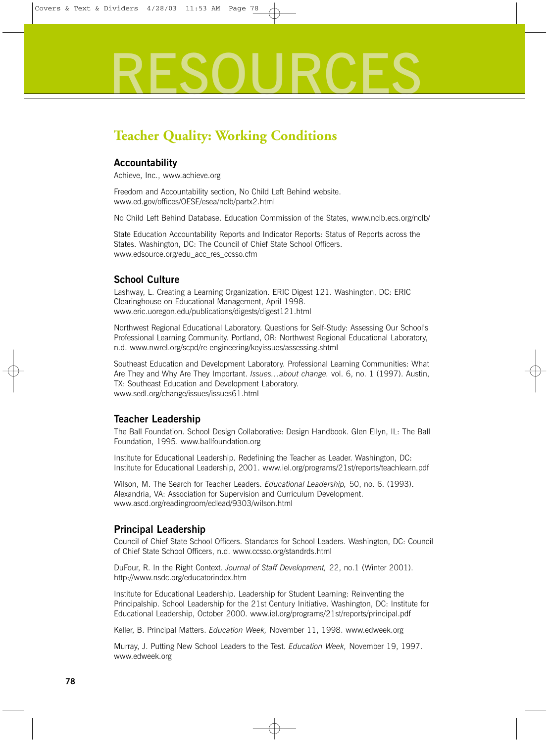# RESOURCES

## Teacher Quality: Working Conditions

### Accountability

Achieve, Inc., www.achieve.org

Freedom and Accountability section, No Child Left Behind website. www.ed.gov/offices/OESE/esea/nclb/partx2.html

No Child Left Behind Database. Education Commission of the States, www.nclb.ecs.org/nclb/

State Education Accountability Reports and Indicator Reports: Status of Reports across the States. Washington, DC: The Council of Chief State School Officers. www.edsource.org/edu_acc_res_ccsso.cfm

### School Culture

Lashway, L. Creating a Learning Organization. ERIC Digest 121. Washington, DC: ERIC Clearinghouse on Educational Management, April 1998. www.eric.uoregon.edu/publications/digests/digest121.html

Northwest Regional Educational Laboratory. Questions for Self-Study: Assessing Our School's Professional Learning Community. Portland, OR: Northwest Regional Educational Laboratory, n.d. www.nwrel.org/scpd/re-engineering/keyissues/assessing.shtml

Southeast Education and Development Laboratory. Professional Learning Communities: What Are They and Why Are They Important. *Issues…about change.* vol. 6, no. 1 (1997). Austin, TX: Southeast Education and Development Laboratory. www.sedl.org/change/issues/issues61.html

### Teacher Leadership

The Ball Foundation. School Design Collaborative: Design Handbook. Glen Ellyn, IL: The Ball Foundation, 1995. www.ballfoundation.org

Institute for Educational Leadership. Redefining the Teacher as Leader. Washington, DC: Institute for Educational Leadership, 2001. www.iel.org/programs/21st/reports/teachlearn.pdf

Wilson, M. The Search for Teacher Leaders. *Educational Leadership,* 50, no. 6. (1993). Alexandria, VA: Association for Supervision and Curriculum Development. www.ascd.org/readingroom/edlead/9303/wilson.html

### Principal Leadership

Council of Chief State School Officers. Standards for School Leaders. Washington, DC: Council of Chief State School Officers, n.d. www.ccsso.org/standrds.html

DuFour, R. In the Right Context. *Journal of Staff Development,* 22, no.1 (Winter 2001). http://www.nsdc.org/educatorindex.htm

Institute for Educational Leadership. Leadership for Student Learning: Reinventing the Principalship. School Leadership for the 21st Century Initiative. Washington, DC: Institute for Educational Leadership, October 2000. www.iel.org/programs/21st/reports/principal.pdf

Keller, B. Principal Matters. *Education Week,* November 11, 1998. www.edweek.org

Murray, J. Putting New School Leaders to the Test. *Education Week,* November 19, 1997. www.edweek.org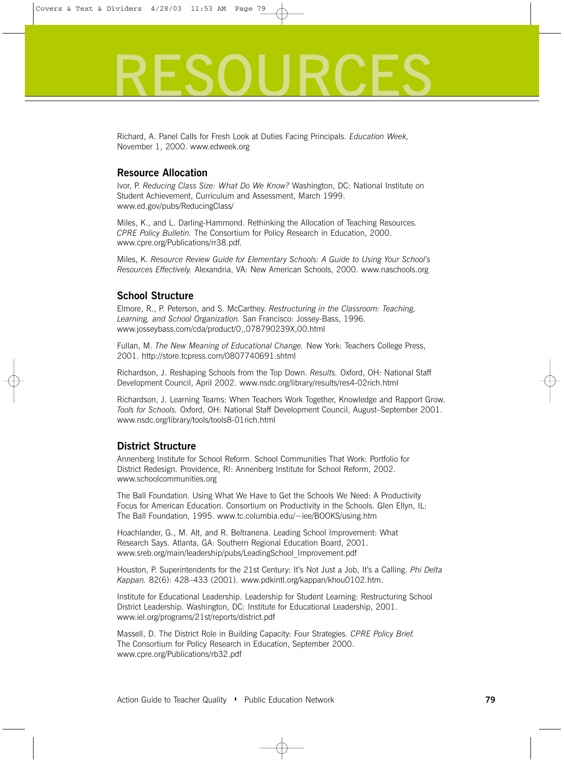# RESOURCES

Richard, A. Panel Calls for Fresh Look at Duties Facing Principals. *Education Week,* November 1, 2000. www.edweek.org

## Resource Allocation

Ivor, P. *Reducing Class Size: What Do We Know?* Washington, DC: National Institute on Student Achievement, Curriculum and Assessment, March 1999. www.ed.gov/pubs/ReducingClass/

Miles, K., and L. Darling-Hammond. Rethinking the Allocation of Teaching Resources. *CPRE Policy Bulletin.* The Consortium for Policy Research in Education, 2000. www.cpre.org/Publications/rr38.pdf.

Miles, K. *Resource Review Guide for Elementary Schools: A Guide to Using Your School's Resources Effectively.* Alexandria, VA: New American Schools, 2000. www.naschools.org

## School Structure

Elmore, R., P. Peterson, and S. McCarthey. *Restructuring in the Classroom: Teaching, Learning, and School Organization.* San Francisco: Jossey-Bass, 1996. www.josseybass.com/cda/product/0,,078790239X,00.html

Fullan, M. *The New Meaning of Educational Change.* New York: Teachers College Press, 2001. http://store.tcpress.com/0807740691.shtml

Richardson, J. Reshaping Schools from the Top Down. *Results.* Oxford, OH: National Staff Development Council, April 2002. www.nsdc.org/library/results/res4-02rich.html

Richardson, J. Learning Teams: When Teachers Work Together, Knowledge and Rapport Grow. *Tools for Schools.* Oxford, OH: National Staff Development Council, August–September 2001. www.nsdc.org/library/tools/tools8-01rich.html

## District Structure

Annenberg Institute for School Reform. School Communities That Work: Portfolio for District Redesign. Providence, RI: Annenberg Institute for School Reform, 2002. www.schoolcommunities.org

The Ball Foundation. Using What We Have to Get the Schools We Need: A Productivity Focus for American Education. Consortium on Productivity in the Schools. Glen Ellyn, IL: The Ball Foundation, 1995. www.tc.columbia.edu/~iee/BOOKS/using.htm

Hoachlander, G., M. Alt, and R. Beltranena. Leading School Improvement: What Research Says. Atlanta, GA: Southern Regional Education Board, 2001. www.sreb.org/main/leadership/pubs/LeadingSchool_Improvement.pdf

Houston, P. Superintendents for the 21st Century: It's Not Just a Job, It's a Calling. *Phi Delta Kappan.* 82(6): 428–433 (2001). www.pdkintl.org/kappan/khou0102.htm.

Institute for Educational Leadership. Leadership for Student Learning: Restructuring School District Leadership. Washington, DC: Institute for Educational Leadership, 2001. www.iel.org/programs/21st/reports/district.pdf

Massell, D. The District Role in Building Capacity: Four Strategies. *CPRE Policy Brief.* The Consortium for Policy Research in Education, September 2000. www.cpre.org/Publications/rb32.pdf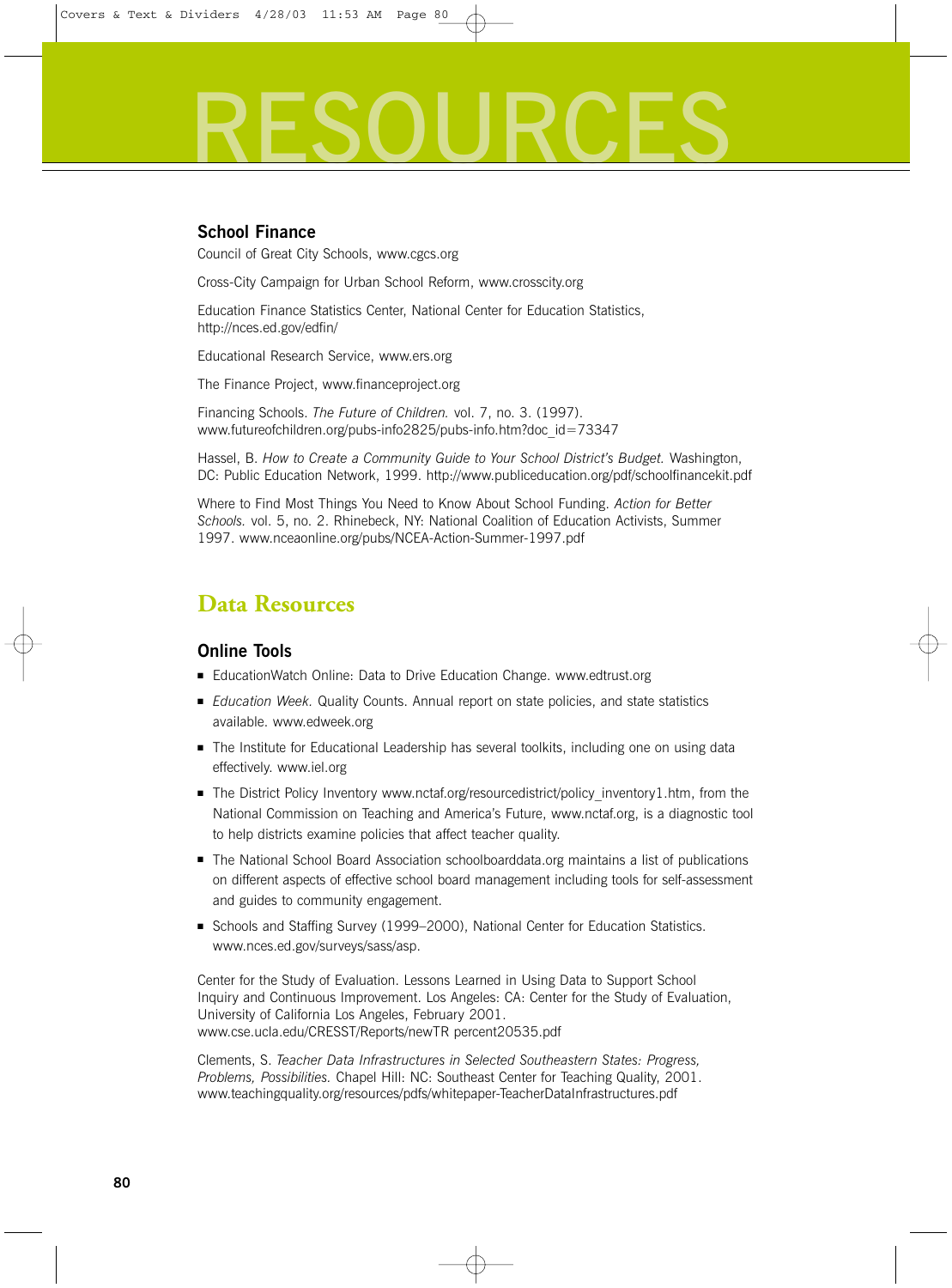# RESOURCES

### School Finance

Council of Great City Schools, www.cgcs.org

Cross-City Campaign for Urban School Reform, www.crosscity.org

Education Finance Statistics Center, National Center for Education Statistics, http://nces.ed.gov/edfin/

Educational Research Service, www.ers.org

The Finance Project, www.financeproject.org

Financing Schools. *The Future of Children.* vol. 7, no. 3. (1997). www.futureofchildren.org/pubs-info2825/pubs-info.htm?doc_id=73347

Hassel, B. *How to Create a Community Guide to Your School District's Budget.* Washington, DC: Public Education Network, 1999. http://www.publiceducation.org/pdf/schoolfinancekit.pdf

Where to Find Most Things You Need to Know About School Funding. *Action for Better Schools.* vol. 5, no. 2. Rhinebeck, NY: National Coalition of Education Activists, Summer 1997. www.nceaonline.org/pubs/NCEA-Action-Summer-1997.pdf

## Data Resources

### Online Tools

- EducationWatch Online: Data to Drive Education Change. www.edtrust.org
- *Education Week.* Quality Counts. Annual report on state policies, and state statistics available. www.edweek.org
- The Institute for Educational Leadership has several toolkits, including one on using data effectively. www.iel.org
- The District Policy Inventory www.nctaf.org/resourcedistrict/policy_inventory1.htm, from the National Commission on Teaching and America's Future, www.nctaf.org, is a diagnostic tool to help districts examine policies that affect teacher quality.
- The National School Board Association schoolboarddata.org maintains a list of publications on different aspects of effective school board management including tools for self-assessment and guides to community engagement.
- Schools and Staffing Survey (1999–2000), National Center for Education Statistics. www.nces.ed.gov/surveys/sass/asp.

Center for the Study of Evaluation. Lessons Learned in Using Data to Support School Inquiry and Continuous Improvement. Los Angeles: CA: Center for the Study of Evaluation, University of California Los Angeles, February 2001. www.cse.ucla.edu/CRESST/Reports/newTR percent20535.pdf

Clements, S. *Teacher Data Infrastructures in Selected Southeastern States: Progress, Problems, Possibilities.* Chapel Hill: NC: Southeast Center for Teaching Quality, 2001. www.teachingquality.org/resources/pdfs/whitepaper-TeacherDataInfrastructures.pdf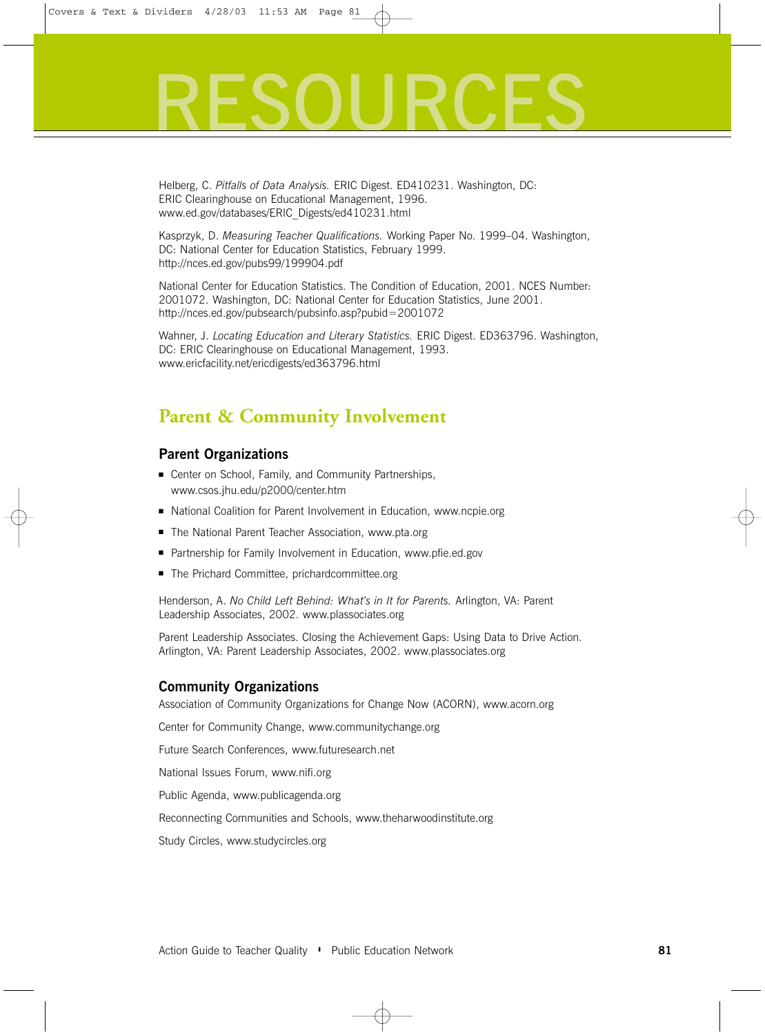// RESOURCES

Helberg, C. *Pitfalls of Data Analysis.* ERIC Digest. ED410231. Washington, DC: ERIC Clearinghouse on Educational Management, 1996. www.ed.gov/databases/ERIC_Digests/ed410231.html

Kasprzyk, D. *Measuring Teacher Qualifications.* Working Paper No. 1999–04. Washington, DC: National Center for Education Statistics, February 1999. http://nces.ed.gov/pubs99/199904.pdf

National Center for Education Statistics. The Condition of Education, 2001. NCES Number: 2001072. Washington, DC: National Center for Education Statistics, June 2001. http://nces.ed.gov/pubsearch/pubsinfo.asp?pubid=2001072

Wahner, J. *Locating Education and Literary Statistics.* ERIC Digest. ED363796. Washington, DC: ERIC Clearinghouse on Educational Management, 1993. www.ericfacility.net/ericdigests/ed363796.html

## Parent & Community Involvement

### Parent Organizations

- Center on School, Family, and Community Partnerships, www.csos.jhu.edu/p2000/center.htm
- National Coalition for Parent Involvement in Education, www.ncpie.org
- The National Parent Teacher Association, www.pta.org
- Partnership for Family Involvement in Education, www.pfie.ed.gov
- The Prichard Committee, prichardcommittee.org

Henderson, A. *No Child Left Behind: What's in It for Parents.* Arlington, VA: Parent Leadership Associates, 2002. www.plassociates.org

Parent Leadership Associates. Closing the Achievement Gaps: Using Data to Drive Action. Arlington, VA: Parent Leadership Associates, 2002. www.plassociates.org

### Community Organizations

Association of Community Organizations for Change Now (ACORN), www.acorn.org

Center for Community Change, www.communitychange.org

Future Search Conferences, www.futuresearch.net

National Issues Forum, www.nifi.org

Public Agenda, www.publicagenda.org

Reconnecting Communities and Schools, www.theharwoodinstitute.org

Study Circles, www.studycircles.org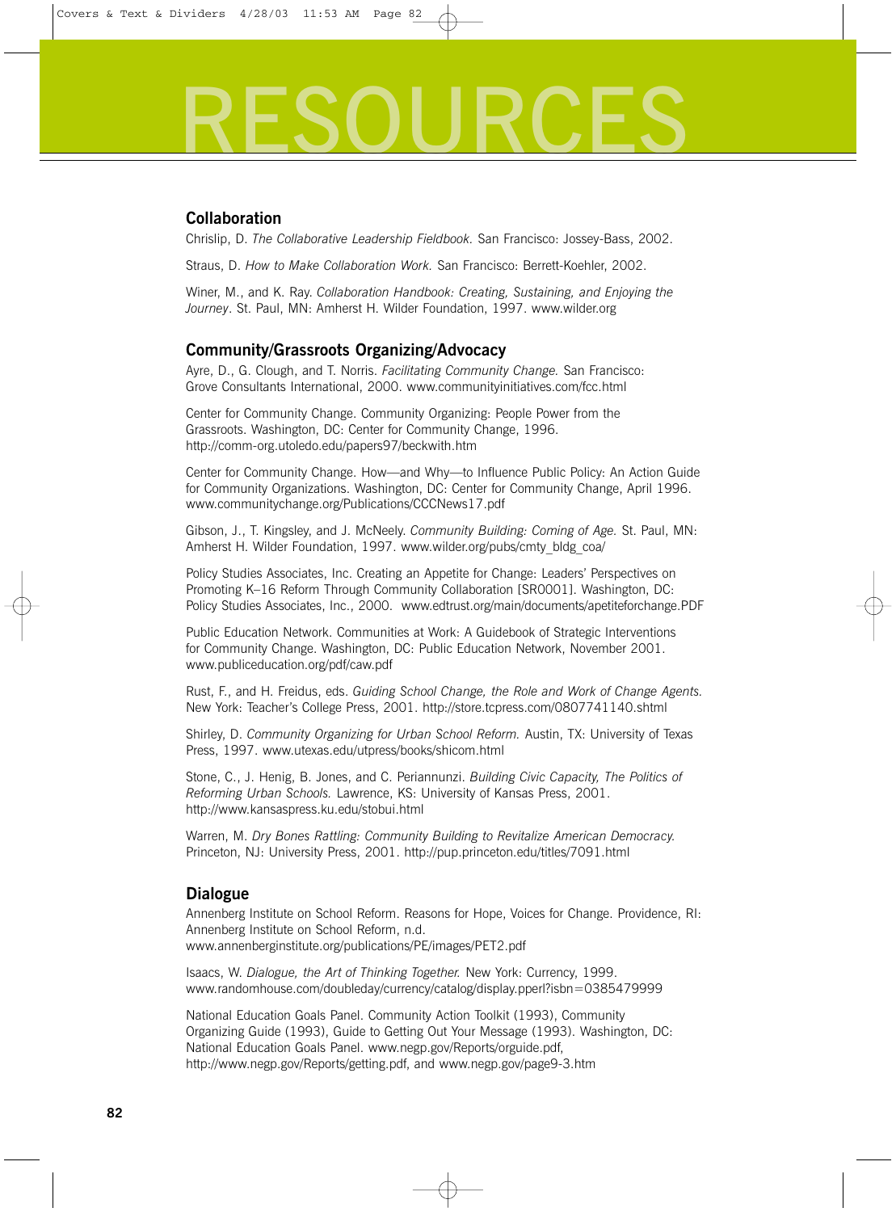# RESOURCES

## Collaboration

Chrislip, D. *The Collaborative Leadership Fieldbook.* San Francisco: Jossey-Bass, 2002.

Straus, D. *How to Make Collaboration Work.* San Francisco: Berrett-Koehler, 2002.

Winer, M., and K. Ray. *Collaboration Handbook: Creating, Sustaining, and Enjoying the Journey*. St. Paul, MN: Amherst H. Wilder Foundation, 1997. www.wilder.org

## Community/Grassroots Organizing/Advocacy

Ayre, D., G. Clough, and T. Norris. *Facilitating Community Change.* San Francisco: Grove Consultants International, 2000. www.communityinitiatives.com/fcc.html

Center for Community Change. Community Organizing: People Power from the Grassroots. Washington, DC: Center for Community Change, 1996. http://comm-org.utoledo.edu/papers97/beckwith.htm

Center for Community Change. How—and Why—to Influence Public Policy: An Action Guide for Community Organizations. Washington, DC: Center for Community Change, April 1996. www.communitychange.org/Publications/CCCNews17.pdf

Gibson, J., T. Kingsley, and J. McNeely. *Community Building: Coming of Age.* St. Paul, MN: Amherst H. Wilder Foundation, 1997. www.wilder.org/pubs/cmty_bldg_coa/

Policy Studies Associates, Inc. Creating an Appetite for Change: Leaders' Perspectives on Promoting K–16 Reform Through Community Collaboration [SR0001]. Washington, DC: Policy Studies Associates, Inc., 2000. www.edtrust.org/main/documents/apetiteforchange.PDF

Public Education Network. Communities at Work: A Guidebook of Strategic Interventions for Community Change. Washington, DC: Public Education Network, November 2001. www.publiceducation.org/pdf/caw.pdf

Rust, F., and H. Freidus, eds. *Guiding School Change, the Role and Work of Change Agents.* New York: Teacher's College Press, 2001. http://store.tcpress.com/0807741140.shtml

Shirley, D. *Community Organizing for Urban School Reform.* Austin, TX: University of Texas Press, 1997. www.utexas.edu/utpress/books/shicom.html

Stone, C., J. Henig, B. Jones, and C. Periannunzi. *Building Civic Capacity, The Politics of Reforming Urban Schools.* Lawrence, KS: University of Kansas Press, 2001. http://www.kansaspress.ku.edu/stobui.html

Warren, M. *Dry Bones Rattling: Community Building to Revitalize American Democracy.* Princeton, NJ: University Press, 2001. http://pup.princeton.edu/titles/7091.html

## Dialogue

Annenberg Institute on School Reform. Reasons for Hope, Voices for Change. Providence, RI: Annenberg Institute on School Reform, n.d. www.annenberginstitute.org/publications/PE/images/PET2.pdf

Isaacs, W. *Dialogue, the Art of Thinking Together.* New York: Currency, 1999. www.randomhouse.com/doubleday/currency/catalog/display.pperl?isbn=0385479999

National Education Goals Panel. Community Action Toolkit (1993), Community Organizing Guide (1993), Guide to Getting Out Your Message (1993). Washington, DC: National Education Goals Panel. www.negp.gov/Reports/orguide.pdf, http://www.negp.gov/Reports/getting.pdf, and www.negp.gov/page9-3.htm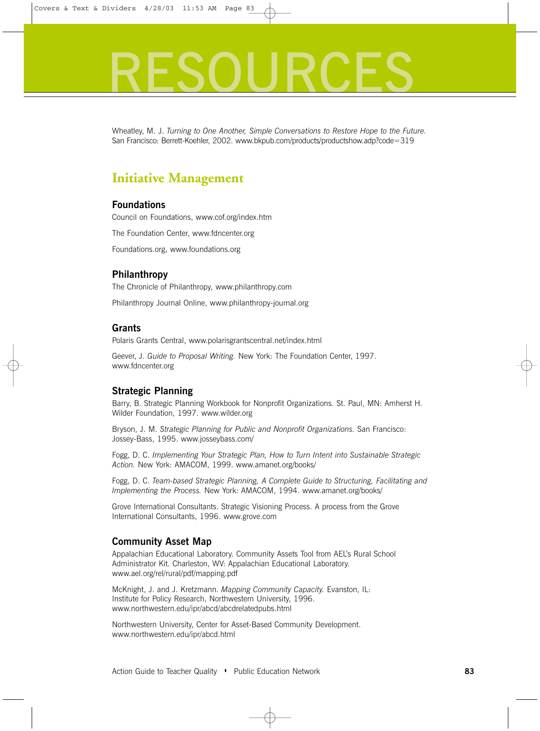# RESOURCES

Wheatley, M. J. *Turning to One Another, Simple Conversations to Restore Hope to the Future.* San Francisco: Berrett-Koehler, 2002. www.bkpub.com/products/productshow.adp?code=319

## Initiative Management

### Foundations

Council on Foundations, www.cof.org/index.htm

The Foundation Center, www.fdncenter.org

Foundations.org, www.foundations.org

### Philanthropy

The Chronicle of Philanthropy, www.philanthropy.com

Philanthropy Journal Online, www.philanthropy-journal.org

### Grants

Polaris Grants Central, www.polarisgrantscentral.net/index.html

Geever, J. *Guide to Proposal Writing.* New York: The Foundation Center, 1997. www.fdncenter.org

### Strategic Planning

Barry, B. Strategic Planning Workbook for Nonprofit Organizations. St. Paul, MN: Amherst H. Wilder Foundation, 1997. www.wilder.org

Bryson, J. M. *Strategic Planning for Public and Nonprofit Organizations.* San Francisco: Jossey-Bass, 1995. www.josseybass.com/

Fogg, D. C. *Implementing Your Strategic Plan, How to Turn Intent into Sustainable Strategic Action.* New York: AMACOM, 1999. www.amanet.org/books/

Fogg, D. C. *Team-based Strategic Planning, A Complete Guide to Structuring, Facilitating and Implementing the Process.* New York: AMACOM, 1994. www.amanet.org/books/

Grove International Consultants. Strategic Visioning Process. A process from the Grove International Consultants, 1996. www.grove.com

### Community Asset Map

Appalachian Educational Laboratory. Community Assets Tool from AEL's Rural School Administrator Kit. Charleston, WV: Appalachian Educational Laboratory. www.ael.org/rel/rural/pdf/mapping.pdf

McKnight, J. and J. Kretzmann. *Mapping Community Capacity.* Evanston, IL: Institute for Policy Research, Northwestern University, 1996. www.northwestern.edu/ipr/abcd/abcdrelatedpubs.html

Northwestern University, Center for Asset-Based Community Development. www.northwestern.edu/ipr/abcd.html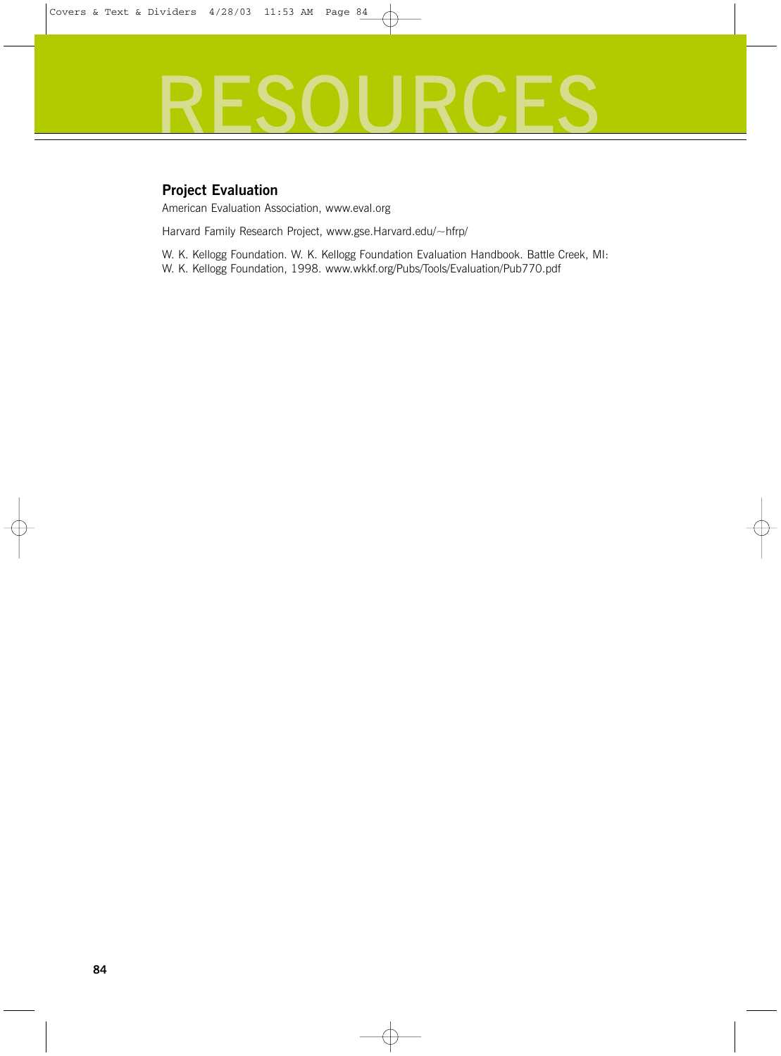# RESOURCES

## Project Evaluation

American Evaluation Association, www.eval.org

Harvard Family Research Project, www.gse.Harvard.edu/~hfrp/

W. K. Kellogg Foundation. W. K. Kellogg Foundation Evaluation Handbook. Battle Creek, MI: W. K. Kellogg Foundation, 1998. www.wkkf.org/Pubs/Tools/Evaluation/Pub770.pdf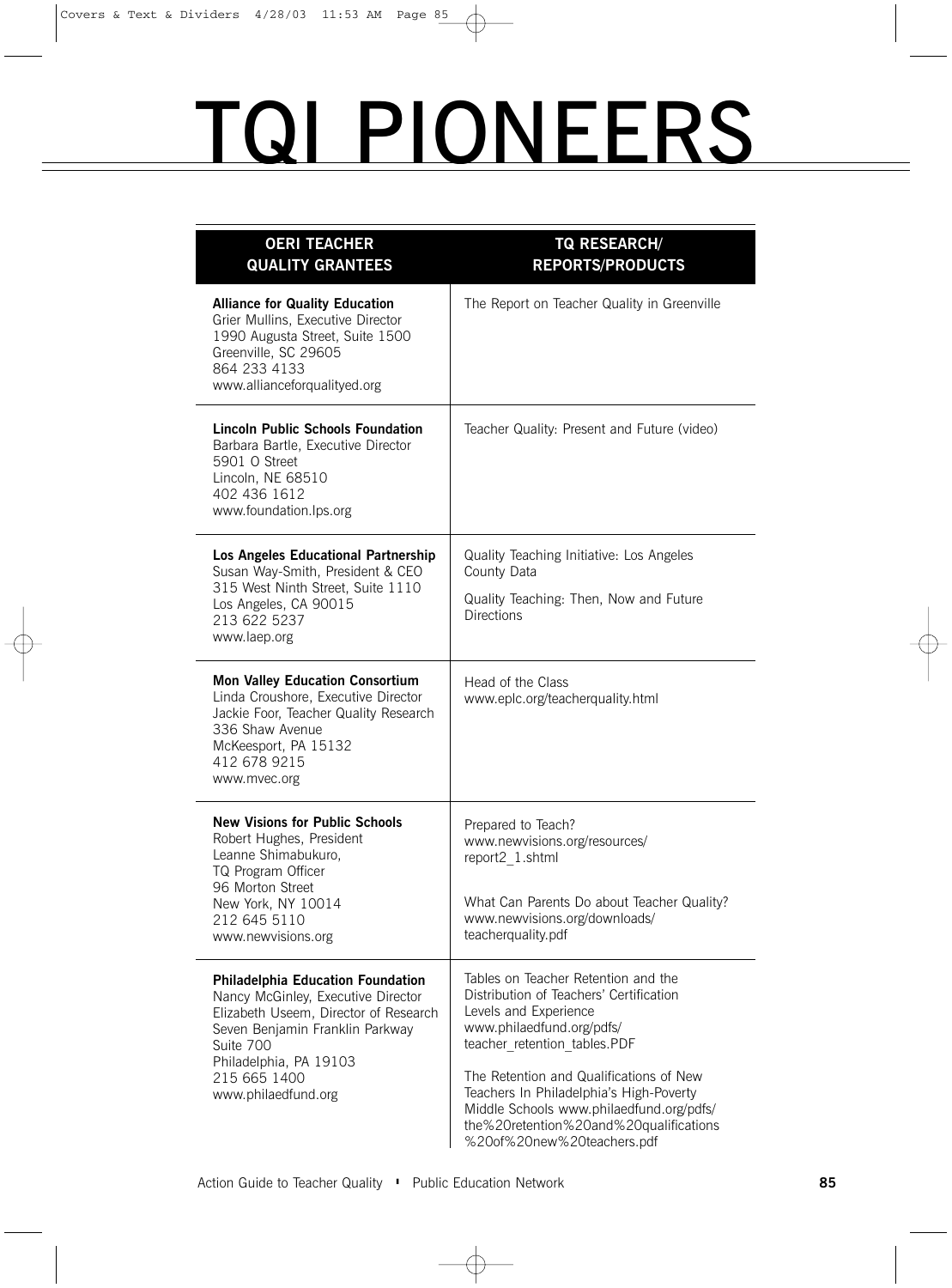# TQI PIONEERS

| OERI TEACHER QUALITY GRANTEES | TQ RESEARCH/ REPORTS/PRODUCTS |
|---|---|
| **Alliance for Quality Education**<br>Grier Mullins, Executive Director<br>1990 Augusta Street, Suite 1500<br>Greenville, SC 29605<br>864 233 4133<br>www.allianceforqualityed.org | The Report on Teacher Quality in Greenville |
| **Lincoln Public Schools Foundation**<br>Barbara Bartle, Executive Director<br>5901 O Street<br>Lincoln, NE 68510<br>402 436 1612<br>www.foundation.lps.org | Teacher Quality: Present and Future (video) |
| **Los Angeles Educational Partnership**<br>Susan Way-Smith, President & CEO<br>315 West Ninth Street, Suite 1110<br>Los Angeles, CA 90015<br>213 622 5237<br>www.laep.org | Quality Teaching Initiative: Los Angeles County Data<br><br>Quality Teaching: Then, Now and Future Directions |
| **Mon Valley Education Consortium**<br>Linda Croushore, Executive Director<br>Jackie Foor, Teacher Quality Research<br>336 Shaw Avenue<br>McKeesport, PA 15132<br>412 678 9215<br>www.mvec.org | Head of the Class<br>www.eplc.org/teacherquality.html |
| **New Visions for Public Schools**<br>Robert Hughes, President<br>Leanne Shimabukuro,<br>TQ Program Officer<br>96 Morton Street<br>New York, NY 10014<br>212 645 5110<br>www.newvisions.org | Prepared to Teach?<br>www.newvisions.org/resources/report2_1.shtml<br><br>What Can Parents Do about Teacher Quality?<br>www.newvisions.org/downloads/teacherquality.pdf |
| **Philadelphia Education Foundation**<br>Nancy McGinley, Executive Director<br>Elizabeth Useem, Director of Research<br>Seven Benjamin Franklin Parkway<br>Suite 700<br>Philadelphia, PA 19103<br>215 665 1400<br>www.philaedfund.org | Tables on Teacher Retention and the Distribution of Teachers' Certification Levels and Experience<br>www.philaedfund.org/pdfs/teacher_retention_tables.PDF<br><br>The Retention and Qualifications of New Teachers In Philadelphia's High-Poverty Middle Schools www.philaedfund.org/pdfs/the%20retention%20and%20qualifications%20of%20new%20teachers.pdf |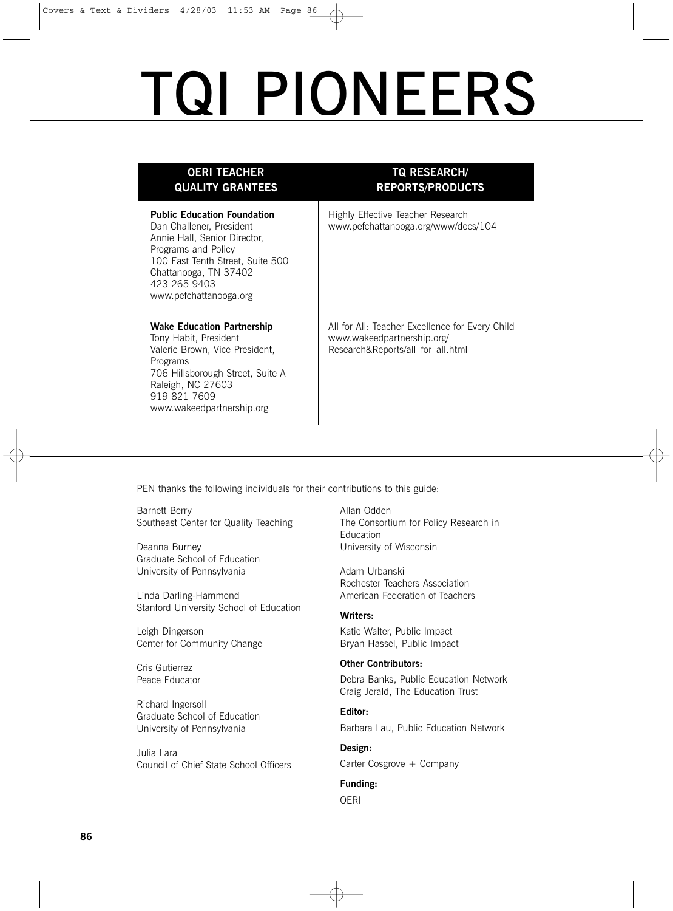# TQI PIONEERS

| OERI TEACHER QUALITY GRANTEES | TQ RESEARCH/ REPORTS/PRODUCTS |
|---|---|
| **Public Education Foundation**<br>Dan Challener, President<br>Annie Hall, Senior Director, Programs and Policy<br>100 East Tenth Street, Suite 500<br>Chattanooga, TN 37402<br>423 265 9403<br>www.pefchattanooga.org | Highly Effective Teacher Research<br>www.pefchattanooga.org/www/docs/104 |
| **Wake Education Partnership**<br>Tony Habit, President<br>Valerie Brown, Vice President, Programs<br>706 Hillsborough Street, Suite A<br>Raleigh, NC 27603<br>919 821 7609<br>www.wakeedpartnership.org | All for All: Teacher Excellence for Every Child<br>www.wakeedpartnership.org/Research&Reports/all_for_all.html |

PEN thanks the following individuals for their contributions to this guide:

Barnett Berry
Southeast Center for Quality Teaching

Deanna Burney
Graduate School of Education
University of Pennsylvania

Linda Darling-Hammond
Stanford University School of Education

Leigh Dingerson
Center for Community Change

Cris Gutierrez
Peace Educator

Richard Ingersoll
Graduate School of Education
University of Pennsylvania

Julia Lara
Council of Chief State School Officers

Allan Odden
The Consortium for Policy Research in Education
University of Wisconsin

Adam Urbanski
Rochester Teachers Association
American Federation of Teachers

**Writers:**

Katie Walter, Public Impact
Bryan Hassel, Public Impact

**Other Contributors:**

Debra Banks, Public Education Network
Craig Jerald, The Education Trust

**Editor:**

Barbara Lau, Public Education Network

**Design:**

Carter Cosgrove + Company

**Funding:**

OERI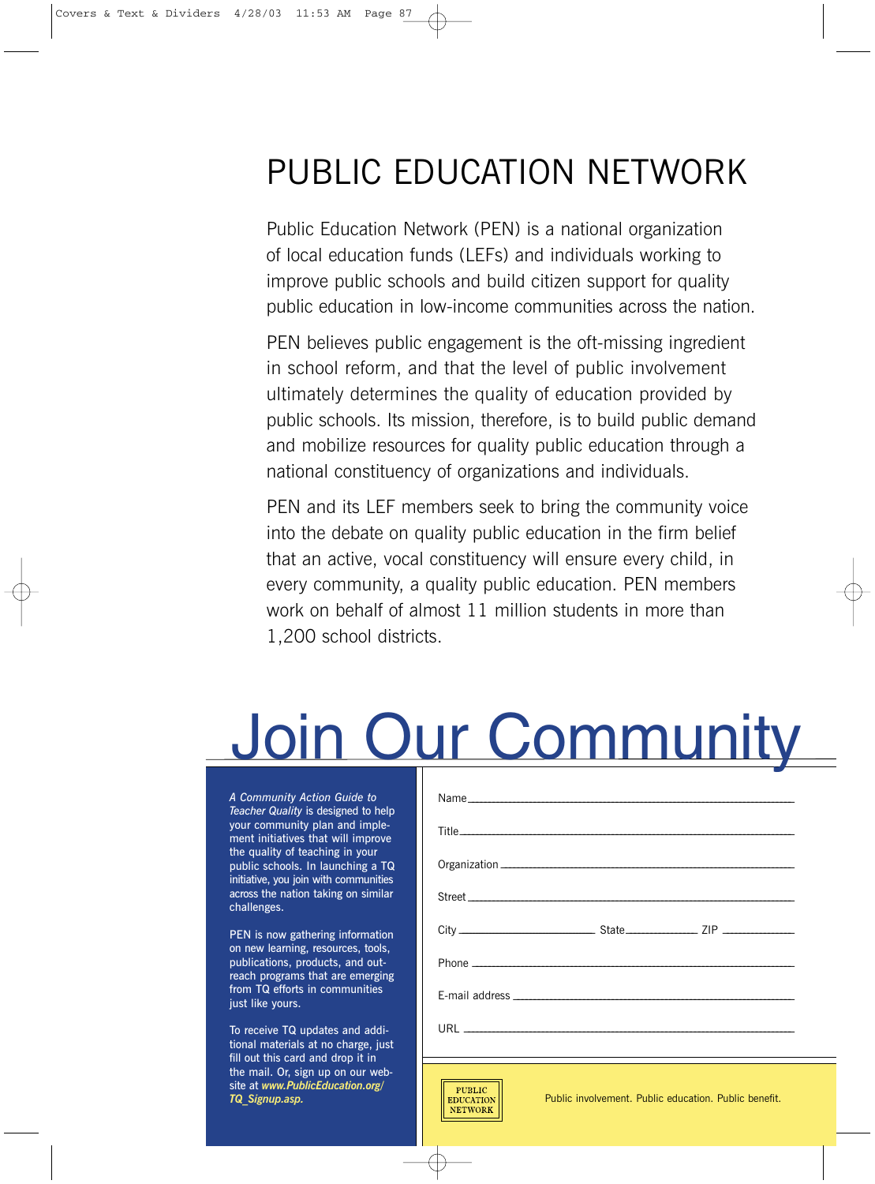# PUBLIC EDUCATION NETWORK

Public Education Network (PEN) is a national organization of local education funds (LEFs) and individuals working to improve public schools and build citizen support for quality public education in low-income communities across the nation.

PEN believes public engagement is the oft-missing ingredient in school reform, and that the level of public involvement ultimately determines the quality of education provided by public schools. Its mission, therefore, is to build public demand and mobilize resources for quality public education through a national constituency of organizations and individuals.

PEN and its LEF members seek to bring the community voice into the debate on quality public education in the firm belief that an active, vocal constituency will ensure every child, in every community, a quality public education. PEN members work on behalf of almost 11 million students in more than 1,200 school districts.

# Join Our Community

*A Community Action Guide to Teacher Quality* is designed to help your community plan and implement initiatives that will improve the quality of teaching in your public schools. In launching a TQ initiative, you join with communities across the nation taking on similar challenges.

PEN is now gathering information on new learning, resources, tools, publications, products, and outreach programs that are emerging from TQ efforts in communities just like yours.

To receive TQ updates and additional materials at no charge, just fill out this card and drop it in the mail. Or, sign up on our website at ***www.PublicEducation.org/TQ_Signup.asp.***

Name ______________________________

Title ______________________________

Organization ______________________________

Street ______________________________

City ______________ State ________ ZIP ________

Phone ______________________________

E-mail address ______________________________

URL ______________________________

PUBLIC EDUCATION NETWORK

Public involvement. Public education. Public benefit.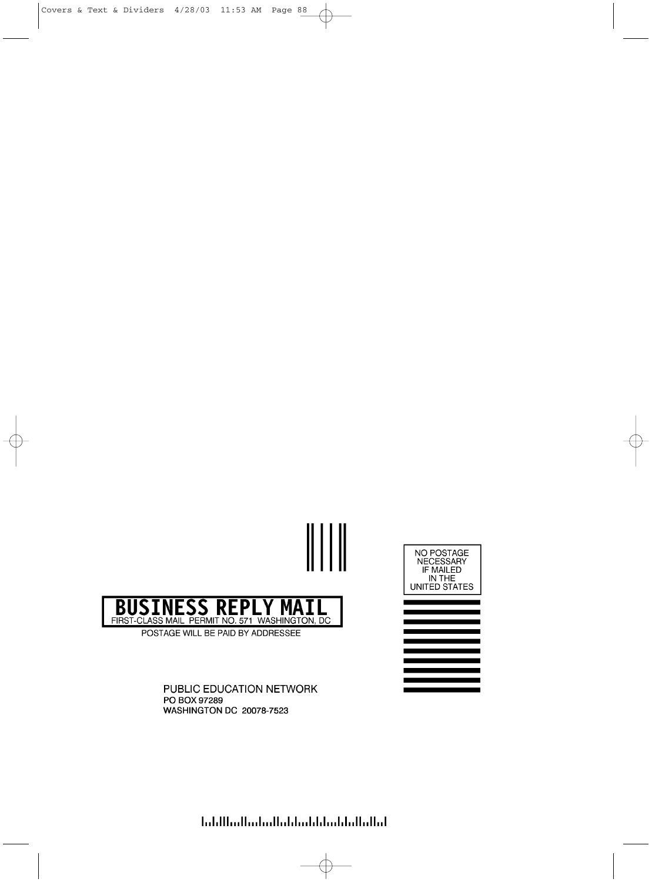NO POSTAGE
NECESSARY
IF MAILED
IN THE
UNITED STATES

**BUSINESS REPLY MAIL**

FIRST-CLASS MAIL PERMIT NO. 571 WASHINGTON, DC

POSTAGE WILL BE PAID BY ADDRESSEE

PUBLIC EDUCATION NETWORK
PO BOX 97289
WASHINGTON DC 20078-7523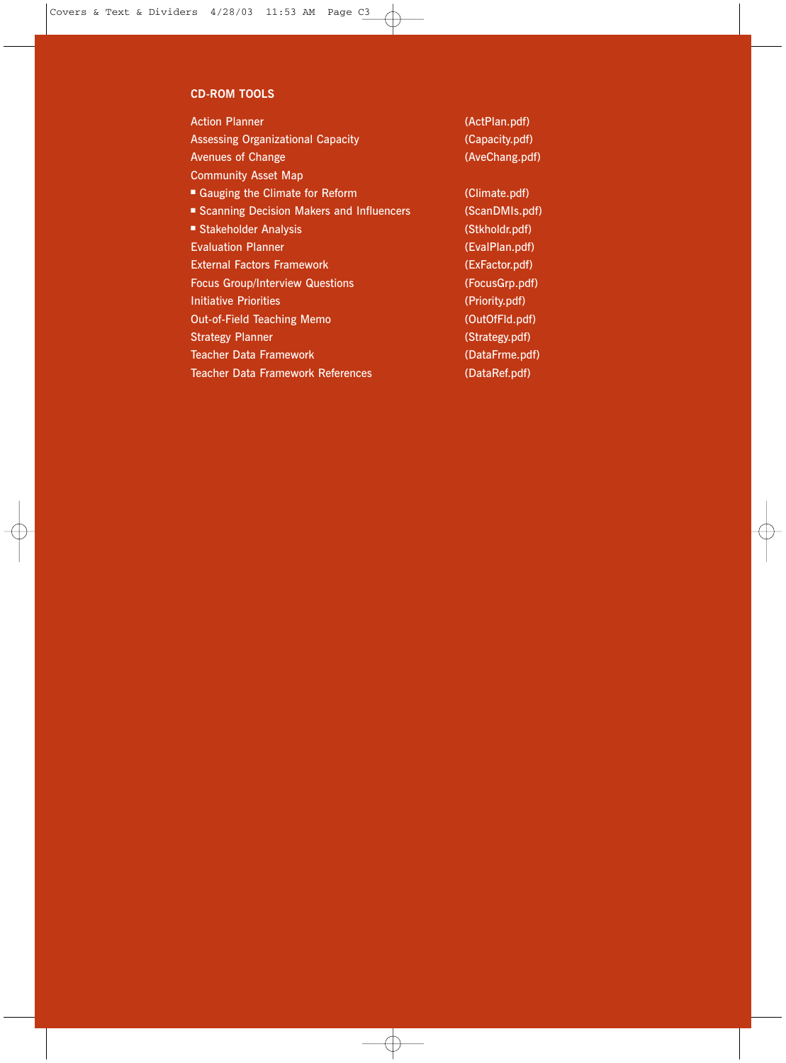**CD-ROM TOOLS**

| | |
|---|---|
| Action Planner | (ActPlan.pdf) |
| Assessing Organizational Capacity | (Capacity.pdf) |
| Avenues of Change | (AveChang.pdf) |
| Community Asset Map | |
| ▪ Gauging the Climate for Reform | (Climate.pdf) |
| ▪ Scanning Decision Makers and Influencers | (ScanDMIs.pdf) |
| ▪ Stakeholder Analysis | (Stkholdr.pdf) |
| Evaluation Planner | (EvalPlan.pdf) |
| External Factors Framework | (ExFactor.pdf) |
| Focus Group/Interview Questions | (FocusGrp.pdf) |
| Initiative Priorities | (Priority.pdf) |
| Out-of-Field Teaching Memo | (OutOfFld.pdf) |
| Strategy Planner | (Strategy.pdf) |
| Teacher Data Framework | (DataFrme.pdf) |
| Teacher Data Framework References | (DataRef.pdf) |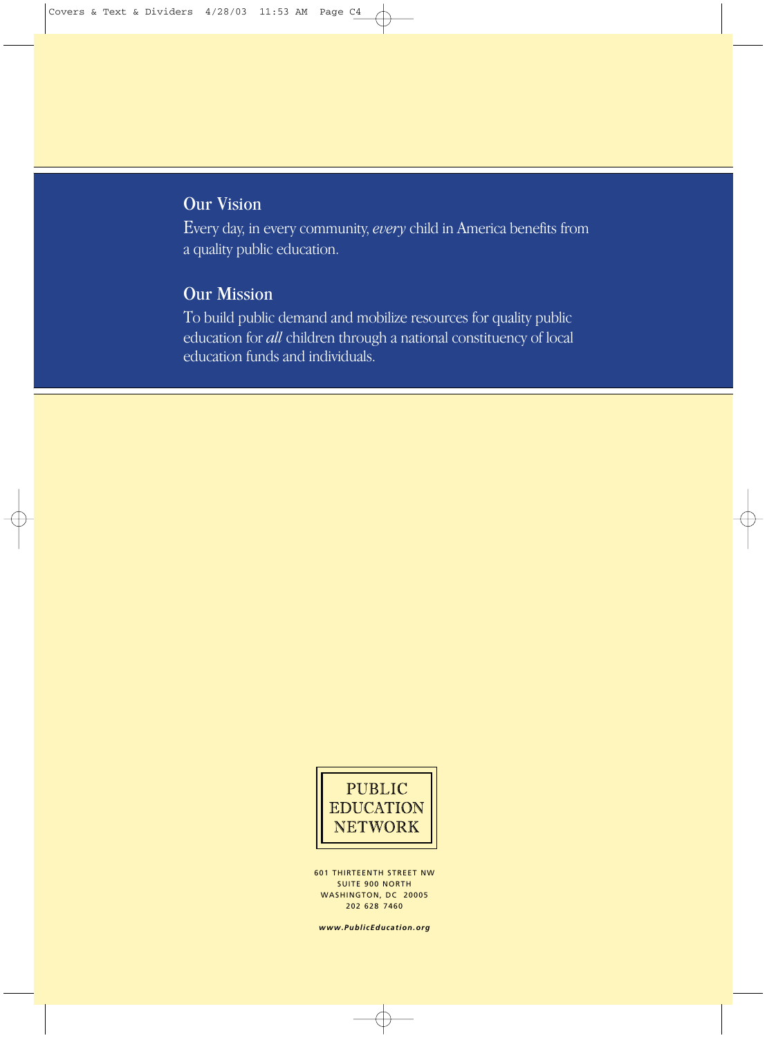## Our Vision

Every day, in every community, *every* child in America benefits from a quality public education.

## Our Mission

To build public demand and mobilize resources for quality public education for *all* children through a national constituency of local education funds and individuals.

PUBLIC
EDUCATION
NETWORK

601 THIRTEENTH STREET NW
SUITE 900 NORTH
WASHINGTON, DC 20005
202 628 7460

***www.PublicEducation.org***